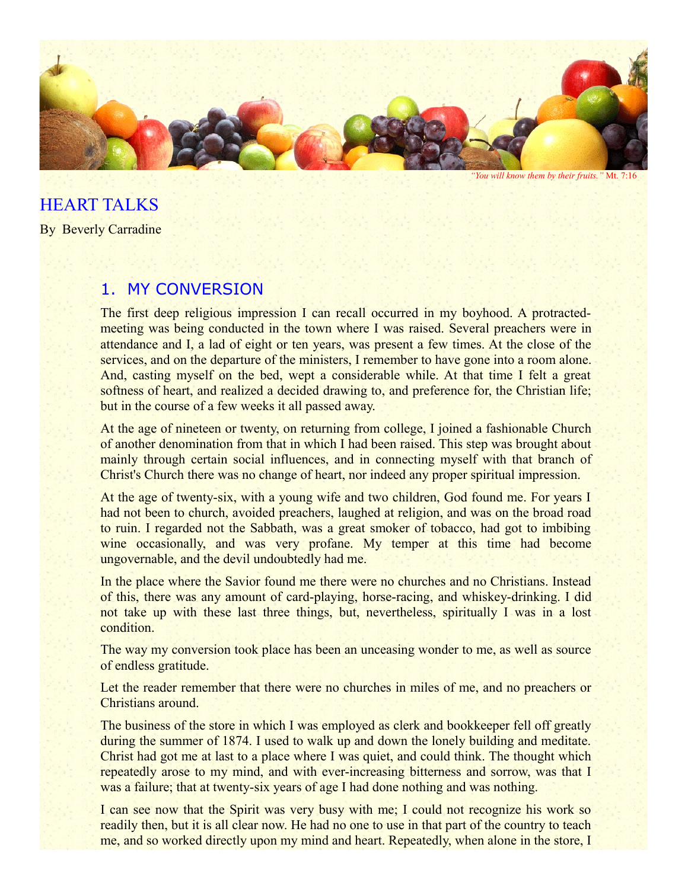*"You will know them by their fruits."* Mt. 7:16

# HEART TALKS

By Beverly Carradine

## 1. MY CONVERSION

The first deep religious impression I can recall occurred in my boyhood. A protracted-meeting was being conducted in the town where I was raised. Several preachers were in attendance and I, a lad of eight or ten years, was present a few times. At the close of the services, and on the departure of the ministers, I remember to have gone into a room alone. And, casting myself on the bed, wept a considerable while. At that time I felt a great softness of heart, and realized a decided drawing to, and preference for, the Christian life; but in the course of a few weeks it all passed away.

At the age of nineteen or twenty, on returning from college, I joined a fashionable Church of another denomination from that in which I had been raised. This step was brought about mainly through certain social influences, and in connecting myself with that branch of Christ's Church there was no change of heart, nor indeed any proper spiritual impression.

At the age of twenty-six, with a young wife and two children, God found me. For years I had not been to church, avoided preachers, laughed at religion, and was on the broad road to ruin. I regarded not the Sabbath, was a great smoker of tobacco, had got to imbibing wine occasionally, and was very profane. My temper at this time had become ungovernable, and the devil undoubtedly had me.

In the place where the Savior found me there were no churches and no Christians. Instead of this, there was any amount of card-playing, horse-racing, and whiskey-drinking. I did not take up with these last three things, but, nevertheless, spiritually I was in a lost condition.

The way my conversion took place has been an unceasing wonder to me, as well as source of endless gratitude.

Let the reader remember that there were no churches in miles of me, and no preachers or Christians around.

The business of the store in which I was employed as clerk and bookkeeper fell off greatly during the summer of 1874. I used to walk up and down the lonely building and meditate. Christ had got me at last to a place where I was quiet, and could think. The thought which repeatedly arose to my mind, and with ever-increasing bitterness and sorrow, was that I was a failure; that at twenty-six years of age I had done nothing and was nothing.

I can see now that the Spirit was very busy with me; I could not recognize his work so readily then, but it is all clear now. He had no one to use in that part of the country to teach me, and so worked directly upon my mind and heart. Repeatedly, when alone in the store, I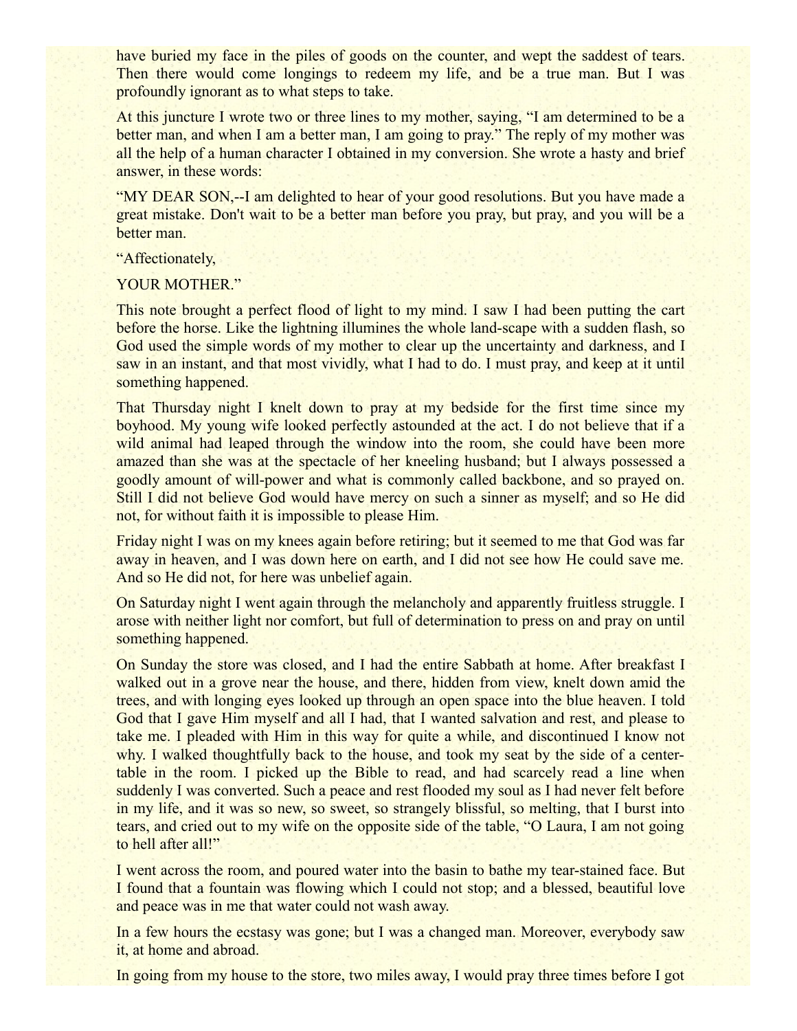have buried my face in the piles of goods on the counter, and wept the saddest of tears. Then there would come longings to redeem my life, and be a true man. But I was profoundly ignorant as to what steps to take.

At this juncture I wrote two or three lines to my mother, saying, "I am determined to be a better man, and when I am a better man, I am going to pray." The reply of my mother was all the help of a human character I obtained in my conversion. She wrote a hasty and brief answer, in these words:

"MY DEAR SON,--I am delighted to hear of your good resolutions. But you have made a great mistake. Don't wait to be a better man before you pray, but pray, and you will be a better man.

"Affectionately,

YOUR MOTHER."

This note brought a perfect flood of light to my mind. I saw I had been putting the cart before the horse. Like the lightning illumines the whole land-scape with a sudden flash, so God used the simple words of my mother to clear up the uncertainty and darkness, and I saw in an instant, and that most vividly, what I had to do. I must pray, and keep at it until something happened.

That Thursday night I knelt down to pray at my bedside for the first time since my boyhood. My young wife looked perfectly astounded at the act. I do not believe that if a wild animal had leaped through the window into the room, she could have been more amazed than she was at the spectacle of her kneeling husband; but I always possessed a goodly amount of will-power and what is commonly called backbone, and so prayed on. Still I did not believe God would have mercy on such a sinner as myself; and so He did not, for without faith it is impossible to please Him.

Friday night I was on my knees again before retiring; but it seemed to me that God was far away in heaven, and I was down here on earth, and I did not see how He could save me. And so He did not, for here was unbelief again.

On Saturday night I went again through the melancholy and apparently fruitless struggle. I arose with neither light nor comfort, but full of determination to press on and pray on until something happened.

On Sunday the store was closed, and I had the entire Sabbath at home. After breakfast I walked out in a grove near the house, and there, hidden from view, knelt down amid the trees, and with longing eyes looked up through an open space into the blue heaven. I told God that I gave Him myself and all I had, that I wanted salvation and rest, and please to take me. I pleaded with Him in this way for quite a while, and discontinued I know not why. I walked thoughtfully back to the house, and took my seat by the side of a center-table in the room. I picked up the Bible to read, and had scarcely read a line when suddenly I was converted. Such a peace and rest flooded my soul as I had never felt before in my life, and it was so new, so sweet, so strangely blissful, so melting, that I burst into tears, and cried out to my wife on the opposite side of the table, "O Laura, I am not going to hell after all!"

I went across the room, and poured water into the basin to bathe my tear-stained face. But I found that a fountain was flowing which I could not stop; and a blessed, beautiful love and peace was in me that water could not wash away.

In a few hours the ecstasy was gone; but I was a changed man. Moreover, everybody saw it, at home and abroad.

In going from my house to the store, two miles away, I would pray three times before I got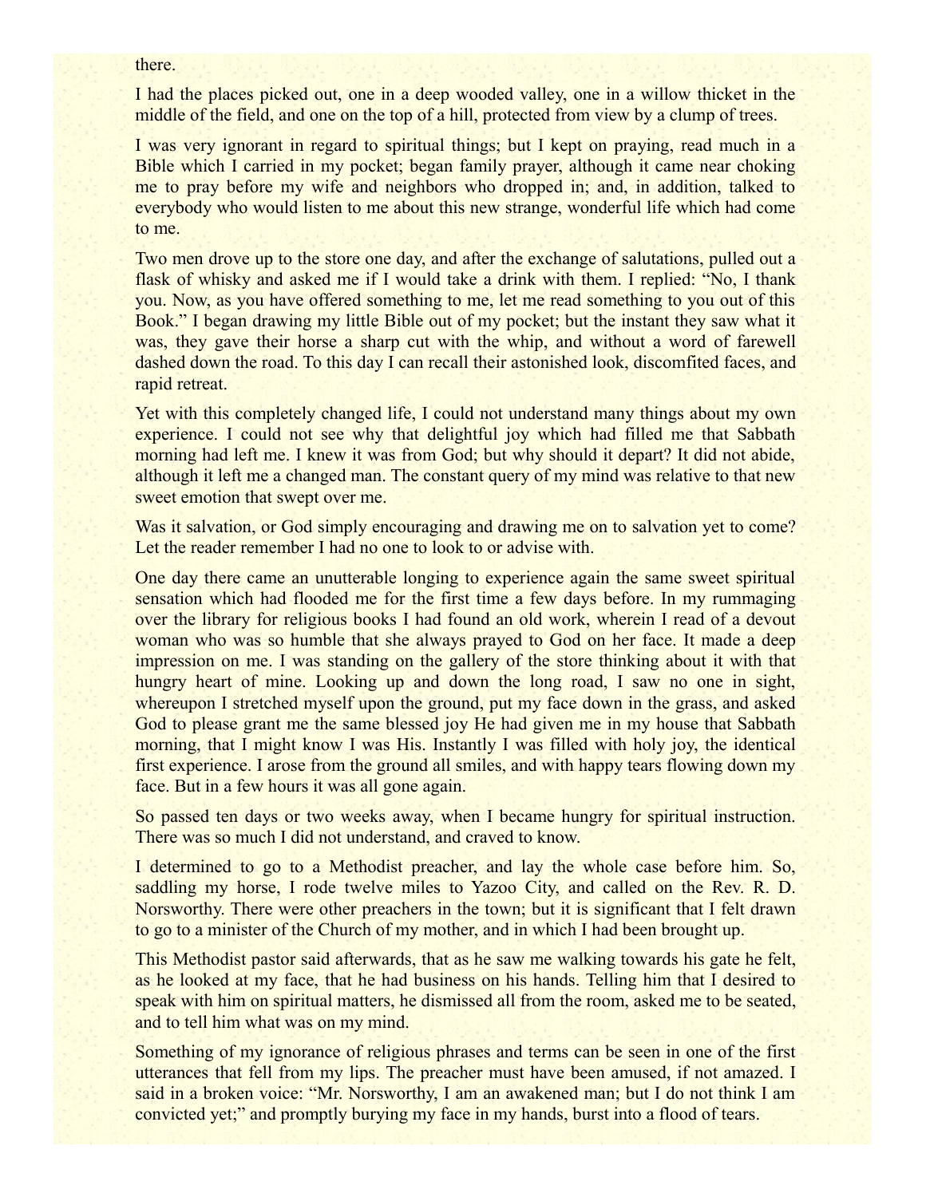there.

I had the places picked out, one in a deep wooded valley, one in a willow thicket in the middle of the field, and one on the top of a hill, protected from view by a clump of trees.

I was very ignorant in regard to spiritual things; but I kept on praying, read much in a Bible which I carried in my pocket; began family prayer, although it came near choking me to pray before my wife and neighbors who dropped in; and, in addition, talked to everybody who would listen to me about this new strange, wonderful life which had come to me.

Two men drove up to the store one day, and after the exchange of salutations, pulled out a flask of whisky and asked me if I would take a drink with them. I replied: “No, I thank you. Now, as you have offered something to me, let me read something to you out of this Book.” I began drawing my little Bible out of my pocket; but the instant they saw what it was, they gave their horse a sharp cut with the whip, and without a word of farewell dashed down the road. To this day I can recall their astonished look, discomfited faces, and rapid retreat.

Yet with this completely changed life, I could not understand many things about my own experience. I could not see why that delightful joy which had filled me that Sabbath morning had left me. I knew it was from God; but why should it depart? It did not abide, although it left me a changed man. The constant query of my mind was relative to that new sweet emotion that swept over me.

Was it salvation, or God simply encouraging and drawing me on to salvation yet to come? Let the reader remember I had no one to look to or advise with.

One day there came an unutterable longing to experience again the same sweet spiritual sensation which had flooded me for the first time a few days before. In my rummaging over the library for religious books I had found an old work, wherein I read of a devout woman who was so humble that she always prayed to God on her face. It made a deep impression on me. I was standing on the gallery of the store thinking about it with that hungry heart of mine. Looking up and down the long road, I saw no one in sight, whereupon I stretched myself upon the ground, put my face down in the grass, and asked God to please grant me the same blessed joy He had given me in my house that Sabbath morning, that I might know I was His. Instantly I was filled with holy joy, the identical first experience. I arose from the ground all smiles, and with happy tears flowing down my face. But in a few hours it was all gone again.

So passed ten days or two weeks away, when I became hungry for spiritual instruction. There was so much I did not understand, and craved to know.

I determined to go to a Methodist preacher, and lay the whole case before him. So, saddling my horse, I rode twelve miles to Yazoo City, and called on the Rev. R. D. Norsworthy. There were other preachers in the town; but it is significant that I felt drawn to go to a minister of the Church of my mother, and in which I had been brought up.

This Methodist pastor said afterwards, that as he saw me walking towards his gate he felt, as he looked at my face, that he had business on his hands. Telling him that I desired to speak with him on spiritual matters, he dismissed all from the room, asked me to be seated, and to tell him what was on my mind.

Something of my ignorance of religious phrases and terms can be seen in one of the first utterances that fell from my lips. The preacher must have been amused, if not amazed. I said in a broken voice: “Mr. Norsworthy, I am an awakened man; but I do not think I am convicted yet;” and promptly burying my face in my hands, burst into a flood of tears.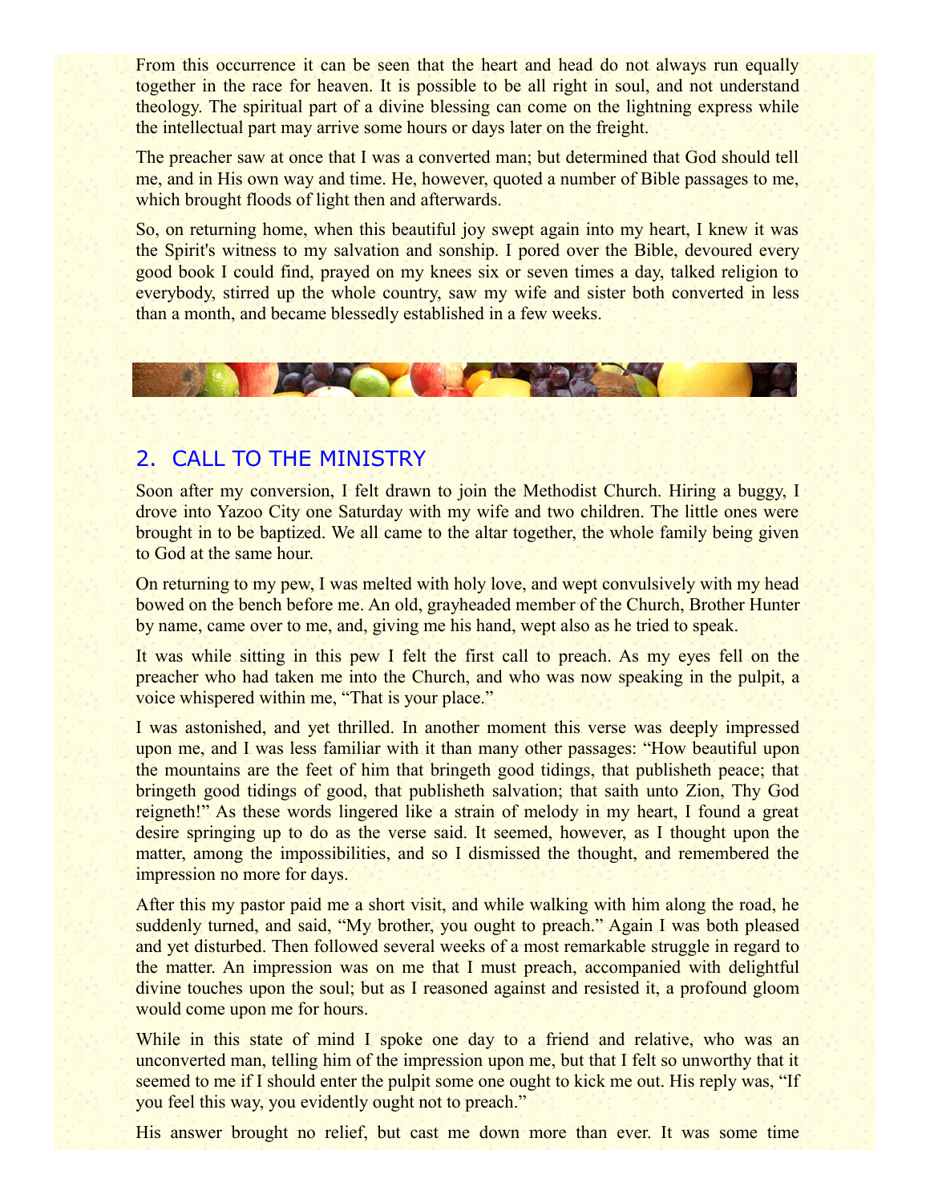From this occurrence it can be seen that the heart and head do not always run equally together in the race for heaven. It is possible to be all right in soul, and not understand theology. The spiritual part of a divine blessing can come on the lightning express while the intellectual part may arrive some hours or days later on the freight.

The preacher saw at once that I was a converted man; but determined that God should tell me, and in His own way and time. He, however, quoted a number of Bible passages to me, which brought floods of light then and afterwards.

So, on returning home, when this beautiful joy swept again into my heart, I knew it was the Spirit's witness to my salvation and sonship. I pored over the Bible, devoured every good book I could find, prayed on my knees six or seven times a day, talked religion to everybody, stirred up the whole country, saw my wife and sister both converted in less than a month, and became blessedly established in a few weeks.

## 2. CALL TO THE MINISTRY

Soon after my conversion, I felt drawn to join the Methodist Church. Hiring a buggy, I drove into Yazoo City one Saturday with my wife and two children. The little ones were brought in to be baptized. We all came to the altar together, the whole family being given to God at the same hour.

On returning to my pew, I was melted with holy love, and wept convulsively with my head bowed on the bench before me. An old, grayheaded member of the Church, Brother Hunter by name, came over to me, and, giving me his hand, wept also as he tried to speak.

It was while sitting in this pew I felt the first call to preach. As my eyes fell on the preacher who had taken me into the Church, and who was now speaking in the pulpit, a voice whispered within me, "That is your place."

I was astonished, and yet thrilled. In another moment this verse was deeply impressed upon me, and I was less familiar with it than many other passages: "How beautiful upon the mountains are the feet of him that bringeth good tidings, that publisheth peace; that bringeth good tidings of good, that publisheth salvation; that saith unto Zion, Thy God reigneth!" As these words lingered like a strain of melody in my heart, I found a great desire springing up to do as the verse said. It seemed, however, as I thought upon the matter, among the impossibilities, and so I dismissed the thought, and remembered the impression no more for days.

After this my pastor paid me a short visit, and while walking with him along the road, he suddenly turned, and said, "My brother, you ought to preach." Again I was both pleased and yet disturbed. Then followed several weeks of a most remarkable struggle in regard to the matter. An impression was on me that I must preach, accompanied with delightful divine touches upon the soul; but as I reasoned against and resisted it, a profound gloom would come upon me for hours.

While in this state of mind I spoke one day to a friend and relative, who was an unconverted man, telling him of the impression upon me, but that I felt so unworthy that it seemed to me if I should enter the pulpit some one ought to kick me out. His reply was, "If you feel this way, you evidently ought not to preach."

His answer brought no relief, but cast me down more than ever. It was some time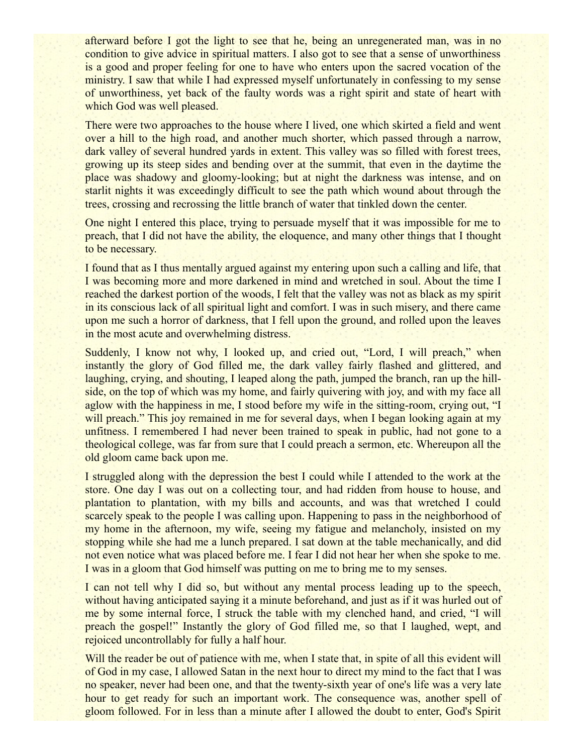afterward before I got the light to see that he, being an unregenerated man, was in no condition to give advice in spiritual matters. I also got to see that a sense of unworthiness is a good and proper feeling for one to have who enters upon the sacred vocation of the ministry. I saw that while I had expressed myself unfortunately in confessing to my sense of unworthiness, yet back of the faulty words was a right spirit and state of heart with which God was well pleased.

There were two approaches to the house where I lived, one which skirted a field and went over a hill to the high road, and another much shorter, which passed through a narrow, dark valley of several hundred yards in extent. This valley was so filled with forest trees, growing up its steep sides and bending over at the summit, that even in the daytime the place was shadowy and gloomy-looking; but at night the darkness was intense, and on starlit nights it was exceedingly difficult to see the path which wound about through the trees, crossing and recrossing the little branch of water that tinkled down the center.

One night I entered this place, trying to persuade myself that it was impossible for me to preach, that I did not have the ability, the eloquence, and many other things that I thought to be necessary.

I found that as I thus mentally argued against my entering upon such a calling and life, that I was becoming more and more darkened in mind and wretched in soul. About the time I reached the darkest portion of the woods, I felt that the valley was not as black as my spirit in its conscious lack of all spiritual light and comfort. I was in such misery, and there came upon me such a horror of darkness, that I fell upon the ground, and rolled upon the leaves in the most acute and overwhelming distress.

Suddenly, I know not why, I looked up, and cried out, "Lord, I will preach," when instantly the glory of God filled me, the dark valley fairly flashed and glittered, and laughing, crying, and shouting, I leaped along the path, jumped the branch, ran up the hill-side, on the top of which was my home, and fairly quivering with joy, and with my face all aglow with the happiness in me, I stood before my wife in the sitting-room, crying out, "I will preach." This joy remained in me for several days, when I began looking again at my unfitness. I remembered I had never been trained to speak in public, had not gone to a theological college, was far from sure that I could preach a sermon, etc. Whereupon all the old gloom came back upon me.

I struggled along with the depression the best I could while I attended to the work at the store. One day I was out on a collecting tour, and had ridden from house to house, and plantation to plantation, with my bills and accounts, and was that wretched I could scarcely speak to the people I was calling upon. Happening to pass in the neighborhood of my home in the afternoon, my wife, seeing my fatigue and melancholy, insisted on my stopping while she had me a lunch prepared. I sat down at the table mechanically, and did not even notice what was placed before me. I fear I did not hear her when she spoke to me. I was in a gloom that God himself was putting on me to bring me to my senses.

I can not tell why I did so, but without any mental process leading up to the speech, without having anticipated saying it a minute beforehand, and just as if it was hurled out of me by some internal force, I struck the table with my clenched hand, and cried, "I will preach the gospel!" Instantly the glory of God filled me, so that I laughed, wept, and rejoiced uncontrollably for fully a half hour.

Will the reader be out of patience with me, when I state that, in spite of all this evident will of God in my case, I allowed Satan in the next hour to direct my mind to the fact that I was no speaker, never had been one, and that the twenty-sixth year of one's life was a very late hour to get ready for such an important work. The consequence was, another spell of gloom followed. For in less than a minute after I allowed the doubt to enter, God's Spirit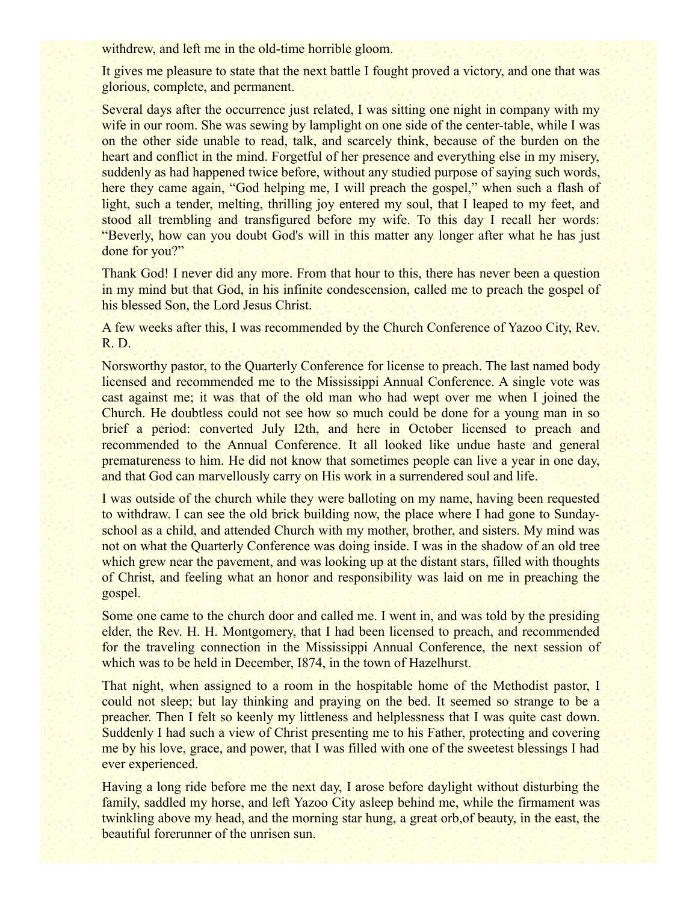withdrew, and left me in the old-time horrible gloom.

It gives me pleasure to state that the next battle I fought proved a victory, and one that was glorious, complete, and permanent.

Several days after the occurrence just related, I was sitting one night in company with my wife in our room. She was sewing by lamplight on one side of the center-table, while I was on the other side unable to read, talk, and scarcely think, because of the burden on the heart and conflict in the mind. Forgetful of her presence and everything else in my misery, suddenly as had happened twice before, without any studied purpose of saying such words, here they came again, "God helping me, I will preach the gospel," when such a flash of light, such a tender, melting, thrilling joy entered my soul, that I leaped to my feet, and stood all trembling and transfigured before my wife. To this day I recall her words: "Beverly, how can you doubt God's will in this matter any longer after what he has just done for you?"

Thank God! I never did any more. From that hour to this, there has never been a question in my mind but that God, in his infinite condescension, called me to preach the gospel of his blessed Son, the Lord Jesus Christ.

A few weeks after this, I was recommended by the Church Conference of Yazoo City, Rev. R. D.

Norsworthy pastor, to the Quarterly Conference for license to preach. The last named body licensed and recommended me to the Mississippi Annual Conference. A single vote was cast against me; it was that of the old man who had wept over me when I joined the Church. He doubtless could not see how so much could be done for a young man in so brief a period: converted July I2th, and here in October licensed to preach and recommended to the Annual Conference. It all looked like undue haste and general prematureness to him. He did not know that sometimes people can live a year in one day, and that God can marvellously carry on His work in a surrendered soul and life.

I was outside of the church while they were balloting on my name, having been requested to withdraw. I can see the old brick building now, the place where I had gone to Sunday-school as a child, and attended Church with my mother, brother, and sisters. My mind was not on what the Quarterly Conference was doing inside. I was in the shadow of an old tree which grew near the pavement, and was looking up at the distant stars, filled with thoughts of Christ, and feeling what an honor and responsibility was laid on me in preaching the gospel.

Some one came to the church door and called me. I went in, and was told by the presiding elder, the Rev. H. H. Montgomery, that I had been licensed to preach, and recommended for the traveling connection in the Mississippi Annual Conference, the next session of which was to be held in December, I874, in the town of Hazelhurst.

That night, when assigned to a room in the hospitable home of the Methodist pastor, I could not sleep; but lay thinking and praying on the bed. It seemed so strange to be a preacher. Then I felt so keenly my littleness and helplessness that I was quite cast down. Suddenly I had such a view of Christ presenting me to his Father, protecting and covering me by his love, grace, and power, that I was filled with one of the sweetest blessings I had ever experienced.

Having a long ride before me the next day, I arose before daylight without disturbing the family, saddled my horse, and left Yazoo City asleep behind me, while the firmament was twinkling above my head, and the morning star hung, a great orb,of beauty, in the east, the beautiful forerunner of the unrisen sun.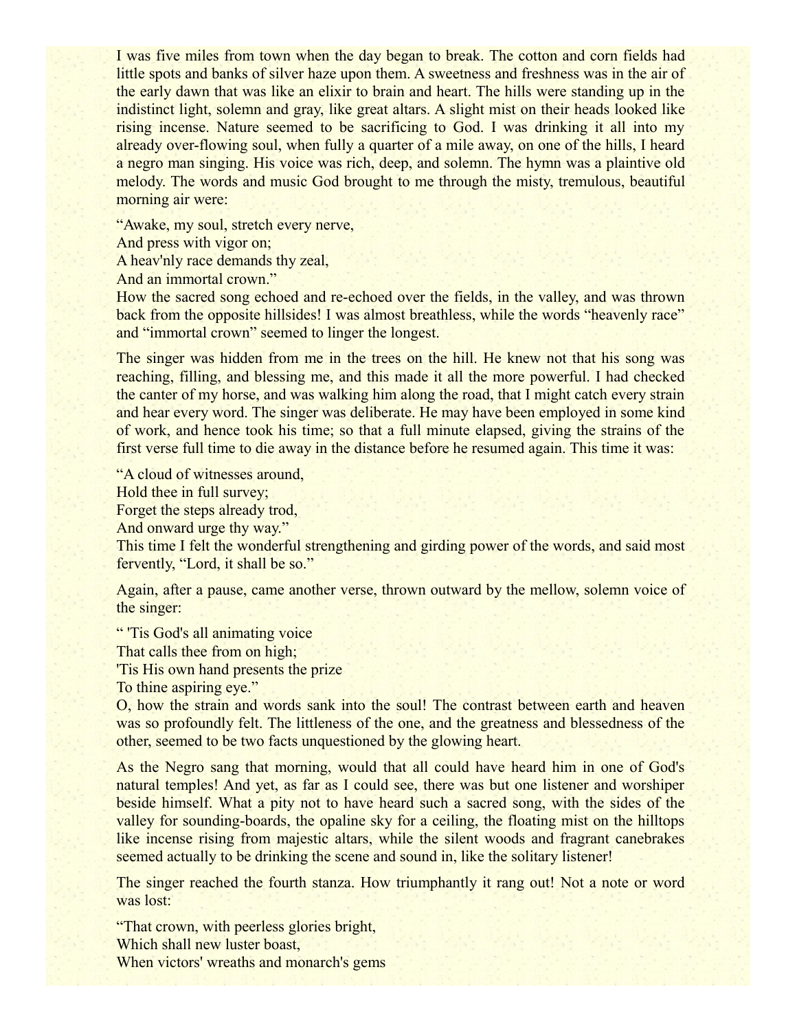I was five miles from town when the day began to break. The cotton and corn fields had little spots and banks of silver haze upon them. A sweetness and freshness was in the air of the early dawn that was like an elixir to brain and heart. The hills were standing up in the indistinct light, solemn and gray, like great altars. A slight mist on their heads looked like rising incense. Nature seemed to be sacrificing to God. I was drinking it all into my already over-flowing soul, when fully a quarter of a mile away, on one of the hills, I heard a negro man singing. His voice was rich, deep, and solemn. The hymn was a plaintive old melody. The words and music God brought to me through the misty, tremulous, beautiful morning air were:

"Awake, my soul, stretch every nerve,  
And press with vigor on;  
A heav'nly race demands thy zeal,  
And an immortal crown."  
How the sacred song echoed and re-echoed over the fields, in the valley, and was thrown back from the opposite hillsides! I was almost breathless, while the words "heavenly race" and "immortal crown" seemed to linger the longest.

The singer was hidden from me in the trees on the hill. He knew not that his song was reaching, filling, and blessing me, and this made it all the more powerful. I had checked the canter of my horse, and was walking him along the road, that I might catch every strain and hear every word. The singer was deliberate. He may have been employed in some kind of work, and hence took his time; so that a full minute elapsed, giving the strains of the first verse full time to die away in the distance before he resumed again. This time it was:

"A cloud of witnesses around,  
Hold thee in full survey;  
Forget the steps already trod,  
And onward urge thy way."  
This time I felt the wonderful strengthening and girding power of the words, and said most fervently, "Lord, it shall be so."

Again, after a pause, came another verse, thrown outward by the mellow, solemn voice of the singer:

" 'Tis God's all animating voice  
That calls thee from on high;  
'Tis His own hand presents the prize  
To thine aspiring eye."  
O, how the strain and words sank into the soul! The contrast between earth and heaven was so profoundly felt. The littleness of the one, and the greatness and blessedness of the other, seemed to be two facts unquestioned by the glowing heart.

As the Negro sang that morning, would that all could have heard him in one of God's natural temples! And yet, as far as I could see, there was but one listener and worshiper beside himself. What a pity not to have heard such a sacred song, with the sides of the valley for sounding-boards, the opaline sky for a ceiling, the floating mist on the hilltops like incense rising from majestic altars, while the silent woods and fragrant canebrakes seemed actually to be drinking the scene and sound in, like the solitary listener!

The singer reached the fourth stanza. How triumphantly it rang out! Not a note or word was lost:

"That crown, with peerless glories bright,  
Which shall new luster boast,  
When victors' wreaths and monarch's gems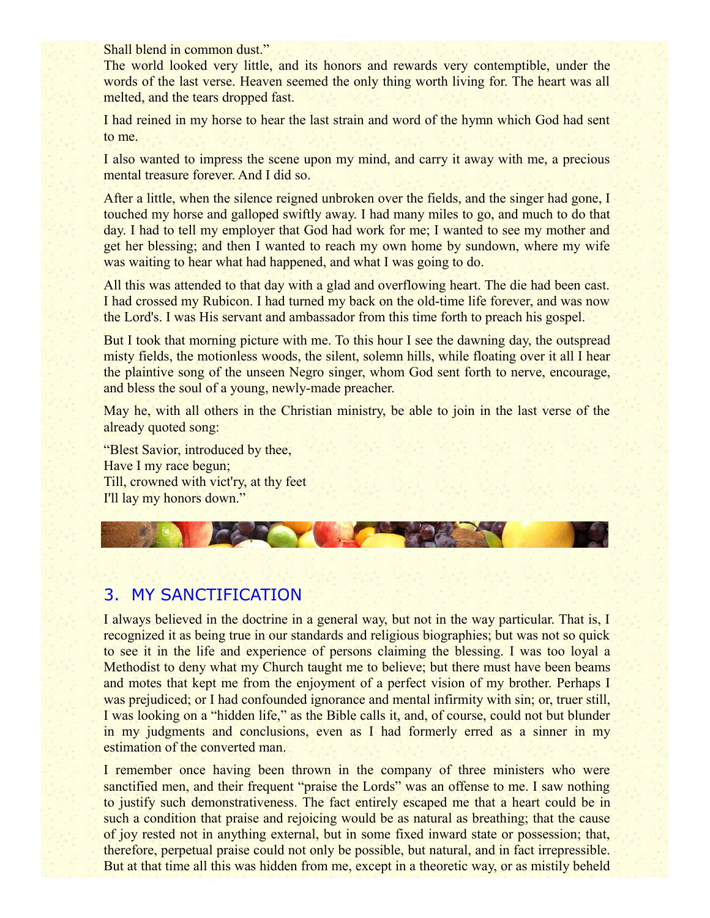Shall blend in common dust."

The world looked very little, and its honors and rewards very contemptible, under the words of the last verse. Heaven seemed the only thing worth living for. The heart was all melted, and the tears dropped fast.

I had reined in my horse to hear the last strain and word of the hymn which God had sent to me.

I also wanted to impress the scene upon my mind, and carry it away with me, a precious mental treasure forever. And I did so.

After a little, when the silence reigned unbroken over the fields, and the singer had gone, I touched my horse and galloped swiftly away. I had many miles to go, and much to do that day. I had to tell my employer that God had work for me; I wanted to see my mother and get her blessing; and then I wanted to reach my own home by sundown, where my wife was waiting to hear what had happened, and what I was going to do.

All this was attended to that day with a glad and overflowing heart. The die had been cast. I had crossed my Rubicon. I had turned my back on the old-time life forever, and was now the Lord's. I was His servant and ambassador from this time forth to preach his gospel.

But I took that morning picture with me. To this hour I see the dawning day, the outspread misty fields, the motionless woods, the silent, solemn hills, while floating over it all I hear the plaintive song of the unseen Negro singer, whom God sent forth to nerve, encourage, and bless the soul of a young, newly-made preacher.

May he, with all others in the Christian ministry, be able to join in the last verse of the already quoted song:

"Blest Savior, introduced by thee,
Have I my race begun;
Till, crowned with vict'ry, at thy feet
I'll lay my honors down."

## 3. MY SANCTIFICATION

I always believed in the doctrine in a general way, but not in the way particular. That is, I recognized it as being true in our standards and religious biographies; but was not so quick to see it in the life and experience of persons claiming the blessing. I was too loyal a Methodist to deny what my Church taught me to believe; but there must have been beams and motes that kept me from the enjoyment of a perfect vision of my brother. Perhaps I was prejudiced; or I had confounded ignorance and mental infirmity with sin; or, truer still, I was looking on a "hidden life," as the Bible calls it, and, of course, could not but blunder in my judgments and conclusions, even as I had formerly erred as a sinner in my estimation of the converted man.

I remember once having been thrown in the company of three ministers who were sanctified men, and their frequent "praise the Lords" was an offense to me. I saw nothing to justify such demonstrativeness. The fact entirely escaped me that a heart could be in such a condition that praise and rejoicing would be as natural as breathing; that the cause of joy rested not in anything external, but in some fixed inward state or possession; that, therefore, perpetual praise could not only be possible, but natural, and in fact irrepressible. But at that time all this was hidden from me, except in a theoretic way, or as mistily beheld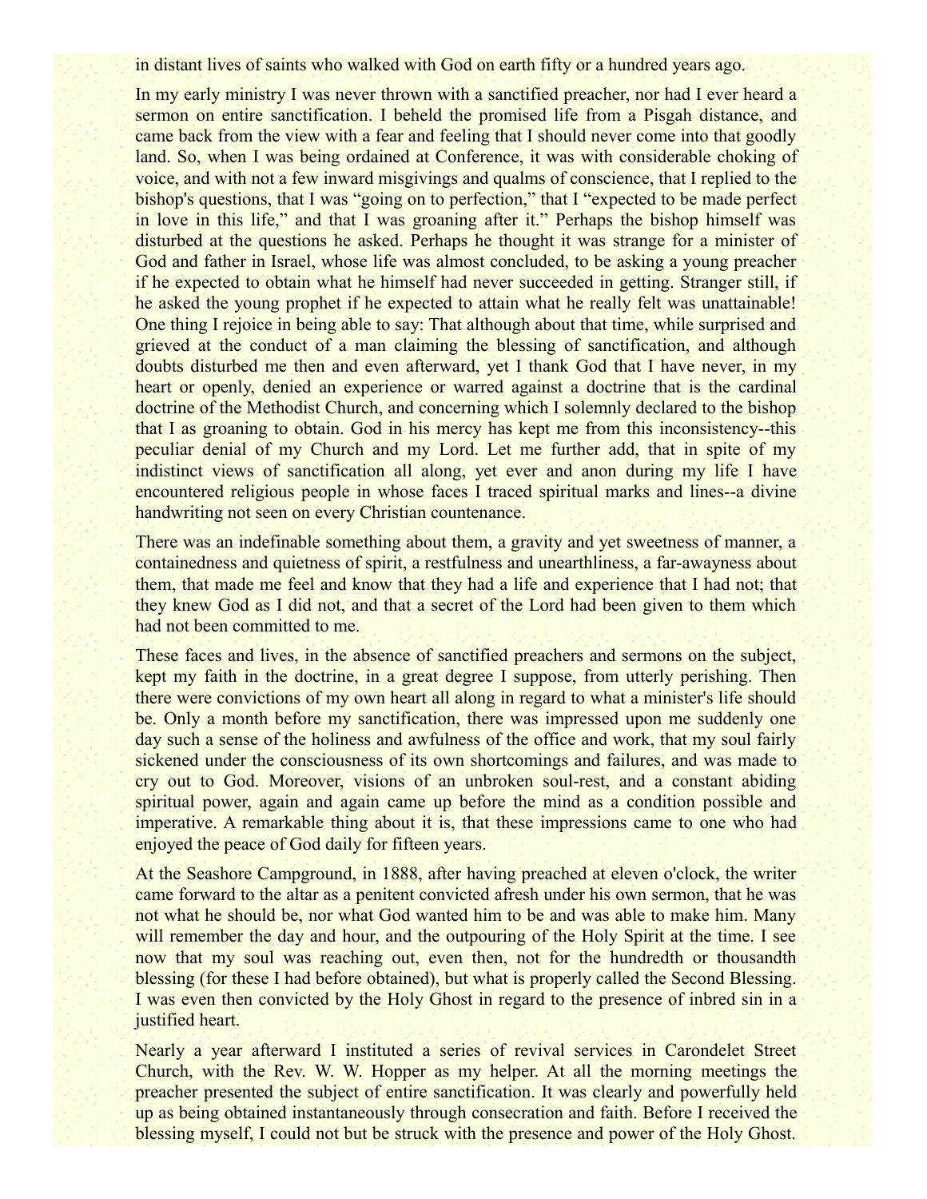in distant lives of saints who walked with God on earth fifty or a hundred years ago.

In my early ministry I was never thrown with a sanctified preacher, nor had I ever heard a sermon on entire sanctification. I beheld the promised life from a Pisgah distance, and came back from the view with a fear and feeling that I should never come into that goodly land. So, when I was being ordained at Conference, it was with considerable choking of voice, and with not a few inward misgivings and qualms of conscience, that I replied to the bishop's questions, that I was "going on to perfection," that I "expected to be made perfect in love in this life," and that I was groaning after it." Perhaps the bishop himself was disturbed at the questions he asked. Perhaps he thought it was strange for a minister of God and father in Israel, whose life was almost concluded, to be asking a young preacher if he expected to obtain what he himself had never succeeded in getting. Stranger still, if he asked the young prophet if he expected to attain what he really felt was unattainable! One thing I rejoice in being able to say: That although about that time, while surprised and grieved at the conduct of a man claiming the blessing of sanctification, and although doubts disturbed me then and even afterward, yet I thank God that I have never, in my heart or openly, denied an experience or warred against a doctrine that is the cardinal doctrine of the Methodist Church, and concerning which I solemnly declared to the bishop that I as groaning to obtain. God in his mercy has kept me from this inconsistency--this peculiar denial of my Church and my Lord. Let me further add, that in spite of my indistinct views of sanctification all along, yet ever and anon during my life I have encountered religious people in whose faces I traced spiritual marks and lines--a divine handwriting not seen on every Christian countenance.

There was an indefinable something about them, a gravity and yet sweetness of manner, a containedness and quietness of spirit, a restfulness and unearthliness, a far-awayness about them, that made me feel and know that they had a life and experience that I had not; that they knew God as I did not, and that a secret of the Lord had been given to them which had not been committed to me.

These faces and lives, in the absence of sanctified preachers and sermons on the subject, kept my faith in the doctrine, in a great degree I suppose, from utterly perishing. Then there were convictions of my own heart all along in regard to what a minister's life should be. Only a month before my sanctification, there was impressed upon me suddenly one day such a sense of the holiness and awfulness of the office and work, that my soul fairly sickened under the consciousness of its own shortcomings and failures, and was made to cry out to God. Moreover, visions of an unbroken soul-rest, and a constant abiding spiritual power, again and again came up before the mind as a condition possible and imperative. A remarkable thing about it is, that these impressions came to one who had enjoyed the peace of God daily for fifteen years.

At the Seashore Campground, in 1888, after having preached at eleven o'clock, the writer came forward to the altar as a penitent convicted afresh under his own sermon, that he was not what he should be, nor what God wanted him to be and was able to make him. Many will remember the day and hour, and the outpouring of the Holy Spirit at the time. I see now that my soul was reaching out, even then, not for the hundredth or thousandth blessing (for these I had before obtained), but what is properly called the Second Blessing. I was even then convicted by the Holy Ghost in regard to the presence of inbred sin in a justified heart.

Nearly a year afterward I instituted a series of revival services in Carondelet Street Church, with the Rev. W. W. Hopper as my helper. At all the morning meetings the preacher presented the subject of entire sanctification. It was clearly and powerfully held up as being obtained instantaneously through consecration and faith. Before I received the blessing myself, I could not but be struck with the presence and power of the Holy Ghost.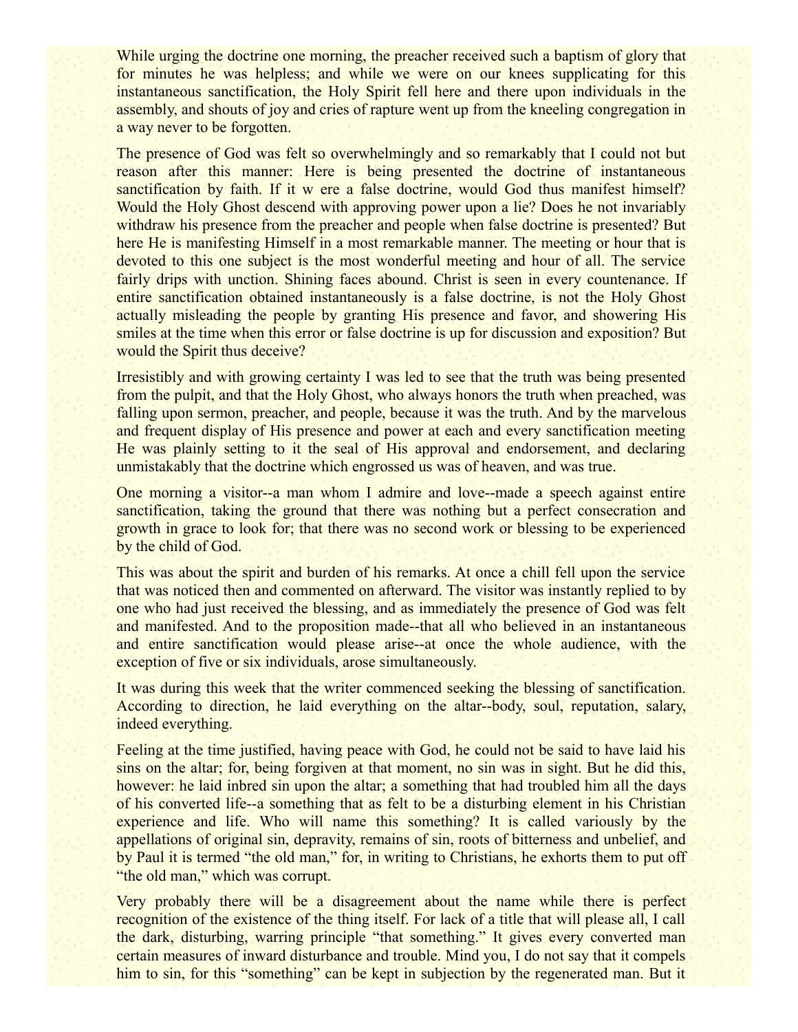While urging the doctrine one morning, the preacher received such a baptism of glory that for minutes he was helpless; and while we were on our knees supplicating for this instantaneous sanctification, the Holy Spirit fell here and there upon individuals in the assembly, and shouts of joy and cries of rapture went up from the kneeling congregation in a way never to be forgotten.

The presence of God was felt so overwhelmingly and so remarkably that I could not but reason after this manner: Here is being presented the doctrine of instantaneous sanctification by faith. If it w ere a false doctrine, would God thus manifest himself? Would the Holy Ghost descend with approving power upon a lie? Does he not invariably withdraw his presence from the preacher and people when false doctrine is presented? But here He is manifesting Himself in a most remarkable manner. The meeting or hour that is devoted to this one subject is the most wonderful meeting and hour of all. The service fairly drips with unction. Shining faces abound. Christ is seen in every countenance. If entire sanctification obtained instantaneously is a false doctrine, is not the Holy Ghost actually misleading the people by granting His presence and favor, and showering His smiles at the time when this error or false doctrine is up for discussion and exposition? But would the Spirit thus deceive?

Irresistibly and with growing certainty I was led to see that the truth was being presented from the pulpit, and that the Holy Ghost, who always honors the truth when preached, was falling upon sermon, preacher, and people, because it was the truth. And by the marvelous and frequent display of His presence and power at each and every sanctification meeting He was plainly setting to it the seal of His approval and endorsement, and declaring unmistakably that the doctrine which engrossed us was of heaven, and was true.

One morning a visitor--a man whom I admire and love--made a speech against entire sanctification, taking the ground that there was nothing but a perfect consecration and growth in grace to look for; that there was no second work or blessing to be experienced by the child of God.

This was about the spirit and burden of his remarks. At once a chill fell upon the service that was noticed then and commented on afterward. The visitor was instantly replied to by one who had just received the blessing, and as immediately the presence of God was felt and manifested. And to the proposition made--that all who believed in an instantaneous and entire sanctification would please arise--at once the whole audience, with the exception of five or six individuals, arose simultaneously.

It was during this week that the writer commenced seeking the blessing of sanctification. According to direction, he laid everything on the altar--body, soul, reputation, salary, indeed everything.

Feeling at the time justified, having peace with God, he could not be said to have laid his sins on the altar; for, being forgiven at that moment, no sin was in sight. But he did this, however: he laid inbred sin upon the altar; a something that had troubled him all the days of his converted life--a something that as felt to be a disturbing element in his Christian experience and life. Who will name this something? It is called variously by the appellations of original sin, depravity, remains of sin, roots of bitterness and unbelief, and by Paul it is termed "the old man," for, in writing to Christians, he exhorts them to put off "the old man," which was corrupt.

Very probably there will be a disagreement about the name while there is perfect recognition of the existence of the thing itself. For lack of a title that will please all, I call the dark, disturbing, warring principle "that something." It gives every converted man certain measures of inward disturbance and trouble. Mind you, I do not say that it compels him to sin, for this "something" can be kept in subjection by the regenerated man. But it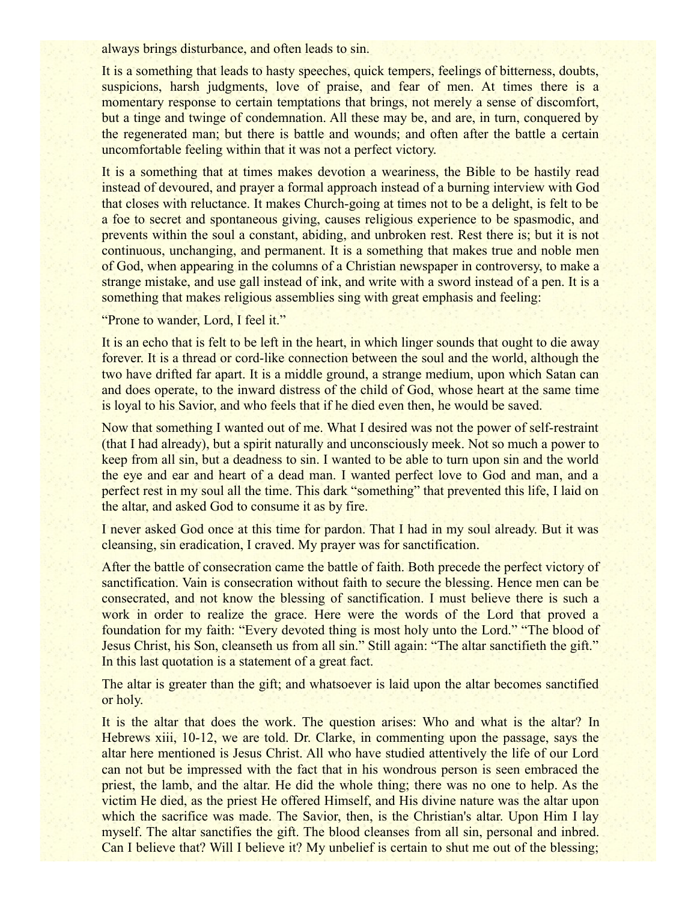always brings disturbance, and often leads to sin.

It is a something that leads to hasty speeches, quick tempers, feelings of bitterness, doubts, suspicions, harsh judgments, love of praise, and fear of men. At times there is a momentary response to certain temptations that brings, not merely a sense of discomfort, but a tinge and twinge of condemnation. All these may be, and are, in turn, conquered by the regenerated man; but there is battle and wounds; and often after the battle a certain uncomfortable feeling within that it was not a perfect victory.

It is a something that at times makes devotion a weariness, the Bible to be hastily read instead of devoured, and prayer a formal approach instead of a burning interview with God that closes with reluctance. It makes Church-going at times not to be a delight, is felt to be a foe to secret and spontaneous giving, causes religious experience to be spasmodic, and prevents within the soul a constant, abiding, and unbroken rest. Rest there is; but it is not continuous, unchanging, and permanent. It is a something that makes true and noble men of God, when appearing in the columns of a Christian newspaper in controversy, to make a strange mistake, and use gall instead of ink, and write with a sword instead of a pen. It is a something that makes religious assemblies sing with great emphasis and feeling:

"Prone to wander, Lord, I feel it."

It is an echo that is felt to be left in the heart, in which linger sounds that ought to die away forever. It is a thread or cord-like connection between the soul and the world, although the two have drifted far apart. It is a middle ground, a strange medium, upon which Satan can and does operate, to the inward distress of the child of God, whose heart at the same time is loyal to his Savior, and who feels that if he died even then, he would be saved.

Now that something I wanted out of me. What I desired was not the power of self-restraint (that I had already), but a spirit naturally and unconsciously meek. Not so much a power to keep from all sin, but a deadness to sin. I wanted to be able to turn upon sin and the world the eye and ear and heart of a dead man. I wanted perfect love to God and man, and a perfect rest in my soul all the time. This dark "something" that prevented this life, I laid on the altar, and asked God to consume it as by fire.

I never asked God once at this time for pardon. That I had in my soul already. But it was cleansing, sin eradication, I craved. My prayer was for sanctification.

After the battle of consecration came the battle of faith. Both precede the perfect victory of sanctification. Vain is consecration without faith to secure the blessing. Hence men can be consecrated, and not know the blessing of sanctification. I must believe there is such a work in order to realize the grace. Here were the words of the Lord that proved a foundation for my faith: "Every devoted thing is most holy unto the Lord." "The blood of Jesus Christ, his Son, cleanseth us from all sin." Still again: "The altar sanctifieth the gift." In this last quotation is a statement of a great fact.

The altar is greater than the gift; and whatsoever is laid upon the altar becomes sanctified or holy.

It is the altar that does the work. The question arises: Who and what is the altar? In Hebrews xiii, 10-12, we are told. Dr. Clarke, in commenting upon the passage, says the altar here mentioned is Jesus Christ. All who have studied attentively the life of our Lord can not but be impressed with the fact that in his wondrous person is seen embraced the priest, the lamb, and the altar. He did the whole thing; there was no one to help. As the victim He died, as the priest He offered Himself, and His divine nature was the altar upon which the sacrifice was made. The Savior, then, is the Christian's altar. Upon Him I lay myself. The altar sanctifies the gift. The blood cleanses from all sin, personal and inbred. Can I believe that? Will I believe it? My unbelief is certain to shut me out of the blessing;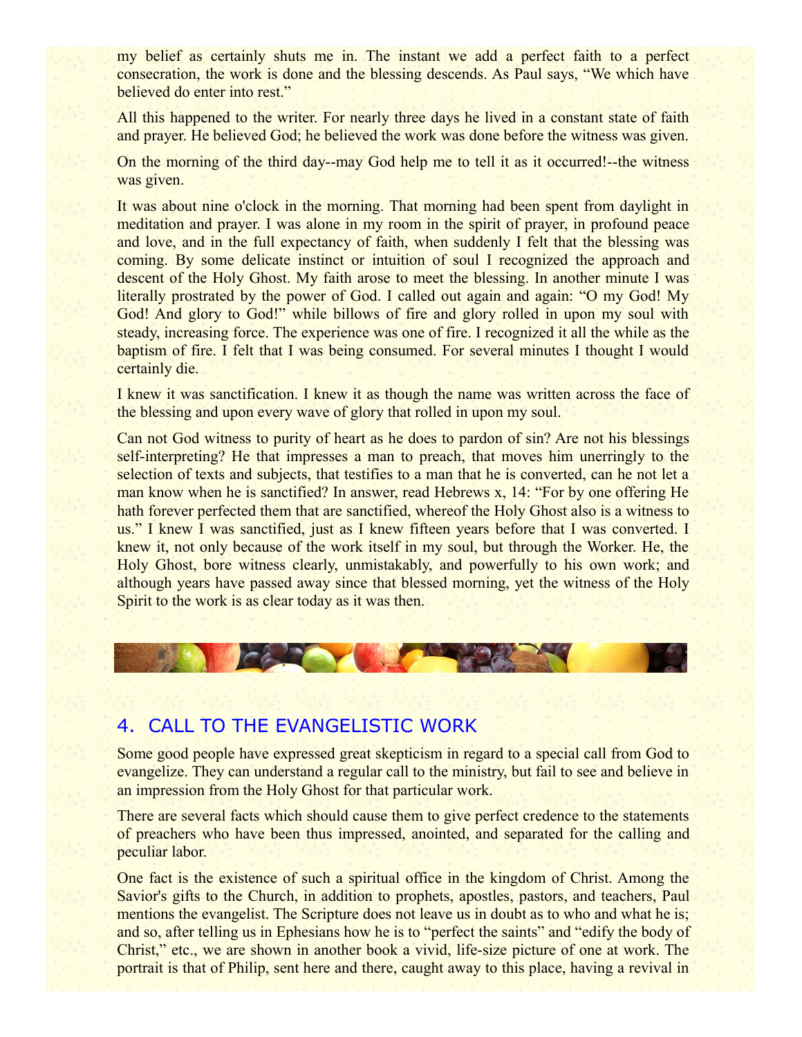my belief as certainly shuts me in. The instant we add a perfect faith to a perfect consecration, the work is done and the blessing descends. As Paul says, "We which have believed do enter into rest."

All this happened to the writer. For nearly three days he lived in a constant state of faith and prayer. He believed God; he believed the work was done before the witness was given.

On the morning of the third day--may God help me to tell it as it occurred!--the witness was given.

It was about nine o'clock in the morning. That morning had been spent from daylight in meditation and prayer. I was alone in my room in the spirit of prayer, in profound peace and love, and in the full expectancy of faith, when suddenly I felt that the blessing was coming. By some delicate instinct or intuition of soul I recognized the approach and descent of the Holy Ghost. My faith arose to meet the blessing. In another minute I was literally prostrated by the power of God. I called out again and again: "O my God! My God! And glory to God!" while billows of fire and glory rolled in upon my soul with steady, increasing force. The experience was one of fire. I recognized it all the while as the baptism of fire. I felt that I was being consumed. For several minutes I thought I would certainly die.

I knew it was sanctification. I knew it as though the name was written across the face of the blessing and upon every wave of glory that rolled in upon my soul.

Can not God witness to purity of heart as he does to pardon of sin? Are not his blessings self-interpreting? He that impresses a man to preach, that moves him unerringly to the selection of texts and subjects, that testifies to a man that he is converted, can he not let a man know when he is sanctified? In answer, read Hebrews x, 14: "For by one offering He hath forever perfected them that are sanctified, whereof the Holy Ghost also is a witness to us." I knew I was sanctified, just as I knew fifteen years before that I was converted. I knew it, not only because of the work itself in my soul, but through the Worker. He, the Holy Ghost, bore witness clearly, unmistakably, and powerfully to his own work; and although years have passed away since that blessed morning, yet the witness of the Holy Spirit to the work is as clear today as it was then.

## 4. CALL TO THE EVANGELISTIC WORK

Some good people have expressed great skepticism in regard to a special call from God to evangelize. They can understand a regular call to the ministry, but fail to see and believe in an impression from the Holy Ghost for that particular work.

There are several facts which should cause them to give perfect credence to the statements of preachers who have been thus impressed, anointed, and separated for the calling and peculiar labor.

One fact is the existence of such a spiritual office in the kingdom of Christ. Among the Savior's gifts to the Church, in addition to prophets, apostles, pastors, and teachers, Paul mentions the evangelist. The Scripture does not leave us in doubt as to who and what he is; and so, after telling us in Ephesians how he is to "perfect the saints" and "edify the body of Christ," etc., we are shown in another book a vivid, life-size picture of one at work. The portrait is that of Philip, sent here and there, caught away to this place, having a revival in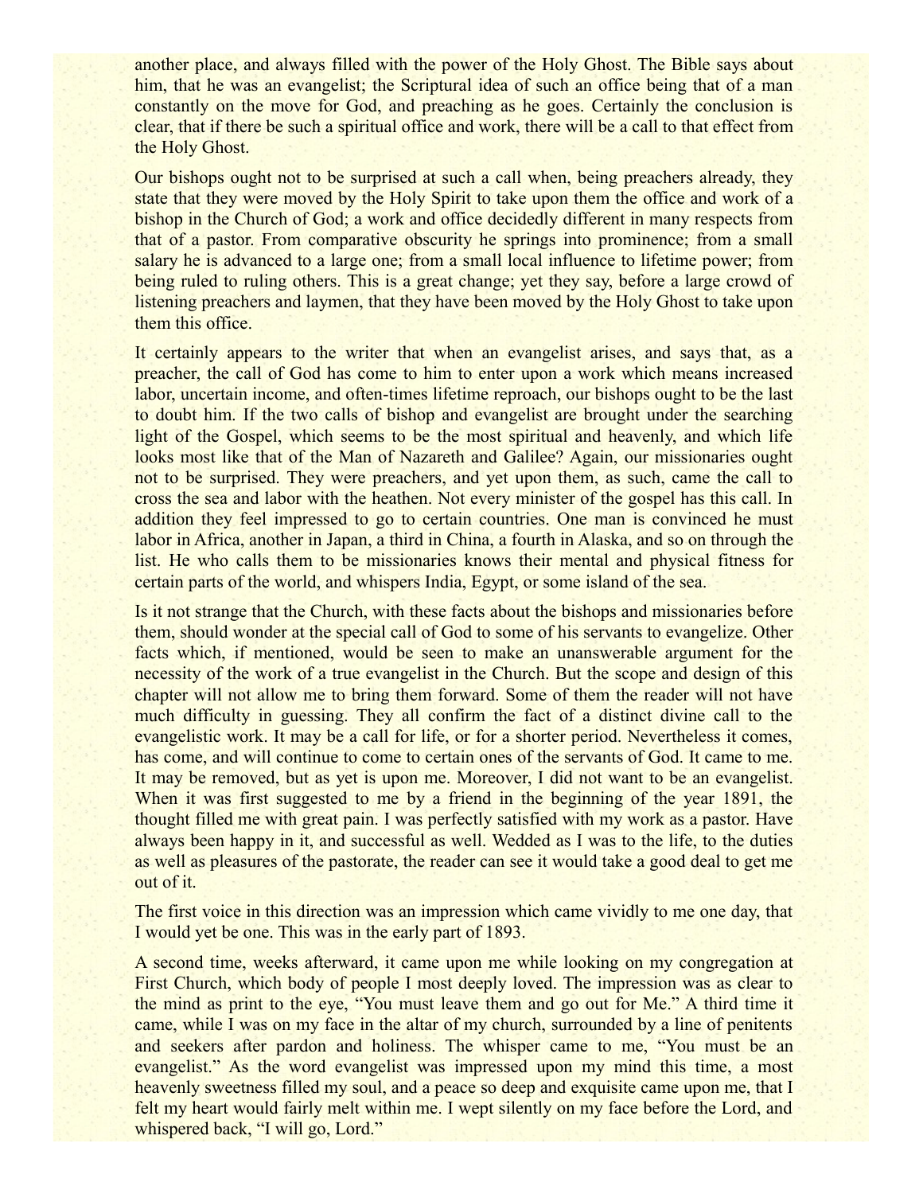another place, and always filled with the power of the Holy Ghost. The Bible says about him, that he was an evangelist; the Scriptural idea of such an office being that of a man constantly on the move for God, and preaching as he goes. Certainly the conclusion is clear, that if there be such a spiritual office and work, there will be a call to that effect from the Holy Ghost.

Our bishops ought not to be surprised at such a call when, being preachers already, they state that they were moved by the Holy Spirit to take upon them the office and work of a bishop in the Church of God; a work and office decidedly different in many respects from that of a pastor. From comparative obscurity he springs into prominence; from a small salary he is advanced to a large one; from a small local influence to lifetime power; from being ruled to ruling others. This is a great change; yet they say, before a large crowd of listening preachers and laymen, that they have been moved by the Holy Ghost to take upon them this office.

It certainly appears to the writer that when an evangelist arises, and says that, as a preacher, the call of God has come to him to enter upon a work which means increased labor, uncertain income, and often-times lifetime reproach, our bishops ought to be the last to doubt him. If the two calls of bishop and evangelist are brought under the searching light of the Gospel, which seems to be the most spiritual and heavenly, and which life looks most like that of the Man of Nazareth and Galilee? Again, our missionaries ought not to be surprised. They were preachers, and yet upon them, as such, came the call to cross the sea and labor with the heathen. Not every minister of the gospel has this call. In addition they feel impressed to go to certain countries. One man is convinced he must labor in Africa, another in Japan, a third in China, a fourth in Alaska, and so on through the list. He who calls them to be missionaries knows their mental and physical fitness for certain parts of the world, and whispers India, Egypt, or some island of the sea.

Is it not strange that the Church, with these facts about the bishops and missionaries before them, should wonder at the special call of God to some of his servants to evangelize. Other facts which, if mentioned, would be seen to make an unanswerable argument for the necessity of the work of a true evangelist in the Church. But the scope and design of this chapter will not allow me to bring them forward. Some of them the reader will not have much difficulty in guessing. They all confirm the fact of a distinct divine call to the evangelistic work. It may be a call for life, or for a shorter period. Nevertheless it comes, has come, and will continue to come to certain ones of the servants of God. It came to me. It may be removed, but as yet is upon me. Moreover, I did not want to be an evangelist. When it was first suggested to me by a friend in the beginning of the year 1891, the thought filled me with great pain. I was perfectly satisfied with my work as a pastor. Have always been happy in it, and successful as well. Wedded as I was to the life, to the duties as well as pleasures of the pastorate, the reader can see it would take a good deal to get me out of it.

The first voice in this direction was an impression which came vividly to me one day, that I would yet be one. This was in the early part of 1893.

A second time, weeks afterward, it came upon me while looking on my congregation at First Church, which body of people I most deeply loved. The impression was as clear to the mind as print to the eye, "You must leave them and go out for Me." A third time it came, while I was on my face in the altar of my church, surrounded by a line of penitents and seekers after pardon and holiness. The whisper came to me, "You must be an evangelist." As the word evangelist was impressed upon my mind this time, a most heavenly sweetness filled my soul, and a peace so deep and exquisite came upon me, that I felt my heart would fairly melt within me. I wept silently on my face before the Lord, and whispered back, "I will go, Lord."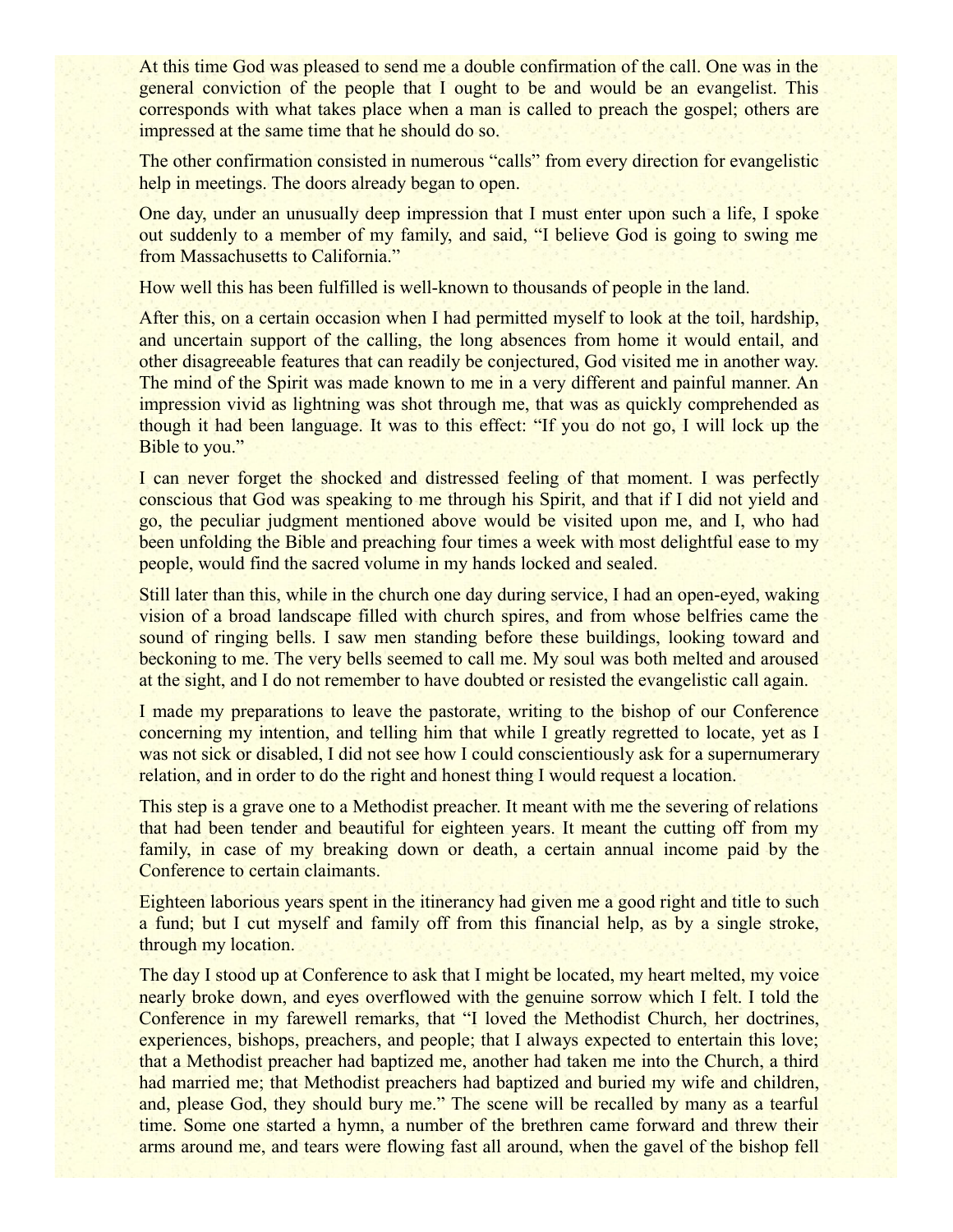At this time God was pleased to send me a double confirmation of the call. One was in the general conviction of the people that I ought to be and would be an evangelist. This corresponds with what takes place when a man is called to preach the gospel; others are impressed at the same time that he should do so.

The other confirmation consisted in numerous "calls" from every direction for evangelistic help in meetings. The doors already began to open.

One day, under an unusually deep impression that I must enter upon such a life, I spoke out suddenly to a member of my family, and said, "I believe God is going to swing me from Massachusetts to California."

How well this has been fulfilled is well-known to thousands of people in the land.

After this, on a certain occasion when I had permitted myself to look at the toil, hardship, and uncertain support of the calling, the long absences from home it would entail, and other disagreeable features that can readily be conjectured, God visited me in another way. The mind of the Spirit was made known to me in a very different and painful manner. An impression vivid as lightning was shot through me, that was as quickly comprehended as though it had been language. It was to this effect: "If you do not go, I will lock up the Bible to you."

I can never forget the shocked and distressed feeling of that moment. I was perfectly conscious that God was speaking to me through his Spirit, and that if I did not yield and go, the peculiar judgment mentioned above would be visited upon me, and I, who had been unfolding the Bible and preaching four times a week with most delightful ease to my people, would find the sacred volume in my hands locked and sealed.

Still later than this, while in the church one day during service, I had an open-eyed, waking vision of a broad landscape filled with church spires, and from whose belfries came the sound of ringing bells. I saw men standing before these buildings, looking toward and beckoning to me. The very bells seemed to call me. My soul was both melted and aroused at the sight, and I do not remember to have doubted or resisted the evangelistic call again.

I made my preparations to leave the pastorate, writing to the bishop of our Conference concerning my intention, and telling him that while I greatly regretted to locate, yet as I was not sick or disabled, I did not see how I could conscientiously ask for a supernumerary relation, and in order to do the right and honest thing I would request a location.

This step is a grave one to a Methodist preacher. It meant with me the severing of relations that had been tender and beautiful for eighteen years. It meant the cutting off from my family, in case of my breaking down or death, a certain annual income paid by the Conference to certain claimants.

Eighteen laborious years spent in the itinerancy had given me a good right and title to such a fund; but I cut myself and family off from this financial help, as by a single stroke, through my location.

The day I stood up at Conference to ask that I might be located, my heart melted, my voice nearly broke down, and eyes overflowed with the genuine sorrow which I felt. I told the Conference in my farewell remarks, that "I loved the Methodist Church, her doctrines, experiences, bishops, preachers, and people; that I always expected to entertain this love; that a Methodist preacher had baptized me, another had taken me into the Church, a third had married me; that Methodist preachers had baptized and buried my wife and children, and, please God, they should bury me." The scene will be recalled by many as a tearful time. Some one started a hymn, a number of the brethren came forward and threw their arms around me, and tears were flowing fast all around, when the gavel of the bishop fell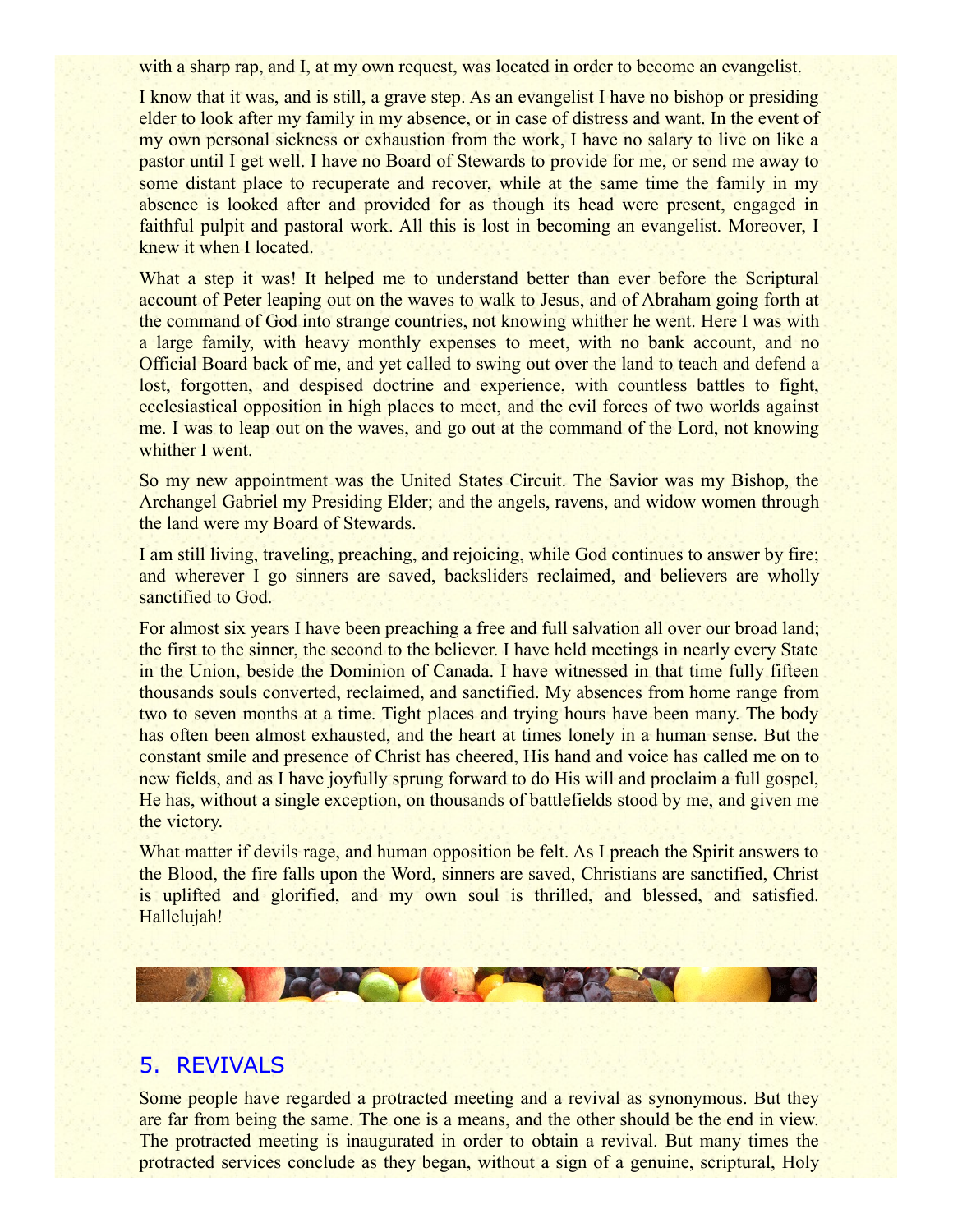with a sharp rap, and I, at my own request, was located in order to become an evangelist.

I know that it was, and is still, a grave step. As an evangelist I have no bishop or presiding elder to look after my family in my absence, or in case of distress and want. In the event of my own personal sickness or exhaustion from the work, I have no salary to live on like a pastor until I get well. I have no Board of Stewards to provide for me, or send me away to some distant place to recuperate and recover, while at the same time the family in my absence is looked after and provided for as though its head were present, engaged in faithful pulpit and pastoral work. All this is lost in becoming an evangelist. Moreover, I knew it when I located.

What a step it was! It helped me to understand better than ever before the Scriptural account of Peter leaping out on the waves to walk to Jesus, and of Abraham going forth at the command of God into strange countries, not knowing whither he went. Here I was with a large family, with heavy monthly expenses to meet, with no bank account, and no Official Board back of me, and yet called to swing out over the land to teach and defend a lost, forgotten, and despised doctrine and experience, with countless battles to fight, ecclesiastical opposition in high places to meet, and the evil forces of two worlds against me. I was to leap out on the waves, and go out at the command of the Lord, not knowing whither I went.

So my new appointment was the United States Circuit. The Savior was my Bishop, the Archangel Gabriel my Presiding Elder; and the angels, ravens, and widow women through the land were my Board of Stewards.

I am still living, traveling, preaching, and rejoicing, while God continues to answer by fire; and wherever I go sinners are saved, backsliders reclaimed, and believers are wholly sanctified to God.

For almost six years I have been preaching a free and full salvation all over our broad land; the first to the sinner, the second to the believer. I have held meetings in nearly every State in the Union, beside the Dominion of Canada. I have witnessed in that time fully fifteen thousands souls converted, reclaimed, and sanctified. My absences from home range from two to seven months at a time. Tight places and trying hours have been many. The body has often been almost exhausted, and the heart at times lonely in a human sense. But the constant smile and presence of Christ has cheered, His hand and voice has called me on to new fields, and as I have joyfully sprung forward to do His will and proclaim a full gospel, He has, without a single exception, on thousands of battlefields stood by me, and given me the victory.

What matter if devils rage, and human opposition be felt. As I preach the Spirit answers to the Blood, the fire falls upon the Word, sinners are saved, Christians are sanctified, Christ is uplifted and glorified, and my own soul is thrilled, and blessed, and satisfied. Hallelujah!

## 5. REVIVALS

Some people have regarded a protracted meeting and a revival as synonymous. But they are far from being the same. The one is a means, and the other should be the end in view. The protracted meeting is inaugurated in order to obtain a revival. But many times the protracted services conclude as they began, without a sign of a genuine, scriptural, Holy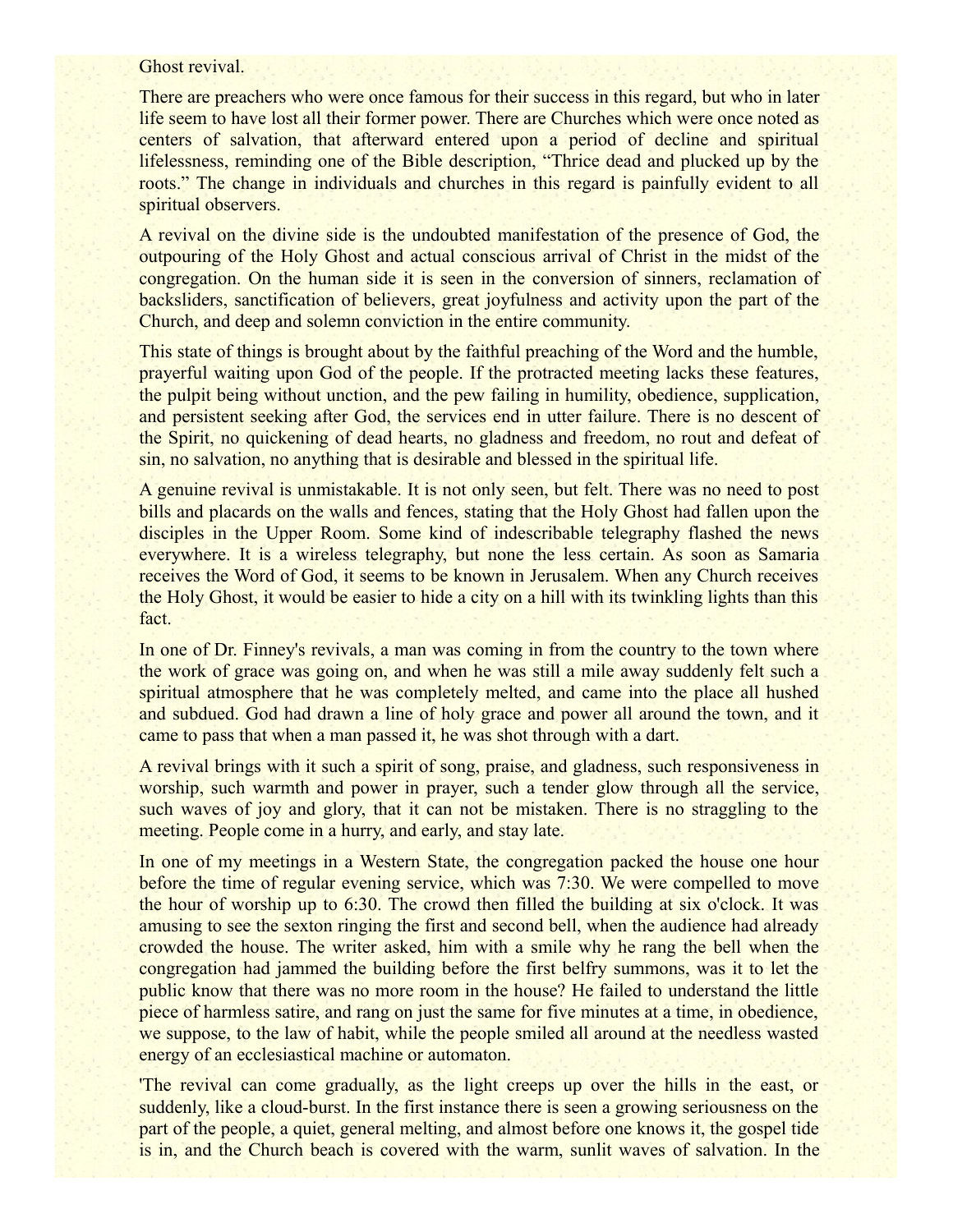Ghost revival.

There are preachers who were once famous for their success in this regard, but who in later life seem to have lost all their former power. There are Churches which were once noted as centers of salvation, that afterward entered upon a period of decline and spiritual lifelessness, reminding one of the Bible description, "Thrice dead and plucked up by the roots." The change in individuals and churches in this regard is painfully evident to all spiritual observers.

A revival on the divine side is the undoubted manifestation of the presence of God, the outpouring of the Holy Ghost and actual conscious arrival of Christ in the midst of the congregation. On the human side it is seen in the conversion of sinners, reclamation of backsliders, sanctification of believers, great joyfulness and activity upon the part of the Church, and deep and solemn conviction in the entire community.

This state of things is brought about by the faithful preaching of the Word and the humble, prayerful waiting upon God of the people. If the protracted meeting lacks these features, the pulpit being without unction, and the pew failing in humility, obedience, supplication, and persistent seeking after God, the services end in utter failure. There is no descent of the Spirit, no quickening of dead hearts, no gladness and freedom, no rout and defeat of sin, no salvation, no anything that is desirable and blessed in the spiritual life.

A genuine revival is unmistakable. It is not only seen, but felt. There was no need to post bills and placards on the walls and fences, stating that the Holy Ghost had fallen upon the disciples in the Upper Room. Some kind of indescribable telegraphy flashed the news everywhere. It is a wireless telegraphy, but none the less certain. As soon as Samaria receives the Word of God, it seems to be known in Jerusalem. When any Church receives the Holy Ghost, it would be easier to hide a city on a hill with its twinkling lights than this fact.

In one of Dr. Finney's revivals, a man was coming in from the country to the town where the work of grace was going on, and when he was still a mile away suddenly felt such a spiritual atmosphere that he was completely melted, and came into the place all hushed and subdued. God had drawn a line of holy grace and power all around the town, and it came to pass that when a man passed it, he was shot through with a dart.

A revival brings with it such a spirit of song, praise, and gladness, such responsiveness in worship, such warmth and power in prayer, such a tender glow through all the service, such waves of joy and glory, that it can not be mistaken. There is no straggling to the meeting. People come in a hurry, and early, and stay late.

In one of my meetings in a Western State, the congregation packed the house one hour before the time of regular evening service, which was 7:30. We were compelled to move the hour of worship up to 6:30. The crowd then filled the building at six o'clock. It was amusing to see the sexton ringing the first and second bell, when the audience had already crowded the house. The writer asked, him with a smile why he rang the bell when the congregation had jammed the building before the first belfry summons, was it to let the public know that there was no more room in the house? He failed to understand the little piece of harmless satire, and rang on just the same for five minutes at a time, in obedience, we suppose, to the law of habit, while the people smiled all around at the needless wasted energy of an ecclesiastical machine or automaton.

'The revival can come gradually, as the light creeps up over the hills in the east, or suddenly, like a cloud-burst. In the first instance there is seen a growing seriousness on the part of the people, a quiet, general melting, and almost before one knows it, the gospel tide is in, and the Church beach is covered with the warm, sunlit waves of salvation. In the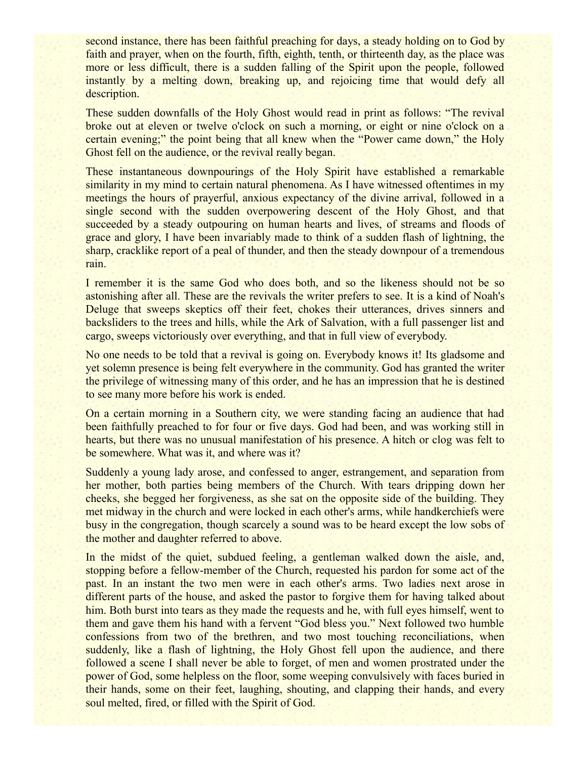second instance, there has been faithful preaching for days, a steady holding on to God by faith and prayer, when on the fourth, fifth, eighth, tenth, or thirteenth day, as the place was more or less difficult, there is a sudden falling of the Spirit upon the people, followed instantly by a melting down, breaking up, and rejoicing time that would defy all description.

These sudden downfalls of the Holy Ghost would read in print as follows: "The revival broke out at eleven or twelve o'clock on such a morning, or eight or nine o'clock on a certain evening;" the point being that all knew when the "Power came down," the Holy Ghost fell on the audience, or the revival really began.

These instantaneous downpourings of the Holy Spirit have established a remarkable similarity in my mind to certain natural phenomena. As I have witnessed oftentimes in my meetings the hours of prayerful, anxious expectancy of the divine arrival, followed in a single second with the sudden overpowering descent of the Holy Ghost, and that succeeded by a steady outpouring on human hearts and lives, of streams and floods of grace and glory, I have been invariably made to think of a sudden flash of lightning, the sharp, cracklike report of a peal of thunder, and then the steady downpour of a tremendous rain.

I remember it is the same God who does both, and so the likeness should not be so astonishing after all. These are the revivals the writer prefers to see. It is a kind of Noah's Deluge that sweeps skeptics off their feet, chokes their utterances, drives sinners and backsliders to the trees and hills, while the Ark of Salvation, with a full passenger list and cargo, sweeps victoriously over everything, and that in full view of everybody.

No one needs to be told that a revival is going on. Everybody knows it! Its gladsome and yet solemn presence is being felt everywhere in the community. God has granted the writer the privilege of witnessing many of this order, and he has an impression that he is destined to see many more before his work is ended.

On a certain morning in a Southern city, we were standing facing an audience that had been faithfully preached to for four or five days. God had been, and was working still in hearts, but there was no unusual manifestation of his presence. A hitch or clog was felt to be somewhere. What was it, and where was it?

Suddenly a young lady arose, and confessed to anger, estrangement, and separation from her mother, both parties being members of the Church. With tears dripping down her cheeks, she begged her forgiveness, as she sat on the opposite side of the building. They met midway in the church and were locked in each other's arms, while handkerchiefs were busy in the congregation, though scarcely a sound was to be heard except the low sobs of the mother and daughter referred to above.

In the midst of the quiet, subdued feeling, a gentleman walked down the aisle, and, stopping before a fellow-member of the Church, requested his pardon for some act of the past. In an instant the two men were in each other's arms. Two ladies next arose in different parts of the house, and asked the pastor to forgive them for having talked about him. Both burst into tears as they made the requests and he, with full eyes himself, went to them and gave them his hand with a fervent "God bless you." Next followed two humble confessions from two of the brethren, and two most touching reconciliations, when suddenly, like a flash of lightning, the Holy Ghost fell upon the audience, and there followed a scene I shall never be able to forget, of men and women prostrated under the power of God, some helpless on the floor, some weeping convulsively with faces buried in their hands, some on their feet, laughing, shouting, and clapping their hands, and every soul melted, fired, or filled with the Spirit of God.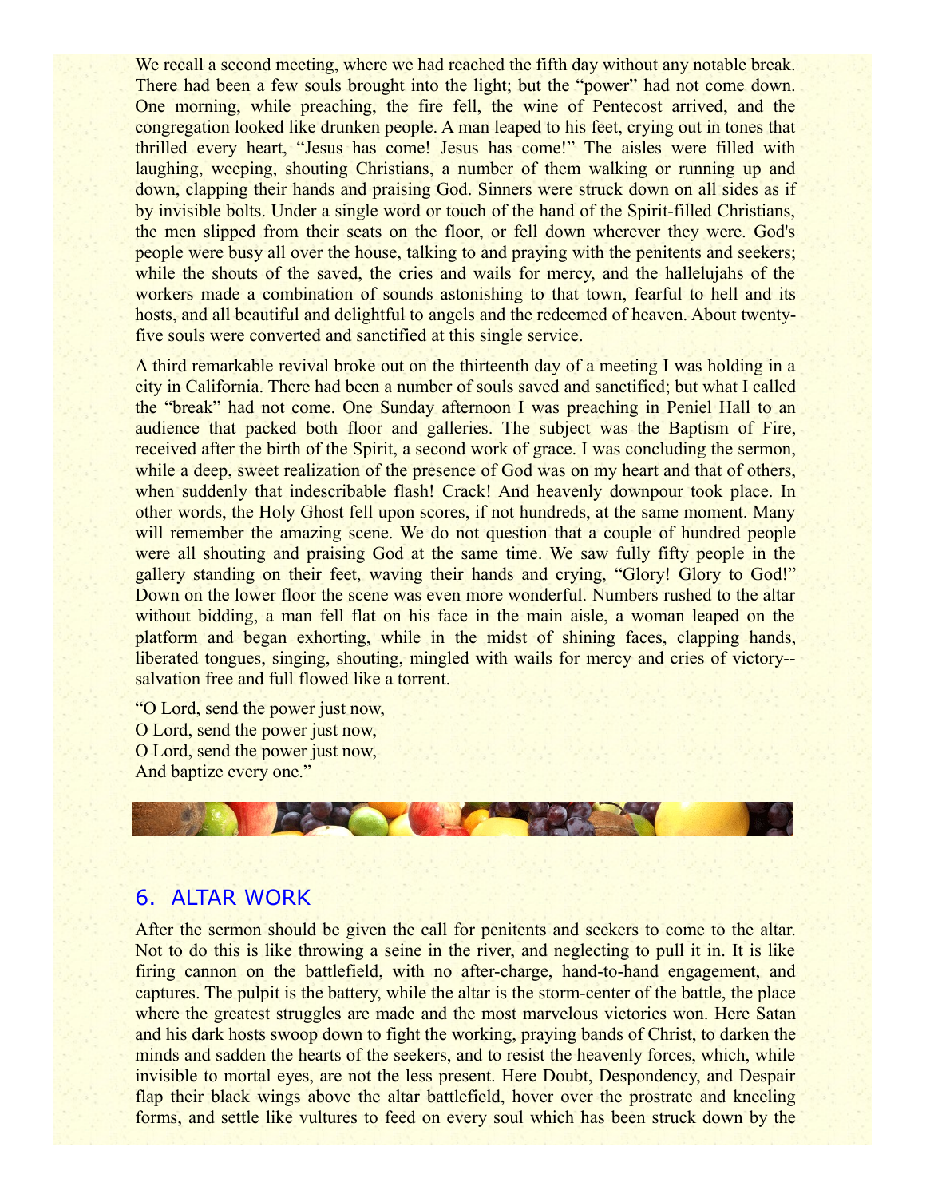We recall a second meeting, where we had reached the fifth day without any notable break. There had been a few souls brought into the light; but the "power" had not come down. One morning, while preaching, the fire fell, the wine of Pentecost arrived, and the congregation looked like drunken people. A man leaped to his feet, crying out in tones that thrilled every heart, "Jesus has come! Jesus has come!" The aisles were filled with laughing, weeping, shouting Christians, a number of them walking or running up and down, clapping their hands and praising God. Sinners were struck down on all sides as if by invisible bolts. Under a single word or touch of the hand of the Spirit-filled Christians, the men slipped from their seats on the floor, or fell down wherever they were. God's people were busy all over the house, talking to and praying with the penitents and seekers; while the shouts of the saved, the cries and wails for mercy, and the hallelujahs of the workers made a combination of sounds astonishing to that town, fearful to hell and its hosts, and all beautiful and delightful to angels and the redeemed of heaven. About twenty-five souls were converted and sanctified at this single service.

A third remarkable revival broke out on the thirteenth day of a meeting I was holding in a city in California. There had been a number of souls saved and sanctified; but what I called the "break" had not come. One Sunday afternoon I was preaching in Peniel Hall to an audience that packed both floor and galleries. The subject was the Baptism of Fire, received after the birth of the Spirit, a second work of grace. I was concluding the sermon, while a deep, sweet realization of the presence of God was on my heart and that of others, when suddenly that indescribable flash! Crack! And heavenly downpour took place. In other words, the Holy Ghost fell upon scores, if not hundreds, at the same moment. Many will remember the amazing scene. We do not question that a couple of hundred people were all shouting and praising God at the same time. We saw fully fifty people in the gallery standing on their feet, waving their hands and crying, "Glory! Glory to God!" Down on the lower floor the scene was even more wonderful. Numbers rushed to the altar without bidding, a man fell flat on his face in the main aisle, a woman leaped on the platform and began exhorting, while in the midst of shining faces, clapping hands, liberated tongues, singing, shouting, mingled with wails for mercy and cries of victory--salvation free and full flowed like a torrent.

"O Lord, send the power just now,  
O Lord, send the power just now,  
O Lord, send the power just now,  
And baptize every one."

## 6. ALTAR WORK

After the sermon should be given the call for penitents and seekers to come to the altar. Not to do this is like throwing a seine in the river, and neglecting to pull it in. It is like firing cannon on the battlefield, with no after-charge, hand-to-hand engagement, and captures. The pulpit is the battery, while the altar is the storm-center of the battle, the place where the greatest struggles are made and the most marvelous victories won. Here Satan and his dark hosts swoop down to fight the working, praying bands of Christ, to darken the minds and sadden the hearts of the seekers, and to resist the heavenly forces, which, while invisible to mortal eyes, are not the less present. Here Doubt, Despondency, and Despair flap their black wings above the altar battlefield, hover over the prostrate and kneeling forms, and settle like vultures to feed on every soul which has been struck down by the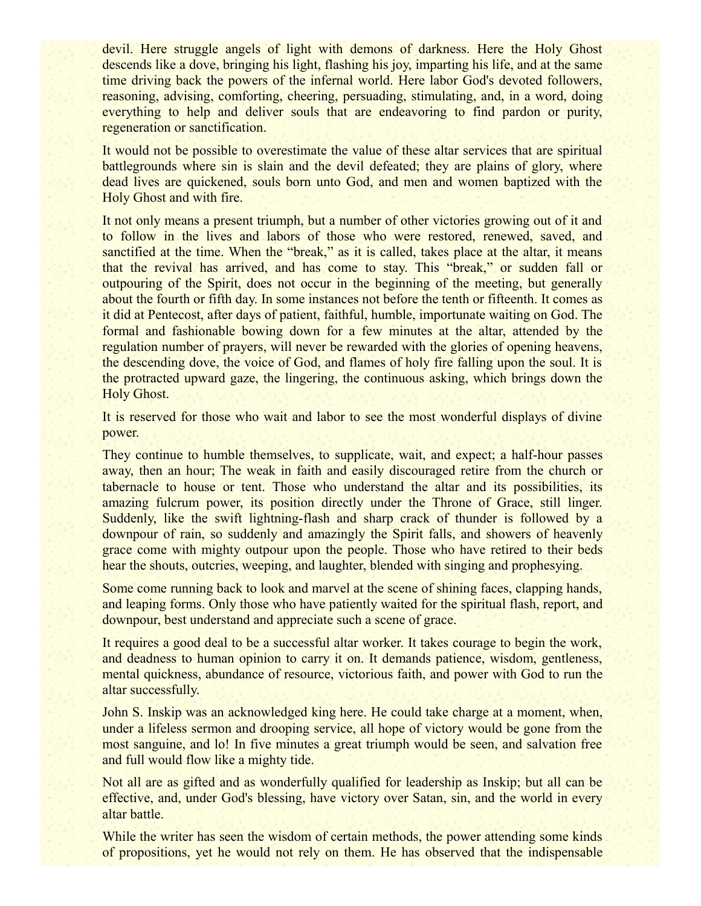devil. Here struggle angels of light with demons of darkness. Here the Holy Ghost descends like a dove, bringing his light, flashing his joy, imparting his life, and at the same time driving back the powers of the infernal world. Here labor God's devoted followers, reasoning, advising, comforting, cheering, persuading, stimulating, and, in a word, doing everything to help and deliver souls that are endeavoring to find pardon or purity, regeneration or sanctification.

It would not be possible to overestimate the value of these altar services that are spiritual battlegrounds where sin is slain and the devil defeated; they are plains of glory, where dead lives are quickened, souls born unto God, and men and women baptized with the Holy Ghost and with fire.

It not only means a present triumph, but a number of other victories growing out of it and to follow in the lives and labors of those who were restored, renewed, saved, and sanctified at the time. When the "break," as it is called, takes place at the altar, it means that the revival has arrived, and has come to stay. This "break," or sudden fall or outpouring of the Spirit, does not occur in the beginning of the meeting, but generally about the fourth or fifth day. In some instances not before the tenth or fifteenth. It comes as it did at Pentecost, after days of patient, faithful, humble, importunate waiting on God. The formal and fashionable bowing down for a few minutes at the altar, attended by the regulation number of prayers, will never be rewarded with the glories of opening heavens, the descending dove, the voice of God, and flames of holy fire falling upon the soul. It is the protracted upward gaze, the lingering, the continuous asking, which brings down the Holy Ghost.

It is reserved for those who wait and labor to see the most wonderful displays of divine power.

They continue to humble themselves, to supplicate, wait, and expect; a half-hour passes away, then an hour; The weak in faith and easily discouraged retire from the church or tabernacle to house or tent. Those who understand the altar and its possibilities, its amazing fulcrum power, its position directly under the Throne of Grace, still linger. Suddenly, like the swift lightning-flash and sharp crack of thunder is followed by a downpour of rain, so suddenly and amazingly the Spirit falls, and showers of heavenly grace come with mighty outpour upon the people. Those who have retired to their beds hear the shouts, outcries, weeping, and laughter, blended with singing and prophesying.

Some come running back to look and marvel at the scene of shining faces, clapping hands, and leaping forms. Only those who have patiently waited for the spiritual flash, report, and downpour, best understand and appreciate such a scene of grace.

It requires a good deal to be a successful altar worker. It takes courage to begin the work, and deadness to human opinion to carry it on. It demands patience, wisdom, gentleness, mental quickness, abundance of resource, victorious faith, and power with God to run the altar successfully.

John S. Inskip was an acknowledged king here. He could take charge at a moment, when, under a lifeless sermon and drooping service, all hope of victory would be gone from the most sanguine, and lo! In five minutes a great triumph would be seen, and salvation free and full would flow like a mighty tide.

Not all are as gifted and as wonderfully qualified for leadership as Inskip; but all can be effective, and, under God's blessing, have victory over Satan, sin, and the world in every altar battle.

While the writer has seen the wisdom of certain methods, the power attending some kinds of propositions, yet he would not rely on them. He has observed that the indispensable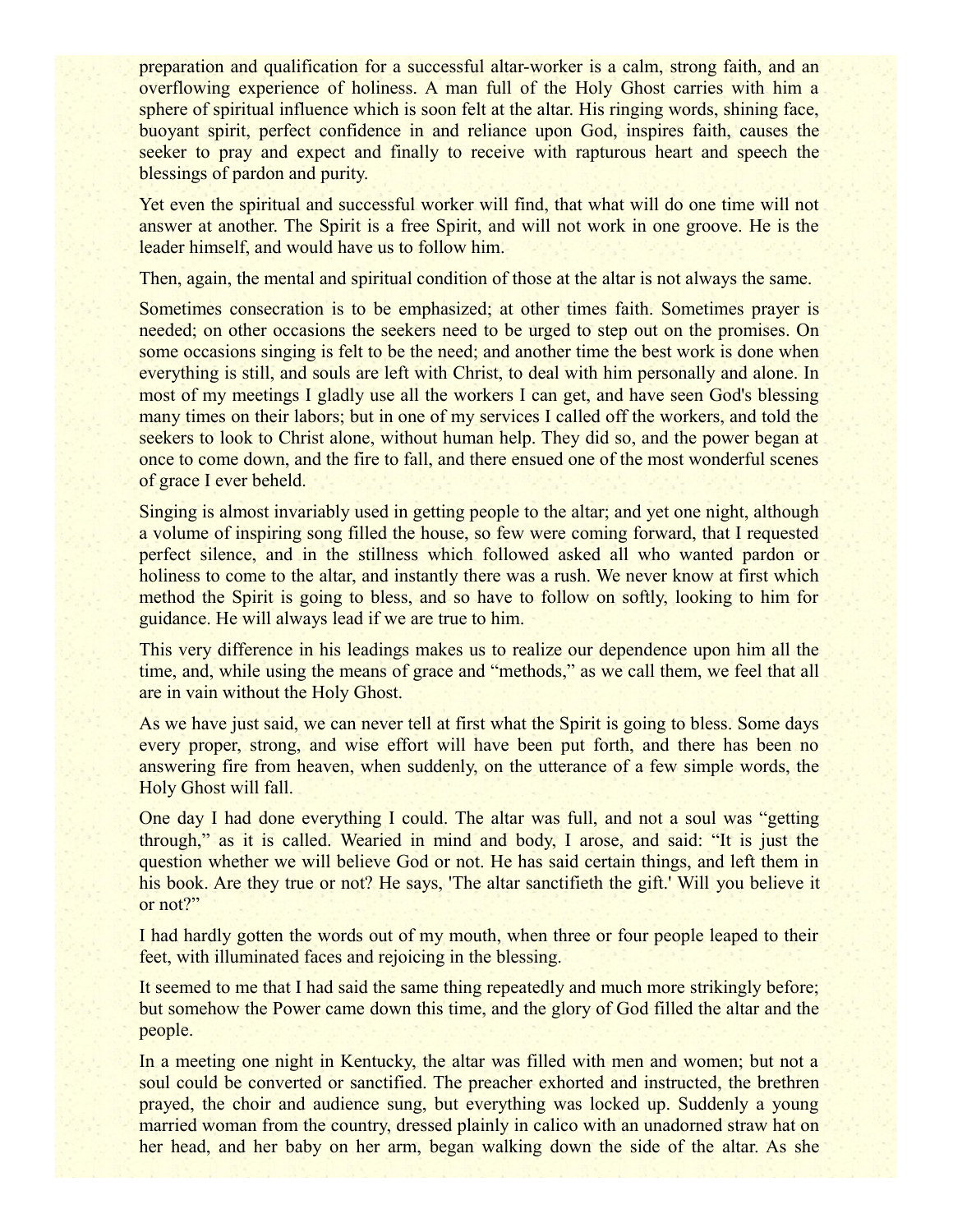preparation and qualification for a successful altar-worker is a calm, strong faith, and an overflowing experience of holiness. A man full of the Holy Ghost carries with him a sphere of spiritual influence which is soon felt at the altar. His ringing words, shining face, buoyant spirit, perfect confidence in and reliance upon God, inspires faith, causes the seeker to pray and expect and finally to receive with rapturous heart and speech the blessings of pardon and purity.

Yet even the spiritual and successful worker will find, that what will do one time will not answer at another. The Spirit is a free Spirit, and will not work in one groove. He is the leader himself, and would have us to follow him.

Then, again, the mental and spiritual condition of those at the altar is not always the same.

Sometimes consecration is to be emphasized; at other times faith. Sometimes prayer is needed; on other occasions the seekers need to be urged to step out on the promises. On some occasions singing is felt to be the need; and another time the best work is done when everything is still, and souls are left with Christ, to deal with him personally and alone. In most of my meetings I gladly use all the workers I can get, and have seen God's blessing many times on their labors; but in one of my services I called off the workers, and told the seekers to look to Christ alone, without human help. They did so, and the power began at once to come down, and the fire to fall, and there ensued one of the most wonderful scenes of grace I ever beheld.

Singing is almost invariably used in getting people to the altar; and yet one night, although a volume of inspiring song filled the house, so few were coming forward, that I requested perfect silence, and in the stillness which followed asked all who wanted pardon or holiness to come to the altar, and instantly there was a rush. We never know at first which method the Spirit is going to bless, and so have to follow on softly, looking to him for guidance. He will always lead if we are true to him.

This very difference in his leadings makes us to realize our dependence upon him all the time, and, while using the means of grace and "methods," as we call them, we feel that all are in vain without the Holy Ghost.

As we have just said, we can never tell at first what the Spirit is going to bless. Some days every proper, strong, and wise effort will have been put forth, and there has been no answering fire from heaven, when suddenly, on the utterance of a few simple words, the Holy Ghost will fall.

One day I had done everything I could. The altar was full, and not a soul was "getting through," as it is called. Wearied in mind and body, I arose, and said: "It is just the question whether we will believe God or not. He has said certain things, and left them in his book. Are they true or not? He says, 'The altar sanctifieth the gift.' Will you believe it or not?"

I had hardly gotten the words out of my mouth, when three or four people leaped to their feet, with illuminated faces and rejoicing in the blessing.

It seemed to me that I had said the same thing repeatedly and much more strikingly before; but somehow the Power came down this time, and the glory of God filled the altar and the people.

In a meeting one night in Kentucky, the altar was filled with men and women; but not a soul could be converted or sanctified. The preacher exhorted and instructed, the brethren prayed, the choir and audience sung, but everything was locked up. Suddenly a young married woman from the country, dressed plainly in calico with an unadorned straw hat on her head, and her baby on her arm, began walking down the side of the altar. As she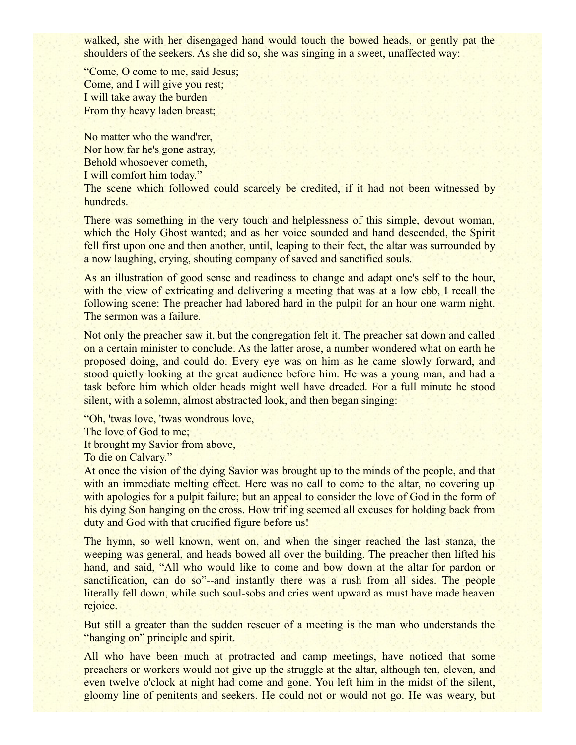walked, she with her disengaged hand would touch the bowed heads, or gently pat the shoulders of the seekers. As she did so, she was singing in a sweet, unaffected way:

"Come, O come to me, said Jesus;  
Come, and I will give you rest;  
I will take away the burden  
From thy heavy laden breast;

No matter who the wand'rer,  
Nor how far he's gone astray,  
Behold whosoever cometh,  
I will comfort him today."

The scene which followed could scarcely be credited, if it had not been witnessed by hundreds.

There was something in the very touch and helplessness of this simple, devout woman, which the Holy Ghost wanted; and as her voice sounded and hand descended, the Spirit fell first upon one and then another, until, leaping to their feet, the altar was surrounded by a now laughing, crying, shouting company of saved and sanctified souls.

As an illustration of good sense and readiness to change and adapt one's self to the hour, with the view of extricating and delivering a meeting that was at a low ebb, I recall the following scene: The preacher had labored hard in the pulpit for an hour one warm night. The sermon was a failure.

Not only the preacher saw it, but the congregation felt it. The preacher sat down and called on a certain minister to conclude. As the latter arose, a number wondered what on earth he proposed doing, and could do. Every eye was on him as he came slowly forward, and stood quietly looking at the great audience before him. He was a young man, and had a task before him which older heads might well have dreaded. For a full minute he stood silent, with a solemn, almost abstracted look, and then began singing:

"Oh, 'twas love, 'twas wondrous love,  
The love of God to me;  
It brought my Savior from above,  
To die on Calvary."

At once the vision of the dying Savior was brought up to the minds of the people, and that with an immediate melting effect. Here was no call to come to the altar, no covering up with apologies for a pulpit failure; but an appeal to consider the love of God in the form of his dying Son hanging on the cross. How trifling seemed all excuses for holding back from duty and God with that crucified figure before us!

The hymn, so well known, went on, and when the singer reached the last stanza, the weeping was general, and heads bowed all over the building. The preacher then lifted his hand, and said, "All who would like to come and bow down at the altar for pardon or sanctification, can do so"--and instantly there was a rush from all sides. The people literally fell down, while such soul-sobs and cries went upward as must have made heaven rejoice.

But still a greater than the sudden rescuer of a meeting is the man who understands the "hanging on" principle and spirit.

All who have been much at protracted and camp meetings, have noticed that some preachers or workers would not give up the struggle at the altar, although ten, eleven, and even twelve o'clock at night had come and gone. You left him in the midst of the silent, gloomy line of penitents and seekers. He could not or would not go. He was weary, but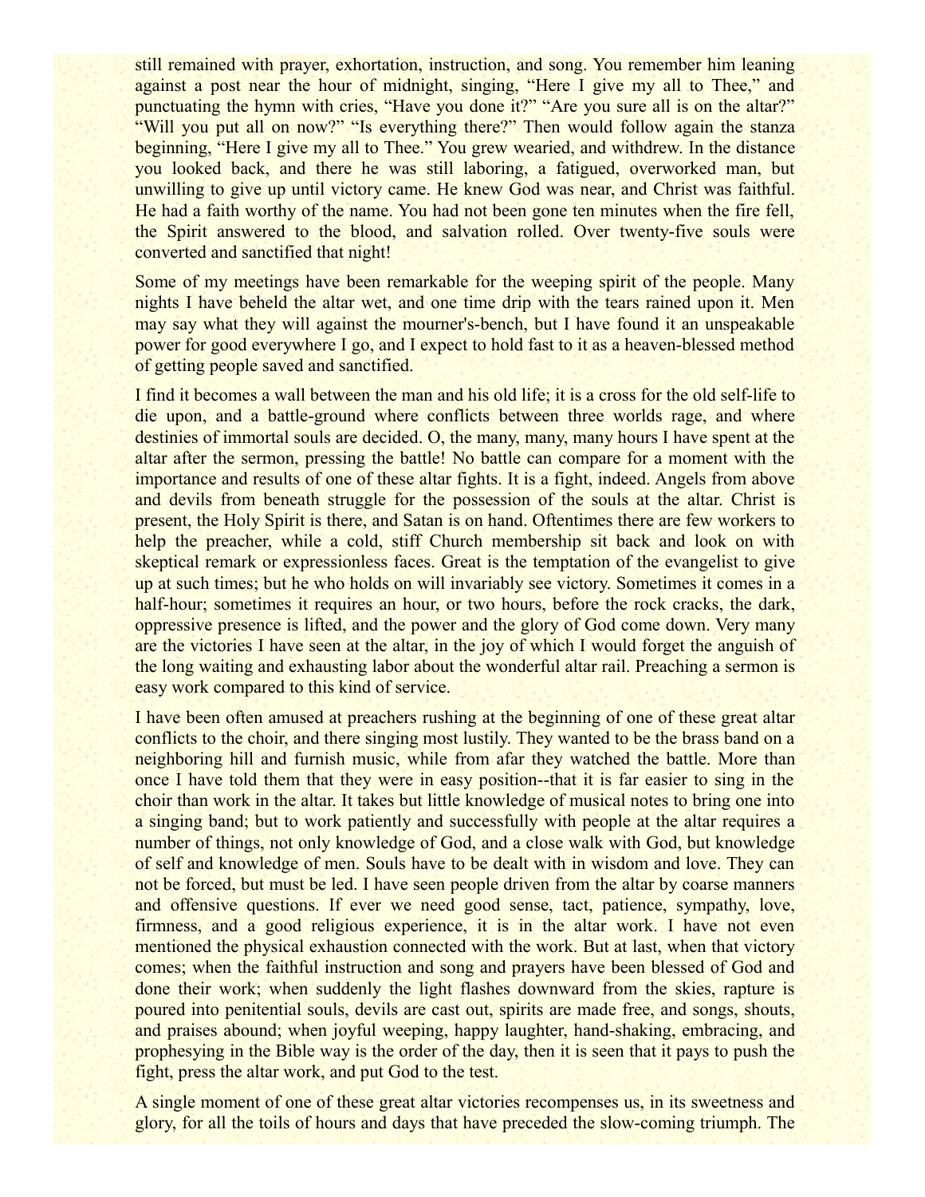still remained with prayer, exhortation, instruction, and song. You remember him leaning against a post near the hour of midnight, singing, "Here I give my all to Thee," and punctuating the hymn with cries, "Have you done it?" "Are you sure all is on the altar?" "Will you put all on now?" "Is everything there?" Then would follow again the stanza beginning, "Here I give my all to Thee." You grew wearied, and withdrew. In the distance you looked back, and there he was still laboring, a fatigued, overworked man, but unwilling to give up until victory came. He knew God was near, and Christ was faithful. He had a faith worthy of the name. You had not been gone ten minutes when the fire fell, the Spirit answered to the blood, and salvation rolled. Over twenty-five souls were converted and sanctified that night!

Some of my meetings have been remarkable for the weeping spirit of the people. Many nights I have beheld the altar wet, and one time drip with the tears rained upon it. Men may say what they will against the mourner's-bench, but I have found it an unspeakable power for good everywhere I go, and I expect to hold fast to it as a heaven-blessed method of getting people saved and sanctified.

I find it becomes a wall between the man and his old life; it is a cross for the old self-life to die upon, and a battle-ground where conflicts between three worlds rage, and where destinies of immortal souls are decided. O, the many, many, many hours I have spent at the altar after the sermon, pressing the battle! No battle can compare for a moment with the importance and results of one of these altar fights. It is a fight, indeed. Angels from above and devils from beneath struggle for the possession of the souls at the altar. Christ is present, the Holy Spirit is there, and Satan is on hand. Oftentimes there are few workers to help the preacher, while a cold, stiff Church membership sit back and look on with skeptical remark or expressionless faces. Great is the temptation of the evangelist to give up at such times; but he who holds on will invariably see victory. Sometimes it comes in a half-hour; sometimes it requires an hour, or two hours, before the rock cracks, the dark, oppressive presence is lifted, and the power and the glory of God come down. Very many are the victories I have seen at the altar, in the joy of which I would forget the anguish of the long waiting and exhausting labor about the wonderful altar rail. Preaching a sermon is easy work compared to this kind of service.

I have been often amused at preachers rushing at the beginning of one of these great altar conflicts to the choir, and there singing most lustily. They wanted to be the brass band on a neighboring hill and furnish music, while from afar they watched the battle. More than once I have told them that they were in easy position--that it is far easier to sing in the choir than work in the altar. It takes but little knowledge of musical notes to bring one into a singing band; but to work patiently and successfully with people at the altar requires a number of things, not only knowledge of God, and a close walk with God, but knowledge of self and knowledge of men. Souls have to be dealt with in wisdom and love. They can not be forced, but must be led. I have seen people driven from the altar by coarse manners and offensive questions. If ever we need good sense, tact, patience, sympathy, love, firmness, and a good religious experience, it is in the altar work. I have not even mentioned the physical exhaustion connected with the work. But at last, when that victory comes; when the faithful instruction and song and prayers have been blessed of God and done their work; when suddenly the light flashes downward from the skies, rapture is poured into penitential souls, devils are cast out, spirits are made free, and songs, shouts, and praises abound; when joyful weeping, happy laughter, hand-shaking, embracing, and prophesying in the Bible way is the order of the day, then it is seen that it pays to push the fight, press the altar work, and put God to the test.

A single moment of one of these great altar victories recompenses us, in its sweetness and glory, for all the toils of hours and days that have preceded the slow-coming triumph. The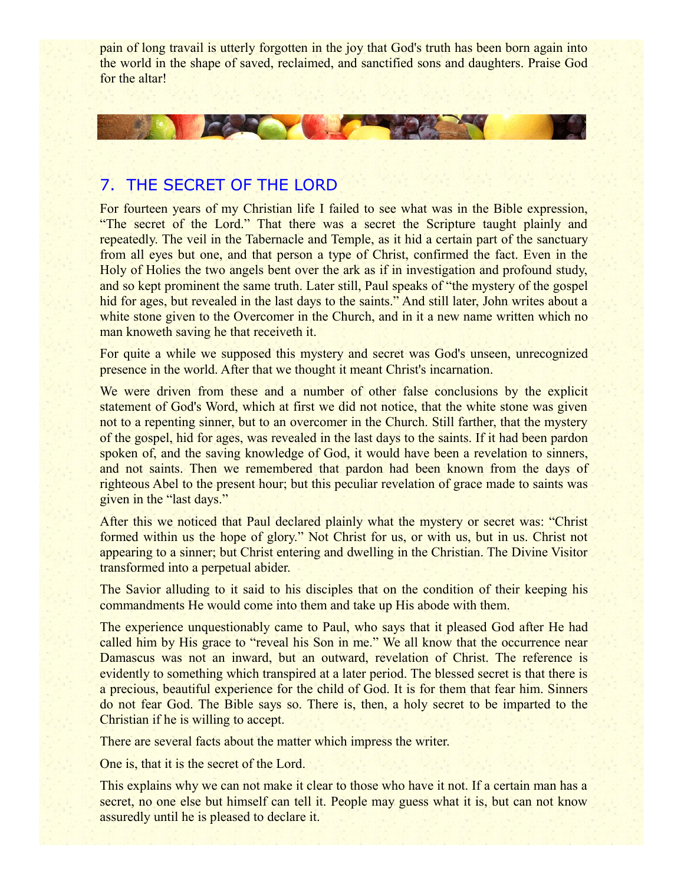pain of long travail is utterly forgotten in the joy that God's truth has been born again into the world in the shape of saved, reclaimed, and sanctified sons and daughters. Praise God for the altar!

## 7. THE SECRET OF THE LORD

For fourteen years of my Christian life I failed to see what was in the Bible expression, "The secret of the Lord." That there was a secret the Scripture taught plainly and repeatedly. The veil in the Tabernacle and Temple, as it hid a certain part of the sanctuary from all eyes but one, and that person a type of Christ, confirmed the fact. Even in the Holy of Holies the two angels bent over the ark as if in investigation and profound study, and so kept prominent the same truth. Later still, Paul speaks of "the mystery of the gospel hid for ages, but revealed in the last days to the saints." And still later, John writes about a white stone given to the Overcomer in the Church, and in it a new name written which no man knoweth saving he that receiveth it.

For quite a while we supposed this mystery and secret was God's unseen, unrecognized presence in the world. After that we thought it meant Christ's incarnation.

We were driven from these and a number of other false conclusions by the explicit statement of God's Word, which at first we did not notice, that the white stone was given not to a repenting sinner, but to an overcomer in the Church. Still farther, that the mystery of the gospel, hid for ages, was revealed in the last days to the saints. If it had been pardon spoken of, and the saving knowledge of God, it would have been a revelation to sinners, and not saints. Then we remembered that pardon had been known from the days of righteous Abel to the present hour; but this peculiar revelation of grace made to saints was given in the "last days."

After this we noticed that Paul declared plainly what the mystery or secret was: "Christ formed within us the hope of glory." Not Christ for us, or with us, but in us. Christ not appearing to a sinner; but Christ entering and dwelling in the Christian. The Divine Visitor transformed into a perpetual abider.

The Savior alluding to it said to his disciples that on the condition of their keeping his commandments He would come into them and take up His abode with them.

The experience unquestionably came to Paul, who says that it pleased God after He had called him by His grace to "reveal his Son in me." We all know that the occurrence near Damascus was not an inward, but an outward, revelation of Christ. The reference is evidently to something which transpired at a later period. The blessed secret is that there is a precious, beautiful experience for the child of God. It is for them that fear him. Sinners do not fear God. The Bible says so. There is, then, a holy secret to be imparted to the Christian if he is willing to accept.

There are several facts about the matter which impress the writer.

One is, that it is the secret of the Lord.

This explains why we can not make it clear to those who have it not. If a certain man has a secret, no one else but himself can tell it. People may guess what it is, but can not know assuredly until he is pleased to declare it.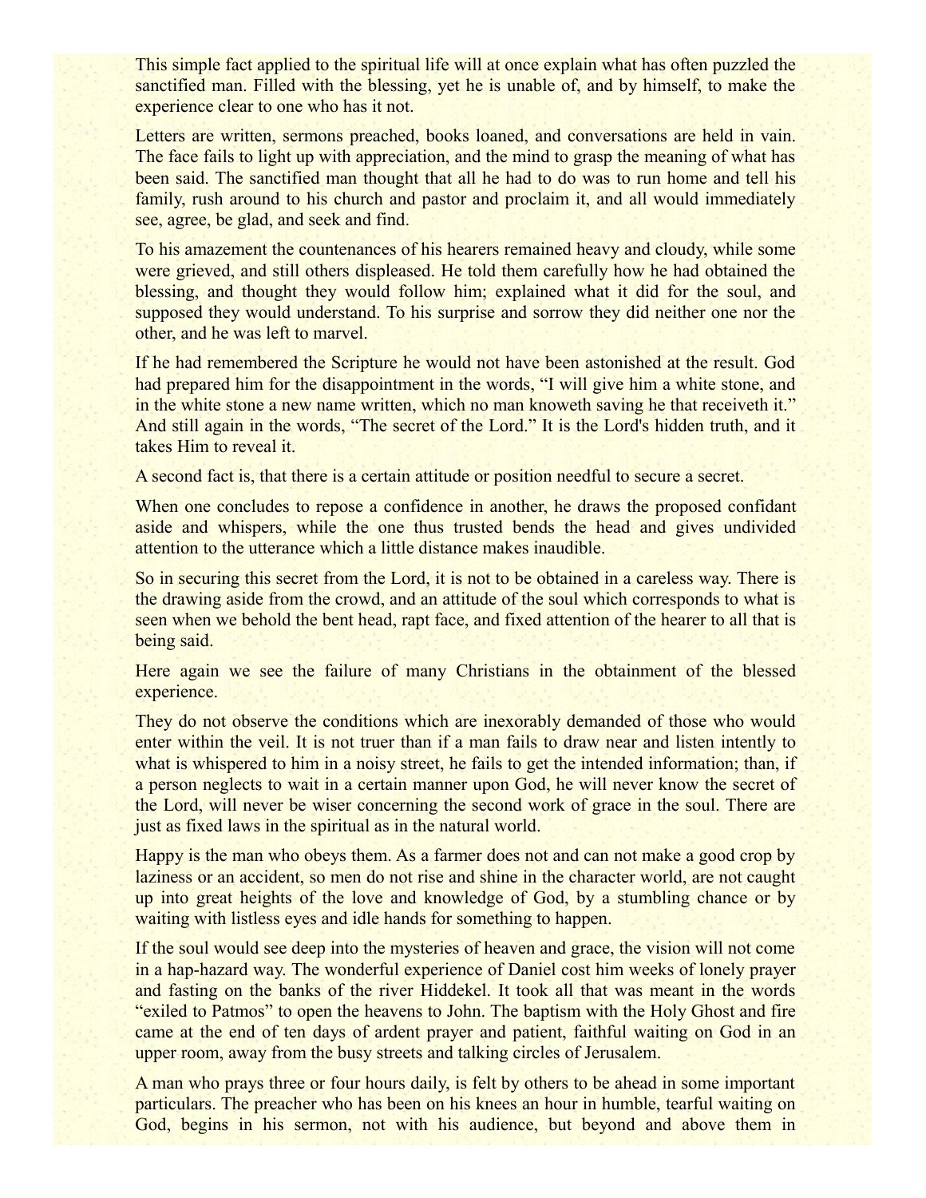This simple fact applied to the spiritual life will at once explain what has often puzzled the sanctified man. Filled with the blessing, yet he is unable of, and by himself, to make the experience clear to one who has it not.

Letters are written, sermons preached, books loaned, and conversations are held in vain. The face fails to light up with appreciation, and the mind to grasp the meaning of what has been said. The sanctified man thought that all he had to do was to run home and tell his family, rush around to his church and pastor and proclaim it, and all would immediately see, agree, be glad, and seek and find.

To his amazement the countenances of his hearers remained heavy and cloudy, while some were grieved, and still others displeased. He told them carefully how he had obtained the blessing, and thought they would follow him; explained what it did for the soul, and supposed they would understand. To his surprise and sorrow they did neither one nor the other, and he was left to marvel.

If he had remembered the Scripture he would not have been astonished at the result. God had prepared him for the disappointment in the words, "I will give him a white stone, and in the white stone a new name written, which no man knoweth saving he that receiveth it." And still again in the words, "The secret of the Lord." It is the Lord's hidden truth, and it takes Him to reveal it.

A second fact is, that there is a certain attitude or position needful to secure a secret.

When one concludes to repose a confidence in another, he draws the proposed confidant aside and whispers, while the one thus trusted bends the head and gives undivided attention to the utterance which a little distance makes inaudible.

So in securing this secret from the Lord, it is not to be obtained in a careless way. There is the drawing aside from the crowd, and an attitude of the soul which corresponds to what is seen when we behold the bent head, rapt face, and fixed attention of the hearer to all that is being said.

Here again we see the failure of many Christians in the obtainment of the blessed experience.

They do not observe the conditions which are inexorably demanded of those who would enter within the veil. It is not truer than if a man fails to draw near and listen intently to what is whispered to him in a noisy street, he fails to get the intended information; than, if a person neglects to wait in a certain manner upon God, he will never know the secret of the Lord, will never be wiser concerning the second work of grace in the soul. There are just as fixed laws in the spiritual as in the natural world.

Happy is the man who obeys them. As a farmer does not and can not make a good crop by laziness or an accident, so men do not rise and shine in the character world, are not caught up into great heights of the love and knowledge of God, by a stumbling chance or by waiting with listless eyes and idle hands for something to happen.

If the soul would see deep into the mysteries of heaven and grace, the vision will not come in a hap-hazard way. The wonderful experience of Daniel cost him weeks of lonely prayer and fasting on the banks of the river Hiddekel. It took all that was meant in the words "exiled to Patmos" to open the heavens to John. The baptism with the Holy Ghost and fire came at the end of ten days of ardent prayer and patient, faithful waiting on God in an upper room, away from the busy streets and talking circles of Jerusalem.

A man who prays three or four hours daily, is felt by others to be ahead in some important particulars. The preacher who has been on his knees an hour in humble, tearful waiting on God, begins in his sermon, not with his audience, but beyond and above them in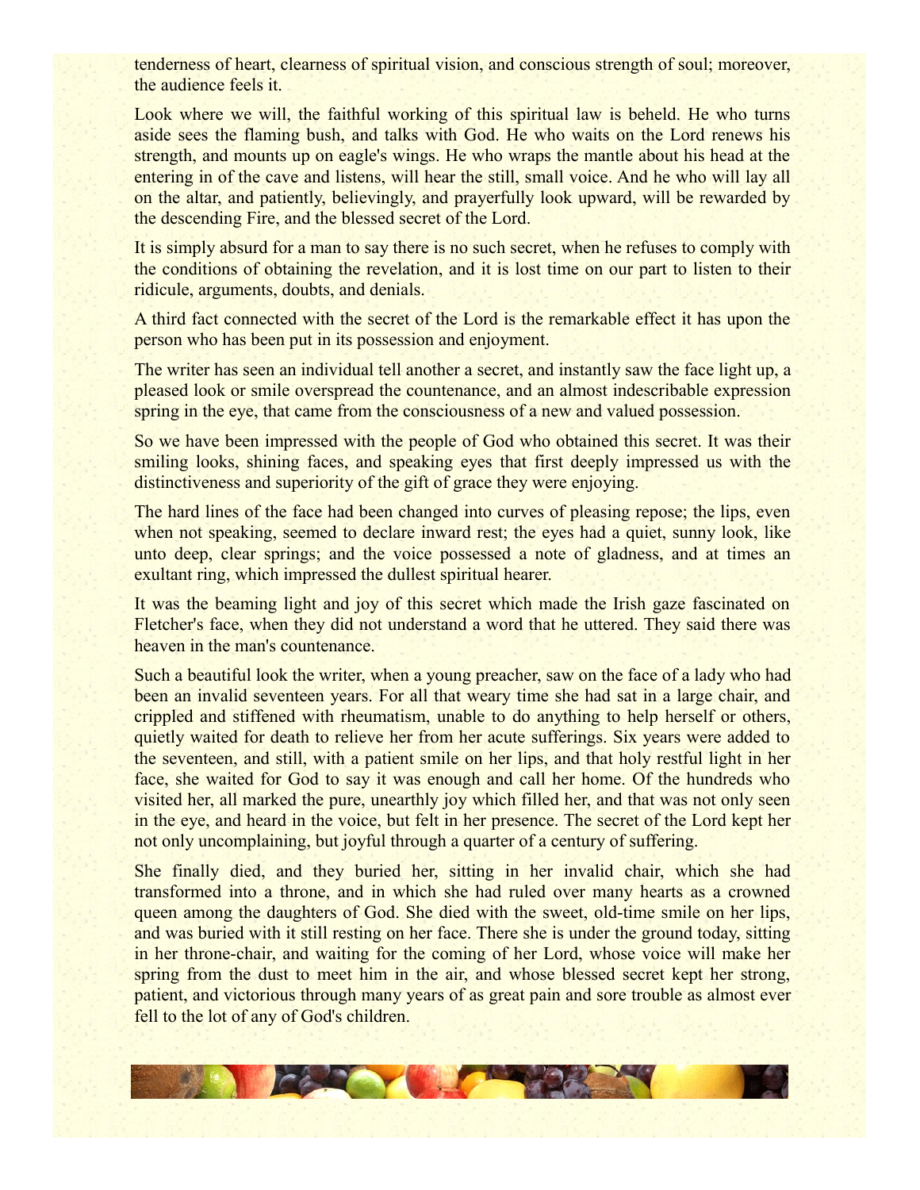tenderness of heart, clearness of spiritual vision, and conscious strength of soul; moreover, the audience feels it.

Look where we will, the faithful working of this spiritual law is beheld. He who turns aside sees the flaming bush, and talks with God. He who waits on the Lord renews his strength, and mounts up on eagle's wings. He who wraps the mantle about his head at the entering in of the cave and listens, will hear the still, small voice. And he who will lay all on the altar, and patiently, believingly, and prayerfully look upward, will be rewarded by the descending Fire, and the blessed secret of the Lord.

It is simply absurd for a man to say there is no such secret, when he refuses to comply with the conditions of obtaining the revelation, and it is lost time on our part to listen to their ridicule, arguments, doubts, and denials.

A third fact connected with the secret of the Lord is the remarkable effect it has upon the person who has been put in its possession and enjoyment.

The writer has seen an individual tell another a secret, and instantly saw the face light up, a pleased look or smile overspread the countenance, and an almost indescribable expression spring in the eye, that came from the consciousness of a new and valued possession.

So we have been impressed with the people of God who obtained this secret. It was their smiling looks, shining faces, and speaking eyes that first deeply impressed us with the distinctiveness and superiority of the gift of grace they were enjoying.

The hard lines of the face had been changed into curves of pleasing repose; the lips, even when not speaking, seemed to declare inward rest; the eyes had a quiet, sunny look, like unto deep, clear springs; and the voice possessed a note of gladness, and at times an exultant ring, which impressed the dullest spiritual hearer.

It was the beaming light and joy of this secret which made the Irish gaze fascinated on Fletcher's face, when they did not understand a word that he uttered. They said there was heaven in the man's countenance.

Such a beautiful look the writer, when a young preacher, saw on the face of a lady who had been an invalid seventeen years. For all that weary time she had sat in a large chair, and crippled and stiffened with rheumatism, unable to do anything to help herself or others, quietly waited for death to relieve her from her acute sufferings. Six years were added to the seventeen, and still, with a patient smile on her lips, and that holy restful light in her face, she waited for God to say it was enough and call her home. Of the hundreds who visited her, all marked the pure, unearthly joy which filled her, and that was not only seen in the eye, and heard in the voice, but felt in her presence. The secret of the Lord kept her not only uncomplaining, but joyful through a quarter of a century of suffering.

She finally died, and they buried her, sitting in her invalid chair, which she had transformed into a throne, and in which she had ruled over many hearts as a crowned queen among the daughters of God. She died with the sweet, old-time smile on her lips, and was buried with it still resting on her face. There she is under the ground today, sitting in her throne-chair, and waiting for the coming of her Lord, whose voice will make her spring from the dust to meet him in the air, and whose blessed secret kept her strong, patient, and victorious through many years of as great pain and sore trouble as almost ever fell to the lot of any of God's children.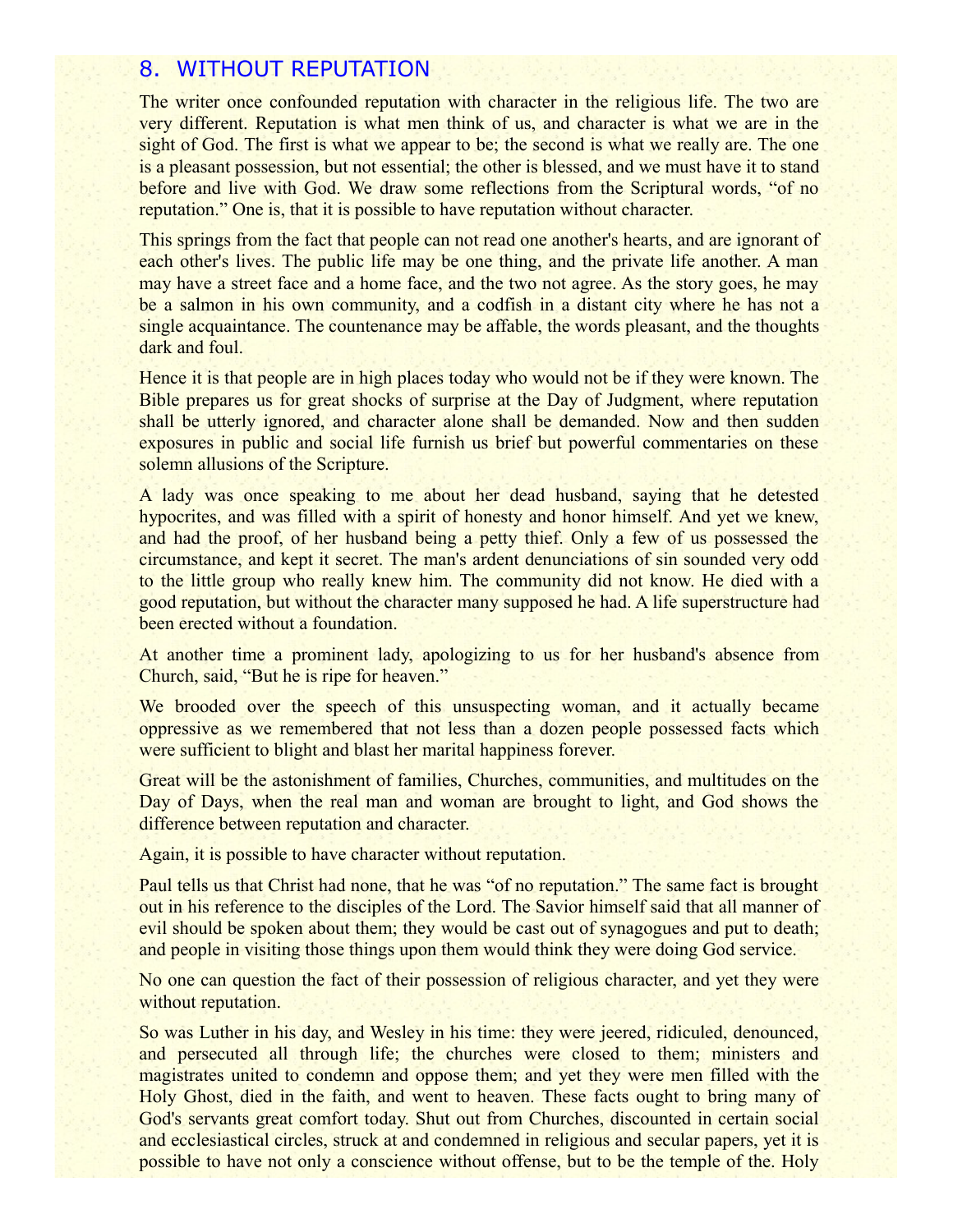## 8. WITHOUT REPUTATION

The writer once confounded reputation with character in the religious life. The two are very different. Reputation is what men think of us, and character is what we are in the sight of God. The first is what we appear to be; the second is what we really are. The one is a pleasant possession, but not essential; the other is blessed, and we must have it to stand before and live with God. We draw some reflections from the Scriptural words, "of no reputation." One is, that it is possible to have reputation without character.

This springs from the fact that people can not read one another's hearts, and are ignorant of each other's lives. The public life may be one thing, and the private life another. A man may have a street face and a home face, and the two not agree. As the story goes, he may be a salmon in his own community, and a codfish in a distant city where he has not a single acquaintance. The countenance may be affable, the words pleasant, and the thoughts dark and foul.

Hence it is that people are in high places today who would not be if they were known. The Bible prepares us for great shocks of surprise at the Day of Judgment, where reputation shall be utterly ignored, and character alone shall be demanded. Now and then sudden exposures in public and social life furnish us brief but powerful commentaries on these solemn allusions of the Scripture.

A lady was once speaking to me about her dead husband, saying that he detested hypocrites, and was filled with a spirit of honesty and honor himself. And yet we knew, and had the proof, of her husband being a petty thief. Only a few of us possessed the circumstance, and kept it secret. The man's ardent denunciations of sin sounded very odd to the little group who really knew him. The community did not know. He died with a good reputation, but without the character many supposed he had. A life superstructure had been erected without a foundation.

At another time a prominent lady, apologizing to us for her husband's absence from Church, said, "But he is ripe for heaven."

We brooded over the speech of this unsuspecting woman, and it actually became oppressive as we remembered that not less than a dozen people possessed facts which were sufficient to blight and blast her marital happiness forever.

Great will be the astonishment of families, Churches, communities, and multitudes on the Day of Days, when the real man and woman are brought to light, and God shows the difference between reputation and character.

Again, it is possible to have character without reputation.

Paul tells us that Christ had none, that he was "of no reputation." The same fact is brought out in his reference to the disciples of the Lord. The Savior himself said that all manner of evil should be spoken about them; they would be cast out of synagogues and put to death; and people in visiting those things upon them would think they were doing God service.

No one can question the fact of their possession of religious character, and yet they were without reputation.

So was Luther in his day, and Wesley in his time: they were jeered, ridiculed, denounced, and persecuted all through life; the churches were closed to them; ministers and magistrates united to condemn and oppose them; and yet they were men filled with the Holy Ghost, died in the faith, and went to heaven. These facts ought to bring many of God's servants great comfort today. Shut out from Churches, discounted in certain social and ecclesiastical circles, struck at and condemned in religious and secular papers, yet it is possible to have not only a conscience without offense, but to be the temple of the. Holy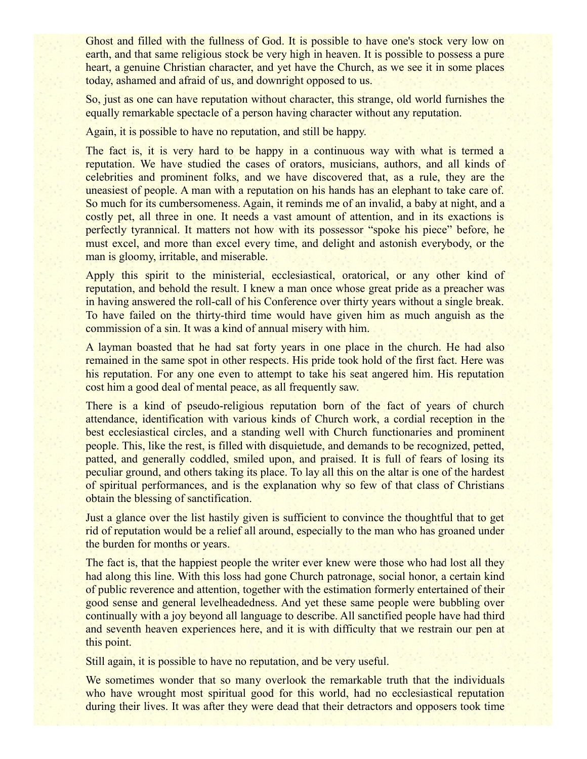Ghost and filled with the fullness of God. It is possible to have one's stock very low on earth, and that same religious stock be very high in heaven. It is possible to possess a pure heart, a genuine Christian character, and yet have the Church, as we see it in some places today, ashamed and afraid of us, and downright opposed to us.

So, just as one can have reputation without character, this strange, old world furnishes the equally remarkable spectacle of a person having character without any reputation.

Again, it is possible to have no reputation, and still be happy.

The fact is, it is very hard to be happy in a continuous way with what is termed a reputation. We have studied the cases of orators, musicians, authors, and all kinds of celebrities and prominent folks, and we have discovered that, as a rule, they are the uneasiest of people. A man with a reputation on his hands has an elephant to take care of. So much for its cumbersomeness. Again, it reminds me of an invalid, a baby at night, and a costly pet, all three in one. It needs a vast amount of attention, and in its exactions is perfectly tyrannical. It matters not how with its possessor "spoke his piece" before, he must excel, and more than excel every time, and delight and astonish everybody, or the man is gloomy, irritable, and miserable.

Apply this spirit to the ministerial, ecclesiastical, oratorical, or any other kind of reputation, and behold the result. I knew a man once whose great pride as a preacher was in having answered the roll-call of his Conference over thirty years without a single break. To have failed on the thirty-third time would have given him as much anguish as the commission of a sin. It was a kind of annual misery with him.

A layman boasted that he had sat forty years in one place in the church. He had also remained in the same spot in other respects. His pride took hold of the first fact. Here was his reputation. For any one even to attempt to take his seat angered him. His reputation cost him a good deal of mental peace, as all frequently saw.

There is a kind of pseudo-religious reputation born of the fact of years of church attendance, identification with various kinds of Church work, a cordial reception in the best ecclesiastical circles, and a standing well with Church functionaries and prominent people. This, like the rest, is filled with disquietude, and demands to be recognized, petted, patted, and generally coddled, smiled upon, and praised. It is full of fears of losing its peculiar ground, and others taking its place. To lay all this on the altar is one of the hardest of spiritual performances, and is the explanation why so few of that class of Christians obtain the blessing of sanctification.

Just a glance over the list hastily given is sufficient to convince the thoughtful that to get rid of reputation would be a relief all around, especially to the man who has groaned under the burden for months or years.

The fact is, that the happiest people the writer ever knew were those who had lost all they had along this line. With this loss had gone Church patronage, social honor, a certain kind of public reverence and attention, together with the estimation formerly entertained of their good sense and general levelheadedness. And yet these same people were bubbling over continually with a joy beyond all language to describe. All sanctified people have had third and seventh heaven experiences here, and it is with difficulty that we restrain our pen at this point.

Still again, it is possible to have no reputation, and be very useful.

We sometimes wonder that so many overlook the remarkable truth that the individuals who have wrought most spiritual good for this world, had no ecclesiastical reputation during their lives. It was after they were dead that their detractors and opposers took time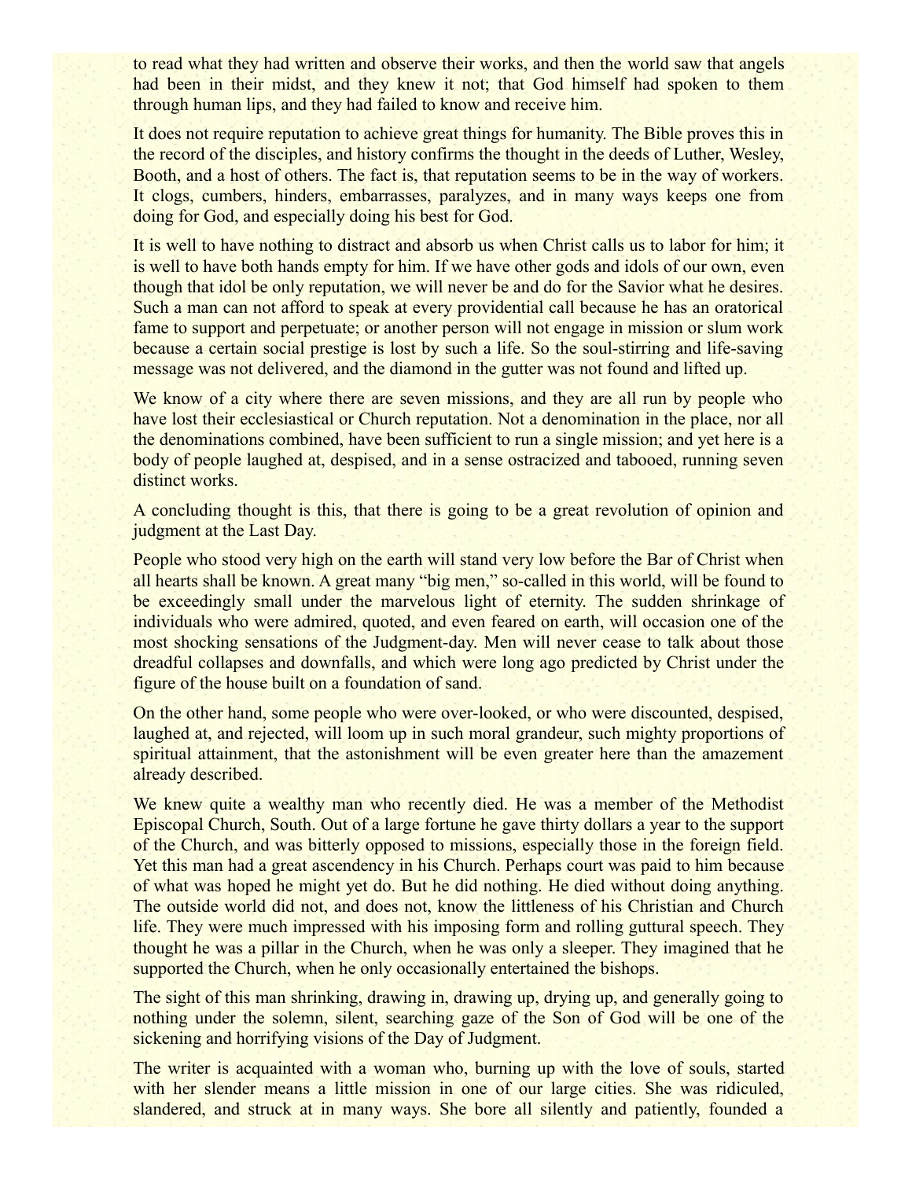to read what they had written and observe their works, and then the world saw that angels had been in their midst, and they knew it not; that God himself had spoken to them through human lips, and they had failed to know and receive him.

It does not require reputation to achieve great things for humanity. The Bible proves this in the record of the disciples, and history confirms the thought in the deeds of Luther, Wesley, Booth, and a host of others. The fact is, that reputation seems to be in the way of workers. It clogs, cumbers, hinders, embarrasses, paralyzes, and in many ways keeps one from doing for God, and especially doing his best for God.

It is well to have nothing to distract and absorb us when Christ calls us to labor for him; it is well to have both hands empty for him. If we have other gods and idols of our own, even though that idol be only reputation, we will never be and do for the Savior what he desires. Such a man can not afford to speak at every providential call because he has an oratorical fame to support and perpetuate; or another person will not engage in mission or slum work because a certain social prestige is lost by such a life. So the soul-stirring and life-saving message was not delivered, and the diamond in the gutter was not found and lifted up.

We know of a city where there are seven missions, and they are all run by people who have lost their ecclesiastical or Church reputation. Not a denomination in the place, nor all the denominations combined, have been sufficient to run a single mission; and yet here is a body of people laughed at, despised, and in a sense ostracized and tabooed, running seven distinct works.

A concluding thought is this, that there is going to be a great revolution of opinion and judgment at the Last Day.

People who stood very high on the earth will stand very low before the Bar of Christ when all hearts shall be known. A great many "big men," so-called in this world, will be found to be exceedingly small under the marvelous light of eternity. The sudden shrinkage of individuals who were admired, quoted, and even feared on earth, will occasion one of the most shocking sensations of the Judgment-day. Men will never cease to talk about those dreadful collapses and downfalls, and which were long ago predicted by Christ under the figure of the house built on a foundation of sand.

On the other hand, some people who were over-looked, or who were discounted, despised, laughed at, and rejected, will loom up in such moral grandeur, such mighty proportions of spiritual attainment, that the astonishment will be even greater here than the amazement already described.

We knew quite a wealthy man who recently died. He was a member of the Methodist Episcopal Church, South. Out of a large fortune he gave thirty dollars a year to the support of the Church, and was bitterly opposed to missions, especially those in the foreign field. Yet this man had a great ascendency in his Church. Perhaps court was paid to him because of what was hoped he might yet do. But he did nothing. He died without doing anything. The outside world did not, and does not, know the littleness of his Christian and Church life. They were much impressed with his imposing form and rolling guttural speech. They thought he was a pillar in the Church, when he was only a sleeper. They imagined that he supported the Church, when he only occasionally entertained the bishops.

The sight of this man shrinking, drawing in, drawing up, drying up, and generally going to nothing under the solemn, silent, searching gaze of the Son of God will be one of the sickening and horrifying visions of the Day of Judgment.

The writer is acquainted with a woman who, burning up with the love of souls, started with her slender means a little mission in one of our large cities. She was ridiculed, slandered, and struck at in many ways. She bore all silently and patiently, founded a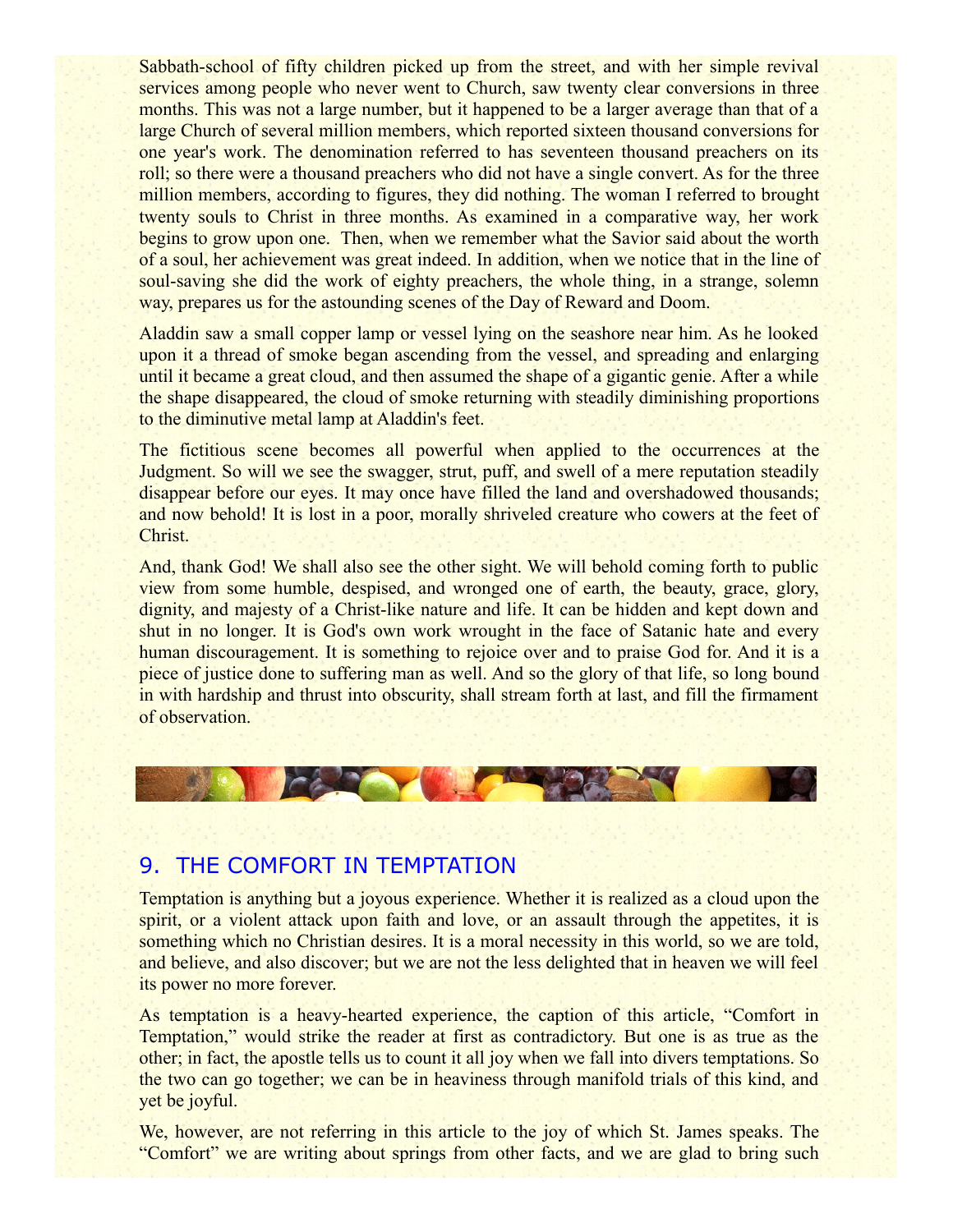Sabbath-school of fifty children picked up from the street, and with her simple revival services among people who never went to Church, saw twenty clear conversions in three months. This was not a large number, but it happened to be a larger average than that of a large Church of several million members, which reported sixteen thousand conversions for one year's work. The denomination referred to has seventeen thousand preachers on its roll; so there were a thousand preachers who did not have a single convert. As for the three million members, according to figures, they did nothing. The woman I referred to brought twenty souls to Christ in three months. As examined in a comparative way, her work begins to grow upon one. Then, when we remember what the Savior said about the worth of a soul, her achievement was great indeed. In addition, when we notice that in the line of soul-saving she did the work of eighty preachers, the whole thing, in a strange, solemn way, prepares us for the astounding scenes of the Day of Reward and Doom.

Aladdin saw a small copper lamp or vessel lying on the seashore near him. As he looked upon it a thread of smoke began ascending from the vessel, and spreading and enlarging until it became a great cloud, and then assumed the shape of a gigantic genie. After a while the shape disappeared, the cloud of smoke returning with steadily diminishing proportions to the diminutive metal lamp at Aladdin's feet.

The fictitious scene becomes all powerful when applied to the occurrences at the Judgment. So will we see the swagger, strut, puff, and swell of a mere reputation steadily disappear before our eyes. It may once have filled the land and overshadowed thousands; and now behold! It is lost in a poor, morally shriveled creature who cowers at the feet of Christ.

And, thank God! We shall also see the other sight. We will behold coming forth to public view from some humble, despised, and wronged one of earth, the beauty, grace, glory, dignity, and majesty of a Christ-like nature and life. It can be hidden and kept down and shut in no longer. It is God's own work wrought in the face of Satanic hate and every human discouragement. It is something to rejoice over and to praise God for. And it is a piece of justice done to suffering man as well. And so the glory of that life, so long bound in with hardship and thrust into obscurity, shall stream forth at last, and fill the firmament of observation.

## 9. THE COMFORT IN TEMPTATION

Temptation is anything but a joyous experience. Whether it is realized as a cloud upon the spirit, or a violent attack upon faith and love, or an assault through the appetites, it is something which no Christian desires. It is a moral necessity in this world, so we are told, and believe, and also discover; but we are not the less delighted that in heaven we will feel its power no more forever.

As temptation is a heavy-hearted experience, the caption of this article, "Comfort in Temptation," would strike the reader at first as contradictory. But one is as true as the other; in fact, the apostle tells us to count it all joy when we fall into divers temptations. So the two can go together; we can be in heaviness through manifold trials of this kind, and yet be joyful.

We, however, are not referring in this article to the joy of which St. James speaks. The "Comfort" we are writing about springs from other facts, and we are glad to bring such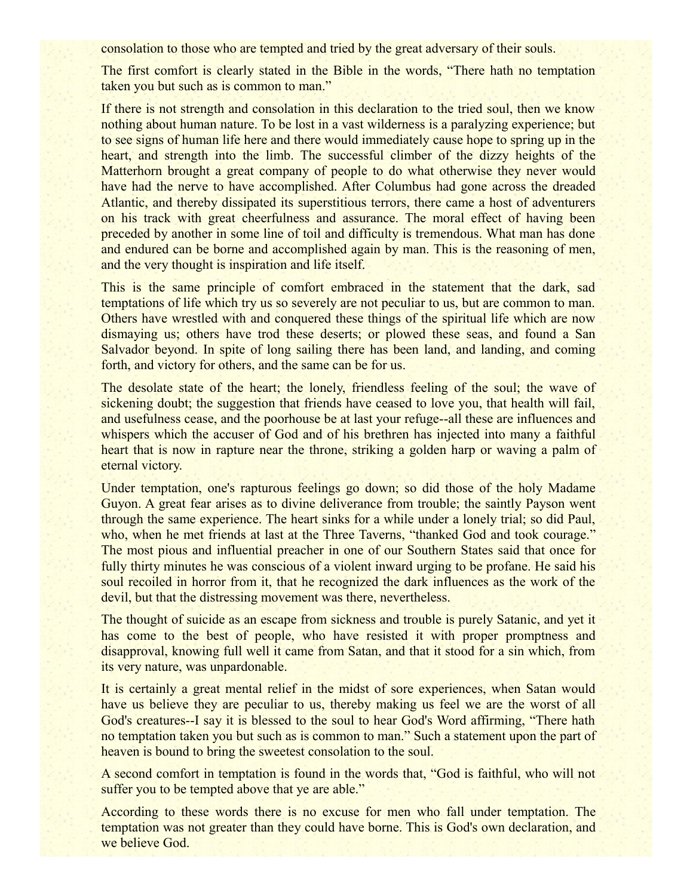consolation to those who are tempted and tried by the great adversary of their souls.

The first comfort is clearly stated in the Bible in the words, "There hath no temptation taken you but such as is common to man."

If there is not strength and consolation in this declaration to the tried soul, then we know nothing about human nature. To be lost in a vast wilderness is a paralyzing experience; but to see signs of human life here and there would immediately cause hope to spring up in the heart, and strength into the limb. The successful climber of the dizzy heights of the Matterhorn brought a great company of people to do what otherwise they never would have had the nerve to have accomplished. After Columbus had gone across the dreaded Atlantic, and thereby dissipated its superstitious terrors, there came a host of adventurers on his track with great cheerfulness and assurance. The moral effect of having been preceded by another in some line of toil and difficulty is tremendous. What man has done and endured can be borne and accomplished again by man. This is the reasoning of men, and the very thought is inspiration and life itself.

This is the same principle of comfort embraced in the statement that the dark, sad temptations of life which try us so severely are not peculiar to us, but are common to man. Others have wrestled with and conquered these things of the spiritual life which are now dismaying us; others have trod these deserts; or plowed these seas, and found a San Salvador beyond. In spite of long sailing there has been land, and landing, and coming forth, and victory for others, and the same can be for us.

The desolate state of the heart; the lonely, friendless feeling of the soul; the wave of sickening doubt; the suggestion that friends have ceased to love you, that health will fail, and usefulness cease, and the poorhouse be at last your refuge--all these are influences and whispers which the accuser of God and of his brethren has injected into many a faithful heart that is now in rapture near the throne, striking a golden harp or waving a palm of eternal victory.

Under temptation, one's rapturous feelings go down; so did those of the holy Madame Guyon. A great fear arises as to divine deliverance from trouble; the saintly Payson went through the same experience. The heart sinks for a while under a lonely trial; so did Paul, who, when he met friends at last at the Three Taverns, "thanked God and took courage." The most pious and influential preacher in one of our Southern States said that once for fully thirty minutes he was conscious of a violent inward urging to be profane. He said his soul recoiled in horror from it, that he recognized the dark influences as the work of the devil, but that the distressing movement was there, nevertheless.

The thought of suicide as an escape from sickness and trouble is purely Satanic, and yet it has come to the best of people, who have resisted it with proper promptness and disapproval, knowing full well it came from Satan, and that it stood for a sin which, from its very nature, was unpardonable.

It is certainly a great mental relief in the midst of sore experiences, when Satan would have us believe they are peculiar to us, thereby making us feel we are the worst of all God's creatures--I say it is blessed to the soul to hear God's Word affirming, "There hath no temptation taken you but such as is common to man." Such a statement upon the part of heaven is bound to bring the sweetest consolation to the soul.

A second comfort in temptation is found in the words that, "God is faithful, who will not suffer you to be tempted above that ye are able."

According to these words there is no excuse for men who fall under temptation. The temptation was not greater than they could have borne. This is God's own declaration, and we believe God.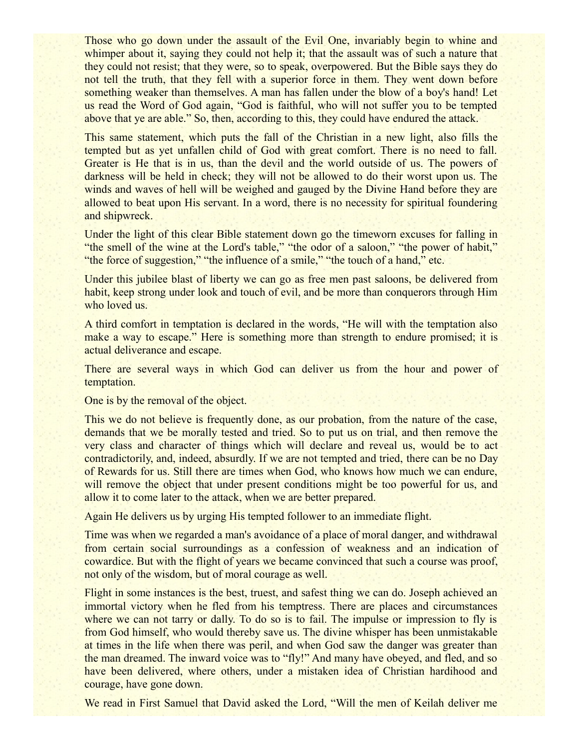Those who go down under the assault of the Evil One, invariably begin to whine and whimper about it, saying they could not help it; that the assault was of such a nature that they could not resist; that they were, so to speak, overpowered. But the Bible says they do not tell the truth, that they fell with a superior force in them. They went down before something weaker than themselves. A man has fallen under the blow of a boy's hand! Let us read the Word of God again, "God is faithful, who will not suffer you to be tempted above that ye are able." So, then, according to this, they could have endured the attack.

This same statement, which puts the fall of the Christian in a new light, also fills the tempted but as yet unfallen child of God with great comfort. There is no need to fall. Greater is He that is in us, than the devil and the world outside of us. The powers of darkness will be held in check; they will not be allowed to do their worst upon us. The winds and waves of hell will be weighed and gauged by the Divine Hand before they are allowed to beat upon His servant. In a word, there is no necessity for spiritual foundering and shipwreck.

Under the light of this clear Bible statement down go the timeworn excuses for falling in "the smell of the wine at the Lord's table," "the odor of a saloon," "the power of habit," "the force of suggestion," "the influence of a smile," "the touch of a hand," etc.

Under this jubilee blast of liberty we can go as free men past saloons, be delivered from habit, keep strong under look and touch of evil, and be more than conquerors through Him who loved us.

A third comfort in temptation is declared in the words, "He will with the temptation also make a way to escape." Here is something more than strength to endure promised; it is actual deliverance and escape.

There are several ways in which God can deliver us from the hour and power of temptation.

One is by the removal of the object.

This we do not believe is frequently done, as our probation, from the nature of the case, demands that we be morally tested and tried. So to put us on trial, and then remove the very class and character of things which will declare and reveal us, would be to act contradictorily, and, indeed, absurdly. If we are not tempted and tried, there can be no Day of Rewards for us. Still there are times when God, who knows how much we can endure, will remove the object that under present conditions might be too powerful for us, and allow it to come later to the attack, when we are better prepared.

Again He delivers us by urging His tempted follower to an immediate flight.

Time was when we regarded a man's avoidance of a place of moral danger, and withdrawal from certain social surroundings as a confession of weakness and an indication of cowardice. But with the flight of years we became convinced that such a course was proof, not only of the wisdom, but of moral courage as well.

Flight in some instances is the best, truest, and safest thing we can do. Joseph achieved an immortal victory when he fled from his temptress. There are places and circumstances where we can not tarry or dally. To do so is to fail. The impulse or impression to fly is from God himself, who would thereby save us. The divine whisper has been unmistakable at times in the life when there was peril, and when God saw the danger was greater than the man dreamed. The inward voice was to "fly!" And many have obeyed, and fled, and so have been delivered, where others, under a mistaken idea of Christian hardihood and courage, have gone down.

We read in First Samuel that David asked the Lord, "Will the men of Keilah deliver me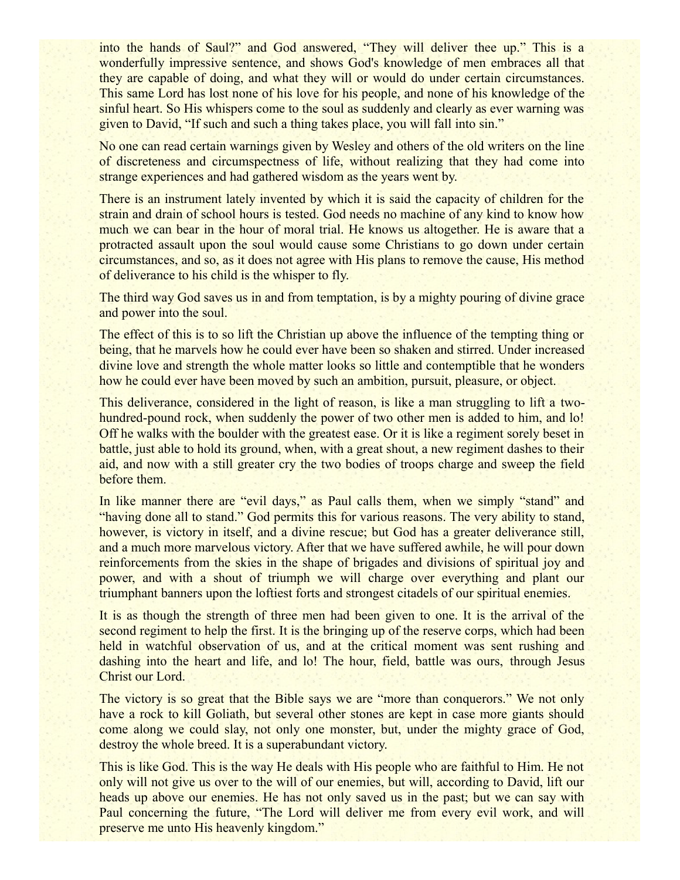into the hands of Saul?" and God answered, "They will deliver thee up." This is a wonderfully impressive sentence, and shows God's knowledge of men embraces all that they are capable of doing, and what they will or would do under certain circumstances. This same Lord has lost none of his love for his people, and none of his knowledge of the sinful heart. So His whispers come to the soul as suddenly and clearly as ever warning was given to David, "If such and such a thing takes place, you will fall into sin."

No one can read certain warnings given by Wesley and others of the old writers on the line of discreteness and circumspectness of life, without realizing that they had come into strange experiences and had gathered wisdom as the years went by.

There is an instrument lately invented by which it is said the capacity of children for the strain and drain of school hours is tested. God needs no machine of any kind to know how much we can bear in the hour of moral trial. He knows us altogether. He is aware that a protracted assault upon the soul would cause some Christians to go down under certain circumstances, and so, as it does not agree with His plans to remove the cause, His method of deliverance to his child is the whisper to fly.

The third way God saves us in and from temptation, is by a mighty pouring of divine grace and power into the soul.

The effect of this is to so lift the Christian up above the influence of the tempting thing or being, that he marvels how he could ever have been so shaken and stirred. Under increased divine love and strength the whole matter looks so little and contemptible that he wonders how he could ever have been moved by such an ambition, pursuit, pleasure, or object.

This deliverance, considered in the light of reason, is like a man struggling to lift a two-hundred-pound rock, when suddenly the power of two other men is added to him, and lo! Off he walks with the boulder with the greatest ease. Or it is like a regiment sorely beset in battle, just able to hold its ground, when, with a great shout, a new regiment dashes to their aid, and now with a still greater cry the two bodies of troops charge and sweep the field before them.

In like manner there are "evil days," as Paul calls them, when we simply "stand" and "having done all to stand." God permits this for various reasons. The very ability to stand, however, is victory in itself, and a divine rescue; but God has a greater deliverance still, and a much more marvelous victory. After that we have suffered awhile, he will pour down reinforcements from the skies in the shape of brigades and divisions of spiritual joy and power, and with a shout of triumph we will charge over everything and plant our triumphant banners upon the loftiest forts and strongest citadels of our spiritual enemies.

It is as though the strength of three men had been given to one. It is the arrival of the second regiment to help the first. It is the bringing up of the reserve corps, which had been held in watchful observation of us, and at the critical moment was sent rushing and dashing into the heart and life, and lo! The hour, field, battle was ours, through Jesus Christ our Lord.

The victory is so great that the Bible says we are "more than conquerors." We not only have a rock to kill Goliath, but several other stones are kept in case more giants should come along we could slay, not only one monster, but, under the mighty grace of God, destroy the whole breed. It is a superabundant victory.

This is like God. This is the way He deals with His people who are faithful to Him. He not only will not give us over to the will of our enemies, but will, according to David, lift our heads up above our enemies. He has not only saved us in the past; but we can say with Paul concerning the future, "The Lord will deliver me from every evil work, and will preserve me unto His heavenly kingdom."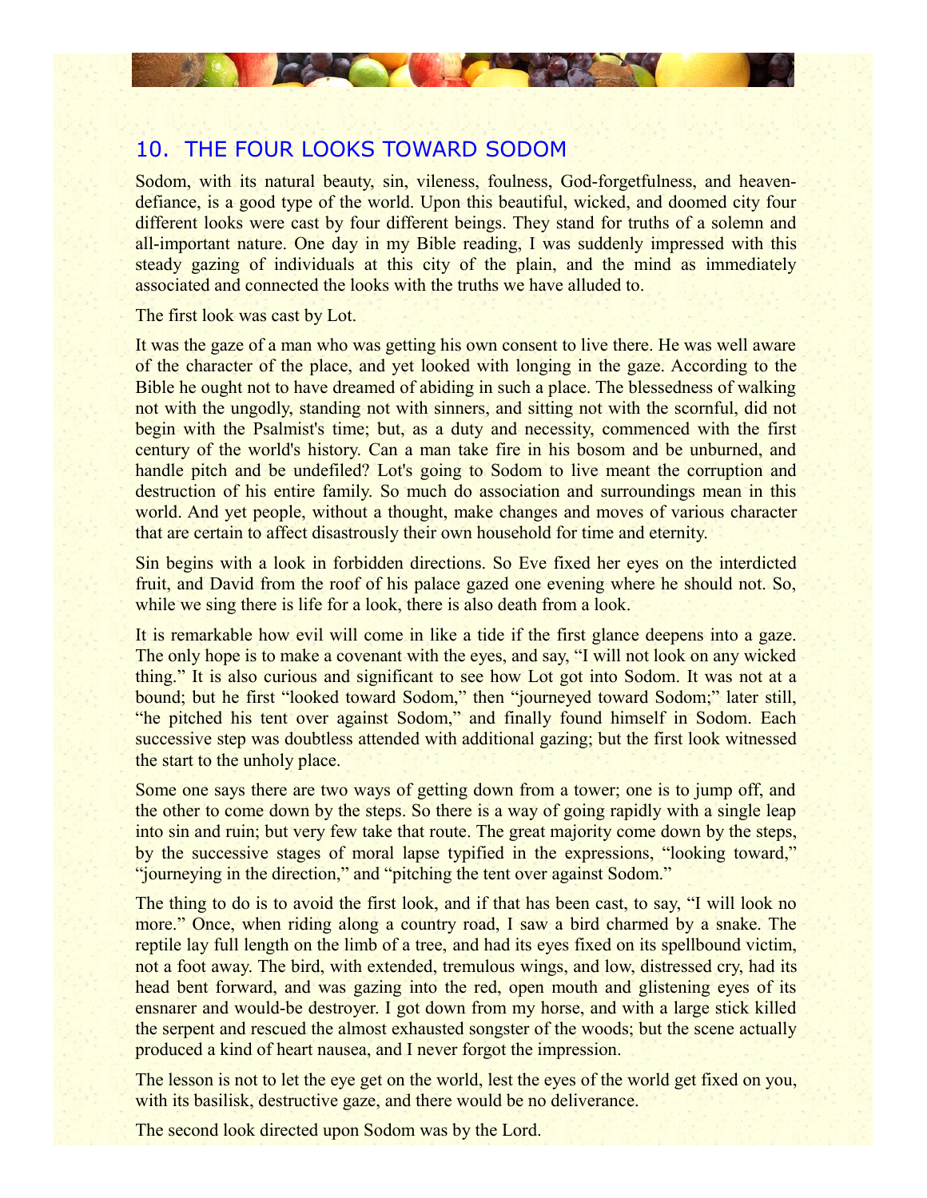## 10. THE FOUR LOOKS TOWARD SODOM

Sodom, with its natural beauty, sin, vileness, foulness, God-forgetfulness, and heaven-defiance, is a good type of the world. Upon this beautiful, wicked, and doomed city four different looks were cast by four different beings. They stand for truths of a solemn and all-important nature. One day in my Bible reading, I was suddenly impressed with this steady gazing of individuals at this city of the plain, and the mind as immediately associated and connected the looks with the truths we have alluded to.

The first look was cast by Lot.

It was the gaze of a man who was getting his own consent to live there. He was well aware of the character of the place, and yet looked with longing in the gaze. According to the Bible he ought not to have dreamed of abiding in such a place. The blessedness of walking not with the ungodly, standing not with sinners, and sitting not with the scornful, did not begin with the Psalmist's time; but, as a duty and necessity, commenced with the first century of the world's history. Can a man take fire in his bosom and be unburned, and handle pitch and be undefiled? Lot's going to Sodom to live meant the corruption and destruction of his entire family. So much do association and surroundings mean in this world. And yet people, without a thought, make changes and moves of various character that are certain to affect disastrously their own household for time and eternity.

Sin begins with a look in forbidden directions. So Eve fixed her eyes on the interdicted fruit, and David from the roof of his palace gazed one evening where he should not. So, while we sing there is life for a look, there is also death from a look.

It is remarkable how evil will come in like a tide if the first glance deepens into a gaze. The only hope is to make a covenant with the eyes, and say, "I will not look on any wicked thing." It is also curious and significant to see how Lot got into Sodom. It was not at a bound; but he first "looked toward Sodom," then "journeyed toward Sodom;" later still, "he pitched his tent over against Sodom," and finally found himself in Sodom. Each successive step was doubtless attended with additional gazing; but the first look witnessed the start to the unholy place.

Some one says there are two ways of getting down from a tower; one is to jump off, and the other to come down by the steps. So there is a way of going rapidly with a single leap into sin and ruin; but very few take that route. The great majority come down by the steps, by the successive stages of moral lapse typified in the expressions, "looking toward," "journeying in the direction," and "pitching the tent over against Sodom."

The thing to do is to avoid the first look, and if that has been cast, to say, "I will look no more." Once, when riding along a country road, I saw a bird charmed by a snake. The reptile lay full length on the limb of a tree, and had its eyes fixed on its spellbound victim, not a foot away. The bird, with extended, tremulous wings, and low, distressed cry, had its head bent forward, and was gazing into the red, open mouth and glistening eyes of its ensnarer and would-be destroyer. I got down from my horse, and with a large stick killed the serpent and rescued the almost exhausted songster of the woods; but the scene actually produced a kind of heart nausea, and I never forgot the impression.

The lesson is not to let the eye get on the world, lest the eyes of the world get fixed on you, with its basilisk, destructive gaze, and there would be no deliverance.

The second look directed upon Sodom was by the Lord.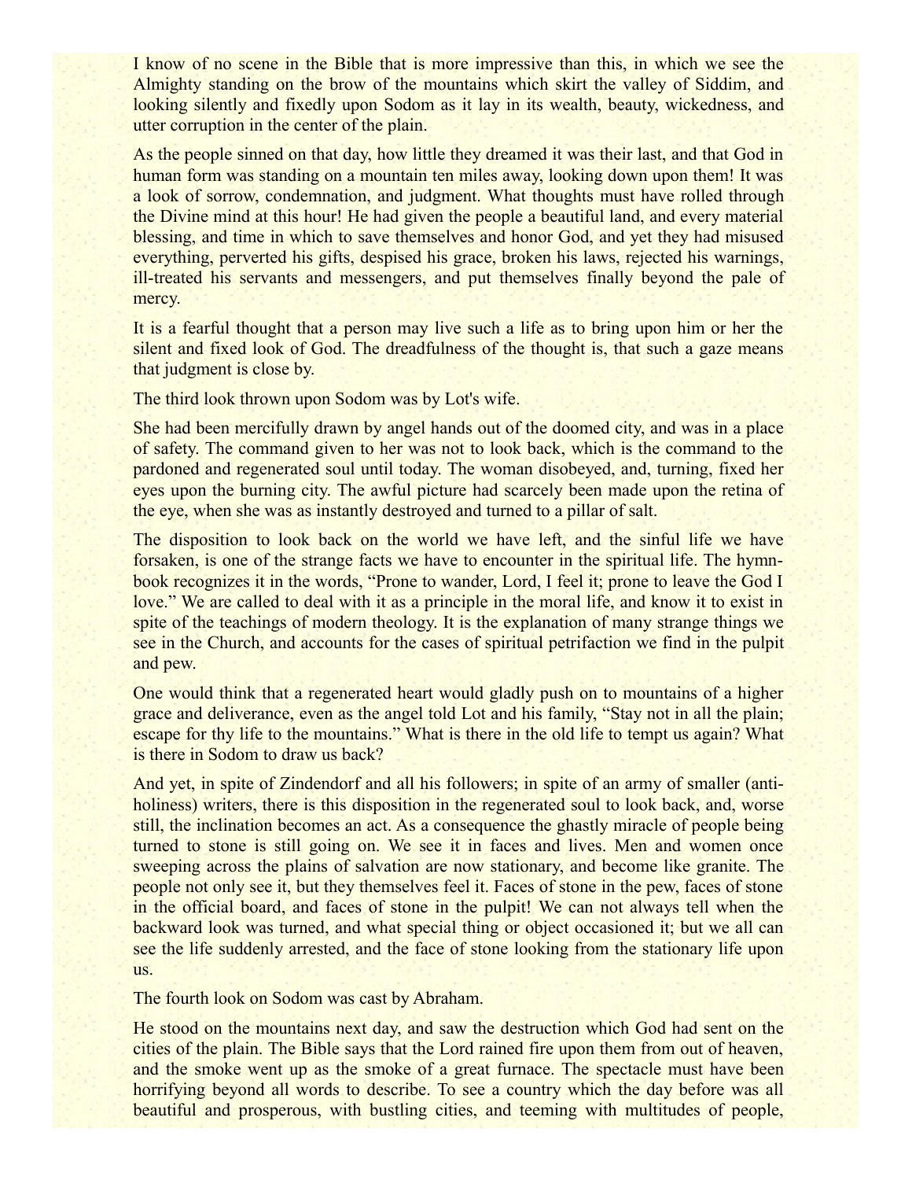I know of no scene in the Bible that is more impressive than this, in which we see the Almighty standing on the brow of the mountains which skirt the valley of Siddim, and looking silently and fixedly upon Sodom as it lay in its wealth, beauty, wickedness, and utter corruption in the center of the plain.

As the people sinned on that day, how little they dreamed it was their last, and that God in human form was standing on a mountain ten miles away, looking down upon them! It was a look of sorrow, condemnation, and judgment. What thoughts must have rolled through the Divine mind at this hour! He had given the people a beautiful land, and every material blessing, and time in which to save themselves and honor God, and yet they had misused everything, perverted his gifts, despised his grace, broken his laws, rejected his warnings, ill-treated his servants and messengers, and put themselves finally beyond the pale of mercy.

It is a fearful thought that a person may live such a life as to bring upon him or her the silent and fixed look of God. The dreadfulness of the thought is, that such a gaze means that judgment is close by.

The third look thrown upon Sodom was by Lot's wife.

She had been mercifully drawn by angel hands out of the doomed city, and was in a place of safety. The command given to her was not to look back, which is the command to the pardoned and regenerated soul until today. The woman disobeyed, and, turning, fixed her eyes upon the burning city. The awful picture had scarcely been made upon the retina of the eye, when she was as instantly destroyed and turned to a pillar of salt.

The disposition to look back on the world we have left, and the sinful life we have forsaken, is one of the strange facts we have to encounter in the spiritual life. The hymn-book recognizes it in the words, "Prone to wander, Lord, I feel it; prone to leave the God I love." We are called to deal with it as a principle in the moral life, and know it to exist in spite of the teachings of modern theology. It is the explanation of many strange things we see in the Church, and accounts for the cases of spiritual petrifaction we find in the pulpit and pew.

One would think that a regenerated heart would gladly push on to mountains of a higher grace and deliverance, even as the angel told Lot and his family, "Stay not in all the plain; escape for thy life to the mountains." What is there in the old life to tempt us again? What is there in Sodom to draw us back?

And yet, in spite of Zindendorf and all his followers; in spite of an army of smaller (anti-holiness) writers, there is this disposition in the regenerated soul to look back, and, worse still, the inclination becomes an act. As a consequence the ghastly miracle of people being turned to stone is still going on. We see it in faces and lives. Men and women once sweeping across the plains of salvation are now stationary, and become like granite. The people not only see it, but they themselves feel it. Faces of stone in the pew, faces of stone in the official board, and faces of stone in the pulpit! We can not always tell when the backward look was turned, and what special thing or object occasioned it; but we all can see the life suddenly arrested, and the face of stone looking from the stationary life upon us.

The fourth look on Sodom was cast by Abraham.

He stood on the mountains next day, and saw the destruction which God had sent on the cities of the plain. The Bible says that the Lord rained fire upon them from out of heaven, and the smoke went up as the smoke of a great furnace. The spectacle must have been horrifying beyond all words to describe. To see a country which the day before was all beautiful and prosperous, with bustling cities, and teeming with multitudes of people,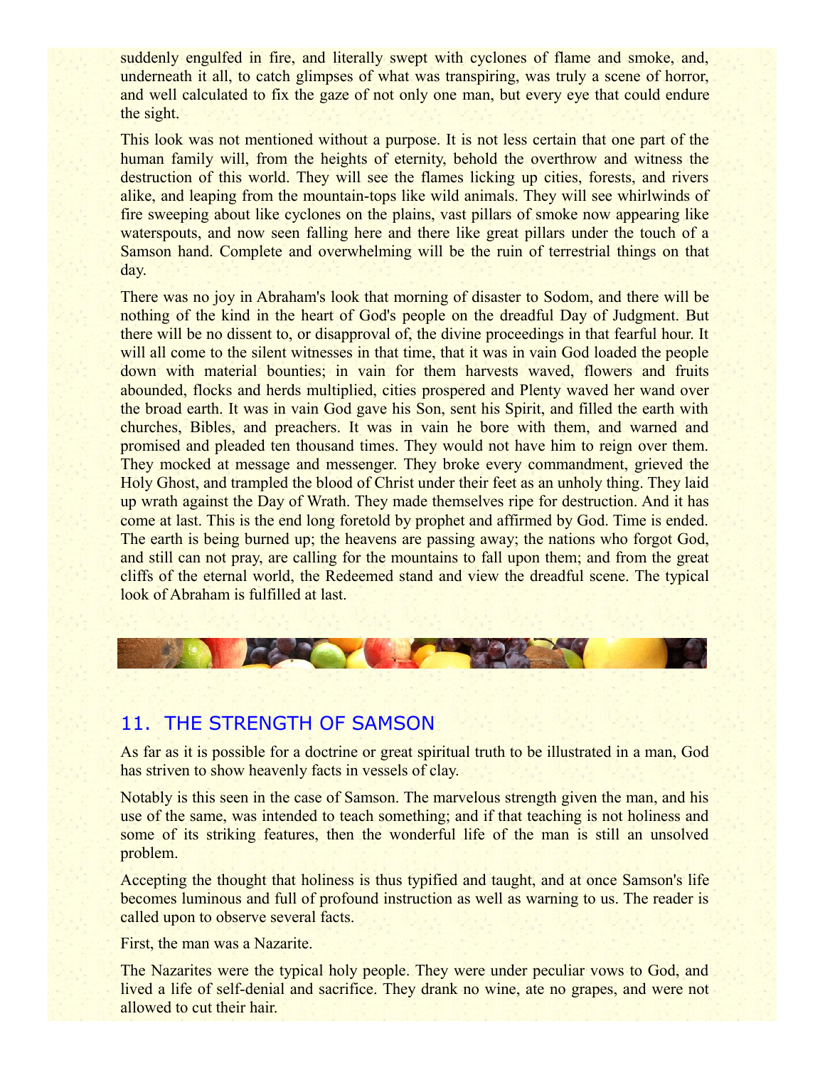suddenly engulfed in fire, and literally swept with cyclones of flame and smoke, and, underneath it all, to catch glimpses of what was transpiring, was truly a scene of horror, and well calculated to fix the gaze of not only one man, but every eye that could endure the sight.

This look was not mentioned without a purpose. It is not less certain that one part of the human family will, from the heights of eternity, behold the overthrow and witness the destruction of this world. They will see the flames licking up cities, forests, and rivers alike, and leaping from the mountain-tops like wild animals. They will see whirlwinds of fire sweeping about like cyclones on the plains, vast pillars of smoke now appearing like waterspouts, and now seen falling here and there like great pillars under the touch of a Samson hand. Complete and overwhelming will be the ruin of terrestrial things on that day.

There was no joy in Abraham's look that morning of disaster to Sodom, and there will be nothing of the kind in the heart of God's people on the dreadful Day of Judgment. But there will be no dissent to, or disapproval of, the divine proceedings in that fearful hour. It will all come to the silent witnesses in that time, that it was in vain God loaded the people down with material bounties; in vain for them harvests waved, flowers and fruits abounded, flocks and herds multiplied, cities prospered and Plenty waved her wand over the broad earth. It was in vain God gave his Son, sent his Spirit, and filled the earth with churches, Bibles, and preachers. It was in vain he bore with them, and warned and promised and pleaded ten thousand times. They would not have him to reign over them. They mocked at message and messenger. They broke every commandment, grieved the Holy Ghost, and trampled the blood of Christ under their feet as an unholy thing. They laid up wrath against the Day of Wrath. They made themselves ripe for destruction. And it has come at last. This is the end long foretold by prophet and affirmed by God. Time is ended. The earth is being burned up; the heavens are passing away; the nations who forgot God, and still can not pray, are calling for the mountains to fall upon them; and from the great cliffs of the eternal world, the Redeemed stand and view the dreadful scene. The typical look of Abraham is fulfilled at last.

## 11. THE STRENGTH OF SAMSON

As far as it is possible for a doctrine or great spiritual truth to be illustrated in a man, God has striven to show heavenly facts in vessels of clay.

Notably is this seen in the case of Samson. The marvelous strength given the man, and his use of the same, was intended to teach something; and if that teaching is not holiness and some of its striking features, then the wonderful life of the man is still an unsolved problem.

Accepting the thought that holiness is thus typified and taught, and at once Samson's life becomes luminous and full of profound instruction as well as warning to us. The reader is called upon to observe several facts.

First, the man was a Nazarite.

The Nazarites were the typical holy people. They were under peculiar vows to God, and lived a life of self-denial and sacrifice. They drank no wine, ate no grapes, and were not allowed to cut their hair.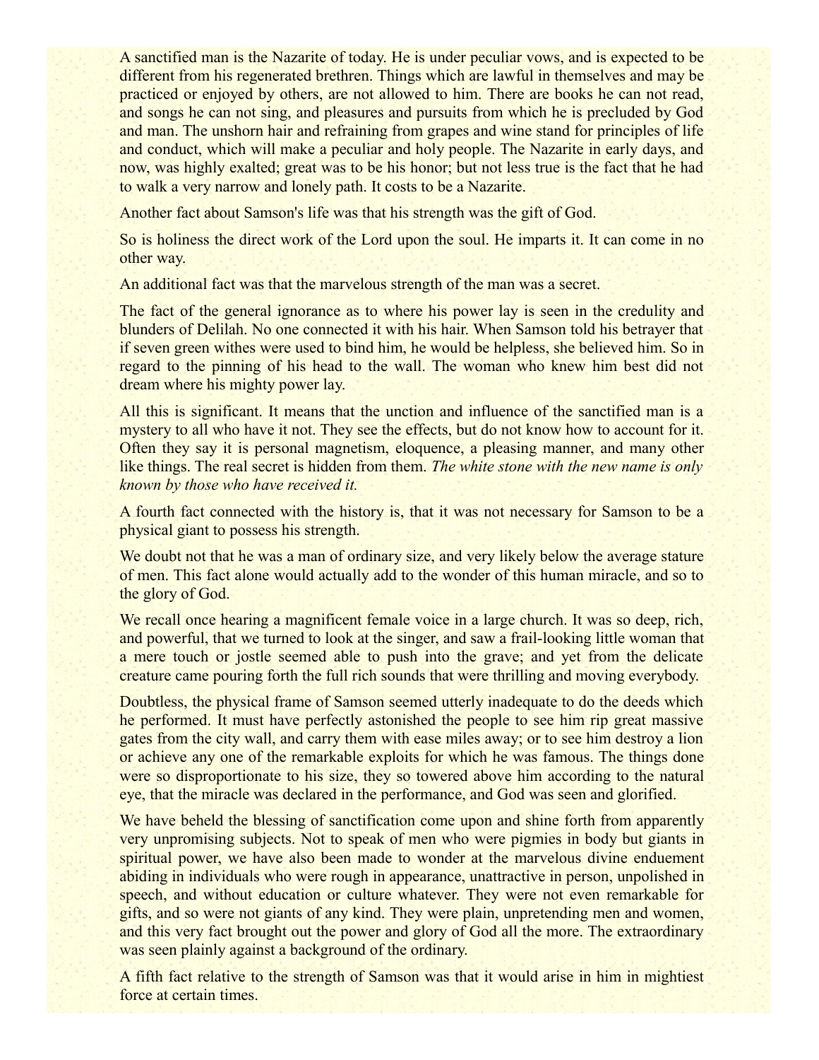A sanctified man is the Nazarite of today. He is under peculiar vows, and is expected to be different from his regenerated brethren. Things which are lawful in themselves and may be practiced or enjoyed by others, are not allowed to him. There are books he can not read, and songs he can not sing, and pleasures and pursuits from which he is precluded by God and man. The unshorn hair and refraining from grapes and wine stand for principles of life and conduct, which will make a peculiar and holy people. The Nazarite in early days, and now, was highly exalted; great was to be his honor; but not less true is the fact that he had to walk a very narrow and lonely path. It costs to be a Nazarite.

Another fact about Samson's life was that his strength was the gift of God.

So is holiness the direct work of the Lord upon the soul. He imparts it. It can come in no other way.

An additional fact was that the marvelous strength of the man was a secret.

The fact of the general ignorance as to where his power lay is seen in the credulity and blunders of Delilah. No one connected it with his hair. When Samson told his betrayer that if seven green withes were used to bind him, he would be helpless, she believed him. So in regard to the pinning of his head to the wall. The woman who knew him best did not dream where his mighty power lay.

All this is significant. It means that the unction and influence of the sanctified man is a mystery to all who have it not. They see the effects, but do not know how to account for it. Often they say it is personal magnetism, eloquence, a pleasing manner, and many other like things. The real secret is hidden from them. *The white stone with the new name is only known by those who have received it.*

A fourth fact connected with the history is, that it was not necessary for Samson to be a physical giant to possess his strength.

We doubt not that he was a man of ordinary size, and very likely below the average stature of men. This fact alone would actually add to the wonder of this human miracle, and so to the glory of God.

We recall once hearing a magnificent female voice in a large church. It was so deep, rich, and powerful, that we turned to look at the singer, and saw a frail-looking little woman that a mere touch or jostle seemed able to push into the grave; and yet from the delicate creature came pouring forth the full rich sounds that were thrilling and moving everybody.

Doubtless, the physical frame of Samson seemed utterly inadequate to do the deeds which he performed. It must have perfectly astonished the people to see him rip great massive gates from the city wall, and carry them with ease miles away; or to see him destroy a lion or achieve any one of the remarkable exploits for which he was famous. The things done were so disproportionate to his size, they so towered above him according to the natural eye, that the miracle was declared in the performance, and God was seen and glorified.

We have beheld the blessing of sanctification come upon and shine forth from apparently very unpromising subjects. Not to speak of men who were pigmies in body but giants in spiritual power, we have also been made to wonder at the marvelous divine enduement abiding in individuals who were rough in appearance, unattractive in person, unpolished in speech, and without education or culture whatever. They were not even remarkable for gifts, and so were not giants of any kind. They were plain, unpretending men and women, and this very fact brought out the power and glory of God all the more. The extraordinary was seen plainly against a background of the ordinary.

A fifth fact relative to the strength of Samson was that it would arise in him in mightiest force at certain times.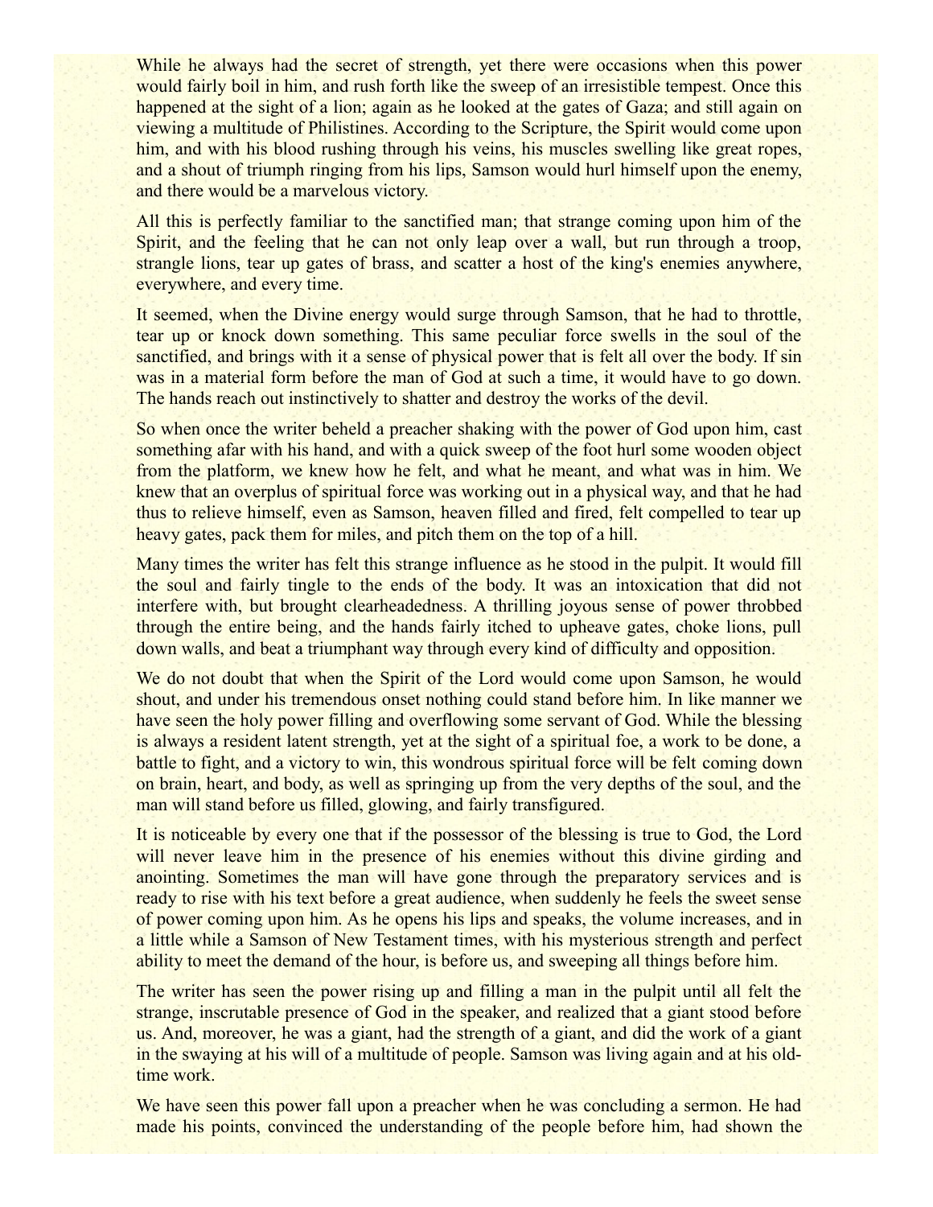While he always had the secret of strength, yet there were occasions when this power would fairly boil in him, and rush forth like the sweep of an irresistible tempest. Once this happened at the sight of a lion; again as he looked at the gates of Gaza; and still again on viewing a multitude of Philistines. According to the Scripture, the Spirit would come upon him, and with his blood rushing through his veins, his muscles swelling like great ropes, and a shout of triumph ringing from his lips, Samson would hurl himself upon the enemy, and there would be a marvelous victory.

All this is perfectly familiar to the sanctified man; that strange coming upon him of the Spirit, and the feeling that he can not only leap over a wall, but run through a troop, strangle lions, tear up gates of brass, and scatter a host of the king's enemies anywhere, everywhere, and every time.

It seemed, when the Divine energy would surge through Samson, that he had to throttle, tear up or knock down something. This same peculiar force swells in the soul of the sanctified, and brings with it a sense of physical power that is felt all over the body. If sin was in a material form before the man of God at such a time, it would have to go down. The hands reach out instinctively to shatter and destroy the works of the devil.

So when once the writer beheld a preacher shaking with the power of God upon him, cast something afar with his hand, and with a quick sweep of the foot hurl some wooden object from the platform, we knew how he felt, and what he meant, and what was in him. We knew that an overplus of spiritual force was working out in a physical way, and that he had thus to relieve himself, even as Samson, heaven filled and fired, felt compelled to tear up heavy gates, pack them for miles, and pitch them on the top of a hill.

Many times the writer has felt this strange influence as he stood in the pulpit. It would fill the soul and fairly tingle to the ends of the body. It was an intoxication that did not interfere with, but brought clearheadedness. A thrilling joyous sense of power throbbed through the entire being, and the hands fairly itched to upheave gates, choke lions, pull down walls, and beat a triumphant way through every kind of difficulty and opposition.

We do not doubt that when the Spirit of the Lord would come upon Samson, he would shout, and under his tremendous onset nothing could stand before him. In like manner we have seen the holy power filling and overflowing some servant of God. While the blessing is always a resident latent strength, yet at the sight of a spiritual foe, a work to be done, a battle to fight, and a victory to win, this wondrous spiritual force will be felt coming down on brain, heart, and body, as well as springing up from the very depths of the soul, and the man will stand before us filled, glowing, and fairly transfigured.

It is noticeable by every one that if the possessor of the blessing is true to God, the Lord will never leave him in the presence of his enemies without this divine girding and anointing. Sometimes the man will have gone through the preparatory services and is ready to rise with his text before a great audience, when suddenly he feels the sweet sense of power coming upon him. As he opens his lips and speaks, the volume increases, and in a little while a Samson of New Testament times, with his mysterious strength and perfect ability to meet the demand of the hour, is before us, and sweeping all things before him.

The writer has seen the power rising up and filling a man in the pulpit until all felt the strange, inscrutable presence of God in the speaker, and realized that a giant stood before us. And, moreover, he was a giant, had the strength of a giant, and did the work of a giant in the swaying at his will of a multitude of people. Samson was living again and at his old-time work.

We have seen this power fall upon a preacher when he was concluding a sermon. He had made his points, convinced the understanding of the people before him, had shown the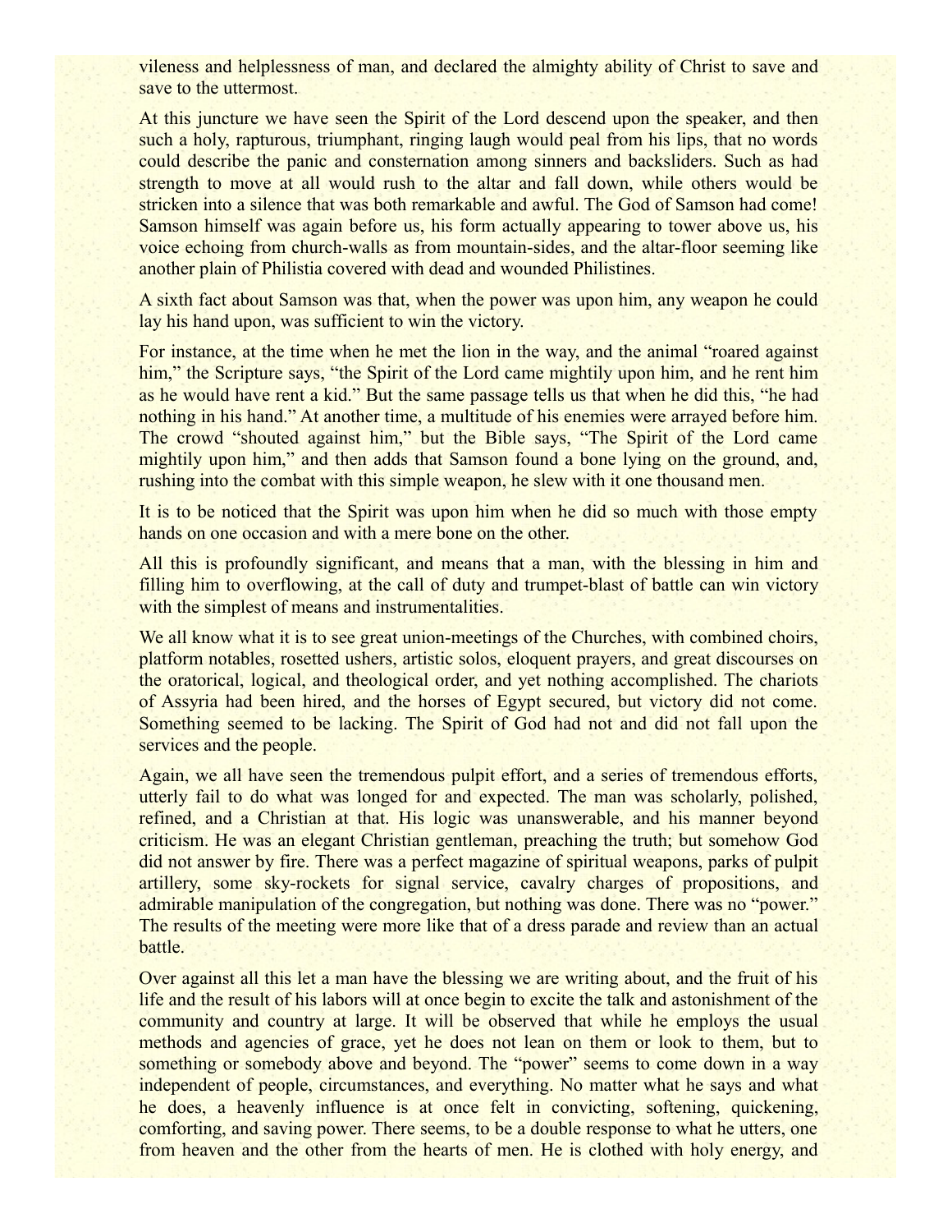vileness and helplessness of man, and declared the almighty ability of Christ to save and save to the uttermost.

At this juncture we have seen the Spirit of the Lord descend upon the speaker, and then such a holy, rapturous, triumphant, ringing laugh would peal from his lips, that no words could describe the panic and consternation among sinners and backsliders. Such as had strength to move at all would rush to the altar and fall down, while others would be stricken into a silence that was both remarkable and awful. The God of Samson had come! Samson himself was again before us, his form actually appearing to tower above us, his voice echoing from church-walls as from mountain-sides, and the altar-floor seeming like another plain of Philistia covered with dead and wounded Philistines.

A sixth fact about Samson was that, when the power was upon him, any weapon he could lay his hand upon, was sufficient to win the victory.

For instance, at the time when he met the lion in the way, and the animal "roared against him," the Scripture says, "the Spirit of the Lord came mightily upon him, and he rent him as he would have rent a kid." But the same passage tells us that when he did this, "he had nothing in his hand." At another time, a multitude of his enemies were arrayed before him. The crowd "shouted against him," but the Bible says, "The Spirit of the Lord came mightily upon him," and then adds that Samson found a bone lying on the ground, and, rushing into the combat with this simple weapon, he slew with it one thousand men.

It is to be noticed that the Spirit was upon him when he did so much with those empty hands on one occasion and with a mere bone on the other.

All this is profoundly significant, and means that a man, with the blessing in him and filling him to overflowing, at the call of duty and trumpet-blast of battle can win victory with the simplest of means and instrumentalities.

We all know what it is to see great union-meetings of the Churches, with combined choirs, platform notables, rosetted ushers, artistic solos, eloquent prayers, and great discourses on the oratorical, logical, and theological order, and yet nothing accomplished. The chariots of Assyria had been hired, and the horses of Egypt secured, but victory did not come. Something seemed to be lacking. The Spirit of God had not and did not fall upon the services and the people.

Again, we all have seen the tremendous pulpit effort, and a series of tremendous efforts, utterly fail to do what was longed for and expected. The man was scholarly, polished, refined, and a Christian at that. His logic was unanswerable, and his manner beyond criticism. He was an elegant Christian gentleman, preaching the truth; but somehow God did not answer by fire. There was a perfect magazine of spiritual weapons, parks of pulpit artillery, some sky-rockets for signal service, cavalry charges of propositions, and admirable manipulation of the congregation, but nothing was done. There was no "power." The results of the meeting were more like that of a dress parade and review than an actual battle.

Over against all this let a man have the blessing we are writing about, and the fruit of his life and the result of his labors will at once begin to excite the talk and astonishment of the community and country at large. It will be observed that while he employs the usual methods and agencies of grace, yet he does not lean on them or look to them, but to something or somebody above and beyond. The "power" seems to come down in a way independent of people, circumstances, and everything. No matter what he says and what he does, a heavenly influence is at once felt in convicting, softening, quickening, comforting, and saving power. There seems, to be a double response to what he utters, one from heaven and the other from the hearts of men. He is clothed with holy energy, and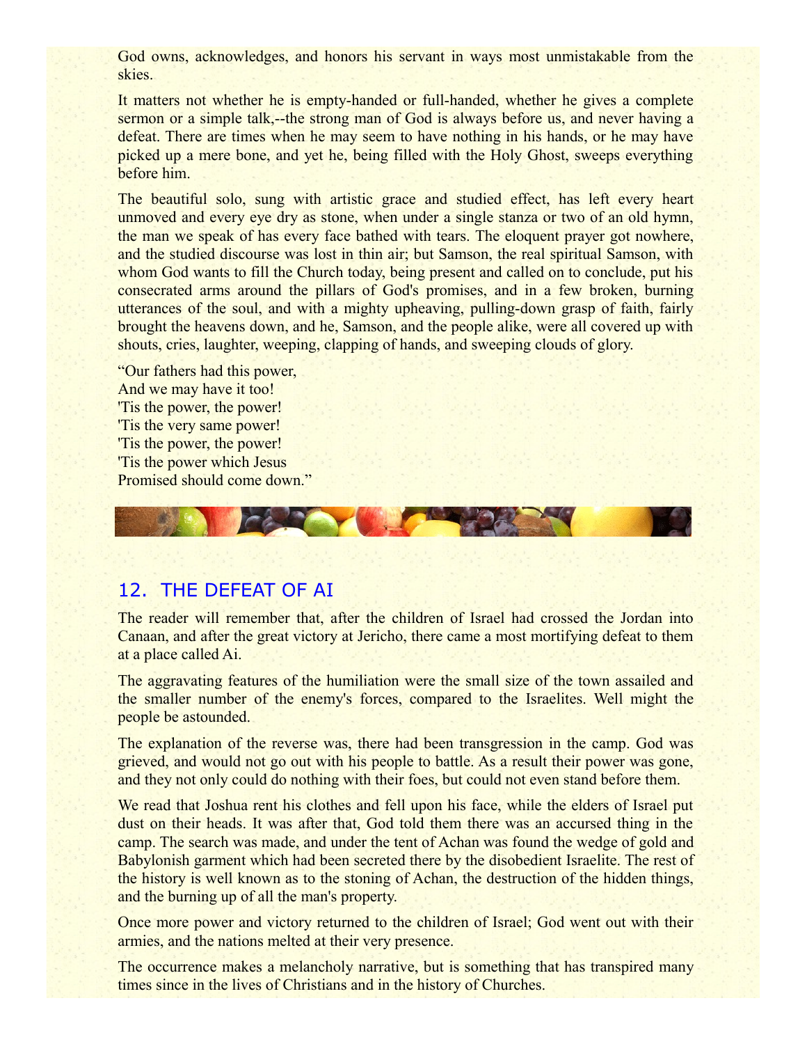God owns, acknowledges, and honors his servant in ways most unmistakable from the skies.

It matters not whether he is empty-handed or full-handed, whether he gives a complete sermon or a simple talk,--the strong man of God is always before us, and never having a defeat. There are times when he may seem to have nothing in his hands, or he may have picked up a mere bone, and yet he, being filled with the Holy Ghost, sweeps everything before him.

The beautiful solo, sung with artistic grace and studied effect, has left every heart unmoved and every eye dry as stone, when under a single stanza or two of an old hymn, the man we speak of has every face bathed with tears. The eloquent prayer got nowhere, and the studied discourse was lost in thin air; but Samson, the real spiritual Samson, with whom God wants to fill the Church today, being present and called on to conclude, put his consecrated arms around the pillars of God's promises, and in a few broken, burning utterances of the soul, and with a mighty upheaving, pulling-down grasp of faith, fairly brought the heavens down, and he, Samson, and the people alike, were all covered up with shouts, cries, laughter, weeping, clapping of hands, and sweeping clouds of glory.

“Our fathers had this power,  
And we may have it too!  
'Tis the power, the power!  
'Tis the very same power!  
'Tis the power, the power!  
'Tis the power which Jesus  
Promised should come down.”

## 12. THE DEFEAT OF AI

The reader will remember that, after the children of Israel had crossed the Jordan into Canaan, and after the great victory at Jericho, there came a most mortifying defeat to them at a place called Ai.

The aggravating features of the humiliation were the small size of the town assailed and the smaller number of the enemy's forces, compared to the Israelites. Well might the people be astounded.

The explanation of the reverse was, there had been transgression in the camp. God was grieved, and would not go out with his people to battle. As a result their power was gone, and they not only could do nothing with their foes, but could not even stand before them.

We read that Joshua rent his clothes and fell upon his face, while the elders of Israel put dust on their heads. It was after that, God told them there was an accursed thing in the camp. The search was made, and under the tent of Achan was found the wedge of gold and Babylonish garment which had been secreted there by the disobedient Israelite. The rest of the history is well known as to the stoning of Achan, the destruction of the hidden things, and the burning up of all the man's property.

Once more power and victory returned to the children of Israel; God went out with their armies, and the nations melted at their very presence.

The occurrence makes a melancholy narrative, but is something that has transpired many times since in the lives of Christians and in the history of Churches.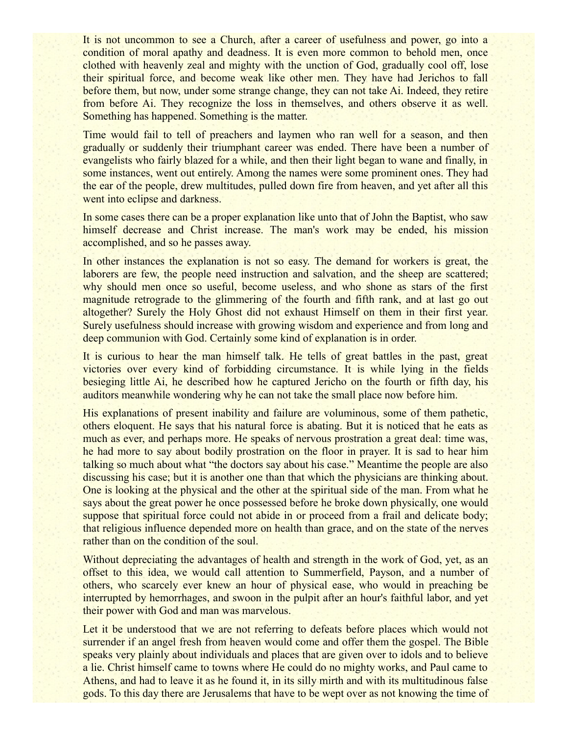It is not uncommon to see a Church, after a career of usefulness and power, go into a condition of moral apathy and deadness. It is even more common to behold men, once clothed with heavenly zeal and mighty with the unction of God, gradually cool off, lose their spiritual force, and become weak like other men. They have had Jerichos to fall before them, but now, under some strange change, they can not take Ai. Indeed, they retire from before Ai. They recognize the loss in themselves, and others observe it as well. Something has happened. Something is the matter.

Time would fail to tell of preachers and laymen who ran well for a season, and then gradually or suddenly their triumphant career was ended. There have been a number of evangelists who fairly blazed for a while, and then their light began to wane and finally, in some instances, went out entirely. Among the names were some prominent ones. They had the ear of the people, drew multitudes, pulled down fire from heaven, and yet after all this went into eclipse and darkness.

In some cases there can be a proper explanation like unto that of John the Baptist, who saw himself decrease and Christ increase. The man's work may be ended, his mission accomplished, and so he passes away.

In other instances the explanation is not so easy. The demand for workers is great, the laborers are few, the people need instruction and salvation, and the sheep are scattered; why should men once so useful, become useless, and who shone as stars of the first magnitude retrograde to the glimmering of the fourth and fifth rank, and at last go out altogether? Surely the Holy Ghost did not exhaust Himself on them in their first year. Surely usefulness should increase with growing wisdom and experience and from long and deep communion with God. Certainly some kind of explanation is in order.

It is curious to hear the man himself talk. He tells of great battles in the past, great victories over every kind of forbidding circumstance. It is while lying in the fields besieging little Ai, he described how he captured Jericho on the fourth or fifth day, his auditors meanwhile wondering why he can not take the small place now before him.

His explanations of present inability and failure are voluminous, some of them pathetic, others eloquent. He says that his natural force is abating. But it is noticed that he eats as much as ever, and perhaps more. He speaks of nervous prostration a great deal: time was, he had more to say about bodily prostration on the floor in prayer. It is sad to hear him talking so much about what "the doctors say about his case." Meantime the people are also discussing his case; but it is another one than that which the physicians are thinking about. One is looking at the physical and the other at the spiritual side of the man. From what he says about the great power he once possessed before he broke down physically, one would suppose that spiritual force could not abide in or proceed from a frail and delicate body; that religious influence depended more on health than grace, and on the state of the nerves rather than on the condition of the soul.

Without depreciating the advantages of health and strength in the work of God, yet, as an offset to this idea, we would call attention to Summerfield, Payson, and a number of others, who scarcely ever knew an hour of physical ease, who would in preaching be interrupted by hemorrhages, and swoon in the pulpit after an hour's faithful labor, and yet their power with God and man was marvelous.

Let it be understood that we are not referring to defeats before places which would not surrender if an angel fresh from heaven would come and offer them the gospel. The Bible speaks very plainly about individuals and places that are given over to idols and to believe a lie. Christ himself came to towns where He could do no mighty works, and Paul came to Athens, and had to leave it as he found it, in its silly mirth and with its multitudinous false gods. To this day there are Jerusalems that have to be wept over as not knowing the time of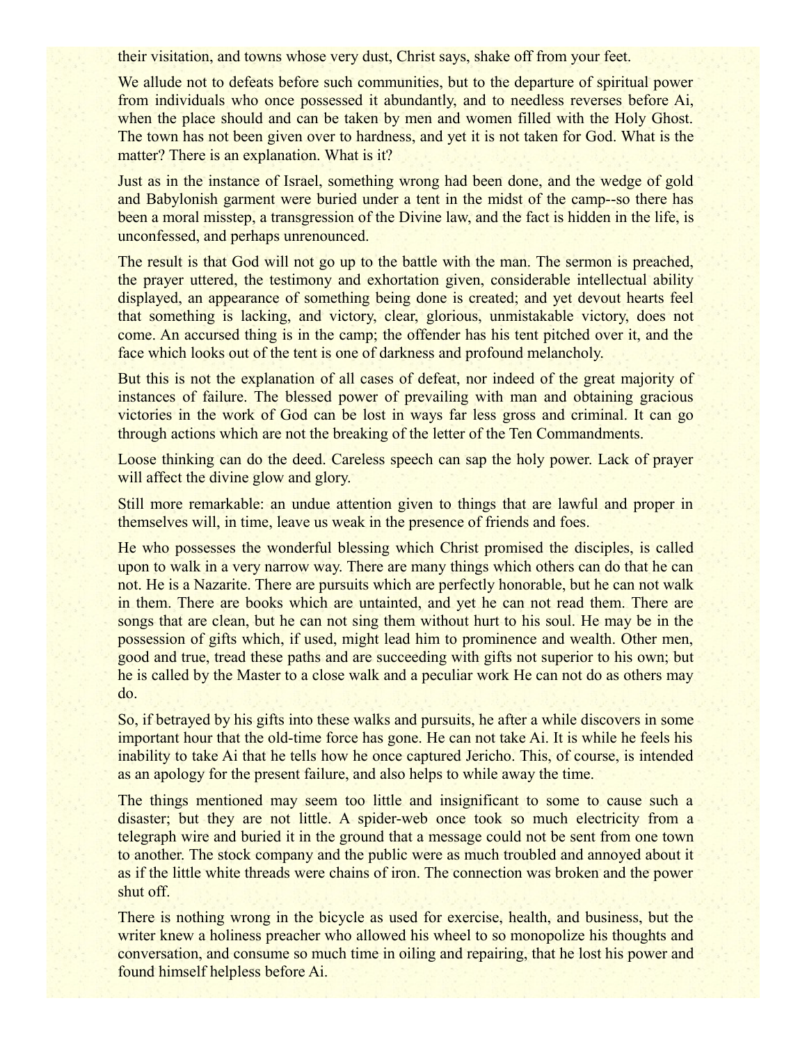their visitation, and towns whose very dust, Christ says, shake off from your feet.

We allude not to defeats before such communities, but to the departure of spiritual power from individuals who once possessed it abundantly, and to needless reverses before Ai, when the place should and can be taken by men and women filled with the Holy Ghost. The town has not been given over to hardness, and yet it is not taken for God. What is the matter? There is an explanation. What is it?

Just as in the instance of Israel, something wrong had been done, and the wedge of gold and Babylonish garment were buried under a tent in the midst of the camp--so there has been a moral misstep, a transgression of the Divine law, and the fact is hidden in the life, is unconfessed, and perhaps unrenounced.

The result is that God will not go up to the battle with the man. The sermon is preached, the prayer uttered, the testimony and exhortation given, considerable intellectual ability displayed, an appearance of something being done is created; and yet devout hearts feel that something is lacking, and victory, clear, glorious, unmistakable victory, does not come. An accursed thing is in the camp; the offender has his tent pitched over it, and the face which looks out of the tent is one of darkness and profound melancholy.

But this is not the explanation of all cases of defeat, nor indeed of the great majority of instances of failure. The blessed power of prevailing with man and obtaining gracious victories in the work of God can be lost in ways far less gross and criminal. It can go through actions which are not the breaking of the letter of the Ten Commandments.

Loose thinking can do the deed. Careless speech can sap the holy power. Lack of prayer will affect the divine glow and glory.

Still more remarkable: an undue attention given to things that are lawful and proper in themselves will, in time, leave us weak in the presence of friends and foes.

He who possesses the wonderful blessing which Christ promised the disciples, is called upon to walk in a very narrow way. There are many things which others can do that he can not. He is a Nazarite. There are pursuits which are perfectly honorable, but he can not walk in them. There are books which are untainted, and yet he can not read them. There are songs that are clean, but he can not sing them without hurt to his soul. He may be in the possession of gifts which, if used, might lead him to prominence and wealth. Other men, good and true, tread these paths and are succeeding with gifts not superior to his own; but he is called by the Master to a close walk and a peculiar work He can not do as others may do.

So, if betrayed by his gifts into these walks and pursuits, he after a while discovers in some important hour that the old-time force has gone. He can not take Ai. It is while he feels his inability to take Ai that he tells how he once captured Jericho. This, of course, is intended as an apology for the present failure, and also helps to while away the time.

The things mentioned may seem too little and insignificant to some to cause such a disaster; but they are not little. A spider-web once took so much electricity from a telegraph wire and buried it in the ground that a message could not be sent from one town to another. The stock company and the public were as much troubled and annoyed about it as if the little white threads were chains of iron. The connection was broken and the power shut off.

There is nothing wrong in the bicycle as used for exercise, health, and business, but the writer knew a holiness preacher who allowed his wheel to so monopolize his thoughts and conversation, and consume so much time in oiling and repairing, that he lost his power and found himself helpless before Ai.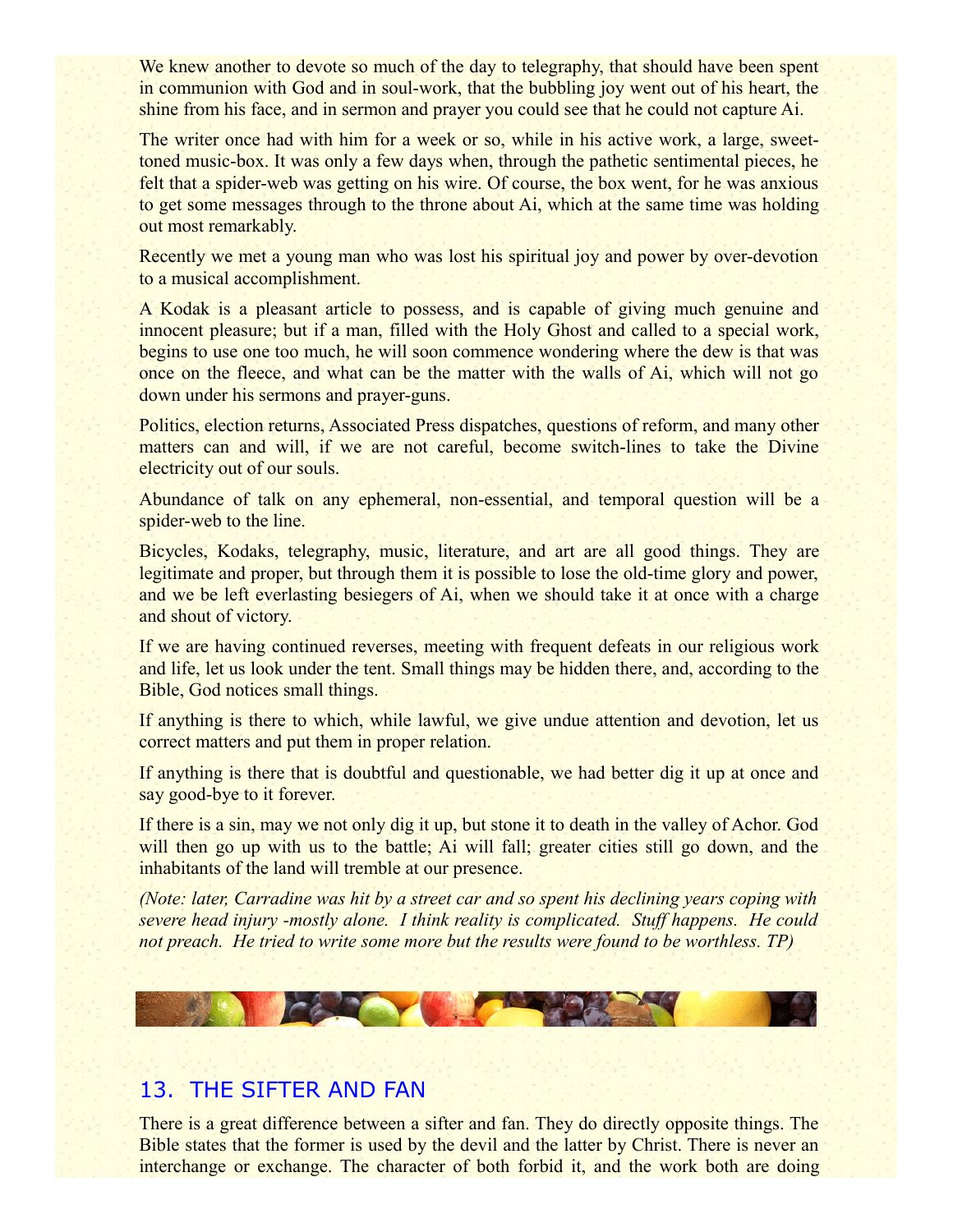We knew another to devote so much of the day to telegraphy, that should have been spent in communion with God and in soul-work, that the bubbling joy went out of his heart, the shine from his face, and in sermon and prayer you could see that he could not capture Ai.

The writer once had with him for a week or so, while in his active work, a large, sweet-toned music-box. It was only a few days when, through the pathetic sentimental pieces, he felt that a spider-web was getting on his wire. Of course, the box went, for he was anxious to get some messages through to the throne about Ai, which at the same time was holding out most remarkably.

Recently we met a young man who was lost his spiritual joy and power by over-devotion to a musical accomplishment.

A Kodak is a pleasant article to possess, and is capable of giving much genuine and innocent pleasure; but if a man, filled with the Holy Ghost and called to a special work, begins to use one too much, he will soon commence wondering where the dew is that was once on the fleece, and what can be the matter with the walls of Ai, which will not go down under his sermons and prayer-guns.

Politics, election returns, Associated Press dispatches, questions of reform, and many other matters can and will, if we are not careful, become switch-lines to take the Divine electricity out of our souls.

Abundance of talk on any ephemeral, non-essential, and temporal question will be a spider-web to the line.

Bicycles, Kodaks, telegraphy, music, literature, and art are all good things. They are legitimate and proper, but through them it is possible to lose the old-time glory and power, and we be left everlasting besiegers of Ai, when we should take it at once with a charge and shout of victory.

If we are having continued reverses, meeting with frequent defeats in our religious work and life, let us look under the tent. Small things may be hidden there, and, according to the Bible, God notices small things.

If anything is there to which, while lawful, we give undue attention and devotion, let us correct matters and put them in proper relation.

If anything is there that is doubtful and questionable, we had better dig it up at once and say good-bye to it forever.

If there is a sin, may we not only dig it up, but stone it to death in the valley of Achor. God will then go up with us to the battle; Ai will fall; greater cities still go down, and the inhabitants of the land will tremble at our presence.

*(Note: later, Carradine was hit by a street car and so spent his declining years coping with severe head injury -mostly alone. I think reality is complicated. Stuff happens. He could not preach. He tried to write some more but the results were found to be worthless. TP)*

## 13. THE SIFTER AND FAN

There is a great difference between a sifter and fan. They do directly opposite things. The Bible states that the former is used by the devil and the latter by Christ. There is never an interchange or exchange. The character of both forbid it, and the work both are doing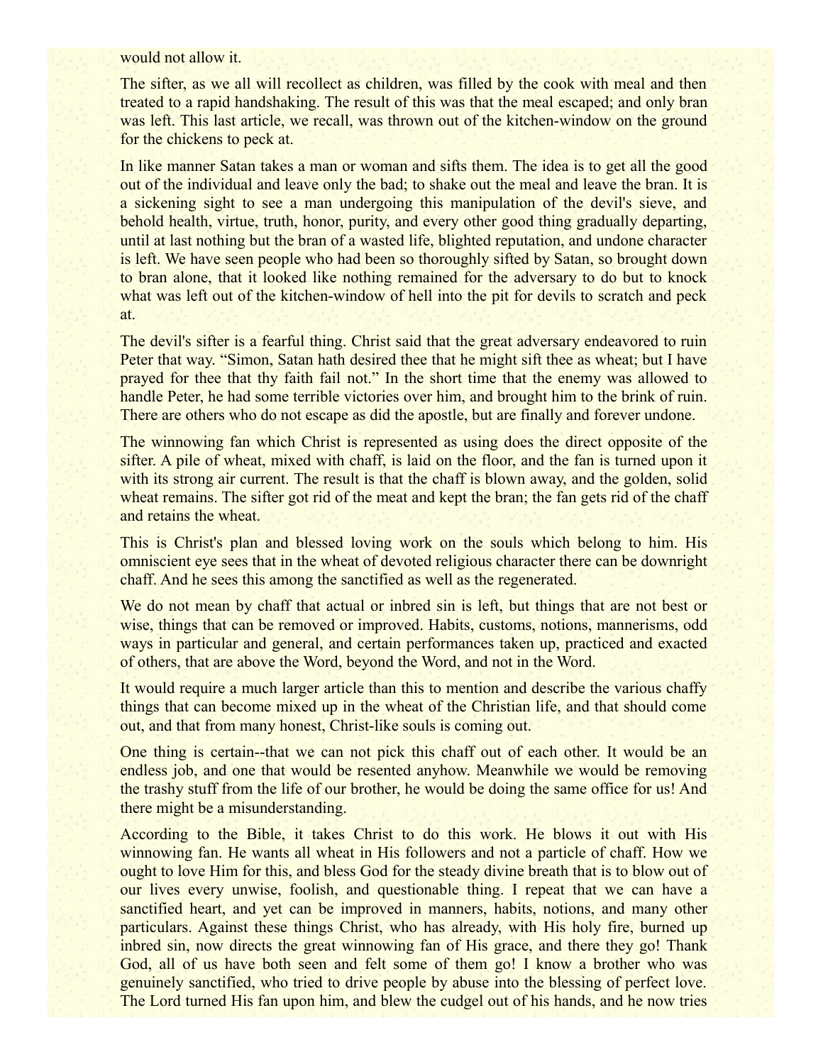would not allow it.

The sifter, as we all will recollect as children, was filled by the cook with meal and then treated to a rapid handshaking. The result of this was that the meal escaped; and only bran was left. This last article, we recall, was thrown out of the kitchen-window on the ground for the chickens to peck at.

In like manner Satan takes a man or woman and sifts them. The idea is to get all the good out of the individual and leave only the bad; to shake out the meal and leave the bran. It is a sickening sight to see a man undergoing this manipulation of the devil's sieve, and behold health, virtue, truth, honor, purity, and every other good thing gradually departing, until at last nothing but the bran of a wasted life, blighted reputation, and undone character is left. We have seen people who had been so thoroughly sifted by Satan, so brought down to bran alone, that it looked like nothing remained for the adversary to do but to knock what was left out of the kitchen-window of hell into the pit for devils to scratch and peck at.

The devil's sifter is a fearful thing. Christ said that the great adversary endeavored to ruin Peter that way. "Simon, Satan hath desired thee that he might sift thee as wheat; but I have prayed for thee that thy faith fail not." In the short time that the enemy was allowed to handle Peter, he had some terrible victories over him, and brought him to the brink of ruin. There are others who do not escape as did the apostle, but are finally and forever undone.

The winnowing fan which Christ is represented as using does the direct opposite of the sifter. A pile of wheat, mixed with chaff, is laid on the floor, and the fan is turned upon it with its strong air current. The result is that the chaff is blown away, and the golden, solid wheat remains. The sifter got rid of the meat and kept the bran; the fan gets rid of the chaff and retains the wheat.

This is Christ's plan and blessed loving work on the souls which belong to him. His omniscient eye sees that in the wheat of devoted religious character there can be downright chaff. And he sees this among the sanctified as well as the regenerated.

We do not mean by chaff that actual or inbred sin is left, but things that are not best or wise, things that can be removed or improved. Habits, customs, notions, mannerisms, odd ways in particular and general, and certain performances taken up, practiced and exacted of others, that are above the Word, beyond the Word, and not in the Word.

It would require a much larger article than this to mention and describe the various chaffy things that can become mixed up in the wheat of the Christian life, and that should come out, and that from many honest, Christ-like souls is coming out.

One thing is certain--that we can not pick this chaff out of each other. It would be an endless job, and one that would be resented anyhow. Meanwhile we would be removing the trashy stuff from the life of our brother, he would be doing the same office for us! And there might be a misunderstanding.

According to the Bible, it takes Christ to do this work. He blows it out with His winnowing fan. He wants all wheat in His followers and not a particle of chaff. How we ought to love Him for this, and bless God for the steady divine breath that is to blow out of our lives every unwise, foolish, and questionable thing. I repeat that we can have a sanctified heart, and yet can be improved in manners, habits, notions, and many other particulars. Against these things Christ, who has already, with His holy fire, burned up inbred sin, now directs the great winnowing fan of His grace, and there they go! Thank God, all of us have both seen and felt some of them go! I know a brother who was genuinely sanctified, who tried to drive people by abuse into the blessing of perfect love. The Lord turned His fan upon him, and blew the cudgel out of his hands, and he now tries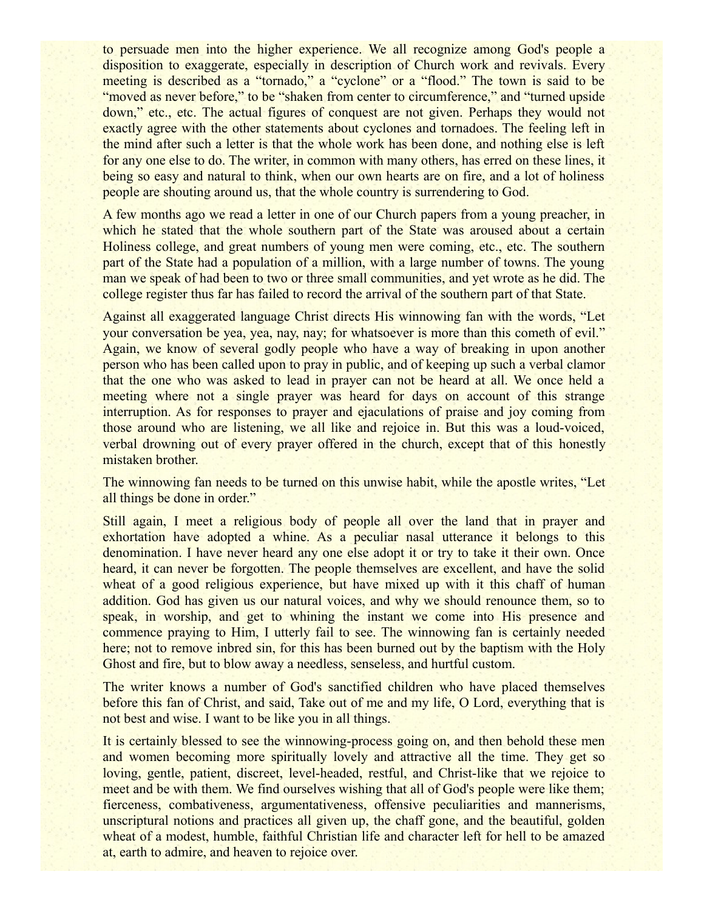to persuade men into the higher experience. We all recognize among God's people a disposition to exaggerate, especially in description of Church work and revivals. Every meeting is described as a "tornado," a "cyclone" or a "flood." The town is said to be "moved as never before," to be "shaken from center to circumference," and "turned upside down," etc., etc. The actual figures of conquest are not given. Perhaps they would not exactly agree with the other statements about cyclones and tornadoes. The feeling left in the mind after such a letter is that the whole work has been done, and nothing else is left for any one else to do. The writer, in common with many others, has erred on these lines, it being so easy and natural to think, when our own hearts are on fire, and a lot of holiness people are shouting around us, that the whole country is surrendering to God.

A few months ago we read a letter in one of our Church papers from a young preacher, in which he stated that the whole southern part of the State was aroused about a certain Holiness college, and great numbers of young men were coming, etc., etc. The southern part of the State had a population of a million, with a large number of towns. The young man we speak of had been to two or three small communities, and yet wrote as he did. The college register thus far has failed to record the arrival of the southern part of that State.

Against all exaggerated language Christ directs His winnowing fan with the words, "Let your conversation be yea, yea, nay, nay; for whatsoever is more than this cometh of evil." Again, we know of several godly people who have a way of breaking in upon another person who has been called upon to pray in public, and of keeping up such a verbal clamor that the one who was asked to lead in prayer can not be heard at all. We once held a meeting where not a single prayer was heard for days on account of this strange interruption. As for responses to prayer and ejaculations of praise and joy coming from those around who are listening, we all like and rejoice in. But this was a loud-voiced, verbal drowning out of every prayer offered in the church, except that of this honestly mistaken brother.

The winnowing fan needs to be turned on this unwise habit, while the apostle writes, "Let all things be done in order."

Still again, I meet a religious body of people all over the land that in prayer and exhortation have adopted a whine. As a peculiar nasal utterance it belongs to this denomination. I have never heard any one else adopt it or try to take it their own. Once heard, it can never be forgotten. The people themselves are excellent, and have the solid wheat of a good religious experience, but have mixed up with it this chaff of human addition. God has given us our natural voices, and why we should renounce them, so to speak, in worship, and get to whining the instant we come into His presence and commence praying to Him, I utterly fail to see. The winnowing fan is certainly needed here; not to remove inbred sin, for this has been burned out by the baptism with the Holy Ghost and fire, but to blow away a needless, senseless, and hurtful custom.

The writer knows a number of God's sanctified children who have placed themselves before this fan of Christ, and said, Take out of me and my life, O Lord, everything that is not best and wise. I want to be like you in all things.

It is certainly blessed to see the winnowing-process going on, and then behold these men and women becoming more spiritually lovely and attractive all the time. They get so loving, gentle, patient, discreet, level-headed, restful, and Christ-like that we rejoice to meet and be with them. We find ourselves wishing that all of God's people were like them; fierceness, combativeness, argumentativeness, offensive peculiarities and mannerisms, unscriptural notions and practices all given up, the chaff gone, and the beautiful, golden wheat of a modest, humble, faithful Christian life and character left for hell to be amazed at, earth to admire, and heaven to rejoice over.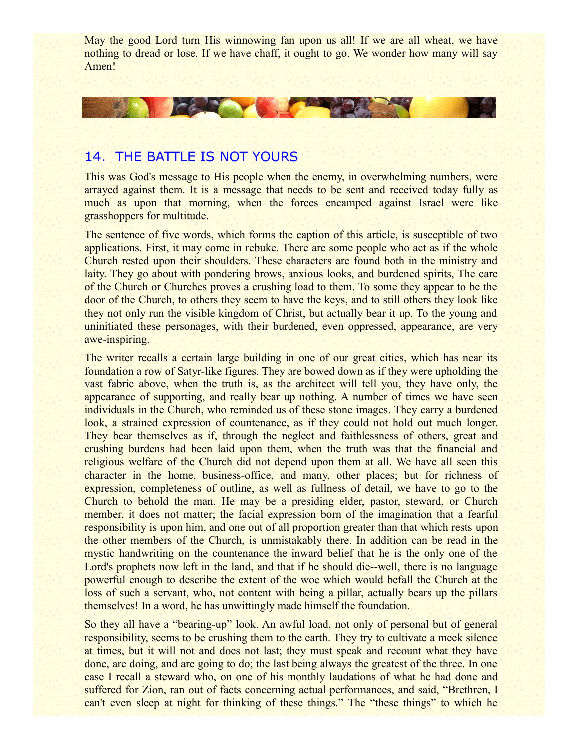May the good Lord turn His winnowing fan upon us all! If we are all wheat, we have nothing to dread or lose. If we have chaff, it ought to go. We wonder how many will say Amen!

## 14. THE BATTLE IS NOT YOURS

This was God's message to His people when the enemy, in overwhelming numbers, were arrayed against them. It is a message that needs to be sent and received today fully as much as upon that morning, when the forces encamped against Israel were like grasshoppers for multitude.

The sentence of five words, which forms the caption of this article, is susceptible of two applications. First, it may come in rebuke. There are some people who act as if the whole Church rested upon their shoulders. These characters are found both in the ministry and laity. They go about with pondering brows, anxious looks, and burdened spirits, The care of the Church or Churches proves a crushing load to them. To some they appear to be the door of the Church, to others they seem to have the keys, and to still others they look like they not only run the visible kingdom of Christ, but actually bear it up. To the young and uninitiated these personages, with their burdened, even oppressed, appearance, are very awe-inspiring.

The writer recalls a certain large building in one of our great cities, which has near its foundation a row of Satyr-like figures. They are bowed down as if they were upholding the vast fabric above, when the truth is, as the architect will tell you, they have only, the appearance of supporting, and really bear up nothing. A number of times we have seen individuals in the Church, who reminded us of these stone images. They carry a burdened look, a strained expression of countenance, as if they could not hold out much longer. They bear themselves as if, through the neglect and faithlessness of others, great and crushing burdens had been laid upon them, when the truth was that the financial and religious welfare of the Church did not depend upon them at all. We have all seen this character in the home, business-office, and many, other places; but for richness of expression, completeness of outline, as well as fullness of detail, we have to go to the Church to behold the man. He may be a presiding elder, pastor, steward, or Church member, it does not matter; the facial expression born of the imagination that a fearful responsibility is upon him, and one out of all proportion greater than that which rests upon the other members of the Church, is unmistakably there. In addition can be read in the mystic handwriting on the countenance the inward belief that he is the only one of the Lord's prophets now left in the land, and that if he should die--well, there is no language powerful enough to describe the extent of the woe which would befall the Church at the loss of such a servant, who, not content with being a pillar, actually bears up the pillars themselves! In a word, he has unwittingly made himself the foundation.

So they all have a "bearing-up" look. An awful load, not only of personal but of general responsibility, seems to be crushing them to the earth. They try to cultivate a meek silence at times, but it will not and does not last; they must speak and recount what they have done, are doing, and are going to do; the last being always the greatest of the three. In one case I recall a steward who, on one of his monthly laudations of what he had done and suffered for Zion, ran out of facts concerning actual performances, and said, "Brethren, I can't even sleep at night for thinking of these things." The "these things" to which he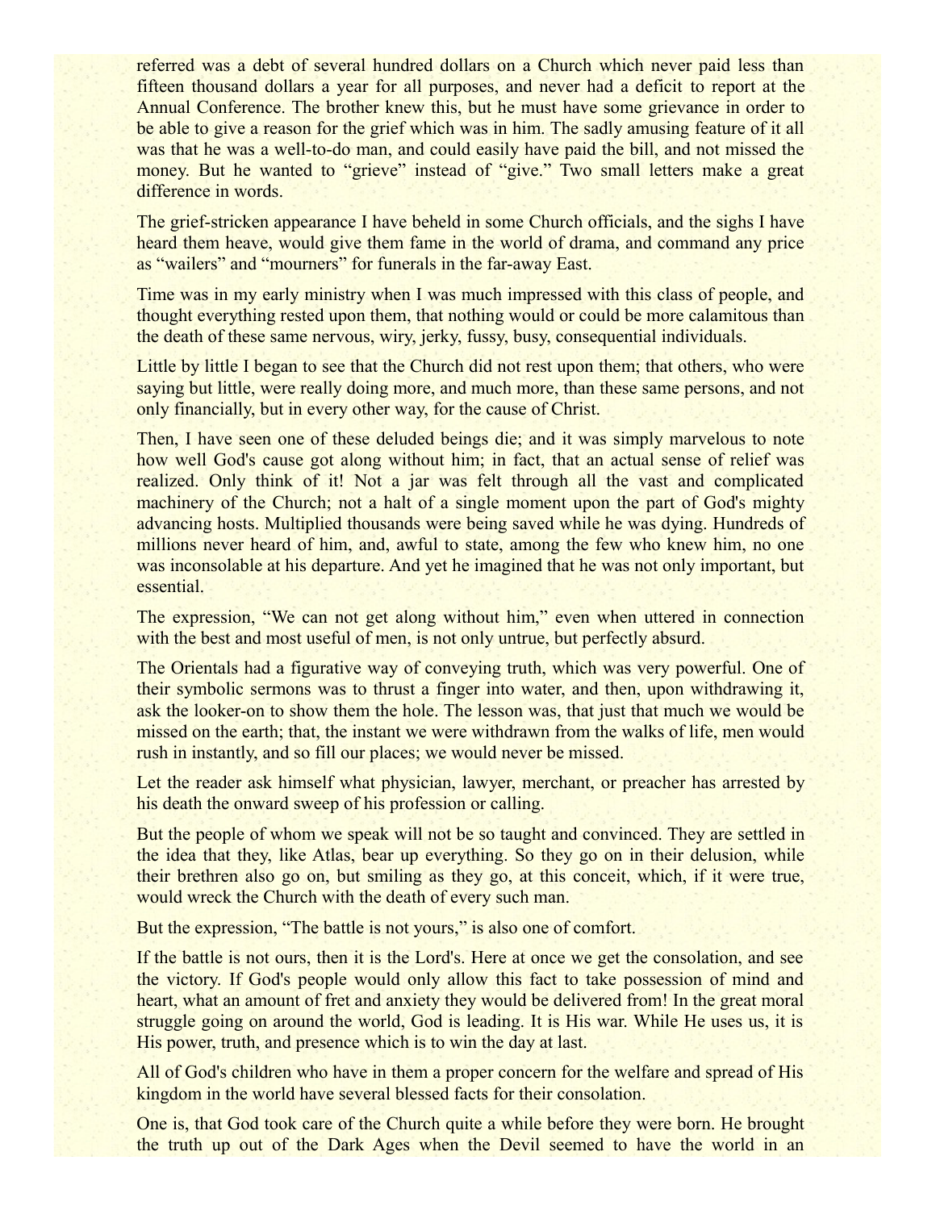referred was a debt of several hundred dollars on a Church which never paid less than fifteen thousand dollars a year for all purposes, and never had a deficit to report at the Annual Conference. The brother knew this, but he must have some grievance in order to be able to give a reason for the grief which was in him. The sadly amusing feature of it all was that he was a well-to-do man, and could easily have paid the bill, and not missed the money. But he wanted to "grieve" instead of "give." Two small letters make a great difference in words.

The grief-stricken appearance I have beheld in some Church officials, and the sighs I have heard them heave, would give them fame in the world of drama, and command any price as "wailers" and "mourners" for funerals in the far-away East.

Time was in my early ministry when I was much impressed with this class of people, and thought everything rested upon them, that nothing would or could be more calamitous than the death of these same nervous, wiry, jerky, fussy, busy, consequential individuals.

Little by little I began to see that the Church did not rest upon them; that others, who were saying but little, were really doing more, and much more, than these same persons, and not only financially, but in every other way, for the cause of Christ.

Then, I have seen one of these deluded beings die; and it was simply marvelous to note how well God's cause got along without him; in fact, that an actual sense of relief was realized. Only think of it! Not a jar was felt through all the vast and complicated machinery of the Church; not a halt of a single moment upon the part of God's mighty advancing hosts. Multiplied thousands were being saved while he was dying. Hundreds of millions never heard of him, and, awful to state, among the few who knew him, no one was inconsolable at his departure. And yet he imagined that he was not only important, but essential.

The expression, "We can not get along without him," even when uttered in connection with the best and most useful of men, is not only untrue, but perfectly absurd.

The Orientals had a figurative way of conveying truth, which was very powerful. One of their symbolic sermons was to thrust a finger into water, and then, upon withdrawing it, ask the looker-on to show them the hole. The lesson was, that just that much we would be missed on the earth; that, the instant we were withdrawn from the walks of life, men would rush in instantly, and so fill our places; we would never be missed.

Let the reader ask himself what physician, lawyer, merchant, or preacher has arrested by his death the onward sweep of his profession or calling.

But the people of whom we speak will not be so taught and convinced. They are settled in the idea that they, like Atlas, bear up everything. So they go on in their delusion, while their brethren also go on, but smiling as they go, at this conceit, which, if it were true, would wreck the Church with the death of every such man.

But the expression, "The battle is not yours," is also one of comfort.

If the battle is not ours, then it is the Lord's. Here at once we get the consolation, and see the victory. If God's people would only allow this fact to take possession of mind and heart, what an amount of fret and anxiety they would be delivered from! In the great moral struggle going on around the world, God is leading. It is His war. While He uses us, it is His power, truth, and presence which is to win the day at last.

All of God's children who have in them a proper concern for the welfare and spread of His kingdom in the world have several blessed facts for their consolation.

One is, that God took care of the Church quite a while before they were born. He brought the truth up out of the Dark Ages when the Devil seemed to have the world in an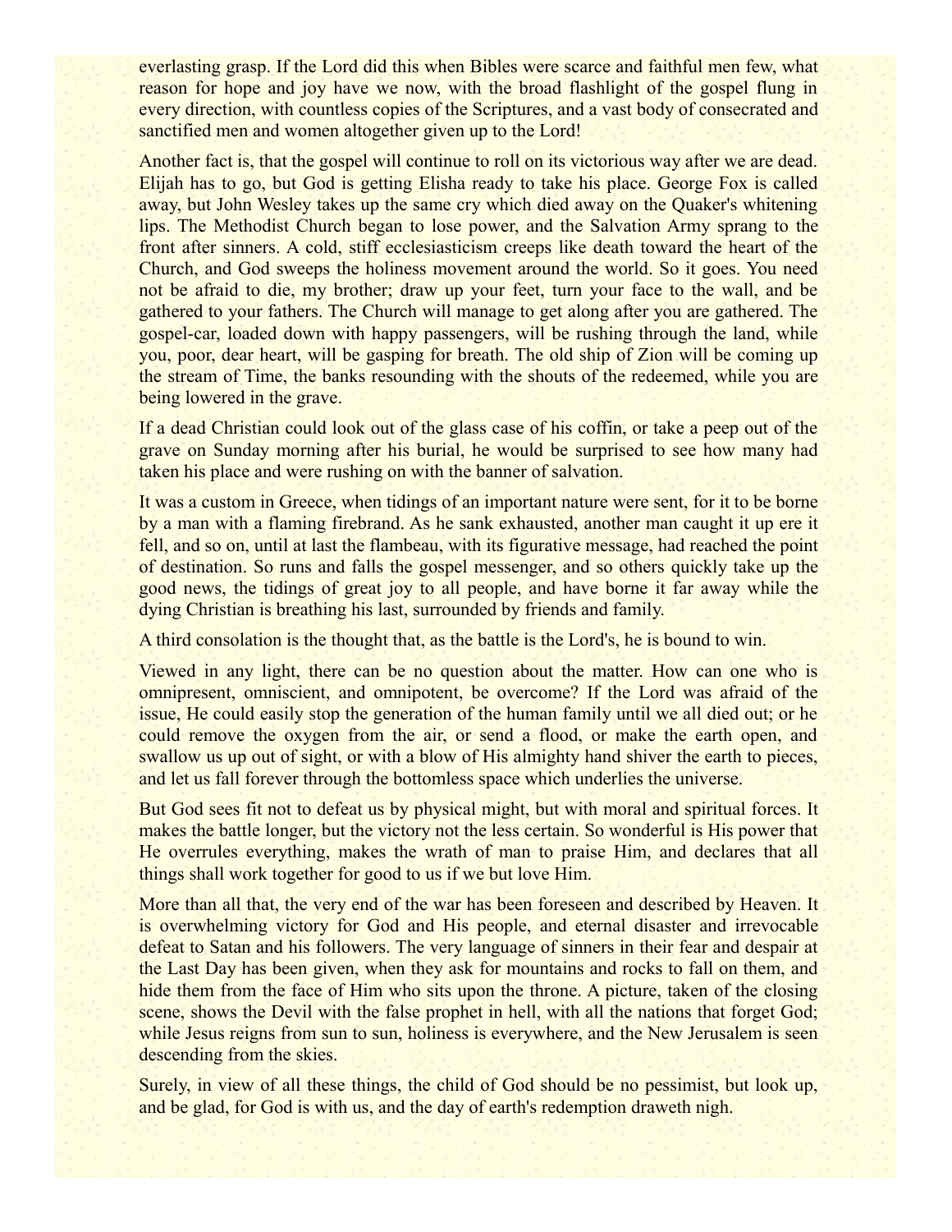everlasting grasp. If the Lord did this when Bibles were scarce and faithful men few, what reason for hope and joy have we now, with the broad flashlight of the gospel flung in every direction, with countless copies of the Scriptures, and a vast body of consecrated and sanctified men and women altogether given up to the Lord!

Another fact is, that the gospel will continue to roll on its victorious way after we are dead. Elijah has to go, but God is getting Elisha ready to take his place. George Fox is called away, but John Wesley takes up the same cry which died away on the Quaker's whitening lips. The Methodist Church began to lose power, and the Salvation Army sprang to the front after sinners. A cold, stiff ecclesiasticism creeps like death toward the heart of the Church, and God sweeps the holiness movement around the world. So it goes. You need not be afraid to die, my brother; draw up your feet, turn your face to the wall, and be gathered to your fathers. The Church will manage to get along after you are gathered. The gospel-car, loaded down with happy passengers, will be rushing through the land, while you, poor, dear heart, will be gasping for breath. The old ship of Zion will be coming up the stream of Time, the banks resounding with the shouts of the redeemed, while you are being lowered in the grave.

If a dead Christian could look out of the glass case of his coffin, or take a peep out of the grave on Sunday morning after his burial, he would be surprised to see how many had taken his place and were rushing on with the banner of salvation.

It was a custom in Greece, when tidings of an important nature were sent, for it to be borne by a man with a flaming firebrand. As he sank exhausted, another man caught it up ere it fell, and so on, until at last the flambeau, with its figurative message, had reached the point of destination. So runs and falls the gospel messenger, and so others quickly take up the good news, the tidings of great joy to all people, and have borne it far away while the dying Christian is breathing his last, surrounded by friends and family.

A third consolation is the thought that, as the battle is the Lord's, he is bound to win.

Viewed in any light, there can be no question about the matter. How can one who is omnipresent, omniscient, and omnipotent, be overcome? If the Lord was afraid of the issue, He could easily stop the generation of the human family until we all died out; or he could remove the oxygen from the air, or send a flood, or make the earth open, and swallow us up out of sight, or with a blow of His almighty hand shiver the earth to pieces, and let us fall forever through the bottomless space which underlies the universe.

But God sees fit not to defeat us by physical might, but with moral and spiritual forces. It makes the battle longer, but the victory not the less certain. So wonderful is His power that He overrules everything, makes the wrath of man to praise Him, and declares that all things shall work together for good to us if we but love Him.

More than all that, the very end of the war has been foreseen and described by Heaven. It is overwhelming victory for God and His people, and eternal disaster and irrevocable defeat to Satan and his followers. The very language of sinners in their fear and despair at the Last Day has been given, when they ask for mountains and rocks to fall on them, and hide them from the face of Him who sits upon the throne. A picture, taken of the closing scene, shows the Devil with the false prophet in hell, with all the nations that forget God; while Jesus reigns from sun to sun, holiness is everywhere, and the New Jerusalem is seen descending from the skies.

Surely, in view of all these things, the child of God should be no pessimist, but look up, and be glad, for God is with us, and the day of earth's redemption draweth nigh.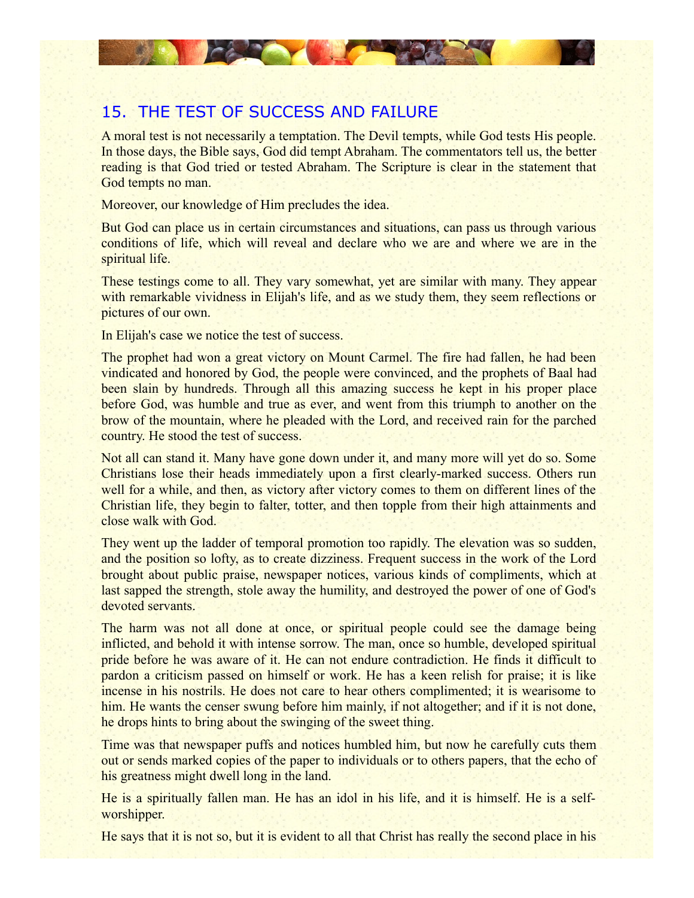## 15. THE TEST OF SUCCESS AND FAILURE

A moral test is not necessarily a temptation. The Devil tempts, while God tests His people. In those days, the Bible says, God did tempt Abraham. The commentators tell us, the better reading is that God tried or tested Abraham. The Scripture is clear in the statement that God tempts no man.

Moreover, our knowledge of Him precludes the idea.

But God can place us in certain circumstances and situations, can pass us through various conditions of life, which will reveal and declare who we are and where we are in the spiritual life.

These testings come to all. They vary somewhat, yet are similar with many. They appear with remarkable vividness in Elijah's life, and as we study them, they seem reflections or pictures of our own.

In Elijah's case we notice the test of success.

The prophet had won a great victory on Mount Carmel. The fire had fallen, he had been vindicated and honored by God, the people were convinced, and the prophets of Baal had been slain by hundreds. Through all this amazing success he kept in his proper place before God, was humble and true as ever, and went from this triumph to another on the brow of the mountain, where he pleaded with the Lord, and received rain for the parched country. He stood the test of success.

Not all can stand it. Many have gone down under it, and many more will yet do so. Some Christians lose their heads immediately upon a first clearly-marked success. Others run well for a while, and then, as victory after victory comes to them on different lines of the Christian life, they begin to falter, totter, and then topple from their high attainments and close walk with God.

They went up the ladder of temporal promotion too rapidly. The elevation was so sudden, and the position so lofty, as to create dizziness. Frequent success in the work of the Lord brought about public praise, newspaper notices, various kinds of compliments, which at last sapped the strength, stole away the humility, and destroyed the power of one of God's devoted servants.

The harm was not all done at once, or spiritual people could see the damage being inflicted, and behold it with intense sorrow. The man, once so humble, developed spiritual pride before he was aware of it. He can not endure contradiction. He finds it difficult to pardon a criticism passed on himself or work. He has a keen relish for praise; it is like incense in his nostrils. He does not care to hear others complimented; it is wearisome to him. He wants the censer swung before him mainly, if not altogether; and if it is not done, he drops hints to bring about the swinging of the sweet thing.

Time was that newspaper puffs and notices humbled him, but now he carefully cuts them out or sends marked copies of the paper to individuals or to others papers, that the echo of his greatness might dwell long in the land.

He is a spiritually fallen man. He has an idol in his life, and it is himself. He is a self-worshipper.

He says that it is not so, but it is evident to all that Christ has really the second place in his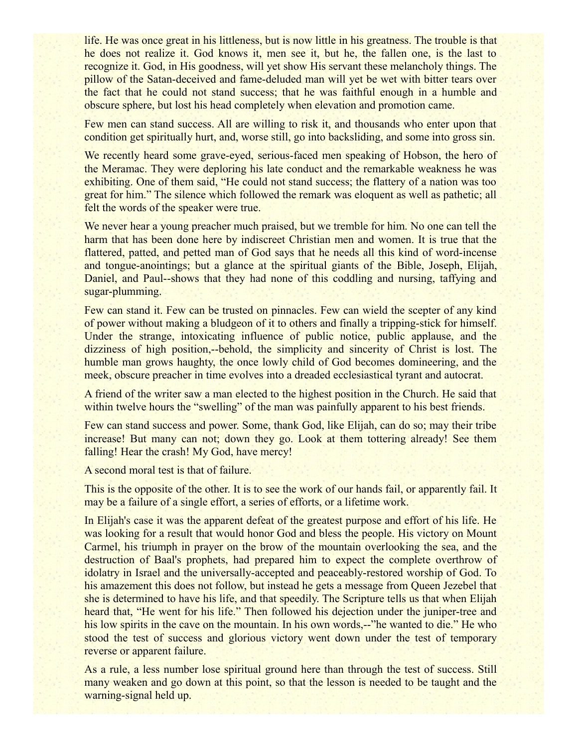life. He was once great in his littleness, but is now little in his greatness. The trouble is that he does not realize it. God knows it, men see it, but he, the fallen one, is the last to recognize it. God, in His goodness, will yet show His servant these melancholy things. The pillow of the Satan-deceived and fame-deluded man will yet be wet with bitter tears over the fact that he could not stand success; that he was faithful enough in a humble and obscure sphere, but lost his head completely when elevation and promotion came.

Few men can stand success. All are willing to risk it, and thousands who enter upon that condition get spiritually hurt, and, worse still, go into backsliding, and some into gross sin.

We recently heard some grave-eyed, serious-faced men speaking of Hobson, the hero of the Meramac. They were deploring his late conduct and the remarkable weakness he was exhibiting. One of them said, "He could not stand success; the flattery of a nation was too great for him." The silence which followed the remark was eloquent as well as pathetic; all felt the words of the speaker were true.

We never hear a young preacher much praised, but we tremble for him. No one can tell the harm that has been done here by indiscreet Christian men and women. It is true that the flattered, patted, and petted man of God says that he needs all this kind of word-incense and tongue-anointings; but a glance at the spiritual giants of the Bible, Joseph, Elijah, Daniel, and Paul--shows that they had none of this coddling and nursing, taffying and sugar-plumming.

Few can stand it. Few can be trusted on pinnacles. Few can wield the scepter of any kind of power without making a bludgeon of it to others and finally a tripping-stick for himself. Under the strange, intoxicating influence of public notice, public applause, and the dizziness of high position,--behold, the simplicity and sincerity of Christ is lost. The humble man grows haughty, the once lowly child of God becomes domineering, and the meek, obscure preacher in time evolves into a dreaded ecclesiastical tyrant and autocrat.

A friend of the writer saw a man elected to the highest position in the Church. He said that within twelve hours the "swelling" of the man was painfully apparent to his best friends.

Few can stand success and power. Some, thank God, like Elijah, can do so; may their tribe increase! But many can not; down they go. Look at them tottering already! See them falling! Hear the crash! My God, have mercy!

A second moral test is that of failure.

This is the opposite of the other. It is to see the work of our hands fail, or apparently fail. It may be a failure of a single effort, a series of efforts, or a lifetime work.

In Elijah's case it was the apparent defeat of the greatest purpose and effort of his life. He was looking for a result that would honor God and bless the people. His victory on Mount Carmel, his triumph in prayer on the brow of the mountain overlooking the sea, and the destruction of Baal's prophets, had prepared him to expect the complete overthrow of idolatry in Israel and the universally-accepted and peaceably-restored worship of God. To his amazement this does not follow, but instead he gets a message from Queen Jezebel that she is determined to have his life, and that speedily. The Scripture tells us that when Elijah heard that, "He went for his life." Then followed his dejection under the juniper-tree and his low spirits in the cave on the mountain. In his own words,--"he wanted to die." He who stood the test of success and glorious victory went down under the test of temporary reverse or apparent failure.

As a rule, a less number lose spiritual ground here than through the test of success. Still many weaken and go down at this point, so that the lesson is needed to be taught and the warning-signal held up.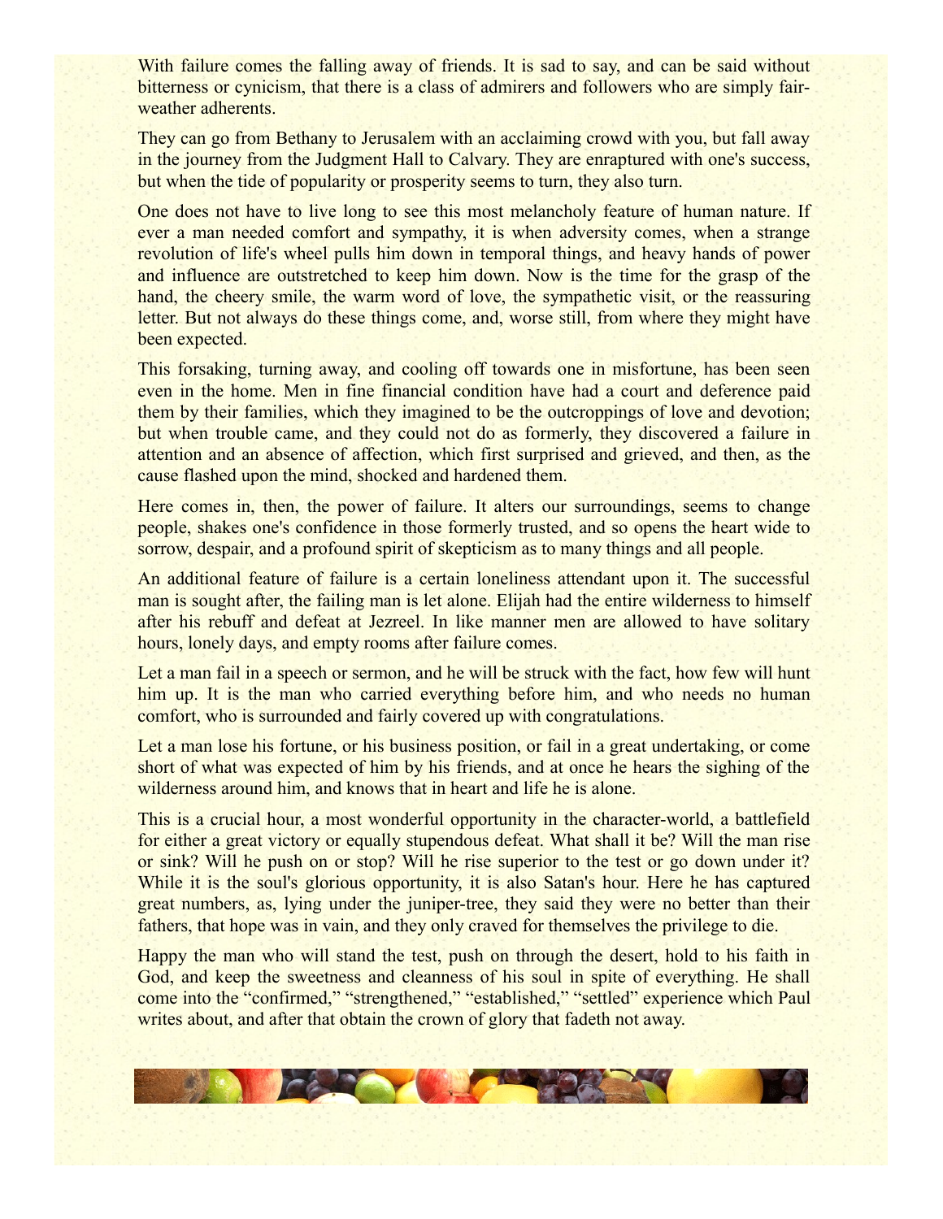With failure comes the falling away of friends. It is sad to say, and can be said without bitterness or cynicism, that there is a class of admirers and followers who are simply fair-weather adherents.

They can go from Bethany to Jerusalem with an acclaiming crowd with you, but fall away in the journey from the Judgment Hall to Calvary. They are enraptured with one's success, but when the tide of popularity or prosperity seems to turn, they also turn.

One does not have to live long to see this most melancholy feature of human nature. If ever a man needed comfort and sympathy, it is when adversity comes, when a strange revolution of life's wheel pulls him down in temporal things, and heavy hands of power and influence are outstretched to keep him down. Now is the time for the grasp of the hand, the cheery smile, the warm word of love, the sympathetic visit, or the reassuring letter. But not always do these things come, and, worse still, from where they might have been expected.

This forsaking, turning away, and cooling off towards one in misfortune, has been seen even in the home. Men in fine financial condition have had a court and deference paid them by their families, which they imagined to be the outcroppings of love and devotion; but when trouble came, and they could not do as formerly, they discovered a failure in attention and an absence of affection, which first surprised and grieved, and then, as the cause flashed upon the mind, shocked and hardened them.

Here comes in, then, the power of failure. It alters our surroundings, seems to change people, shakes one's confidence in those formerly trusted, and so opens the heart wide to sorrow, despair, and a profound spirit of skepticism as to many things and all people.

An additional feature of failure is a certain loneliness attendant upon it. The successful man is sought after, the failing man is let alone. Elijah had the entire wilderness to himself after his rebuff and defeat at Jezreel. In like manner men are allowed to have solitary hours, lonely days, and empty rooms after failure comes.

Let a man fail in a speech or sermon, and he will be struck with the fact, how few will hunt him up. It is the man who carried everything before him, and who needs no human comfort, who is surrounded and fairly covered up with congratulations.

Let a man lose his fortune, or his business position, or fail in a great undertaking, or come short of what was expected of him by his friends, and at once he hears the sighing of the wilderness around him, and knows that in heart and life he is alone.

This is a crucial hour, a most wonderful opportunity in the character-world, a battlefield for either a great victory or equally stupendous defeat. What shall it be? Will the man rise or sink? Will he push on or stop? Will he rise superior to the test or go down under it? While it is the soul's glorious opportunity, it is also Satan's hour. Here he has captured great numbers, as, lying under the juniper-tree, they said they were no better than their fathers, that hope was in vain, and they only craved for themselves the privilege to die.

Happy the man who will stand the test, push on through the desert, hold to his faith in God, and keep the sweetness and cleanness of his soul in spite of everything. He shall come into the "confirmed," "strengthened," "established," "settled" experience which Paul writes about, and after that obtain the crown of glory that fadeth not away.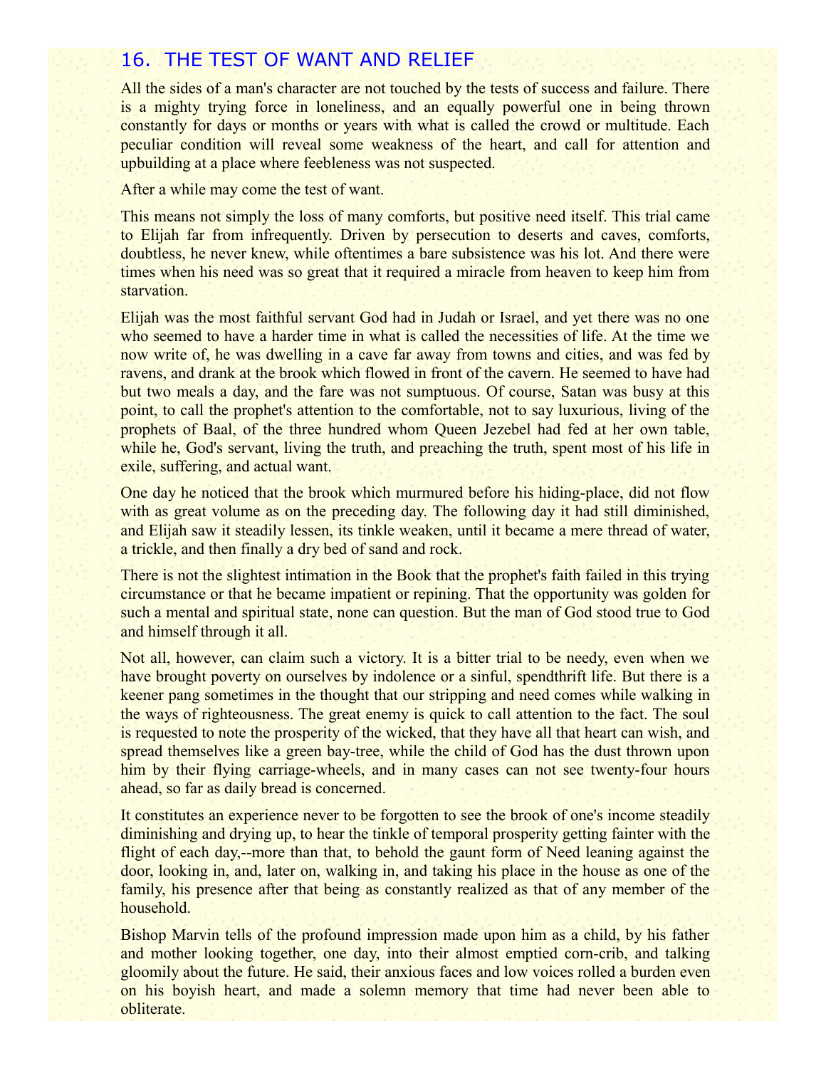## 16. THE TEST OF WANT AND RELIEF

All the sides of a man's character are not touched by the tests of success and failure. There is a mighty trying force in loneliness, and an equally powerful one in being thrown constantly for days or months or years with what is called the crowd or multitude. Each peculiar condition will reveal some weakness of the heart, and call for attention and upbuilding at a place where feebleness was not suspected.

After a while may come the test of want.

This means not simply the loss of many comforts, but positive need itself. This trial came to Elijah far from infrequently. Driven by persecution to deserts and caves, comforts, doubtless, he never knew, while oftentimes a bare subsistence was his lot. And there were times when his need was so great that it required a miracle from heaven to keep him from starvation.

Elijah was the most faithful servant God had in Judah or Israel, and yet there was no one who seemed to have a harder time in what is called the necessities of life. At the time we now write of, he was dwelling in a cave far away from towns and cities, and was fed by ravens, and drank at the brook which flowed in front of the cavern. He seemed to have had but two meals a day, and the fare was not sumptuous. Of course, Satan was busy at this point, to call the prophet's attention to the comfortable, not to say luxurious, living of the prophets of Baal, of the three hundred whom Queen Jezebel had fed at her own table, while he, God's servant, living the truth, and preaching the truth, spent most of his life in exile, suffering, and actual want.

One day he noticed that the brook which murmured before his hiding-place, did not flow with as great volume as on the preceding day. The following day it had still diminished, and Elijah saw it steadily lessen, its tinkle weaken, until it became a mere thread of water, a trickle, and then finally a dry bed of sand and rock.

There is not the slightest intimation in the Book that the prophet's faith failed in this trying circumstance or that he became impatient or repining. That the opportunity was golden for such a mental and spiritual state, none can question. But the man of God stood true to God and himself through it all.

Not all, however, can claim such a victory. It is a bitter trial to be needy, even when we have brought poverty on ourselves by indolence or a sinful, spendthrift life. But there is a keener pang sometimes in the thought that our stripping and need comes while walking in the ways of righteousness. The great enemy is quick to call attention to the fact. The soul is requested to note the prosperity of the wicked, that they have all that heart can wish, and spread themselves like a green bay-tree, while the child of God has the dust thrown upon him by their flying carriage-wheels, and in many cases can not see twenty-four hours ahead, so far as daily bread is concerned.

It constitutes an experience never to be forgotten to see the brook of one's income steadily diminishing and drying up, to hear the tinkle of temporal prosperity getting fainter with the flight of each day,--more than that, to behold the gaunt form of Need leaning against the door, looking in, and, later on, walking in, and taking his place in the house as one of the family, his presence after that being as constantly realized as that of any member of the household.

Bishop Marvin tells of the profound impression made upon him as a child, by his father and mother looking together, one day, into their almost emptied corn-crib, and talking gloomily about the future. He said, their anxious faces and low voices rolled a burden even on his boyish heart, and made a solemn memory that time had never been able to obliterate.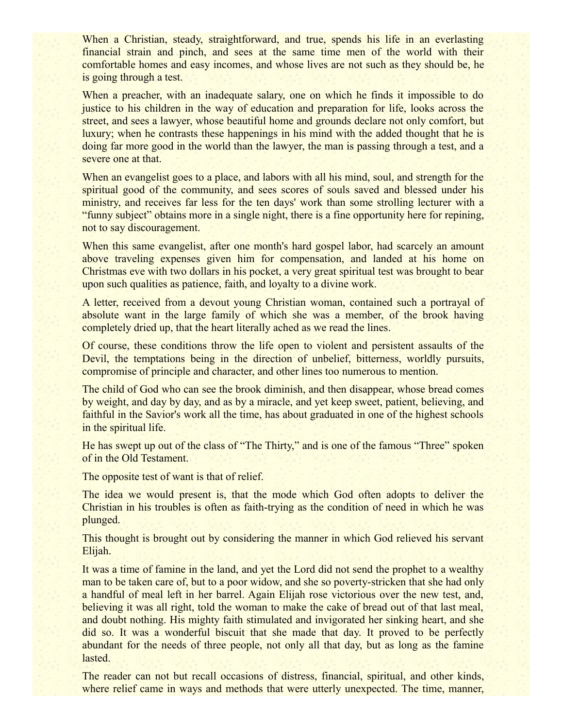When a Christian, steady, straightforward, and true, spends his life in an everlasting financial strain and pinch, and sees at the same time men of the world with their comfortable homes and easy incomes, and whose lives are not such as they should be, he is going through a test.

When a preacher, with an inadequate salary, one on which he finds it impossible to do justice to his children in the way of education and preparation for life, looks across the street, and sees a lawyer, whose beautiful home and grounds declare not only comfort, but luxury; when he contrasts these happenings in his mind with the added thought that he is doing far more good in the world than the lawyer, the man is passing through a test, and a severe one at that.

When an evangelist goes to a place, and labors with all his mind, soul, and strength for the spiritual good of the community, and sees scores of souls saved and blessed under his ministry, and receives far less for the ten days' work than some strolling lecturer with a "funny subject" obtains more in a single night, there is a fine opportunity here for repining, not to say discouragement.

When this same evangelist, after one month's hard gospel labor, had scarcely an amount above traveling expenses given him for compensation, and landed at his home on Christmas eve with two dollars in his pocket, a very great spiritual test was brought to bear upon such qualities as patience, faith, and loyalty to a divine work.

A letter, received from a devout young Christian woman, contained such a portrayal of absolute want in the large family of which she was a member, of the brook having completely dried up, that the heart literally ached as we read the lines.

Of course, these conditions throw the life open to violent and persistent assaults of the Devil, the temptations being in the direction of unbelief, bitterness, worldly pursuits, compromise of principle and character, and other lines too numerous to mention.

The child of God who can see the brook diminish, and then disappear, whose bread comes by weight, and day by day, and as by a miracle, and yet keep sweet, patient, believing, and faithful in the Savior's work all the time, has about graduated in one of the highest schools in the spiritual life.

He has swept up out of the class of "The Thirty," and is one of the famous "Three" spoken of in the Old Testament.

The opposite test of want is that of relief.

The idea we would present is, that the mode which God often adopts to deliver the Christian in his troubles is often as faith-trying as the condition of need in which he was plunged.

This thought is brought out by considering the manner in which God relieved his servant Elijah.

It was a time of famine in the land, and yet the Lord did not send the prophet to a wealthy man to be taken care of, but to a poor widow, and she so poverty-stricken that she had only a handful of meal left in her barrel. Again Elijah rose victorious over the new test, and, believing it was all right, told the woman to make the cake of bread out of that last meal, and doubt nothing. His mighty faith stimulated and invigorated her sinking heart, and she did so. It was a wonderful biscuit that she made that day. It proved to be perfectly abundant for the needs of three people, not only all that day, but as long as the famine lasted.

The reader can not but recall occasions of distress, financial, spiritual, and other kinds, where relief came in ways and methods that were utterly unexpected. The time, manner,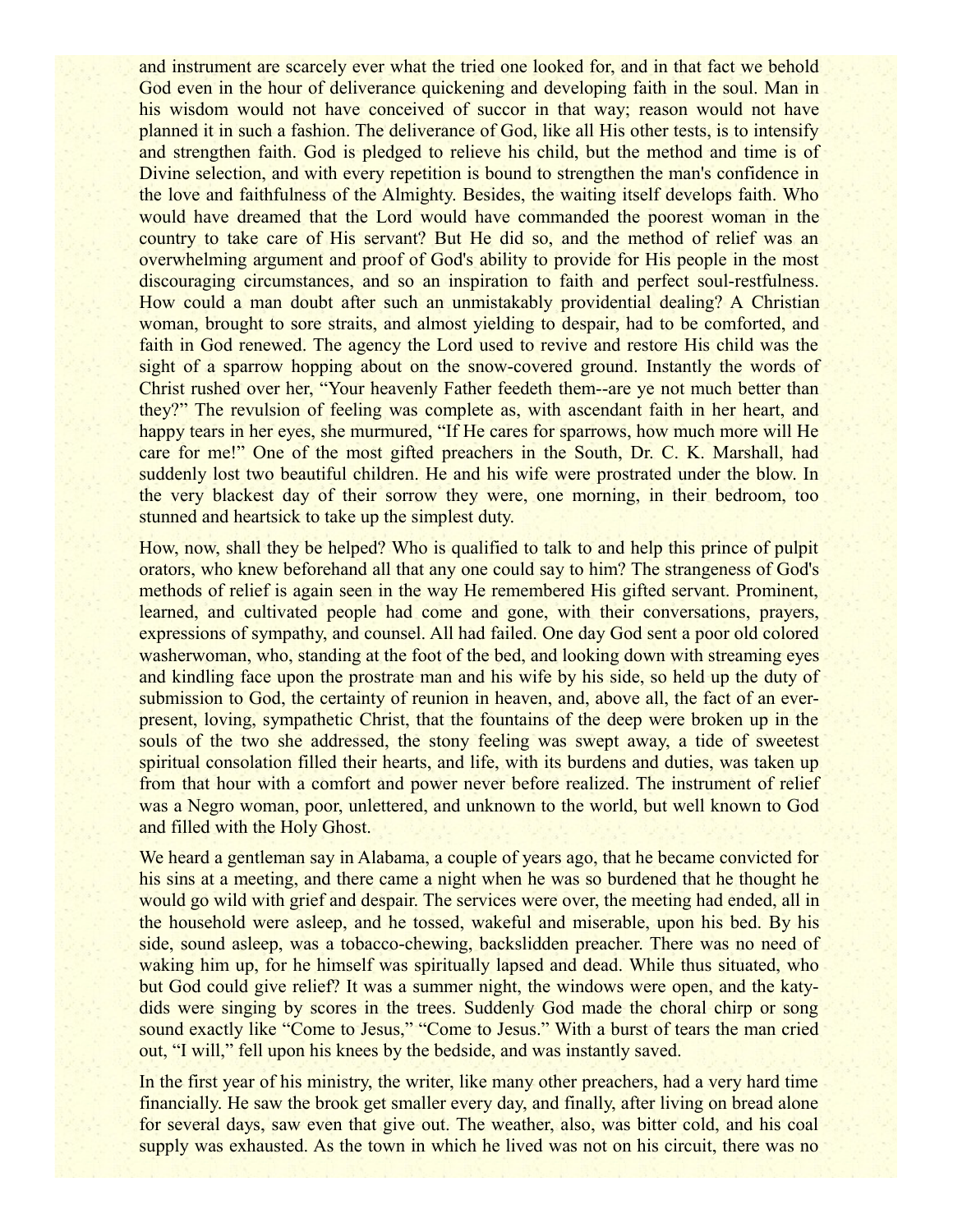and instrument are scarcely ever what the tried one looked for, and in that fact we behold God even in the hour of deliverance quickening and developing faith in the soul. Man in his wisdom would not have conceived of succor in that way; reason would not have planned it in such a fashion. The deliverance of God, like all His other tests, is to intensify and strengthen faith. God is pledged to relieve his child, but the method and time is of Divine selection, and with every repetition is bound to strengthen the man's confidence in the love and faithfulness of the Almighty. Besides, the waiting itself develops faith. Who would have dreamed that the Lord would have commanded the poorest woman in the country to take care of His servant? But He did so, and the method of relief was an overwhelming argument and proof of God's ability to provide for His people in the most discouraging circumstances, and so an inspiration to faith and perfect soul-restfulness. How could a man doubt after such an unmistakably providential dealing? A Christian woman, brought to sore straits, and almost yielding to despair, had to be comforted, and faith in God renewed. The agency the Lord used to revive and restore His child was the sight of a sparrow hopping about on the snow-covered ground. Instantly the words of Christ rushed over her, "Your heavenly Father feedeth them--are ye not much better than they?" The revulsion of feeling was complete as, with ascendant faith in her heart, and happy tears in her eyes, she murmured, "If He cares for sparrows, how much more will He care for me!" One of the most gifted preachers in the South, Dr. C. K. Marshall, had suddenly lost two beautiful children. He and his wife were prostrated under the blow. In the very blackest day of their sorrow they were, one morning, in their bedroom, too stunned and heartsick to take up the simplest duty.

How, now, shall they be helped? Who is qualified to talk to and help this prince of pulpit orators, who knew beforehand all that any one could say to him? The strangeness of God's methods of relief is again seen in the way He remembered His gifted servant. Prominent, learned, and cultivated people had come and gone, with their conversations, prayers, expressions of sympathy, and counsel. All had failed. One day God sent a poor old colored washerwoman, who, standing at the foot of the bed, and looking down with streaming eyes and kindling face upon the prostrate man and his wife by his side, so held up the duty of submission to God, the certainty of reunion in heaven, and, above all, the fact of an ever-present, loving, sympathetic Christ, that the fountains of the deep were broken up in the souls of the two she addressed, the stony feeling was swept away, a tide of sweetest spiritual consolation filled their hearts, and life, with its burdens and duties, was taken up from that hour with a comfort and power never before realized. The instrument of relief was a Negro woman, poor, unlettered, and unknown to the world, but well known to God and filled with the Holy Ghost.

We heard a gentleman say in Alabama, a couple of years ago, that he became convicted for his sins at a meeting, and there came a night when he was so burdened that he thought he would go wild with grief and despair. The services were over, the meeting had ended, all in the household were asleep, and he tossed, wakeful and miserable, upon his bed. By his side, sound asleep, was a tobacco-chewing, backslidden preacher. There was no need of waking him up, for he himself was spiritually lapsed and dead. While thus situated, who but God could give relief? It was a summer night, the windows were open, and the katy-dids were singing by scores in the trees. Suddenly God made the choral chirp or song sound exactly like "Come to Jesus," "Come to Jesus." With a burst of tears the man cried out, "I will," fell upon his knees by the bedside, and was instantly saved.

In the first year of his ministry, the writer, like many other preachers, had a very hard time financially. He saw the brook get smaller every day, and finally, after living on bread alone for several days, saw even that give out. The weather, also, was bitter cold, and his coal supply was exhausted. As the town in which he lived was not on his circuit, there was no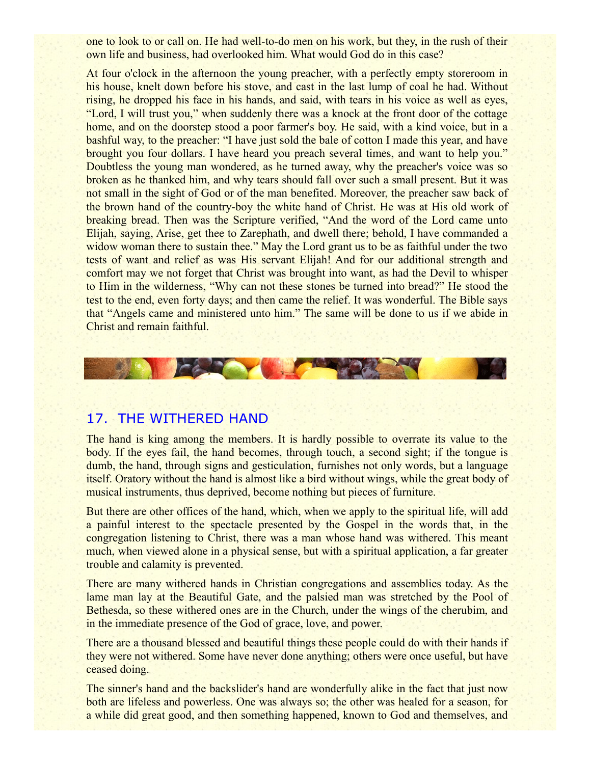one to look to or call on. He had well-to-do men on his work, but they, in the rush of their own life and business, had overlooked him. What would God do in this case?

At four o'clock in the afternoon the young preacher, with a perfectly empty storeroom in his house, knelt down before his stove, and cast in the last lump of coal he had. Without rising, he dropped his face in his hands, and said, with tears in his voice as well as eyes, "Lord, I will trust you," when suddenly there was a knock at the front door of the cottage home, and on the doorstep stood a poor farmer's boy. He said, with a kind voice, but in a bashful way, to the preacher: "I have just sold the bale of cotton I made this year, and have brought you four dollars. I have heard you preach several times, and want to help you." Doubtless the young man wondered, as he turned away, why the preacher's voice was so broken as he thanked him, and why tears should fall over such a small present. But it was not small in the sight of God or of the man benefited. Moreover, the preacher saw back of the brown hand of the country-boy the white hand of Christ. He was at His old work of breaking bread. Then was the Scripture verified, "And the word of the Lord came unto Elijah, saying, Arise, get thee to Zarephath, and dwell there; behold, I have commanded a widow woman there to sustain thee." May the Lord grant us to be as faithful under the two tests of want and relief as was His servant Elijah! And for our additional strength and comfort may we not forget that Christ was brought into want, as had the Devil to whisper to Him in the wilderness, "Why can not these stones be turned into bread?" He stood the test to the end, even forty days; and then came the relief. It was wonderful. The Bible says that "Angels came and ministered unto him." The same will be done to us if we abide in Christ and remain faithful.

## 17. THE WITHERED HAND

The hand is king among the members. It is hardly possible to overrate its value to the body. If the eyes fail, the hand becomes, through touch, a second sight; if the tongue is dumb, the hand, through signs and gesticulation, furnishes not only words, but a language itself. Oratory without the hand is almost like a bird without wings, while the great body of musical instruments, thus deprived, become nothing but pieces of furniture.

But there are other offices of the hand, which, when we apply to the spiritual life, will add a painful interest to the spectacle presented by the Gospel in the words that, in the congregation listening to Christ, there was a man whose hand was withered. This meant much, when viewed alone in a physical sense, but with a spiritual application, a far greater trouble and calamity is prevented.

There are many withered hands in Christian congregations and assemblies today. As the lame man lay at the Beautiful Gate, and the palsied man was stretched by the Pool of Bethesda, so these withered ones are in the Church, under the wings of the cherubim, and in the immediate presence of the God of grace, love, and power.

There are a thousand blessed and beautiful things these people could do with their hands if they were not withered. Some have never done anything; others were once useful, but have ceased doing.

The sinner's hand and the backslider's hand are wonderfully alike in the fact that just now both are lifeless and powerless. One was always so; the other was healed for a season, for a while did great good, and then something happened, known to God and themselves, and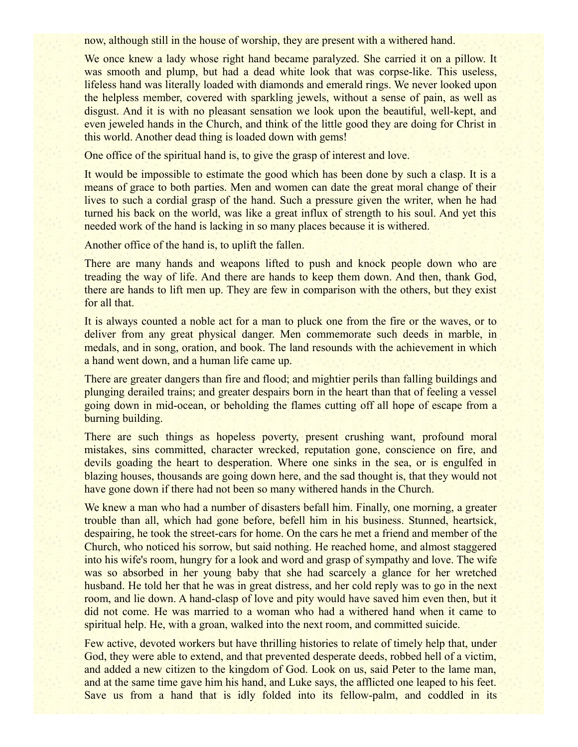now, although still in the house of worship, they are present with a withered hand.

We once knew a lady whose right hand became paralyzed. She carried it on a pillow. It was smooth and plump, but had a dead white look that was corpse-like. This useless, lifeless hand was literally loaded with diamonds and emerald rings. We never looked upon the helpless member, covered with sparkling jewels, without a sense of pain, as well as disgust. And it is with no pleasant sensation we look upon the beautiful, well-kept, and even jeweled hands in the Church, and think of the little good they are doing for Christ in this world. Another dead thing is loaded down with gems!

One office of the spiritual hand is, to give the grasp of interest and love.

It would be impossible to estimate the good which has been done by such a clasp. It is a means of grace to both parties. Men and women can date the great moral change of their lives to such a cordial grasp of the hand. Such a pressure given the writer, when he had turned his back on the world, was like a great influx of strength to his soul. And yet this needed work of the hand is lacking in so many places because it is withered.

Another office of the hand is, to uplift the fallen.

There are many hands and weapons lifted to push and knock people down who are treading the way of life. And there are hands to keep them down. And then, thank God, there are hands to lift men up. They are few in comparison with the others, but they exist for all that.

It is always counted a noble act for a man to pluck one from the fire or the waves, or to deliver from any great physical danger. Men commemorate such deeds in marble, in medals, and in song, oration, and book. The land resounds with the achievement in which a hand went down, and a human life came up.

There are greater dangers than fire and flood; and mightier perils than falling buildings and plunging derailed trains; and greater despairs born in the heart than that of feeling a vessel going down in mid-ocean, or beholding the flames cutting off all hope of escape from a burning building.

There are such things as hopeless poverty, present crushing want, profound moral mistakes, sins committed, character wrecked, reputation gone, conscience on fire, and devils goading the heart to desperation. Where one sinks in the sea, or is engulfed in blazing houses, thousands are going down here, and the sad thought is, that they would not have gone down if there had not been so many withered hands in the Church.

We knew a man who had a number of disasters befall him. Finally, one morning, a greater trouble than all, which had gone before, befell him in his business. Stunned, heartsick, despairing, he took the street-cars for home. On the cars he met a friend and member of the Church, who noticed his sorrow, but said nothing. He reached home, and almost staggered into his wife's room, hungry for a look and word and grasp of sympathy and love. The wife was so absorbed in her young baby that she had scarcely a glance for her wretched husband. He told her that he was in great distress, and her cold reply was to go in the next room, and lie down. A hand-clasp of love and pity would have saved him even then, but it did not come. He was married to a woman who had a withered hand when it came to spiritual help. He, with a groan, walked into the next room, and committed suicide.

Few active, devoted workers but have thrilling histories to relate of timely help that, under God, they were able to extend, and that prevented desperate deeds, robbed hell of a victim, and added a new citizen to the kingdom of God. Look on us, said Peter to the lame man, and at the same time gave him his hand, and Luke says, the afflicted one leaped to his feet. Save us from a hand that is idly folded into its fellow-palm, and coddled in its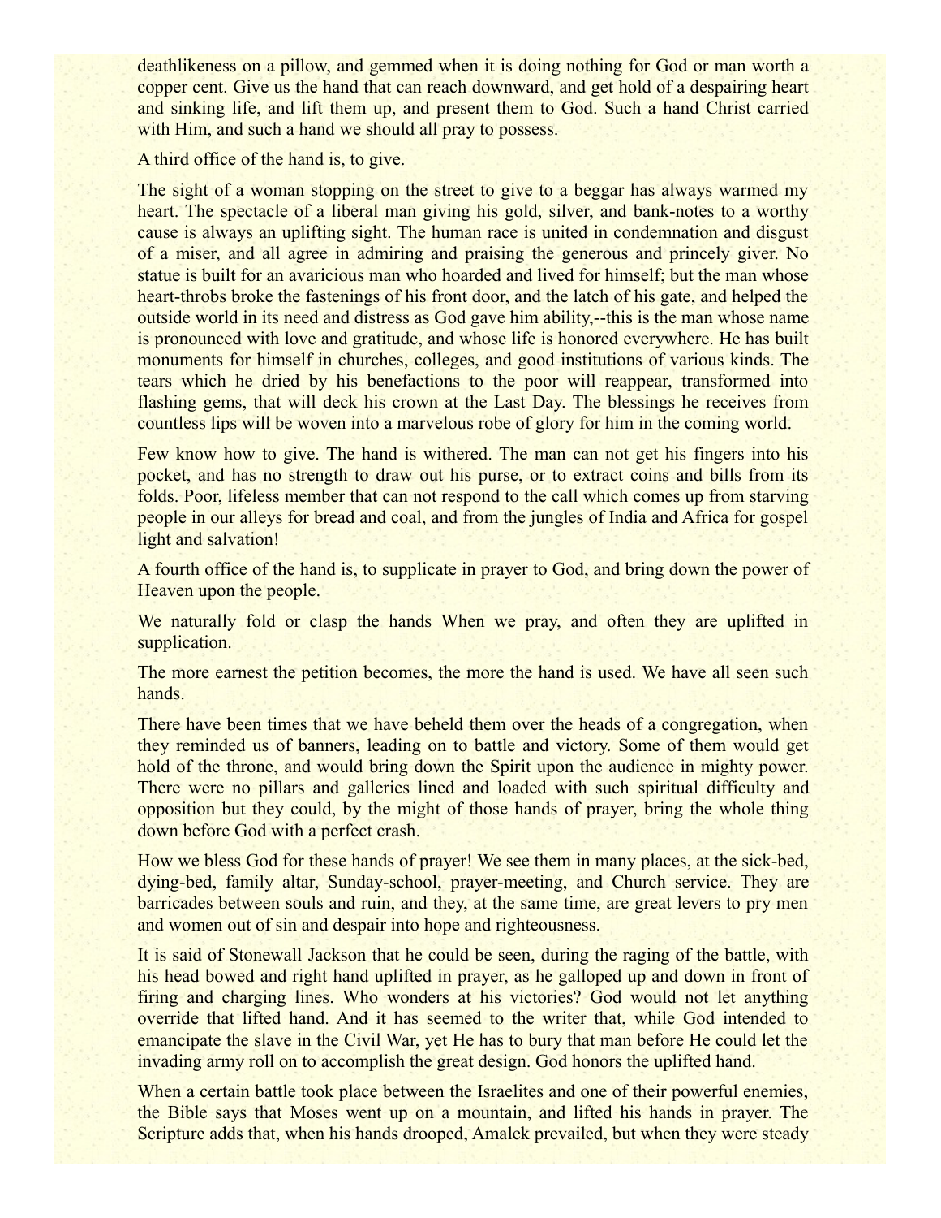deathlikeness on a pillow, and gemmed when it is doing nothing for God or man worth a copper cent. Give us the hand that can reach downward, and get hold of a despairing heart and sinking life, and lift them up, and present them to God. Such a hand Christ carried with Him, and such a hand we should all pray to possess.

A third office of the hand is, to give.

The sight of a woman stopping on the street to give to a beggar has always warmed my heart. The spectacle of a liberal man giving his gold, silver, and bank-notes to a worthy cause is always an uplifting sight. The human race is united in condemnation and disgust of a miser, and all agree in admiring and praising the generous and princely giver. No statue is built for an avaricious man who hoarded and lived for himself; but the man whose heart-throbs broke the fastenings of his front door, and the latch of his gate, and helped the outside world in its need and distress as God gave him ability,--this is the man whose name is pronounced with love and gratitude, and whose life is honored everywhere. He has built monuments for himself in churches, colleges, and good institutions of various kinds. The tears which he dried by his benefactions to the poor will reappear, transformed into flashing gems, that will deck his crown at the Last Day. The blessings he receives from countless lips will be woven into a marvelous robe of glory for him in the coming world.

Few know how to give. The hand is withered. The man can not get his fingers into his pocket, and has no strength to draw out his purse, or to extract coins and bills from its folds. Poor, lifeless member that can not respond to the call which comes up from starving people in our alleys for bread and coal, and from the jungles of India and Africa for gospel light and salvation!

A fourth office of the hand is, to supplicate in prayer to God, and bring down the power of Heaven upon the people.

We naturally fold or clasp the hands When we pray, and often they are uplifted in supplication.

The more earnest the petition becomes, the more the hand is used. We have all seen such hands.

There have been times that we have beheld them over the heads of a congregation, when they reminded us of banners, leading on to battle and victory. Some of them would get hold of the throne, and would bring down the Spirit upon the audience in mighty power. There were no pillars and galleries lined and loaded with such spiritual difficulty and opposition but they could, by the might of those hands of prayer, bring the whole thing down before God with a perfect crash.

How we bless God for these hands of prayer! We see them in many places, at the sick-bed, dying-bed, family altar, Sunday-school, prayer-meeting, and Church service. They are barricades between souls and ruin, and they, at the same time, are great levers to pry men and women out of sin and despair into hope and righteousness.

It is said of Stonewall Jackson that he could be seen, during the raging of the battle, with his head bowed and right hand uplifted in prayer, as he galloped up and down in front of firing and charging lines. Who wonders at his victories? God would not let anything override that lifted hand. And it has seemed to the writer that, while God intended to emancipate the slave in the Civil War, yet He has to bury that man before He could let the invading army roll on to accomplish the great design. God honors the uplifted hand.

When a certain battle took place between the Israelites and one of their powerful enemies, the Bible says that Moses went up on a mountain, and lifted his hands in prayer. The Scripture adds that, when his hands drooped, Amalek prevailed, but when they were steady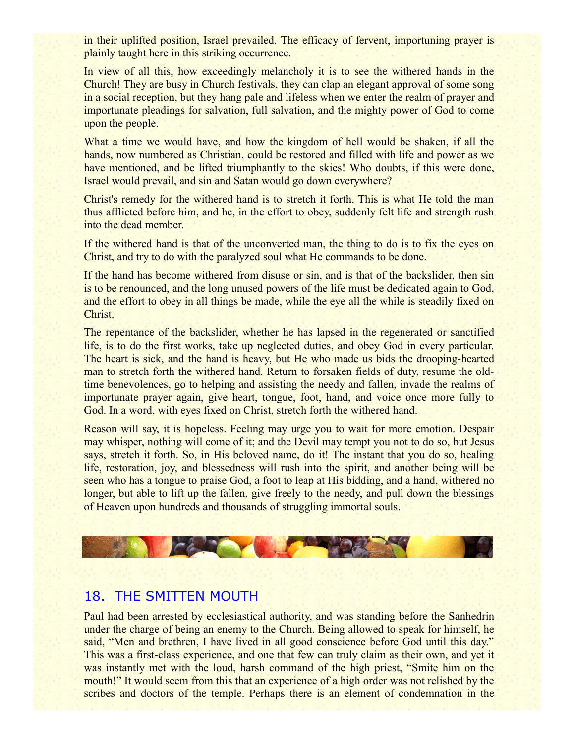in their uplifted position, Israel prevailed. The efficacy of fervent, importuning prayer is plainly taught here in this striking occurrence.

In view of all this, how exceedingly melancholy it is to see the withered hands in the Church! They are busy in Church festivals, they can clap an elegant approval of some song in a social reception, but they hang pale and lifeless when we enter the realm of prayer and importunate pleadings for salvation, full salvation, and the mighty power of God to come upon the people.

What a time we would have, and how the kingdom of hell would be shaken, if all the hands, now numbered as Christian, could be restored and filled with life and power as we have mentioned, and be lifted triumphantly to the skies! Who doubts, if this were done, Israel would prevail, and sin and Satan would go down everywhere?

Christ's remedy for the withered hand is to stretch it forth. This is what He told the man thus afflicted before him, and he, in the effort to obey, suddenly felt life and strength rush into the dead member.

If the withered hand is that of the unconverted man, the thing to do is to fix the eyes on Christ, and try to do with the paralyzed soul what He commands to be done.

If the hand has become withered from disuse or sin, and is that of the backslider, then sin is to be renounced, and the long unused powers of the life must be dedicated again to God, and the effort to obey in all things be made, while the eye all the while is steadily fixed on Christ.

The repentance of the backslider, whether he has lapsed in the regenerated or sanctified life, is to do the first works, take up neglected duties, and obey God in every particular. The heart is sick, and the hand is heavy, but He who made us bids the drooping-hearted man to stretch forth the withered hand. Return to forsaken fields of duty, resume the old-time benevolences, go to helping and assisting the needy and fallen, invade the realms of importunate prayer again, give heart, tongue, foot, hand, and voice once more fully to God. In a word, with eyes fixed on Christ, stretch forth the withered hand.

Reason will say, it is hopeless. Feeling may urge you to wait for more emotion. Despair may whisper, nothing will come of it; and the Devil may tempt you not to do so, but Jesus says, stretch it forth. So, in His beloved name, do it! The instant that you do so, healing life, restoration, joy, and blessedness will rush into the spirit, and another being will be seen who has a tongue to praise God, a foot to leap at His bidding, and a hand, withered no longer, but able to lift up the fallen, give freely to the needy, and pull down the blessings of Heaven upon hundreds and thousands of struggling immortal souls.

## 18. THE SMITTEN MOUTH

Paul had been arrested by ecclesiastical authority, and was standing before the Sanhedrin under the charge of being an enemy to the Church. Being allowed to speak for himself, he said, "Men and brethren, I have lived in all good conscience before God until this day." This was a first-class experience, and one that few can truly claim as their own, and yet it was instantly met with the loud, harsh command of the high priest, "Smite him on the mouth!" It would seem from this that an experience of a high order was not relished by the scribes and doctors of the temple. Perhaps there is an element of condemnation in the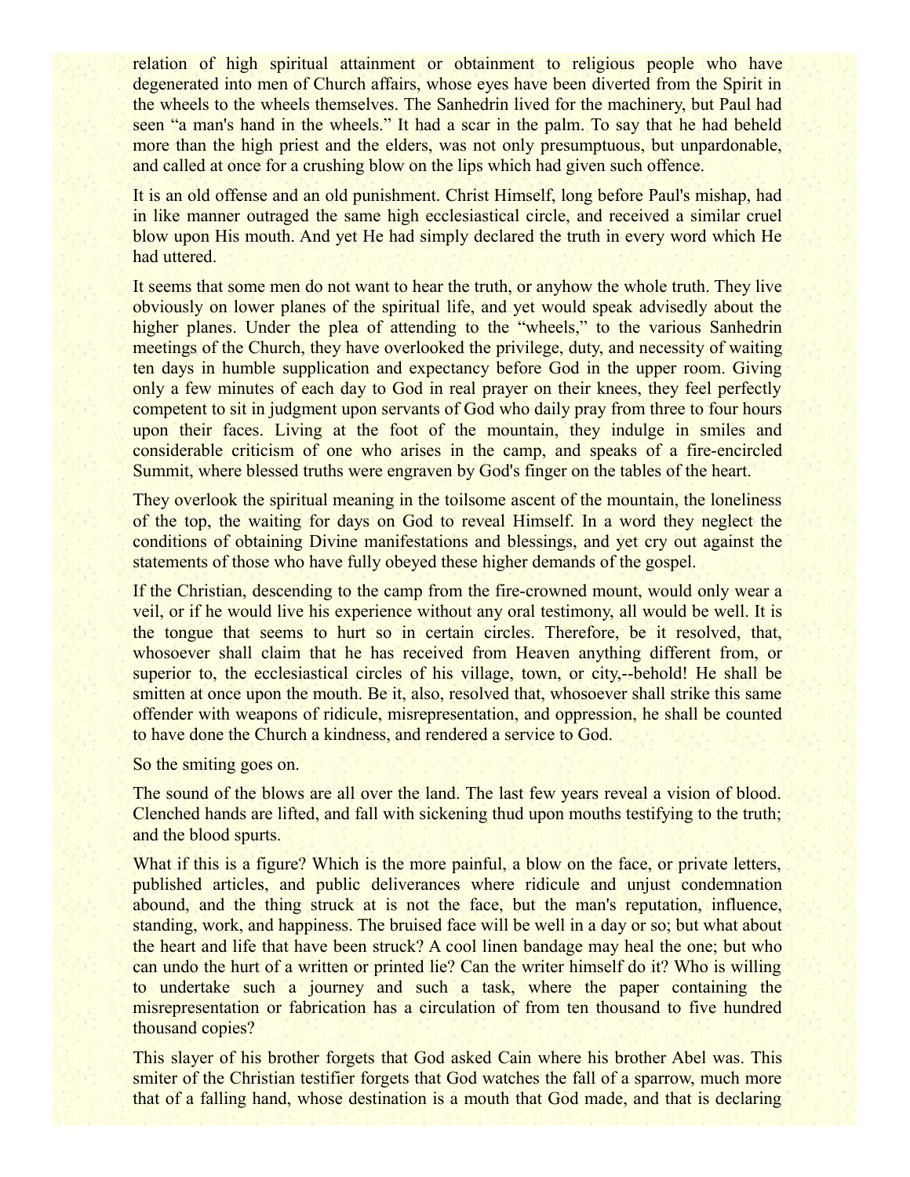relation of high spiritual attainment or obtainment to religious people who have degenerated into men of Church affairs, whose eyes have been diverted from the Spirit in the wheels to the wheels themselves. The Sanhedrin lived for the machinery, but Paul had seen "a man's hand in the wheels." It had a scar in the palm. To say that he had beheld more than the high priest and the elders, was not only presumptuous, but unpardonable, and called at once for a crushing blow on the lips which had given such offence.

It is an old offense and an old punishment. Christ Himself, long before Paul's mishap, had in like manner outraged the same high ecclesiastical circle, and received a similar cruel blow upon His mouth. And yet He had simply declared the truth in every word which He had uttered.

It seems that some men do not want to hear the truth, or anyhow the whole truth. They live obviously on lower planes of the spiritual life, and yet would speak advisedly about the higher planes. Under the plea of attending to the "wheels," to the various Sanhedrin meetings of the Church, they have overlooked the privilege, duty, and necessity of waiting ten days in humble supplication and expectancy before God in the upper room. Giving only a few minutes of each day to God in real prayer on their knees, they feel perfectly competent to sit in judgment upon servants of God who daily pray from three to four hours upon their faces. Living at the foot of the mountain, they indulge in smiles and considerable criticism of one who arises in the camp, and speaks of a fire-encircled Summit, where blessed truths were engraven by God's finger on the tables of the heart.

They overlook the spiritual meaning in the toilsome ascent of the mountain, the loneliness of the top, the waiting for days on God to reveal Himself. In a word they neglect the conditions of obtaining Divine manifestations and blessings, and yet cry out against the statements of those who have fully obeyed these higher demands of the gospel.

If the Christian, descending to the camp from the fire-crowned mount, would only wear a veil, or if he would live his experience without any oral testimony, all would be well. It is the tongue that seems to hurt so in certain circles. Therefore, be it resolved, that, whosoever shall claim that he has received from Heaven anything different from, or superior to, the ecclesiastical circles of his village, town, or city,--behold! He shall be smitten at once upon the mouth. Be it, also, resolved that, whosoever shall strike this same offender with weapons of ridicule, misrepresentation, and oppression, he shall be counted to have done the Church a kindness, and rendered a service to God.

So the smiting goes on.

The sound of the blows are all over the land. The last few years reveal a vision of blood. Clenched hands are lifted, and fall with sickening thud upon mouths testifying to the truth; and the blood spurts.

What if this is a figure? Which is the more painful, a blow on the face, or private letters, published articles, and public deliverances where ridicule and unjust condemnation abound, and the thing struck at is not the face, but the man's reputation, influence, standing, work, and happiness. The bruised face will be well in a day or so; but what about the heart and life that have been struck? A cool linen bandage may heal the one; but who can undo the hurt of a written or printed lie? Can the writer himself do it? Who is willing to undertake such a journey and such a task, where the paper containing the misrepresentation or fabrication has a circulation of from ten thousand to five hundred thousand copies?

This slayer of his brother forgets that God asked Cain where his brother Abel was. This smiter of the Christian testifier forgets that God watches the fall of a sparrow, much more that of a falling hand, whose destination is a mouth that God made, and that is declaring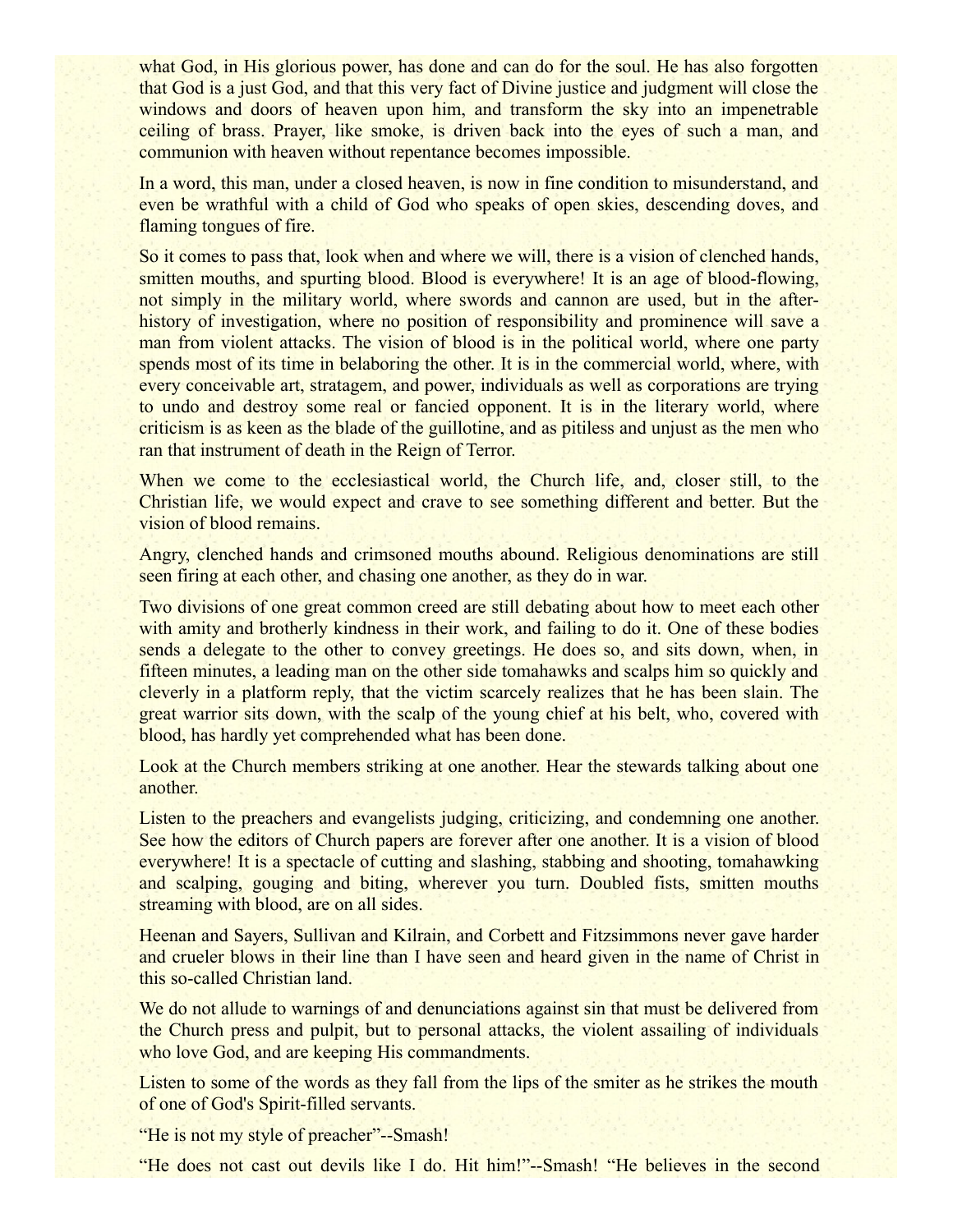what God, in His glorious power, has done and can do for the soul. He has also forgotten that God is a just God, and that this very fact of Divine justice and judgment will close the windows and doors of heaven upon him, and transform the sky into an impenetrable ceiling of brass. Prayer, like smoke, is driven back into the eyes of such a man, and communion with heaven without repentance becomes impossible.

In a word, this man, under a closed heaven, is now in fine condition to misunderstand, and even be wrathful with a child of God who speaks of open skies, descending doves, and flaming tongues of fire.

So it comes to pass that, look when and where we will, there is a vision of clenched hands, smitten mouths, and spurting blood. Blood is everywhere! It is an age of blood-flowing, not simply in the military world, where swords and cannon are used, but in the after-history of investigation, where no position of responsibility and prominence will save a man from violent attacks. The vision of blood is in the political world, where one party spends most of its time in belaboring the other. It is in the commercial world, where, with every conceivable art, stratagem, and power, individuals as well as corporations are trying to undo and destroy some real or fancied opponent. It is in the literary world, where criticism is as keen as the blade of the guillotine, and as pitiless and unjust as the men who ran that instrument of death in the Reign of Terror.

When we come to the ecclesiastical world, the Church life, and, closer still, to the Christian life, we would expect and crave to see something different and better. But the vision of blood remains.

Angry, clenched hands and crimsoned mouths abound. Religious denominations are still seen firing at each other, and chasing one another, as they do in war.

Two divisions of one great common creed are still debating about how to meet each other with amity and brotherly kindness in their work, and failing to do it. One of these bodies sends a delegate to the other to convey greetings. He does so, and sits down, when, in fifteen minutes, a leading man on the other side tomahawks and scalps him so quickly and cleverly in a platform reply, that the victim scarcely realizes that he has been slain. The great warrior sits down, with the scalp of the young chief at his belt, who, covered with blood, has hardly yet comprehended what has been done.

Look at the Church members striking at one another. Hear the stewards talking about one another.

Listen to the preachers and evangelists judging, criticizing, and condemning one another. See how the editors of Church papers are forever after one another. It is a vision of blood everywhere! It is a spectacle of cutting and slashing, stabbing and shooting, tomahawking and scalping, gouging and biting, wherever you turn. Doubled fists, smitten mouths streaming with blood, are on all sides.

Heenan and Sayers, Sullivan and Kilrain, and Corbett and Fitzsimmons never gave harder and crueler blows in their line than I have seen and heard given in the name of Christ in this so-called Christian land.

We do not allude to warnings of and denunciations against sin that must be delivered from the Church press and pulpit, but to personal attacks, the violent assailing of individuals who love God, and are keeping His commandments.

Listen to some of the words as they fall from the lips of the smiter as he strikes the mouth of one of God's Spirit-filled servants.

"He is not my style of preacher"--Smash!

"He does not cast out devils like I do. Hit him!"--Smash! "He believes in the second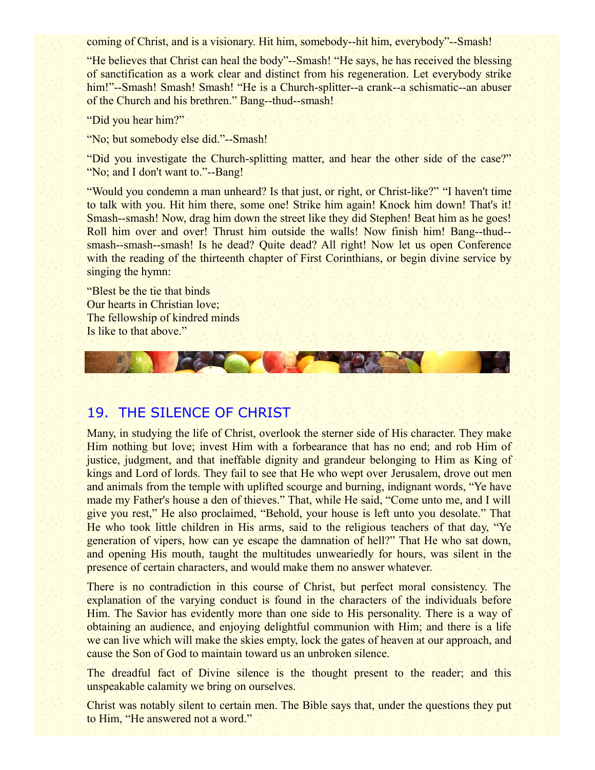coming of Christ, and is a visionary. Hit him, somebody--hit him, everybody"--Smash!

"He believes that Christ can heal the body"--Smash! "He says, he has received the blessing of sanctification as a work clear and distinct from his regeneration. Let everybody strike him!"--Smash! Smash! Smash! "He is a Church-splitter--a crank--a schismatic--an abuser of the Church and his brethren." Bang--thud--smash!

"Did you hear him?"

"No; but somebody else did."--Smash!

"Did you investigate the Church-splitting matter, and hear the other side of the case?" "No; and I don't want to."--Bang!

"Would you condemn a man unheard? Is that just, or right, or Christ-like?" "I haven't time to talk with you. Hit him there, some one! Strike him again! Knock him down! That's it! Smash--smash! Now, drag him down the street like they did Stephen! Beat him as he goes! Roll him over and over! Thrust him outside the walls! Now finish him! Bang--thud--smash--smash--smash! Is he dead? Quite dead? All right! Now let us open Conference with the reading of the thirteenth chapter of First Corinthians, or begin divine service by singing the hymn:

"Blest be the tie that binds
Our hearts in Christian love;
The fellowship of kindred minds
Is like to that above."

## 19. THE SILENCE OF CHRIST

Many, in studying the life of Christ, overlook the sterner side of His character. They make Him nothing but love; invest Him with a forbearance that has no end; and rob Him of justice, judgment, and that ineffable dignity and grandeur belonging to Him as King of kings and Lord of lords. They fail to see that He who wept over Jerusalem, drove out men and animals from the temple with uplifted scourge and burning, indignant words, "Ye have made my Father's house a den of thieves." That, while He said, "Come unto me, and I will give you rest," He also proclaimed, "Behold, your house is left unto you desolate." That He who took little children in His arms, said to the religious teachers of that day, "Ye generation of vipers, how can ye escape the damnation of hell?" That He who sat down, and opening His mouth, taught the multitudes unweariedly for hours, was silent in the presence of certain characters, and would make them no answer whatever.

There is no contradiction in this course of Christ, but perfect moral consistency. The explanation of the varying conduct is found in the characters of the individuals before Him. The Savior has evidently more than one side to His personality. There is a way of obtaining an audience, and enjoying delightful communion with Him; and there is a life we can live which will make the skies empty, lock the gates of heaven at our approach, and cause the Son of God to maintain toward us an unbroken silence.

The dreadful fact of Divine silence is the thought present to the reader; and this unspeakable calamity we bring on ourselves.

Christ was notably silent to certain men. The Bible says that, under the questions they put to Him, "He answered not a word."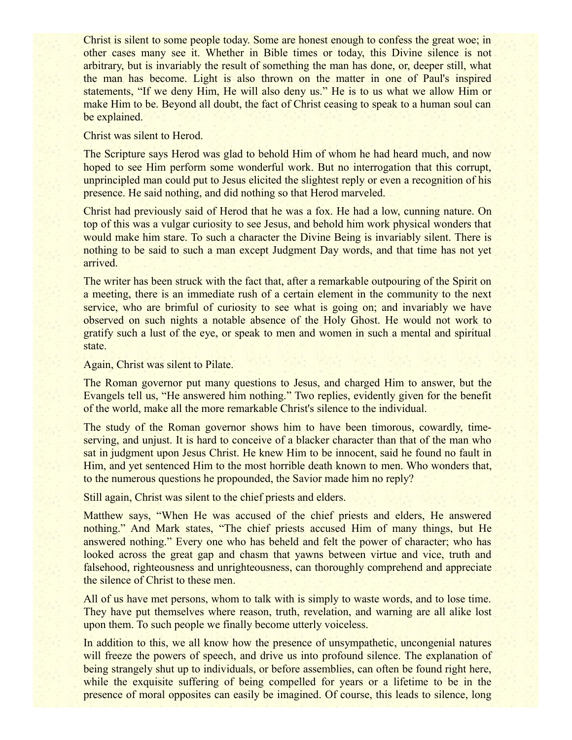Christ is silent to some people today. Some are honest enough to confess the great woe; in other cases many see it. Whether in Bible times or today, this Divine silence is not arbitrary, but is invariably the result of something the man has done, or, deeper still, what the man has become. Light is also thrown on the matter in one of Paul's inspired statements, "If we deny Him, He will also deny us." He is to us what we allow Him or make Him to be. Beyond all doubt, the fact of Christ ceasing to speak to a human soul can be explained.

Christ was silent to Herod.

The Scripture says Herod was glad to behold Him of whom he had heard much, and now hoped to see Him perform some wonderful work. But no interrogation that this corrupt, unprincipled man could put to Jesus elicited the slightest reply or even a recognition of his presence. He said nothing, and did nothing so that Herod marveled.

Christ had previously said of Herod that he was a fox. He had a low, cunning nature. On top of this was a vulgar curiosity to see Jesus, and behold him work physical wonders that would make him stare. To such a character the Divine Being is invariably silent. There is nothing to be said to such a man except Judgment Day words, and that time has not yet arrived.

The writer has been struck with the fact that, after a remarkable outpouring of the Spirit on a meeting, there is an immediate rush of a certain element in the community to the next service, who are brimful of curiosity to see what is going on; and invariably we have observed on such nights a notable absence of the Holy Ghost. He would not work to gratify such a lust of the eye, or speak to men and women in such a mental and spiritual state.

Again, Christ was silent to Pilate.

The Roman governor put many questions to Jesus, and charged Him to answer, but the Evangels tell us, "He answered him nothing." Two replies, evidently given for the benefit of the world, make all the more remarkable Christ's silence to the individual.

The study of the Roman governor shows him to have been timorous, cowardly, time-serving, and unjust. It is hard to conceive of a blacker character than that of the man who sat in judgment upon Jesus Christ. He knew Him to be innocent, said he found no fault in Him, and yet sentenced Him to the most horrible death known to men. Who wonders that, to the numerous questions he propounded, the Savior made him no reply?

Still again, Christ was silent to the chief priests and elders.

Matthew says, "When He was accused of the chief priests and elders, He answered nothing." And Mark states, "The chief priests accused Him of many things, but He answered nothing." Every one who has beheld and felt the power of character; who has looked across the great gap and chasm that yawns between virtue and vice, truth and falsehood, righteousness and unrighteousness, can thoroughly comprehend and appreciate the silence of Christ to these men.

All of us have met persons, whom to talk with is simply to waste words, and to lose time. They have put themselves where reason, truth, revelation, and warning are all alike lost upon them. To such people we finally become utterly voiceless.

In addition to this, we all know how the presence of unsympathetic, uncongenial natures will freeze the powers of speech, and drive us into profound silence. The explanation of being strangely shut up to individuals, or before assemblies, can often be found right here, while the exquisite suffering of being compelled for years or a lifetime to be in the presence of moral opposites can easily be imagined. Of course, this leads to silence, long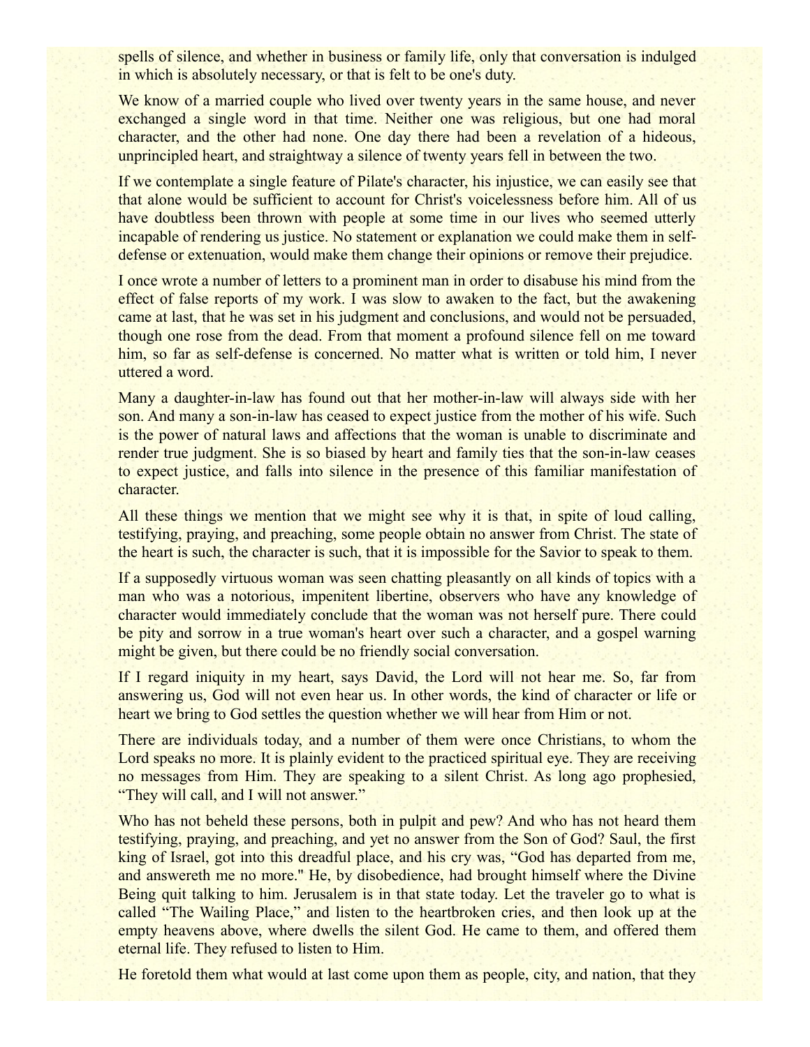spells of silence, and whether in business or family life, only that conversation is indulged in which is absolutely necessary, or that is felt to be one's duty.

We know of a married couple who lived over twenty years in the same house, and never exchanged a single word in that time. Neither one was religious, but one had moral character, and the other had none. One day there had been a revelation of a hideous, unprincipled heart, and straightway a silence of twenty years fell in between the two.

If we contemplate a single feature of Pilate's character, his injustice, we can easily see that that alone would be sufficient to account for Christ's voicelessness before him. All of us have doubtless been thrown with people at some time in our lives who seemed utterly incapable of rendering us justice. No statement or explanation we could make them in self-defense or extenuation, would make them change their opinions or remove their prejudice.

I once wrote a number of letters to a prominent man in order to disabuse his mind from the effect of false reports of my work. I was slow to awaken to the fact, but the awakening came at last, that he was set in his judgment and conclusions, and would not be persuaded, though one rose from the dead. From that moment a profound silence fell on me toward him, so far as self-defense is concerned. No matter what is written or told him, I never uttered a word.

Many a daughter-in-law has found out that her mother-in-law will always side with her son. And many a son-in-law has ceased to expect justice from the mother of his wife. Such is the power of natural laws and affections that the woman is unable to discriminate and render true judgment. She is so biased by heart and family ties that the son-in-law ceases to expect justice, and falls into silence in the presence of this familiar manifestation of character.

All these things we mention that we might see why it is that, in spite of loud calling, testifying, praying, and preaching, some people obtain no answer from Christ. The state of the heart is such, the character is such, that it is impossible for the Savior to speak to them.

If a supposedly virtuous woman was seen chatting pleasantly on all kinds of topics with a man who was a notorious, impenitent libertine, observers who have any knowledge of character would immediately conclude that the woman was not herself pure. There could be pity and sorrow in a true woman's heart over such a character, and a gospel warning might be given, but there could be no friendly social conversation.

If I regard iniquity in my heart, says David, the Lord will not hear me. So, far from answering us, God will not even hear us. In other words, the kind of character or life or heart we bring to God settles the question whether we will hear from Him or not.

There are individuals today, and a number of them were once Christians, to whom the Lord speaks no more. It is plainly evident to the practiced spiritual eye. They are receiving no messages from Him. They are speaking to a silent Christ. As long ago prophesied, "They will call, and I will not answer."

Who has not beheld these persons, both in pulpit and pew? And who has not heard them testifying, praying, and preaching, and yet no answer from the Son of God? Saul, the first king of Israel, got into this dreadful place, and his cry was, "God has departed from me, and answereth me no more." He, by disobedience, had brought himself where the Divine Being quit talking to him. Jerusalem is in that state today. Let the traveler go to what is called "The Wailing Place," and listen to the heartbroken cries, and then look up at the empty heavens above, where dwells the silent God. He came to them, and offered them eternal life. They refused to listen to Him.

He foretold them what would at last come upon them as people, city, and nation, that they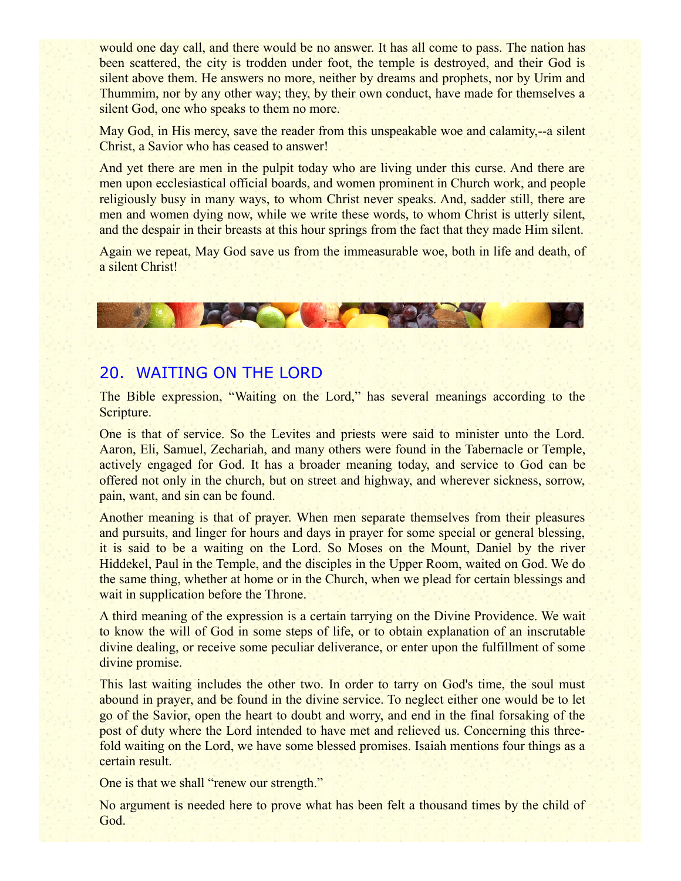would one day call, and there would be no answer. It has all come to pass. The nation has been scattered, the city is trodden under foot, the temple is destroyed, and their God is silent above them. He answers no more, neither by dreams and prophets, nor by Urim and Thummim, nor by any other way; they, by their own conduct, have made for themselves a silent God, one who speaks to them no more.

May God, in His mercy, save the reader from this unspeakable woe and calamity,--a silent Christ, a Savior who has ceased to answer!

And yet there are men in the pulpit today who are living under this curse. And there are men upon ecclesiastical official boards, and women prominent in Church work, and people religiously busy in many ways, to whom Christ never speaks. And, sadder still, there are men and women dying now, while we write these words, to whom Christ is utterly silent, and the despair in their breasts at this hour springs from the fact that they made Him silent.

Again we repeat, May God save us from the immeasurable woe, both in life and death, of a silent Christ!

## 20. WAITING ON THE LORD

The Bible expression, "Waiting on the Lord," has several meanings according to the Scripture.

One is that of service. So the Levites and priests were said to minister unto the Lord. Aaron, Eli, Samuel, Zechariah, and many others were found in the Tabernacle or Temple, actively engaged for God. It has a broader meaning today, and service to God can be offered not only in the church, but on street and highway, and wherever sickness, sorrow, pain, want, and sin can be found.

Another meaning is that of prayer. When men separate themselves from their pleasures and pursuits, and linger for hours and days in prayer for some special or general blessing, it is said to be a waiting on the Lord. So Moses on the Mount, Daniel by the river Hiddekel, Paul in the Temple, and the disciples in the Upper Room, waited on God. We do the same thing, whether at home or in the Church, when we plead for certain blessings and wait in supplication before the Throne.

A third meaning of the expression is a certain tarrying on the Divine Providence. We wait to know the will of God in some steps of life, or to obtain explanation of an inscrutable divine dealing, or receive some peculiar deliverance, or enter upon the fulfillment of some divine promise.

This last waiting includes the other two. In order to tarry on God's time, the soul must abound in prayer, and be found in the divine service. To neglect either one would be to let go of the Savior, open the heart to doubt and worry, and end in the final forsaking of the post of duty where the Lord intended to have met and relieved us. Concerning this three-fold waiting on the Lord, we have some blessed promises. Isaiah mentions four things as a certain result.

One is that we shall "renew our strength."

No argument is needed here to prove what has been felt a thousand times by the child of God.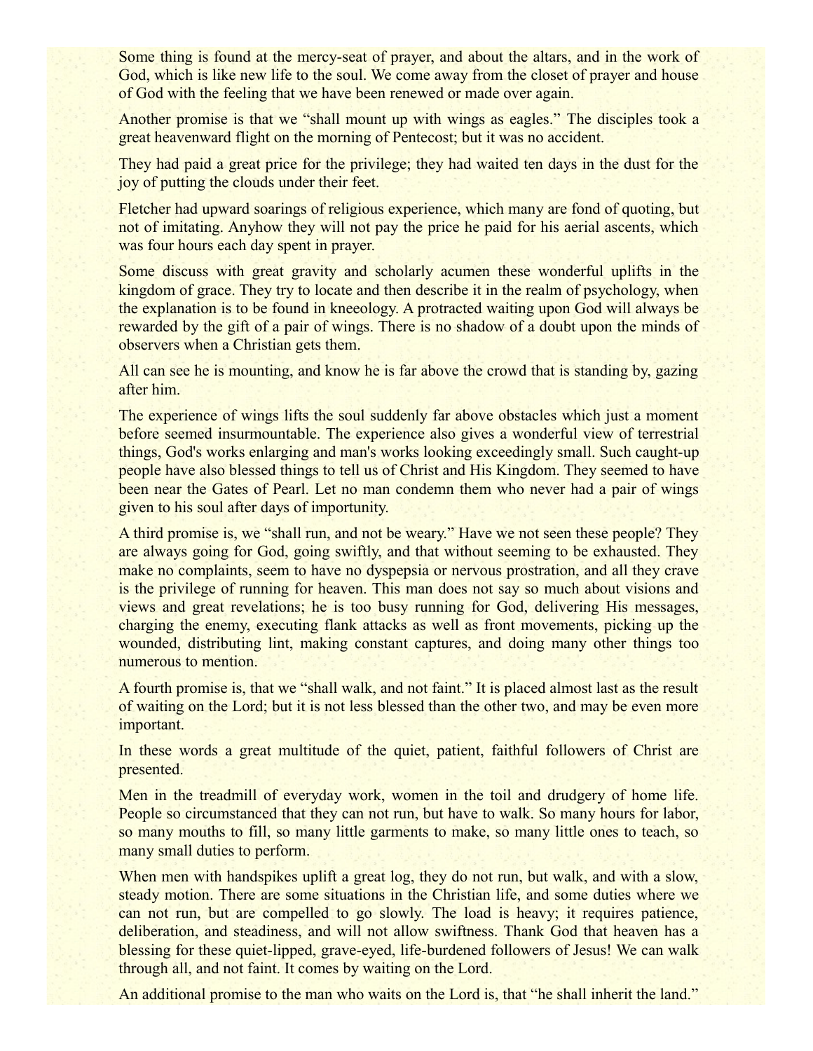Some thing is found at the mercy-seat of prayer, and about the altars, and in the work of God, which is like new life to the soul. We come away from the closet of prayer and house of God with the feeling that we have been renewed or made over again.

Another promise is that we "shall mount up with wings as eagles." The disciples took a great heavenward flight on the morning of Pentecost; but it was no accident.

They had paid a great price for the privilege; they had waited ten days in the dust for the joy of putting the clouds under their feet.

Fletcher had upward soarings of religious experience, which many are fond of quoting, but not of imitating. Anyhow they will not pay the price he paid for his aerial ascents, which was four hours each day spent in prayer.

Some discuss with great gravity and scholarly acumen these wonderful uplifts in the kingdom of grace. They try to locate and then describe it in the realm of psychology, when the explanation is to be found in kneeology. A protracted waiting upon God will always be rewarded by the gift of a pair of wings. There is no shadow of a doubt upon the minds of observers when a Christian gets them.

All can see he is mounting, and know he is far above the crowd that is standing by, gazing after him.

The experience of wings lifts the soul suddenly far above obstacles which just a moment before seemed insurmountable. The experience also gives a wonderful view of terrestrial things, God's works enlarging and man's works looking exceedingly small. Such caught-up people have also blessed things to tell us of Christ and His Kingdom. They seemed to have been near the Gates of Pearl. Let no man condemn them who never had a pair of wings given to his soul after days of importunity.

A third promise is, we "shall run, and not be weary." Have we not seen these people? They are always going for God, going swiftly, and that without seeming to be exhausted. They make no complaints, seem to have no dyspepsia or nervous prostration, and all they crave is the privilege of running for heaven. This man does not say so much about visions and views and great revelations; he is too busy running for God, delivering His messages, charging the enemy, executing flank attacks as well as front movements, picking up the wounded, distributing lint, making constant captures, and doing many other things too numerous to mention.

A fourth promise is, that we "shall walk, and not faint." It is placed almost last as the result of waiting on the Lord; but it is not less blessed than the other two, and may be even more important.

In these words a great multitude of the quiet, patient, faithful followers of Christ are presented.

Men in the treadmill of everyday work, women in the toil and drudgery of home life. People so circumstanced that they can not run, but have to walk. So many hours for labor, so many mouths to fill, so many little garments to make, so many little ones to teach, so many small duties to perform.

When men with handspikes uplift a great log, they do not run, but walk, and with a slow, steady motion. There are some situations in the Christian life, and some duties where we can not run, but are compelled to go slowly. The load is heavy; it requires patience, deliberation, and steadiness, and will not allow swiftness. Thank God that heaven has a blessing for these quiet-lipped, grave-eyed, life-burdened followers of Jesus! We can walk through all, and not faint. It comes by waiting on the Lord.

An additional promise to the man who waits on the Lord is, that "he shall inherit the land."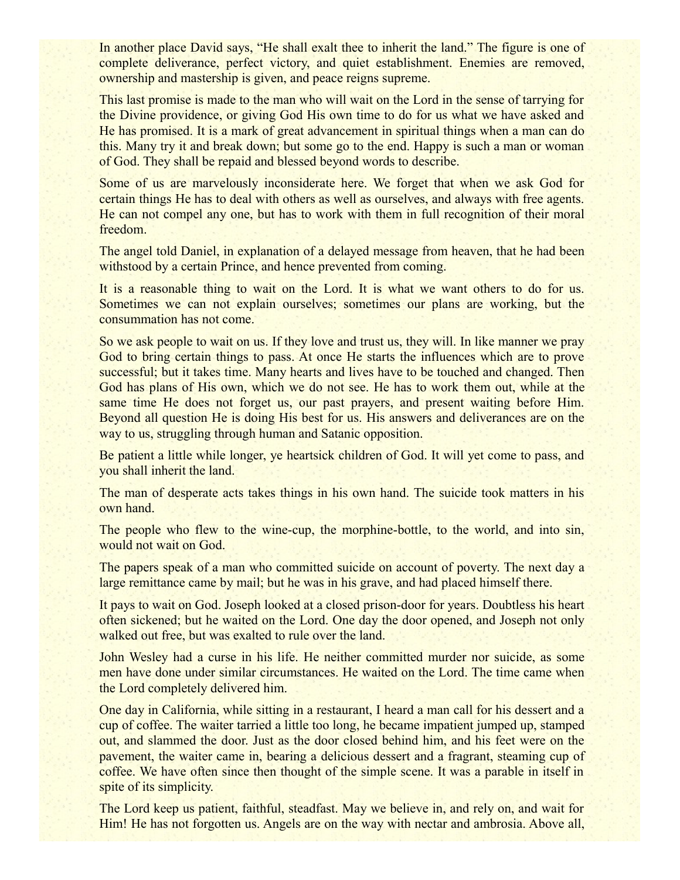In another place David says, "He shall exalt thee to inherit the land." The figure is one of complete deliverance, perfect victory, and quiet establishment. Enemies are removed, ownership and mastership is given, and peace reigns supreme.

This last promise is made to the man who will wait on the Lord in the sense of tarrying for the Divine providence, or giving God His own time to do for us what we have asked and He has promised. It is a mark of great advancement in spiritual things when a man can do this. Many try it and break down; but some go to the end. Happy is such a man or woman of God. They shall be repaid and blessed beyond words to describe.

Some of us are marvelously inconsiderate here. We forget that when we ask God for certain things He has to deal with others as well as ourselves, and always with free agents. He can not compel any one, but has to work with them in full recognition of their moral freedom.

The angel told Daniel, in explanation of a delayed message from heaven, that he had been withstood by a certain Prince, and hence prevented from coming.

It is a reasonable thing to wait on the Lord. It is what we want others to do for us. Sometimes we can not explain ourselves; sometimes our plans are working, but the consummation has not come.

So we ask people to wait on us. If they love and trust us, they will. In like manner we pray God to bring certain things to pass. At once He starts the influences which are to prove successful; but it takes time. Many hearts and lives have to be touched and changed. Then God has plans of His own, which we do not see. He has to work them out, while at the same time He does not forget us, our past prayers, and present waiting before Him. Beyond all question He is doing His best for us. His answers and deliverances are on the way to us, struggling through human and Satanic opposition.

Be patient a little while longer, ye heartsick children of God. It will yet come to pass, and you shall inherit the land.

The man of desperate acts takes things in his own hand. The suicide took matters in his own hand.

The people who flew to the wine-cup, the morphine-bottle, to the world, and into sin, would not wait on God.

The papers speak of a man who committed suicide on account of poverty. The next day a large remittance came by mail; but he was in his grave, and had placed himself there.

It pays to wait on God. Joseph looked at a closed prison-door for years. Doubtless his heart often sickened; but he waited on the Lord. One day the door opened, and Joseph not only walked out free, but was exalted to rule over the land.

John Wesley had a curse in his life. He neither committed murder nor suicide, as some men have done under similar circumstances. He waited on the Lord. The time came when the Lord completely delivered him.

One day in California, while sitting in a restaurant, I heard a man call for his dessert and a cup of coffee. The waiter tarried a little too long, he became impatient jumped up, stamped out, and slammed the door. Just as the door closed behind him, and his feet were on the pavement, the waiter came in, bearing a delicious dessert and a fragrant, steaming cup of coffee. We have often since then thought of the simple scene. It was a parable in itself in spite of its simplicity.

The Lord keep us patient, faithful, steadfast. May we believe in, and rely on, and wait for Him! He has not forgotten us. Angels are on the way with nectar and ambrosia. Above all,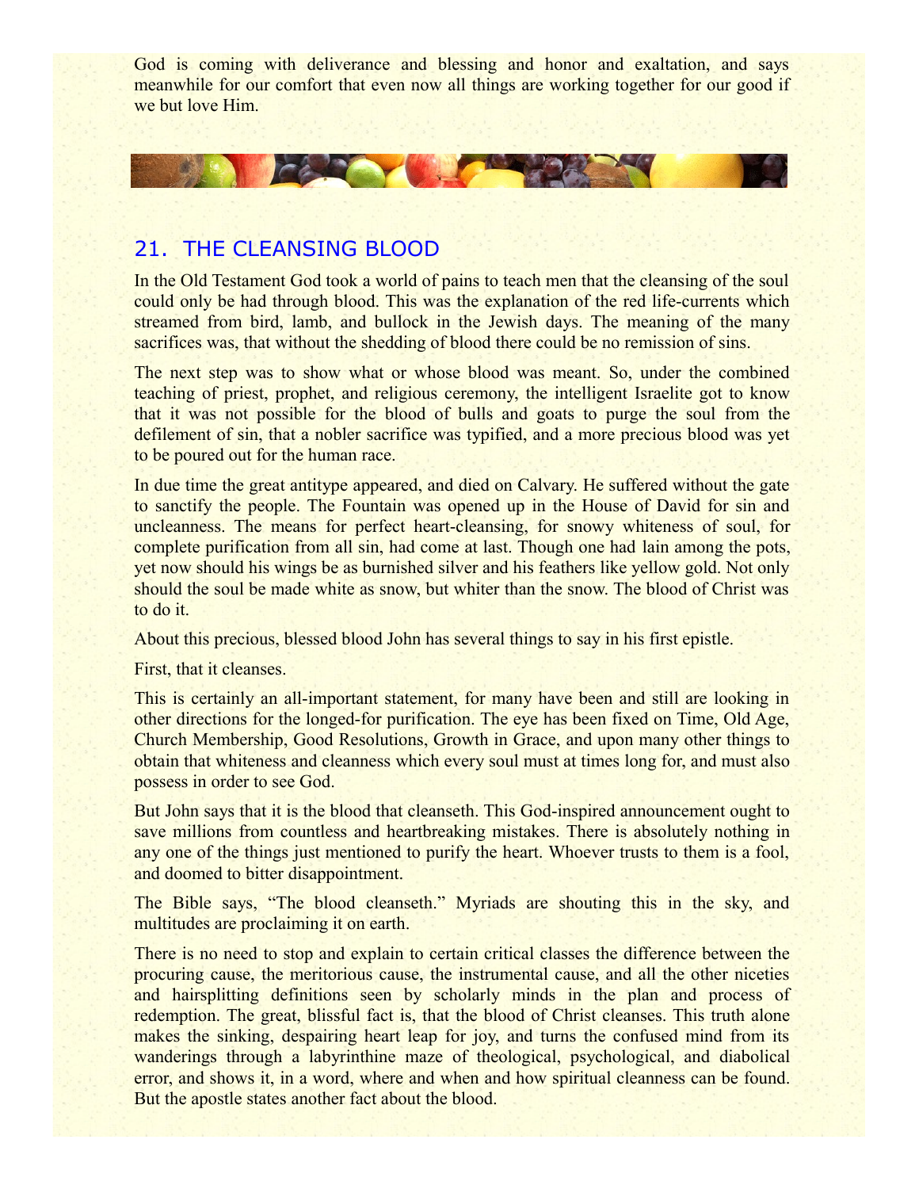God is coming with deliverance and blessing and honor and exaltation, and says meanwhile for our comfort that even now all things are working together for our good if we but love Him.

## 21. THE CLEANSING BLOOD

In the Old Testament God took a world of pains to teach men that the cleansing of the soul could only be had through blood. This was the explanation of the red life-currents which streamed from bird, lamb, and bullock in the Jewish days. The meaning of the many sacrifices was, that without the shedding of blood there could be no remission of sins.

The next step was to show what or whose blood was meant. So, under the combined teaching of priest, prophet, and religious ceremony, the intelligent Israelite got to know that it was not possible for the blood of bulls and goats to purge the soul from the defilement of sin, that a nobler sacrifice was typified, and a more precious blood was yet to be poured out for the human race.

In due time the great antitype appeared, and died on Calvary. He suffered without the gate to sanctify the people. The Fountain was opened up in the House of David for sin and uncleanness. The means for perfect heart-cleansing, for snowy whiteness of soul, for complete purification from all sin, had come at last. Though one had lain among the pots, yet now should his wings be as burnished silver and his feathers like yellow gold. Not only should the soul be made white as snow, but whiter than the snow. The blood of Christ was to do it.

About this precious, blessed blood John has several things to say in his first epistle.

First, that it cleanses.

This is certainly an all-important statement, for many have been and still are looking in other directions for the longed-for purification. The eye has been fixed on Time, Old Age, Church Membership, Good Resolutions, Growth in Grace, and upon many other things to obtain that whiteness and cleanness which every soul must at times long for, and must also possess in order to see God.

But John says that it is the blood that cleanseth. This God-inspired announcement ought to save millions from countless and heartbreaking mistakes. There is absolutely nothing in any one of the things just mentioned to purify the heart. Whoever trusts to them is a fool, and doomed to bitter disappointment.

The Bible says, “The blood cleanseth.” Myriads are shouting this in the sky, and multitudes are proclaiming it on earth.

There is no need to stop and explain to certain critical classes the difference between the procuring cause, the meritorious cause, the instrumental cause, and all the other niceties and hairsplitting definitions seen by scholarly minds in the plan and process of redemption. The great, blissful fact is, that the blood of Christ cleanses. This truth alone makes the sinking, despairing heart leap for joy, and turns the confused mind from its wanderings through a labyrinthine maze of theological, psychological, and diabolical error, and shows it, in a word, where and when and how spiritual cleanness can be found. But the apostle states another fact about the blood.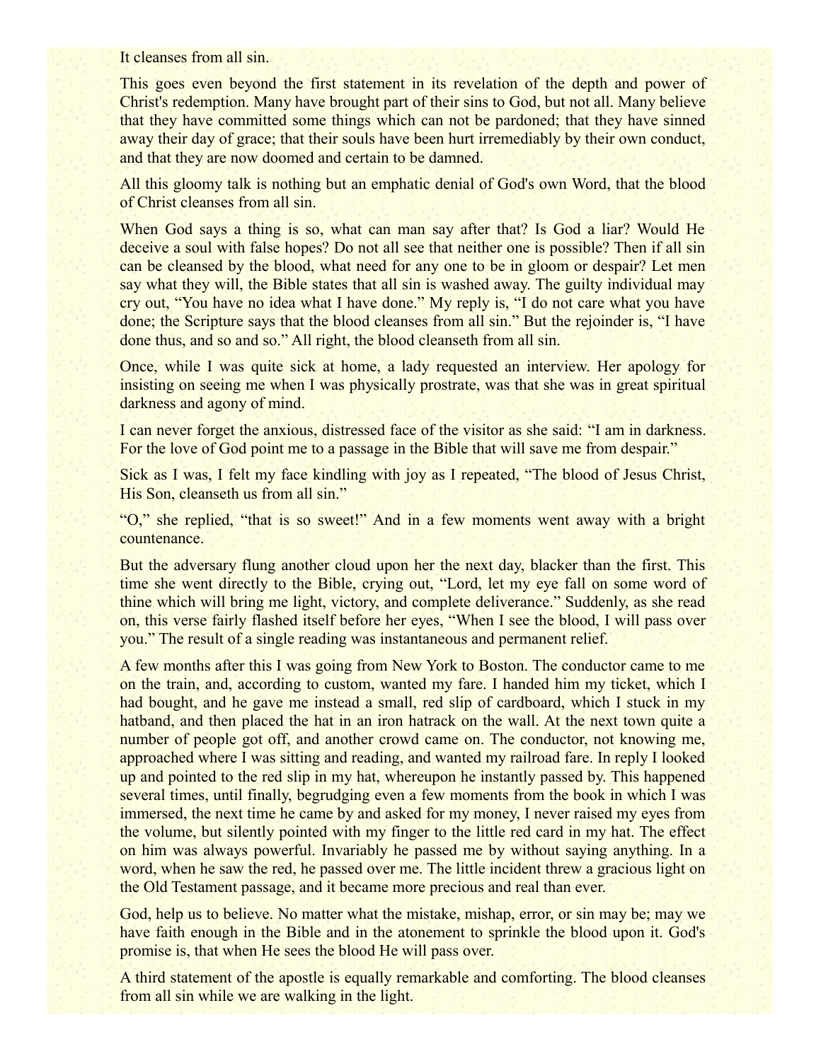It cleanses from all sin.

This goes even beyond the first statement in its revelation of the depth and power of Christ's redemption. Many have brought part of their sins to God, but not all. Many believe that they have committed some things which can not be pardoned; that they have sinned away their day of grace; that their souls have been hurt irremediably by their own conduct, and that they are now doomed and certain to be damned.

All this gloomy talk is nothing but an emphatic denial of God's own Word, that the blood of Christ cleanses from all sin.

When God says a thing is so, what can man say after that? Is God a liar? Would He deceive a soul with false hopes? Do not all see that neither one is possible? Then if all sin can be cleansed by the blood, what need for any one to be in gloom or despair? Let men say what they will, the Bible states that all sin is washed away. The guilty individual may cry out, "You have no idea what I have done." My reply is, "I do not care what you have done; the Scripture says that the blood cleanses from all sin." But the rejoinder is, "I have done thus, and so and so." All right, the blood cleanseth from all sin.

Once, while I was quite sick at home, a lady requested an interview. Her apology for insisting on seeing me when I was physically prostrate, was that she was in great spiritual darkness and agony of mind.

I can never forget the anxious, distressed face of the visitor as she said: "I am in darkness. For the love of God point me to a passage in the Bible that will save me from despair."

Sick as I was, I felt my face kindling with joy as I repeated, "The blood of Jesus Christ, His Son, cleanseth us from all sin."

"O," she replied, "that is so sweet!" And in a few moments went away with a bright countenance.

But the adversary flung another cloud upon her the next day, blacker than the first. This time she went directly to the Bible, crying out, "Lord, let my eye fall on some word of thine which will bring me light, victory, and complete deliverance." Suddenly, as she read on, this verse fairly flashed itself before her eyes, "When I see the blood, I will pass over you." The result of a single reading was instantaneous and permanent relief.

A few months after this I was going from New York to Boston. The conductor came to me on the train, and, according to custom, wanted my fare. I handed him my ticket, which I had bought, and he gave me instead a small, red slip of cardboard, which I stuck in my hatband, and then placed the hat in an iron hatrack on the wall. At the next town quite a number of people got off, and another crowd came on. The conductor, not knowing me, approached where I was sitting and reading, and wanted my railroad fare. In reply I looked up and pointed to the red slip in my hat, whereupon he instantly passed by. This happened several times, until finally, begrudging even a few moments from the book in which I was immersed, the next time he came by and asked for my money, I never raised my eyes from the volume, but silently pointed with my finger to the little red card in my hat. The effect on him was always powerful. Invariably he passed me by without saying anything. In a word, when he saw the red, he passed over me. The little incident threw a gracious light on the Old Testament passage, and it became more precious and real than ever.

God, help us to believe. No matter what the mistake, mishap, error, or sin may be; may we have faith enough in the Bible and in the atonement to sprinkle the blood upon it. God's promise is, that when He sees the blood He will pass over.

A third statement of the apostle is equally remarkable and comforting. The blood cleanses from all sin while we are walking in the light.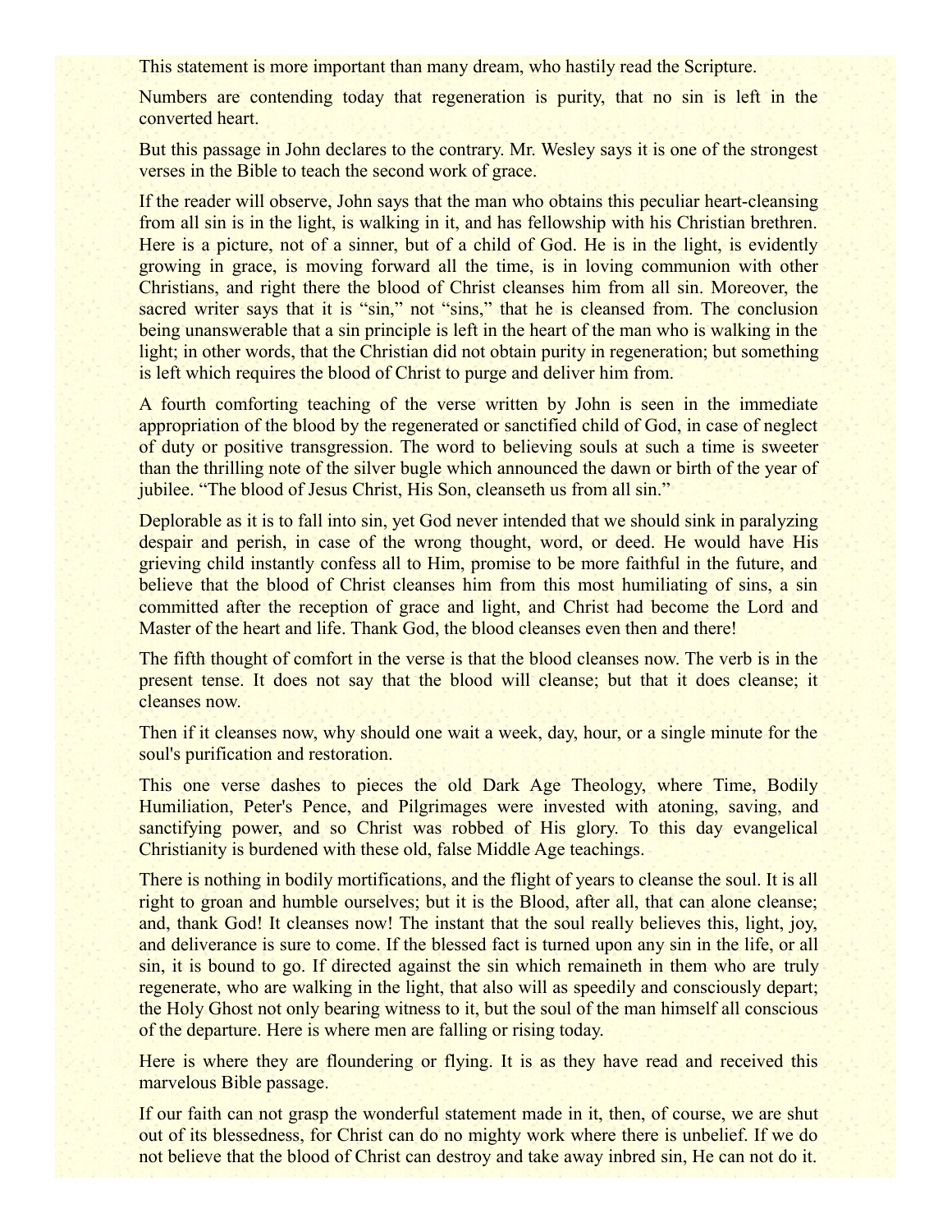This statement is more important than many dream, who hastily read the Scripture.

Numbers are contending today that regeneration is purity, that no sin is left in the converted heart.

But this passage in John declares to the contrary. Mr. Wesley says it is one of the strongest verses in the Bible to teach the second work of grace.

If the reader will observe, John says that the man who obtains this peculiar heart-cleansing from all sin is in the light, is walking in it, and has fellowship with his Christian brethren. Here is a picture, not of a sinner, but of a child of God. He is in the light, is evidently growing in grace, is moving forward all the time, is in loving communion with other Christians, and right there the blood of Christ cleanses him from all sin. Moreover, the sacred writer says that it is "sin," not "sins," that he is cleansed from. The conclusion being unanswerable that a sin principle is left in the heart of the man who is walking in the light; in other words, that the Christian did not obtain purity in regeneration; but something is left which requires the blood of Christ to purge and deliver him from.

A fourth comforting teaching of the verse written by John is seen in the immediate appropriation of the blood by the regenerated or sanctified child of God, in case of neglect of duty or positive transgression. The word to believing souls at such a time is sweeter than the thrilling note of the silver bugle which announced the dawn or birth of the year of jubilee. "The blood of Jesus Christ, His Son, cleanseth us from all sin."

Deplorable as it is to fall into sin, yet God never intended that we should sink in paralyzing despair and perish, in case of the wrong thought, word, or deed. He would have His grieving child instantly confess all to Him, promise to be more faithful in the future, and believe that the blood of Christ cleanses him from this most humiliating of sins, a sin committed after the reception of grace and light, and Christ had become the Lord and Master of the heart and life. Thank God, the blood cleanses even then and there!

The fifth thought of comfort in the verse is that the blood cleanses now. The verb is in the present tense. It does not say that the blood will cleanse; but that it does cleanse; it cleanses now.

Then if it cleanses now, why should one wait a week, day, hour, or a single minute for the soul's purification and restoration.

This one verse dashes to pieces the old Dark Age Theology, where Time, Bodily Humiliation, Peter's Pence, and Pilgrimages were invested with atoning, saving, and sanctifying power, and so Christ was robbed of His glory. To this day evangelical Christianity is burdened with these old, false Middle Age teachings.

There is nothing in bodily mortifications, and the flight of years to cleanse the soul. It is all right to groan and humble ourselves; but it is the Blood, after all, that can alone cleanse; and, thank God! It cleanses now! The instant that the soul really believes this, light, joy, and deliverance is sure to come. If the blessed fact is turned upon any sin in the life, or all sin, it is bound to go. If directed against the sin which remaineth in them who are truly regenerate, who are walking in the light, that also will as speedily and consciously depart; the Holy Ghost not only bearing witness to it, but the soul of the man himself all conscious of the departure. Here is where men are falling or rising today.

Here is where they are floundering or flying. It is as they have read and received this marvelous Bible passage.

If our faith can not grasp the wonderful statement made in it, then, of course, we are shut out of its blessedness, for Christ can do no mighty work where there is unbelief. If we do not believe that the blood of Christ can destroy and take away inbred sin, He can not do it.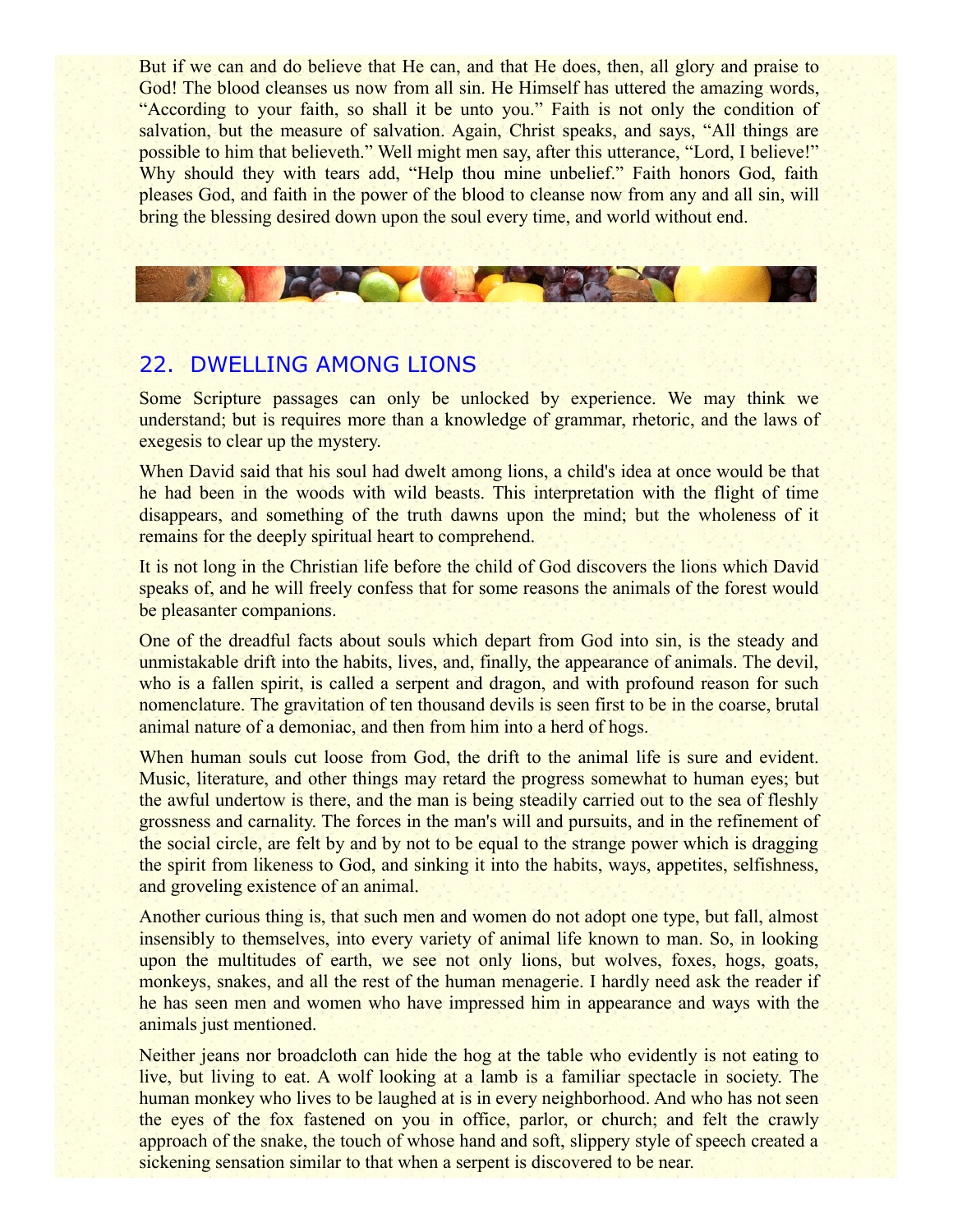But if we can and do believe that He can, and that He does, then, all glory and praise to God! The blood cleanses us now from all sin. He Himself has uttered the amazing words, “According to your faith, so shall it be unto you.” Faith is not only the condition of salvation, but the measure of salvation. Again, Christ speaks, and says, “All things are possible to him that believeth.” Well might men say, after this utterance, “Lord, I believe!” Why should they with tears add, “Help thou mine unbelief.” Faith honors God, faith pleases God, and faith in the power of the blood to cleanse now from any and all sin, will bring the blessing desired down upon the soul every time, and world without end.

## 22. DWELLING AMONG LIONS

Some Scripture passages can only be unlocked by experience. We may think we understand; but is requires more than a knowledge of grammar, rhetoric, and the laws of exegesis to clear up the mystery.

When David said that his soul had dwelt among lions, a child's idea at once would be that he had been in the woods with wild beasts. This interpretation with the flight of time disappears, and something of the truth dawns upon the mind; but the wholeness of it remains for the deeply spiritual heart to comprehend.

It is not long in the Christian life before the child of God discovers the lions which David speaks of, and he will freely confess that for some reasons the animals of the forest would be pleasanter companions.

One of the dreadful facts about souls which depart from God into sin, is the steady and unmistakable drift into the habits, lives, and, finally, the appearance of animals. The devil, who is a fallen spirit, is called a serpent and dragon, and with profound reason for such nomenclature. The gravitation of ten thousand devils is seen first to be in the coarse, brutal animal nature of a demoniac, and then from him into a herd of hogs.

When human souls cut loose from God, the drift to the animal life is sure and evident. Music, literature, and other things may retard the progress somewhat to human eyes; but the awful undertow is there, and the man is being steadily carried out to the sea of fleshly grossness and carnality. The forces in the man's will and pursuits, and in the refinement of the social circle, are felt by and by not to be equal to the strange power which is dragging the spirit from likeness to God, and sinking it into the habits, ways, appetites, selfishness, and groveling existence of an animal.

Another curious thing is, that such men and women do not adopt one type, but fall, almost insensibly to themselves, into every variety of animal life known to man. So, in looking upon the multitudes of earth, we see not only lions, but wolves, foxes, hogs, goats, monkeys, snakes, and all the rest of the human menagerie. I hardly need ask the reader if he has seen men and women who have impressed him in appearance and ways with the animals just mentioned.

Neither jeans nor broadcloth can hide the hog at the table who evidently is not eating to live, but living to eat. A wolf looking at a lamb is a familiar spectacle in society. The human monkey who lives to be laughed at is in every neighborhood. And who has not seen the eyes of the fox fastened on you in office, parlor, or church; and felt the crawly approach of the snake, the touch of whose hand and soft, slippery style of speech created a sickening sensation similar to that when a serpent is discovered to be near.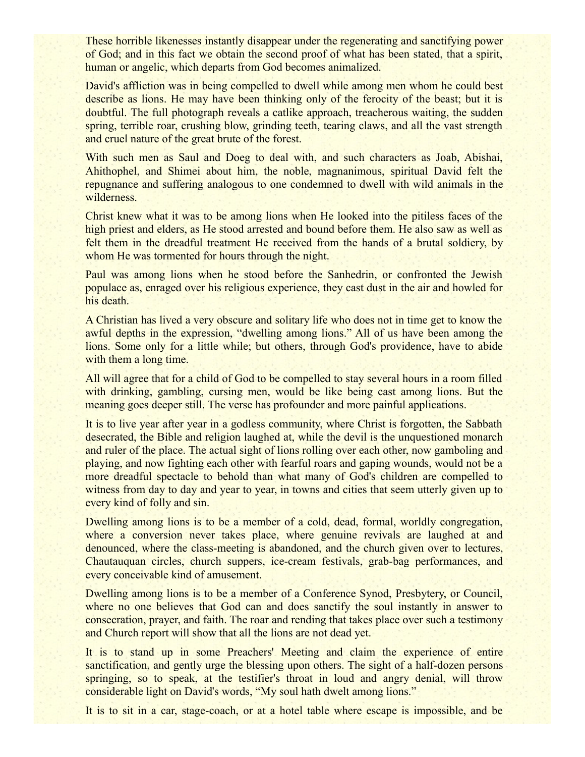These horrible likenesses instantly disappear under the regenerating and sanctifying power of God; and in this fact we obtain the second proof of what has been stated, that a spirit, human or angelic, which departs from God becomes animalized.

David's affliction was in being compelled to dwell while among men whom he could best describe as lions. He may have been thinking only of the ferocity of the beast; but it is doubtful. The full photograph reveals a catlike approach, treacherous waiting, the sudden spring, terrible roar, crushing blow, grinding teeth, tearing claws, and all the vast strength and cruel nature of the great brute of the forest.

With such men as Saul and Doeg to deal with, and such characters as Joab, Abishai, Ahithophel, and Shimei about him, the noble, magnanimous, spiritual David felt the repugnance and suffering analogous to one condemned to dwell with wild animals in the wilderness.

Christ knew what it was to be among lions when He looked into the pitiless faces of the high priest and elders, as He stood arrested and bound before them. He also saw as well as felt them in the dreadful treatment He received from the hands of a brutal soldiery, by whom He was tormented for hours through the night.

Paul was among lions when he stood before the Sanhedrin, or confronted the Jewish populace as, enraged over his religious experience, they cast dust in the air and howled for his death.

A Christian has lived a very obscure and solitary life who does not in time get to know the awful depths in the expression, "dwelling among lions." All of us have been among the lions. Some only for a little while; but others, through God's providence, have to abide with them a long time.

All will agree that for a child of God to be compelled to stay several hours in a room filled with drinking, gambling, cursing men, would be like being cast among lions. But the meaning goes deeper still. The verse has profounder and more painful applications.

It is to live year after year in a godless community, where Christ is forgotten, the Sabbath desecrated, the Bible and religion laughed at, while the devil is the unquestioned monarch and ruler of the place. The actual sight of lions rolling over each other, now gamboling and playing, and now fighting each other with fearful roars and gaping wounds, would not be a more dreadful spectacle to behold than what many of God's children are compelled to witness from day to day and year to year, in towns and cities that seem utterly given up to every kind of folly and sin.

Dwelling among lions is to be a member of a cold, dead, formal, worldly congregation, where a conversion never takes place, where genuine revivals are laughed at and denounced, where the class-meeting is abandoned, and the church given over to lectures, Chautauquan circles, church suppers, ice-cream festivals, grab-bag performances, and every conceivable kind of amusement.

Dwelling among lions is to be a member of a Conference Synod, Presbytery, or Council, where no one believes that God can and does sanctify the soul instantly in answer to consecration, prayer, and faith. The roar and rending that takes place over such a testimony and Church report will show that all the lions are not dead yet.

It is to stand up in some Preachers' Meeting and claim the experience of entire sanctification, and gently urge the blessing upon others. The sight of a half-dozen persons springing, so to speak, at the testifier's throat in loud and angry denial, will throw considerable light on David's words, "My soul hath dwelt among lions."

It is to sit in a car, stage-coach, or at a hotel table where escape is impossible, and be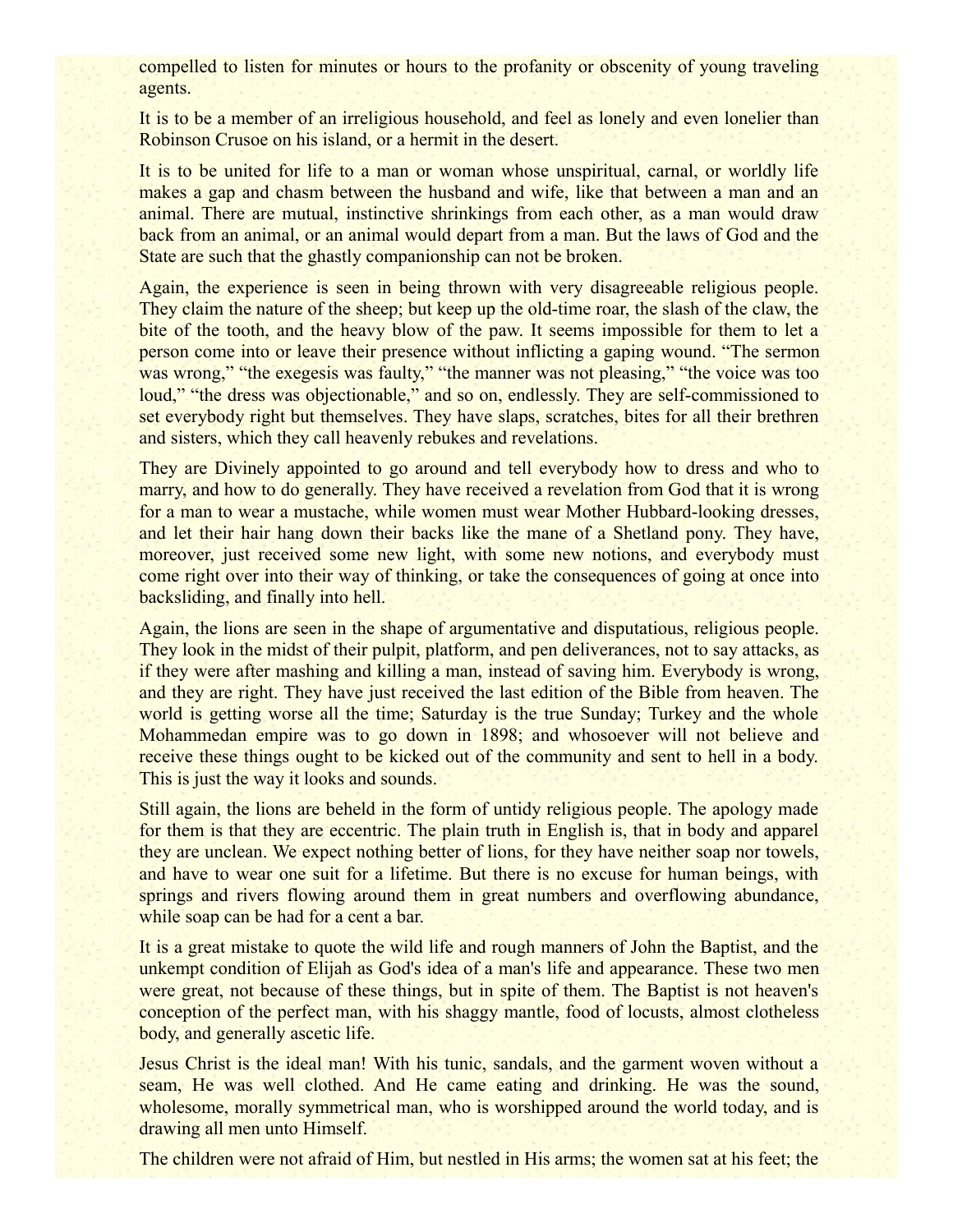compelled to listen for minutes or hours to the profanity or obscenity of young traveling agents.

It is to be a member of an irreligious household, and feel as lonely and even lonelier than Robinson Crusoe on his island, or a hermit in the desert.

It is to be united for life to a man or woman whose unspiritual, carnal, or worldly life makes a gap and chasm between the husband and wife, like that between a man and an animal. There are mutual, instinctive shrinkings from each other, as a man would draw back from an animal, or an animal would depart from a man. But the laws of God and the State are such that the ghastly companionship can not be broken.

Again, the experience is seen in being thrown with very disagreeable religious people. They claim the nature of the sheep; but keep up the old-time roar, the slash of the claw, the bite of the tooth, and the heavy blow of the paw. It seems impossible for them to let a person come into or leave their presence without inflicting a gaping wound. "The sermon was wrong," "the exegesis was faulty," "the manner was not pleasing," "the voice was too loud," "the dress was objectionable," and so on, endlessly. They are self-commissioned to set everybody right but themselves. They have slaps, scratches, bites for all their brethren and sisters, which they call heavenly rebukes and revelations.

They are Divinely appointed to go around and tell everybody how to dress and who to marry, and how to do generally. They have received a revelation from God that it is wrong for a man to wear a mustache, while women must wear Mother Hubbard-looking dresses, and let their hair hang down their backs like the mane of a Shetland pony. They have, moreover, just received some new light, with some new notions, and everybody must come right over into their way of thinking, or take the consequences of going at once into backsliding, and finally into hell.

Again, the lions are seen in the shape of argumentative and disputatious, religious people. They look in the midst of their pulpit, platform, and pen deliverances, not to say attacks, as if they were after mashing and killing a man, instead of saving him. Everybody is wrong, and they are right. They have just received the last edition of the Bible from heaven. The world is getting worse all the time; Saturday is the true Sunday; Turkey and the whole Mohammedan empire was to go down in 1898; and whosoever will not believe and receive these things ought to be kicked out of the community and sent to hell in a body. This is just the way it looks and sounds.

Still again, the lions are beheld in the form of untidy religious people. The apology made for them is that they are eccentric. The plain truth in English is, that in body and apparel they are unclean. We expect nothing better of lions, for they have neither soap nor towels, and have to wear one suit for a lifetime. But there is no excuse for human beings, with springs and rivers flowing around them in great numbers and overflowing abundance, while soap can be had for a cent a bar.

It is a great mistake to quote the wild life and rough manners of John the Baptist, and the unkempt condition of Elijah as God's idea of a man's life and appearance. These two men were great, not because of these things, but in spite of them. The Baptist is not heaven's conception of the perfect man, with his shaggy mantle, food of locusts, almost clotheless body, and generally ascetic life.

Jesus Christ is the ideal man! With his tunic, sandals, and the garment woven without a seam, He was well clothed. And He came eating and drinking. He was the sound, wholesome, morally symmetrical man, who is worshipped around the world today, and is drawing all men unto Himself.

The children were not afraid of Him, but nestled in His arms; the women sat at his feet; the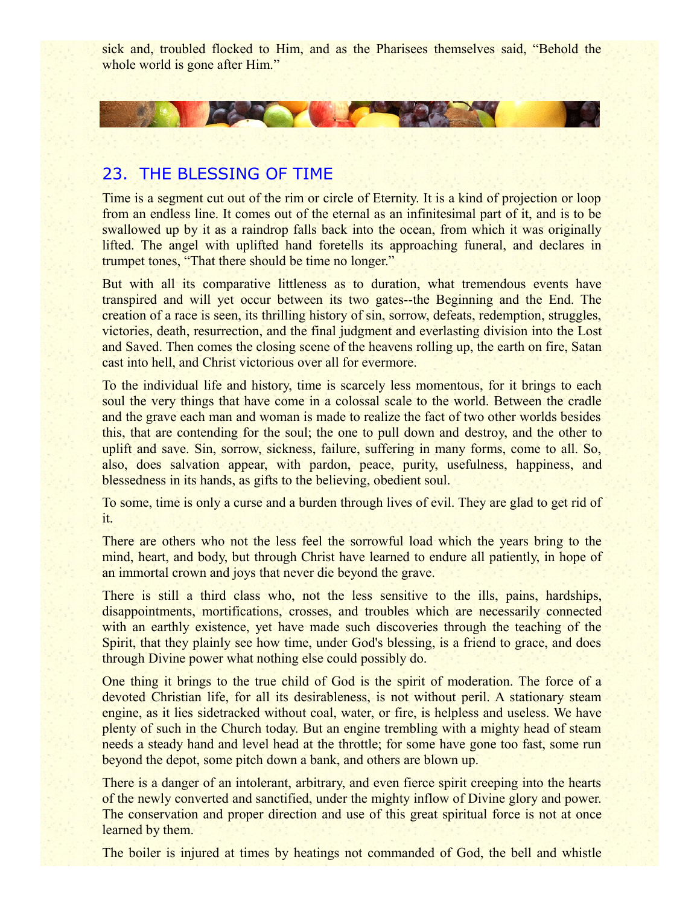sick and, troubled flocked to Him, and as the Pharisees themselves said, “Behold the whole world is gone after Him.”

## 23. THE BLESSING OF TIME

Time is a segment cut out of the rim or circle of Eternity. It is a kind of projection or loop from an endless line. It comes out of the eternal as an infinitesimal part of it, and is to be swallowed up by it as a raindrop falls back into the ocean, from which it was originally lifted. The angel with uplifted hand foretells its approaching funeral, and declares in trumpet tones, “That there should be time no longer.”

But with all its comparative littleness as to duration, what tremendous events have transpired and will yet occur between its two gates--the Beginning and the End. The creation of a race is seen, its thrilling history of sin, sorrow, defeats, redemption, struggles, victories, death, resurrection, and the final judgment and everlasting division into the Lost and Saved. Then comes the closing scene of the heavens rolling up, the earth on fire, Satan cast into hell, and Christ victorious over all for evermore.

To the individual life and history, time is scarcely less momentous, for it brings to each soul the very things that have come in a colossal scale to the world. Between the cradle and the grave each man and woman is made to realize the fact of two other worlds besides this, that are contending for the soul; the one to pull down and destroy, and the other to uplift and save. Sin, sorrow, sickness, failure, suffering in many forms, come to all. So, also, does salvation appear, with pardon, peace, purity, usefulness, happiness, and blessedness in its hands, as gifts to the believing, obedient soul.

To some, time is only a curse and a burden through lives of evil. They are glad to get rid of it.

There are others who not the less feel the sorrowful load which the years bring to the mind, heart, and body, but through Christ have learned to endure all patiently, in hope of an immortal crown and joys that never die beyond the grave.

There is still a third class who, not the less sensitive to the ills, pains, hardships, disappointments, mortifications, crosses, and troubles which are necessarily connected with an earthly existence, yet have made such discoveries through the teaching of the Spirit, that they plainly see how time, under God's blessing, is a friend to grace, and does through Divine power what nothing else could possibly do.

One thing it brings to the true child of God is the spirit of moderation. The force of a devoted Christian life, for all its desirableness, is not without peril. A stationary steam engine, as it lies sidetracked without coal, water, or fire, is helpless and useless. We have plenty of such in the Church today. But an engine trembling with a mighty head of steam needs a steady hand and level head at the throttle; for some have gone too fast, some run beyond the depot, some pitch down a bank, and others are blown up.

There is a danger of an intolerant, arbitrary, and even fierce spirit creeping into the hearts of the newly converted and sanctified, under the mighty inflow of Divine glory and power. The conservation and proper direction and use of this great spiritual force is not at once learned by them.

The boiler is injured at times by heatings not commanded of God, the bell and whistle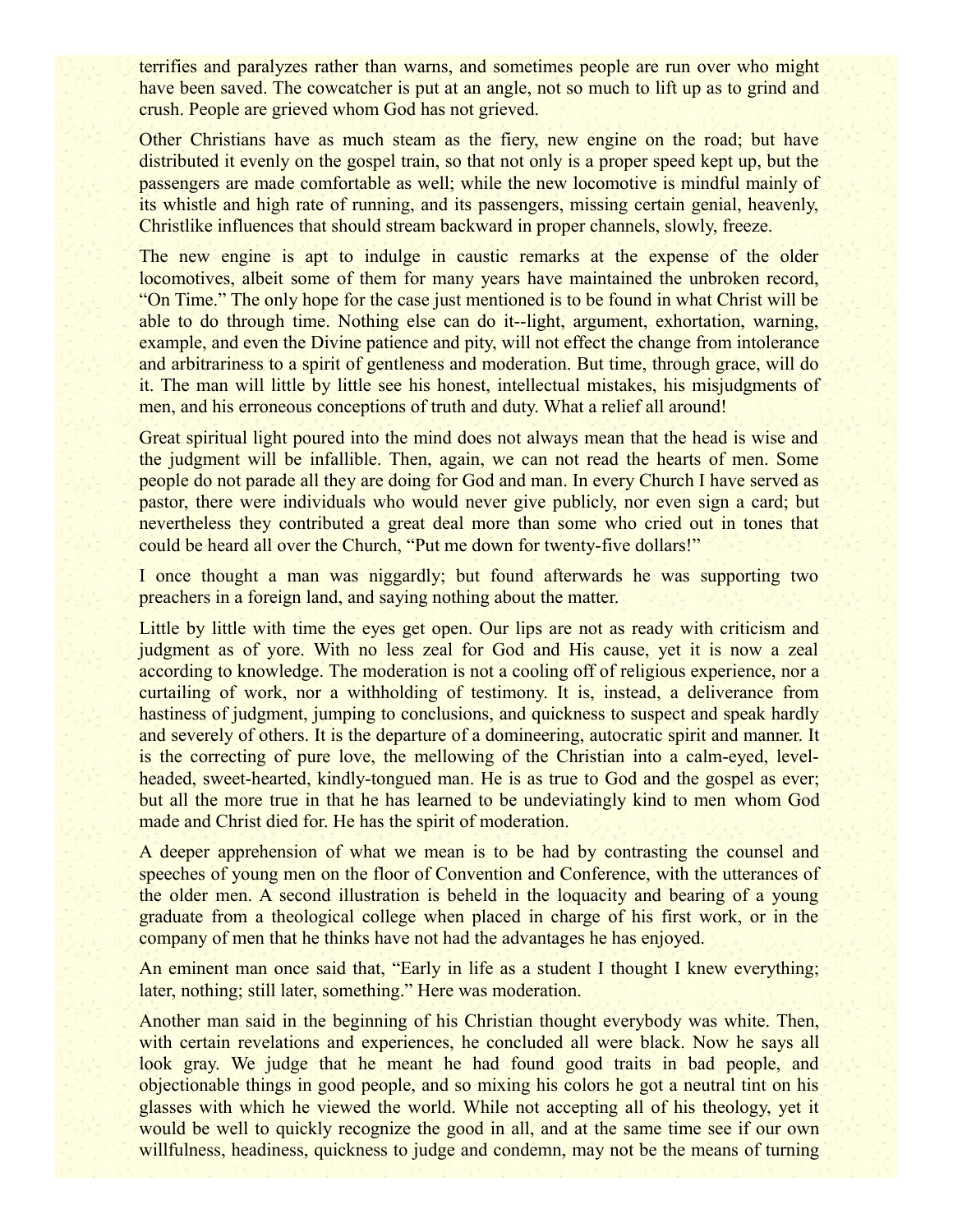terrifies and paralyzes rather than warns, and sometimes people are run over who might have been saved. The cowcatcher is put at an angle, not so much to lift up as to grind and crush. People are grieved whom God has not grieved.

Other Christians have as much steam as the fiery, new engine on the road; but have distributed it evenly on the gospel train, so that not only is a proper speed kept up, but the passengers are made comfortable as well; while the new locomotive is mindful mainly of its whistle and high rate of running, and its passengers, missing certain genial, heavenly, Christlike influences that should stream backward in proper channels, slowly, freeze.

The new engine is apt to indulge in caustic remarks at the expense of the older locomotives, albeit some of them for many years have maintained the unbroken record, "On Time." The only hope for the case just mentioned is to be found in what Christ will be able to do through time. Nothing else can do it--light, argument, exhortation, warning, example, and even the Divine patience and pity, will not effect the change from intolerance and arbitrariness to a spirit of gentleness and moderation. But time, through grace, will do it. The man will little by little see his honest, intellectual mistakes, his misjudgments of men, and his erroneous conceptions of truth and duty. What a relief all around!

Great spiritual light poured into the mind does not always mean that the head is wise and the judgment will be infallible. Then, again, we can not read the hearts of men. Some people do not parade all they are doing for God and man. In every Church I have served as pastor, there were individuals who would never give publicly, nor even sign a card; but nevertheless they contributed a great deal more than some who cried out in tones that could be heard all over the Church, "Put me down for twenty-five dollars!"

I once thought a man was niggardly; but found afterwards he was supporting two preachers in a foreign land, and saying nothing about the matter.

Little by little with time the eyes get open. Our lips are not as ready with criticism and judgment as of yore. With no less zeal for God and His cause, yet it is now a zeal according to knowledge. The moderation is not a cooling off of religious experience, nor a curtailing of work, nor a withholding of testimony. It is, instead, a deliverance from hastiness of judgment, jumping to conclusions, and quickness to suspect and speak hardly and severely of others. It is the departure of a domineering, autocratic spirit and manner. It is the correcting of pure love, the mellowing of the Christian into a calm-eyed, level-headed, sweet-hearted, kindly-tongued man. He is as true to God and the gospel as ever; but all the more true in that he has learned to be undeviatingly kind to men whom God made and Christ died for. He has the spirit of moderation.

A deeper apprehension of what we mean is to be had by contrasting the counsel and speeches of young men on the floor of Convention and Conference, with the utterances of the older men. A second illustration is beheld in the loquacity and bearing of a young graduate from a theological college when placed in charge of his first work, or in the company of men that he thinks have not had the advantages he has enjoyed.

An eminent man once said that, "Early in life as a student I thought I knew everything; later, nothing; still later, something." Here was moderation.

Another man said in the beginning of his Christian thought everybody was white. Then, with certain revelations and experiences, he concluded all were black. Now he says all look gray. We judge that he meant he had found good traits in bad people, and objectionable things in good people, and so mixing his colors he got a neutral tint on his glasses with which he viewed the world. While not accepting all of his theology, yet it would be well to quickly recognize the good in all, and at the same time see if our own willfulness, headiness, quickness to judge and condemn, may not be the means of turning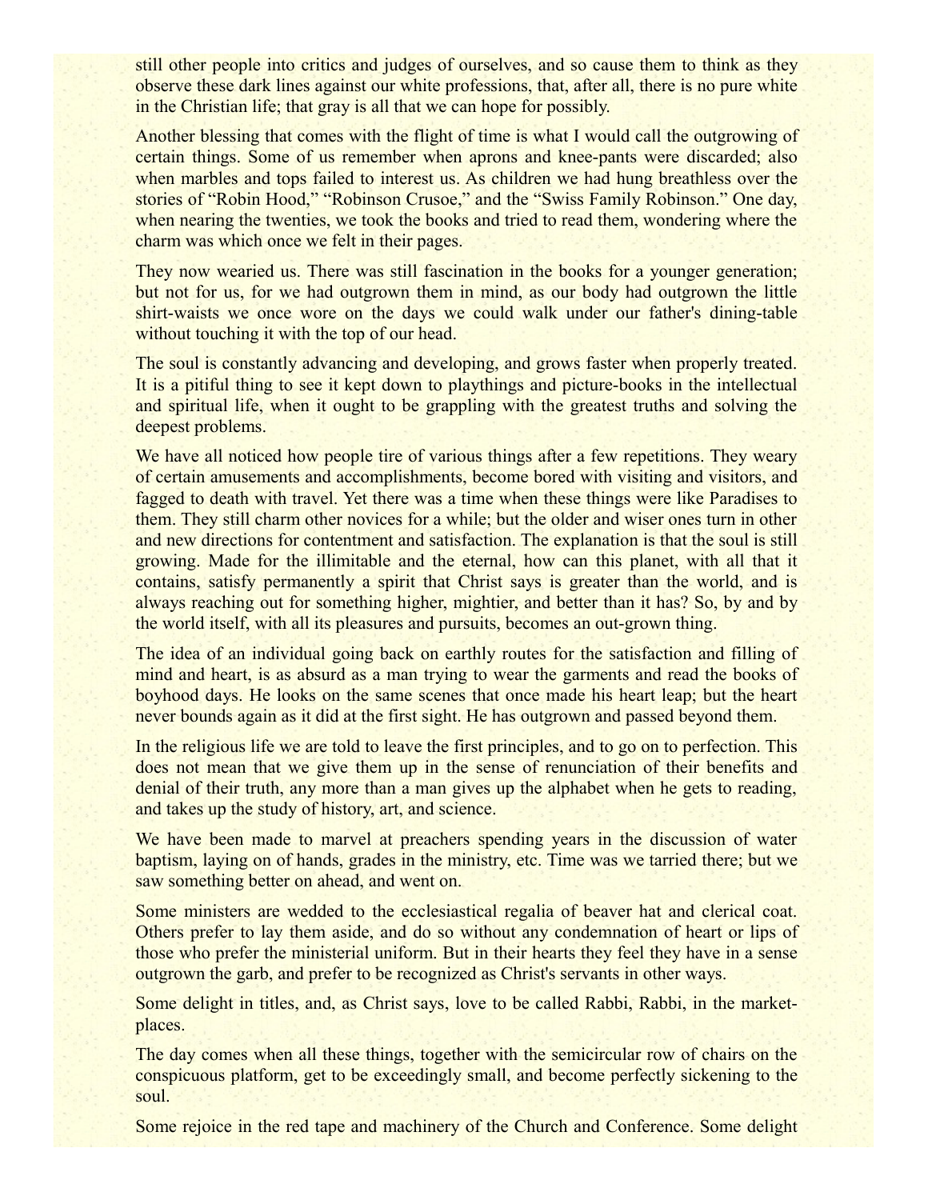still other people into critics and judges of ourselves, and so cause them to think as they observe these dark lines against our white professions, that, after all, there is no pure white in the Christian life; that gray is all that we can hope for possibly.

Another blessing that comes with the flight of time is what I would call the outgrowing of certain things. Some of us remember when aprons and knee-pants were discarded; also when marbles and tops failed to interest us. As children we had hung breathless over the stories of "Robin Hood," "Robinson Crusoe," and the "Swiss Family Robinson." One day, when nearing the twenties, we took the books and tried to read them, wondering where the charm was which once we felt in their pages.

They now wearied us. There was still fascination in the books for a younger generation; but not for us, for we had outgrown them in mind, as our body had outgrown the little shirt-waists we once wore on the days we could walk under our father's dining-table without touching it with the top of our head.

The soul is constantly advancing and developing, and grows faster when properly treated. It is a pitiful thing to see it kept down to playthings and picture-books in the intellectual and spiritual life, when it ought to be grappling with the greatest truths and solving the deepest problems.

We have all noticed how people tire of various things after a few repetitions. They weary of certain amusements and accomplishments, become bored with visiting and visitors, and fagged to death with travel. Yet there was a time when these things were like Paradises to them. They still charm other novices for a while; but the older and wiser ones turn in other and new directions for contentment and satisfaction. The explanation is that the soul is still growing. Made for the illimitable and the eternal, how can this planet, with all that it contains, satisfy permanently a spirit that Christ says is greater than the world, and is always reaching out for something higher, mightier, and better than it has? So, by and by the world itself, with all its pleasures and pursuits, becomes an out-grown thing.

The idea of an individual going back on earthly routes for the satisfaction and filling of mind and heart, is as absurd as a man trying to wear the garments and read the books of boyhood days. He looks on the same scenes that once made his heart leap; but the heart never bounds again as it did at the first sight. He has outgrown and passed beyond them.

In the religious life we are told to leave the first principles, and to go on to perfection. This does not mean that we give them up in the sense of renunciation of their benefits and denial of their truth, any more than a man gives up the alphabet when he gets to reading, and takes up the study of history, art, and science.

We have been made to marvel at preachers spending years in the discussion of water baptism, laying on of hands, grades in the ministry, etc. Time was we tarried there; but we saw something better on ahead, and went on.

Some ministers are wedded to the ecclesiastical regalia of beaver hat and clerical coat. Others prefer to lay them aside, and do so without any condemnation of heart or lips of those who prefer the ministerial uniform. But in their hearts they feel they have in a sense outgrown the garb, and prefer to be recognized as Christ's servants in other ways.

Some delight in titles, and, as Christ says, love to be called Rabbi, Rabbi, in the market-places.

The day comes when all these things, together with the semicircular row of chairs on the conspicuous platform, get to be exceedingly small, and become perfectly sickening to the soul.

Some rejoice in the red tape and machinery of the Church and Conference. Some delight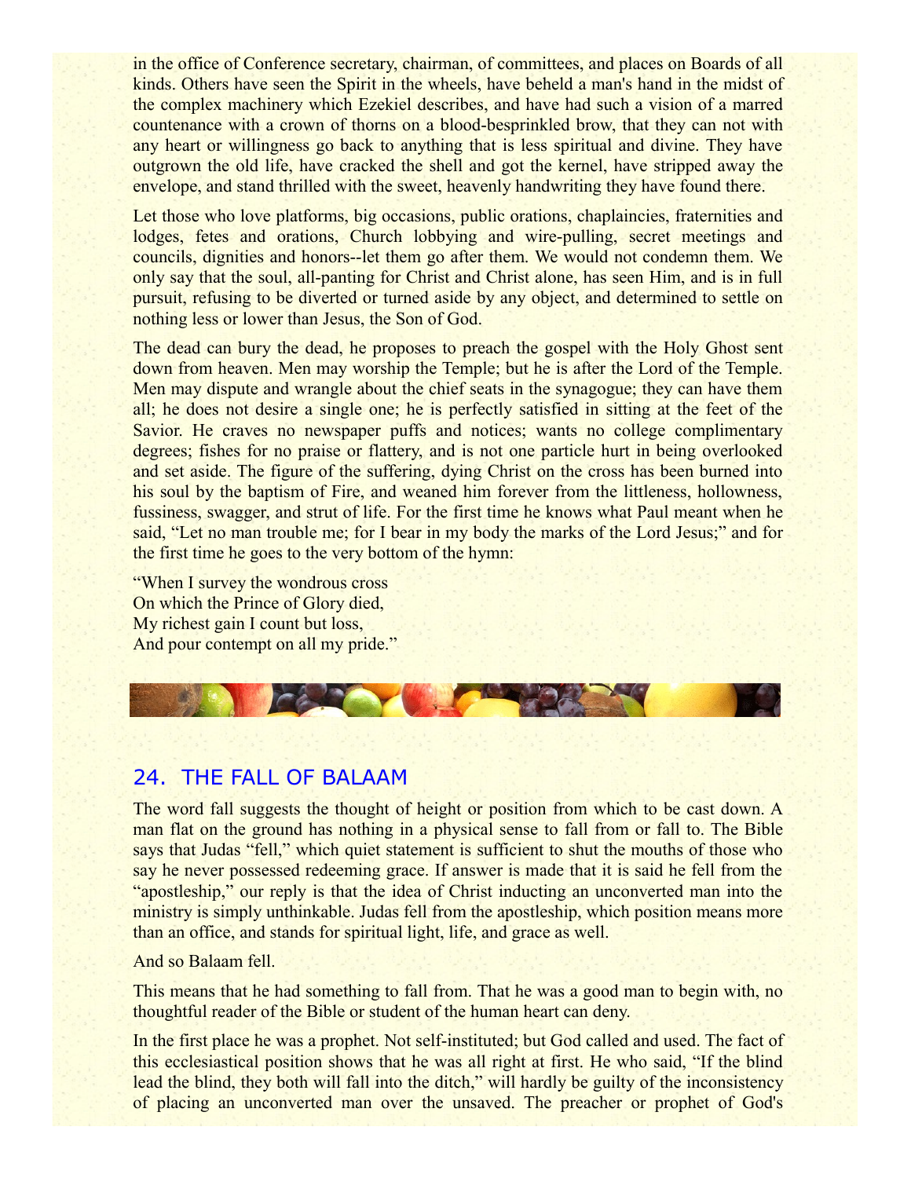in the office of Conference secretary, chairman, of committees, and places on Boards of all kinds. Others have seen the Spirit in the wheels, have beheld a man's hand in the midst of the complex machinery which Ezekiel describes, and have had such a vision of a marred countenance with a crown of thorns on a blood-besprinkled brow, that they can not with any heart or willingness go back to anything that is less spiritual and divine. They have outgrown the old life, have cracked the shell and got the kernel, have stripped away the envelope, and stand thrilled with the sweet, heavenly handwriting they have found there.

Let those who love platforms, big occasions, public orations, chaplaincies, fraternities and lodges, fetes and orations, Church lobbying and wire-pulling, secret meetings and councils, dignities and honors--let them go after them. We would not condemn them. We only say that the soul, all-panting for Christ and Christ alone, has seen Him, and is in full pursuit, refusing to be diverted or turned aside by any object, and determined to settle on nothing less or lower than Jesus, the Son of God.

The dead can bury the dead, he proposes to preach the gospel with the Holy Ghost sent down from heaven. Men may worship the Temple; but he is after the Lord of the Temple. Men may dispute and wrangle about the chief seats in the synagogue; they can have them all; he does not desire a single one; he is perfectly satisfied in sitting at the feet of the Savior. He craves no newspaper puffs and notices; wants no college complimentary degrees; fishes for no praise or flattery, and is not one particle hurt in being overlooked and set aside. The figure of the suffering, dying Christ on the cross has been burned into his soul by the baptism of Fire, and weaned him forever from the littleness, hollowness, fussiness, swagger, and strut of life. For the first time he knows what Paul meant when he said, “Let no man trouble me; for I bear in my body the marks of the Lord Jesus;” and for the first time he goes to the very bottom of the hymn:

“When I survey the wondrous cross  
On which the Prince of Glory died,  
My richest gain I count but loss,  
And pour contempt on all my pride.”

## 24. THE FALL OF BALAAM

The word fall suggests the thought of height or position from which to be cast down. A man flat on the ground has nothing in a physical sense to fall from or fall to. The Bible says that Judas “fell,” which quiet statement is sufficient to shut the mouths of those who say he never possessed redeeming grace. If answer is made that it is said he fell from the “apostleship,” our reply is that the idea of Christ inducting an unconverted man into the ministry is simply unthinkable. Judas fell from the apostleship, which position means more than an office, and stands for spiritual light, life, and grace as well.

And so Balaam fell.

This means that he had something to fall from. That he was a good man to begin with, no thoughtful reader of the Bible or student of the human heart can deny.

In the first place he was a prophet. Not self-instituted; but God called and used. The fact of this ecclesiastical position shows that he was all right at first. He who said, “If the blind lead the blind, they both will fall into the ditch,” will hardly be guilty of the inconsistency of placing an unconverted man over the unsaved. The preacher or prophet of God's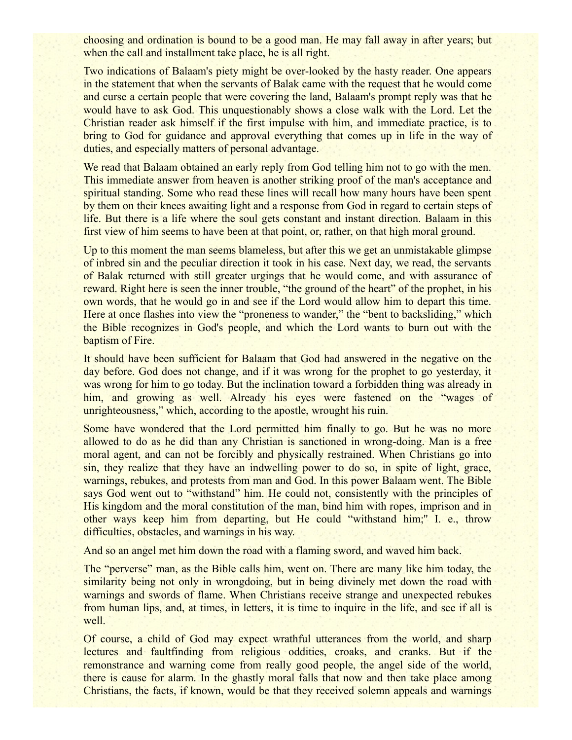choosing and ordination is bound to be a good man. He may fall away in after years; but when the call and installment take place, he is all right.

Two indications of Balaam's piety might be over-looked by the hasty reader. One appears in the statement that when the servants of Balak came with the request that he would come and curse a certain people that were covering the land, Balaam's prompt reply was that he would have to ask God. This unquestionably shows a close walk with the Lord. Let the Christian reader ask himself if the first impulse with him, and immediate practice, is to bring to God for guidance and approval everything that comes up in life in the way of duties, and especially matters of personal advantage.

We read that Balaam obtained an early reply from God telling him not to go with the men. This immediate answer from heaven is another striking proof of the man's acceptance and spiritual standing. Some who read these lines will recall how many hours have been spent by them on their knees awaiting light and a response from God in regard to certain steps of life. But there is a life where the soul gets constant and instant direction. Balaam in this first view of him seems to have been at that point, or, rather, on that high moral ground.

Up to this moment the man seems blameless, but after this we get an unmistakable glimpse of inbred sin and the peculiar direction it took in his case. Next day, we read, the servants of Balak returned with still greater urgings that he would come, and with assurance of reward. Right here is seen the inner trouble, "the ground of the heart" of the prophet, in his own words, that he would go in and see if the Lord would allow him to depart this time. Here at once flashes into view the "proneness to wander," the "bent to backsliding," which the Bible recognizes in God's people, and which the Lord wants to burn out with the baptism of Fire.

It should have been sufficient for Balaam that God had answered in the negative on the day before. God does not change, and if it was wrong for the prophet to go yesterday, it was wrong for him to go today. But the inclination toward a forbidden thing was already in him, and growing as well. Already his eyes were fastened on the "wages of unrighteousness," which, according to the apostle, wrought his ruin.

Some have wondered that the Lord permitted him finally to go. But he was no more allowed to do as he did than any Christian is sanctioned in wrong-doing. Man is a free moral agent, and can not be forcibly and physically restrained. When Christians go into sin, they realize that they have an indwelling power to do so, in spite of light, grace, warnings, rebukes, and protests from man and God. In this power Balaam went. The Bible says God went out to "withstand" him. He could not, consistently with the principles of His kingdom and the moral constitution of the man, bind him with ropes, imprison and in other ways keep him from departing, but He could "withstand him;" I. e., throw difficulties, obstacles, and warnings in his way.

And so an angel met him down the road with a flaming sword, and waved him back.

The "perverse" man, as the Bible calls him, went on. There are many like him today, the similarity being not only in wrongdoing, but in being divinely met down the road with warnings and swords of flame. When Christians receive strange and unexpected rebukes from human lips, and, at times, in letters, it is time to inquire in the life, and see if all is well.

Of course, a child of God may expect wrathful utterances from the world, and sharp lectures and faultfinding from religious oddities, croaks, and cranks. But if the remonstrance and warning come from really good people, the angel side of the world, there is cause for alarm. In the ghastly moral falls that now and then take place among Christians, the facts, if known, would be that they received solemn appeals and warnings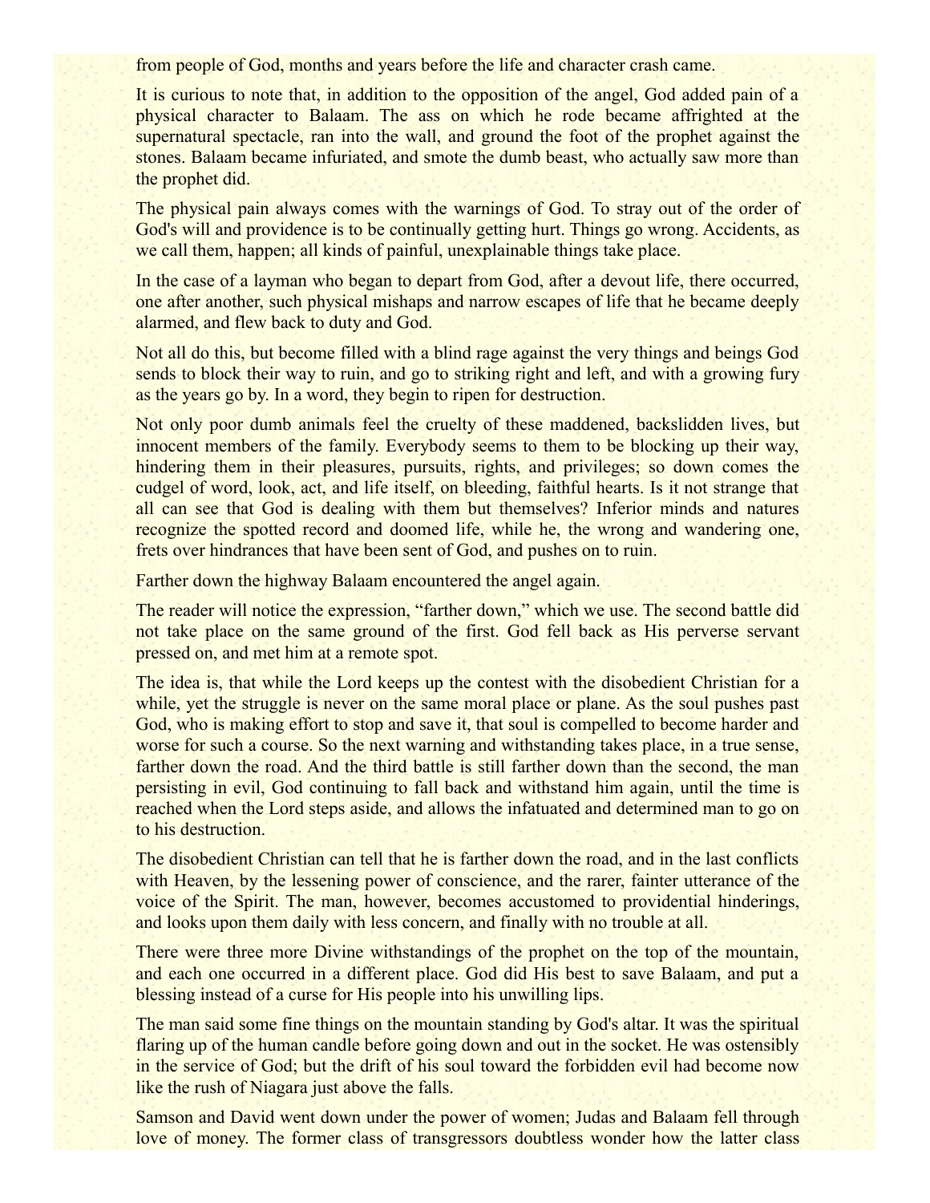from people of God, months and years before the life and character crash came.

It is curious to note that, in addition to the opposition of the angel, God added pain of a physical character to Balaam. The ass on which he rode became affrighted at the supernatural spectacle, ran into the wall, and ground the foot of the prophet against the stones. Balaam became infuriated, and smote the dumb beast, who actually saw more than the prophet did.

The physical pain always comes with the warnings of God. To stray out of the order of God's will and providence is to be continually getting hurt. Things go wrong. Accidents, as we call them, happen; all kinds of painful, unexplainable things take place.

In the case of a layman who began to depart from God, after a devout life, there occurred, one after another, such physical mishaps and narrow escapes of life that he became deeply alarmed, and flew back to duty and God.

Not all do this, but become filled with a blind rage against the very things and beings God sends to block their way to ruin, and go to striking right and left, and with a growing fury as the years go by. In a word, they begin to ripen for destruction.

Not only poor dumb animals feel the cruelty of these maddened, backslidden lives, but innocent members of the family. Everybody seems to them to be blocking up their way, hindering them in their pleasures, pursuits, rights, and privileges; so down comes the cudgel of word, look, act, and life itself, on bleeding, faithful hearts. Is it not strange that all can see that God is dealing with them but themselves? Inferior minds and natures recognize the spotted record and doomed life, while he, the wrong and wandering one, frets over hindrances that have been sent of God, and pushes on to ruin.

Farther down the highway Balaam encountered the angel again.

The reader will notice the expression, "farther down," which we use. The second battle did not take place on the same ground of the first. God fell back as His perverse servant pressed on, and met him at a remote spot.

The idea is, that while the Lord keeps up the contest with the disobedient Christian for a while, yet the struggle is never on the same moral place or plane. As the soul pushes past God, who is making effort to stop and save it, that soul is compelled to become harder and worse for such a course. So the next warning and withstanding takes place, in a true sense, farther down the road. And the third battle is still farther down than the second, the man persisting in evil, God continuing to fall back and withstand him again, until the time is reached when the Lord steps aside, and allows the infatuated and determined man to go on to his destruction.

The disobedient Christian can tell that he is farther down the road, and in the last conflicts with Heaven, by the lessening power of conscience, and the rarer, fainter utterance of the voice of the Spirit. The man, however, becomes accustomed to providential hinderings, and looks upon them daily with less concern, and finally with no trouble at all.

There were three more Divine withstandings of the prophet on the top of the mountain, and each one occurred in a different place. God did His best to save Balaam, and put a blessing instead of a curse for His people into his unwilling lips.

The man said some fine things on the mountain standing by God's altar. It was the spiritual flaring up of the human candle before going down and out in the socket. He was ostensibly in the service of God; but the drift of his soul toward the forbidden evil had become now like the rush of Niagara just above the falls.

Samson and David went down under the power of women; Judas and Balaam fell through love of money. The former class of transgressors doubtless wonder how the latter class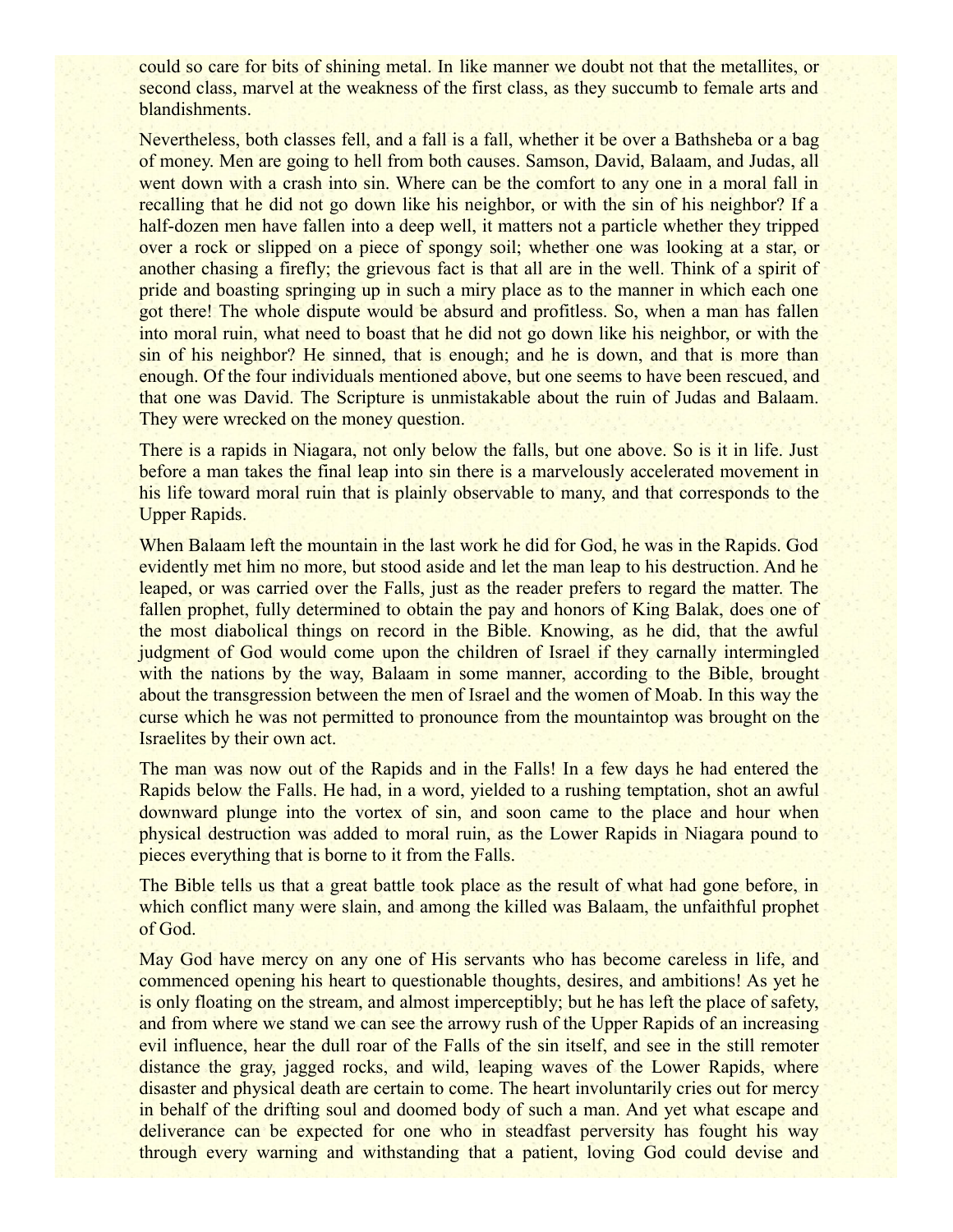could so care for bits of shining metal. In like manner we doubt not that the metallites, or second class, marvel at the weakness of the first class, as they succumb to female arts and blandishments.

Nevertheless, both classes fell, and a fall is a fall, whether it be over a Bathsheba or a bag of money. Men are going to hell from both causes. Samson, David, Balaam, and Judas, all went down with a crash into sin. Where can be the comfort to any one in a moral fall in recalling that he did not go down like his neighbor, or with the sin of his neighbor? If a half-dozen men have fallen into a deep well, it matters not a particle whether they tripped over a rock or slipped on a piece of spongy soil; whether one was looking at a star, or another chasing a firefly; the grievous fact is that all are in the well. Think of a spirit of pride and boasting springing up in such a miry place as to the manner in which each one got there! The whole dispute would be absurd and profitless. So, when a man has fallen into moral ruin, what need to boast that he did not go down like his neighbor, or with the sin of his neighbor? He sinned, that is enough; and he is down, and that is more than enough. Of the four individuals mentioned above, but one seems to have been rescued, and that one was David. The Scripture is unmistakable about the ruin of Judas and Balaam. They were wrecked on the money question.

There is a rapids in Niagara, not only below the falls, but one above. So is it in life. Just before a man takes the final leap into sin there is a marvelously accelerated movement in his life toward moral ruin that is plainly observable to many, and that corresponds to the Upper Rapids.

When Balaam left the mountain in the last work he did for God, he was in the Rapids. God evidently met him no more, but stood aside and let the man leap to his destruction. And he leaped, or was carried over the Falls, just as the reader prefers to regard the matter. The fallen prophet, fully determined to obtain the pay and honors of King Balak, does one of the most diabolical things on record in the Bible. Knowing, as he did, that the awful judgment of God would come upon the children of Israel if they carnally intermingled with the nations by the way, Balaam in some manner, according to the Bible, brought about the transgression between the men of Israel and the women of Moab. In this way the curse which he was not permitted to pronounce from the mountaintop was brought on the Israelites by their own act.

The man was now out of the Rapids and in the Falls! In a few days he had entered the Rapids below the Falls. He had, in a word, yielded to a rushing temptation, shot an awful downward plunge into the vortex of sin, and soon came to the place and hour when physical destruction was added to moral ruin, as the Lower Rapids in Niagara pound to pieces everything that is borne to it from the Falls.

The Bible tells us that a great battle took place as the result of what had gone before, in which conflict many were slain, and among the killed was Balaam, the unfaithful prophet of God.

May God have mercy on any one of His servants who has become careless in life, and commenced opening his heart to questionable thoughts, desires, and ambitions! As yet he is only floating on the stream, and almost imperceptibly; but he has left the place of safety, and from where we stand we can see the arrowy rush of the Upper Rapids of an increasing evil influence, hear the dull roar of the Falls of the sin itself, and see in the still remoter distance the gray, jagged rocks, and wild, leaping waves of the Lower Rapids, where disaster and physical death are certain to come. The heart involuntarily cries out for mercy in behalf of the drifting soul and doomed body of such a man. And yet what escape and deliverance can be expected for one who in steadfast perversity has fought his way through every warning and withstanding that a patient, loving God could devise and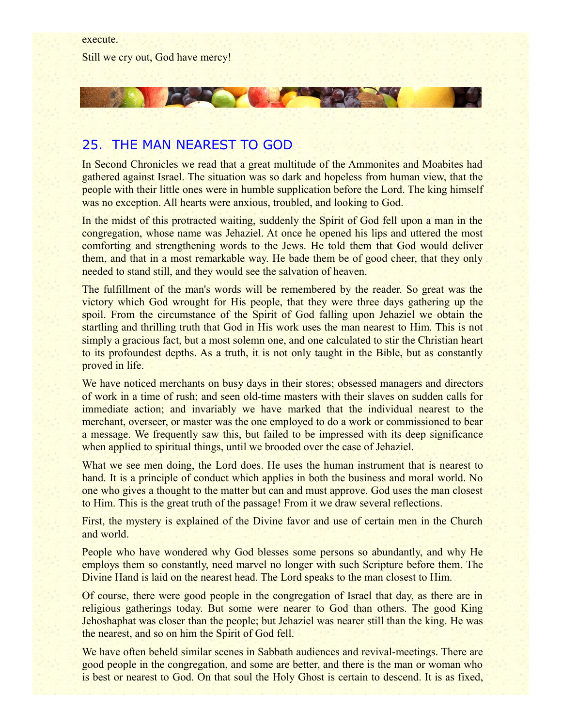execute.

Still we cry out, God have mercy!

## 25. THE MAN NEAREST TO GOD

In Second Chronicles we read that a great multitude of the Ammonites and Moabites had gathered against Israel. The situation was so dark and hopeless from human view, that the people with their little ones were in humble supplication before the Lord. The king himself was no exception. All hearts were anxious, troubled, and looking to God.

In the midst of this protracted waiting, suddenly the Spirit of God fell upon a man in the congregation, whose name was Jehaziel. At once he opened his lips and uttered the most comforting and strengthening words to the Jews. He told them that God would deliver them, and that in a most remarkable way. He bade them be of good cheer, that they only needed to stand still, and they would see the salvation of heaven.

The fulfillment of the man's words will be remembered by the reader. So great was the victory which God wrought for His people, that they were three days gathering up the spoil. From the circumstance of the Spirit of God falling upon Jehaziel we obtain the startling and thrilling truth that God in His work uses the man nearest to Him. This is not simply a gracious fact, but a most solemn one, and one calculated to stir the Christian heart to its profoundest depths. As a truth, it is not only taught in the Bible, but as constantly proved in life.

We have noticed merchants on busy days in their stores; obsessed managers and directors of work in a time of rush; and seen old-time masters with their slaves on sudden calls for immediate action; and invariably we have marked that the individual nearest to the merchant, overseer, or master was the one employed to do a work or commissioned to bear a message. We frequently saw this, but failed to be impressed with its deep significance when applied to spiritual things, until we brooded over the case of Jehaziel.

What we see men doing, the Lord does. He uses the human instrument that is nearest to hand. It is a principle of conduct which applies in both the business and moral world. No one who gives a thought to the matter but can and must approve. God uses the man closest to Him. This is the great truth of the passage! From it we draw several reflections.

First, the mystery is explained of the Divine favor and use of certain men in the Church and world.

People who have wondered why God blesses some persons so abundantly, and why He employs them so constantly, need marvel no longer with such Scripture before them. The Divine Hand is laid on the nearest head. The Lord speaks to the man closest to Him.

Of course, there were good people in the congregation of Israel that day, as there are in religious gatherings today. But some were nearer to God than others. The good King Jehoshaphat was closer than the people; but Jehaziel was nearer still than the king. He was the nearest, and so on him the Spirit of God fell.

We have often beheld similar scenes in Sabbath audiences and revival-meetings. There are good people in the congregation, and some are better, and there is the man or woman who is best or nearest to God. On that soul the Holy Ghost is certain to descend. It is as fixed,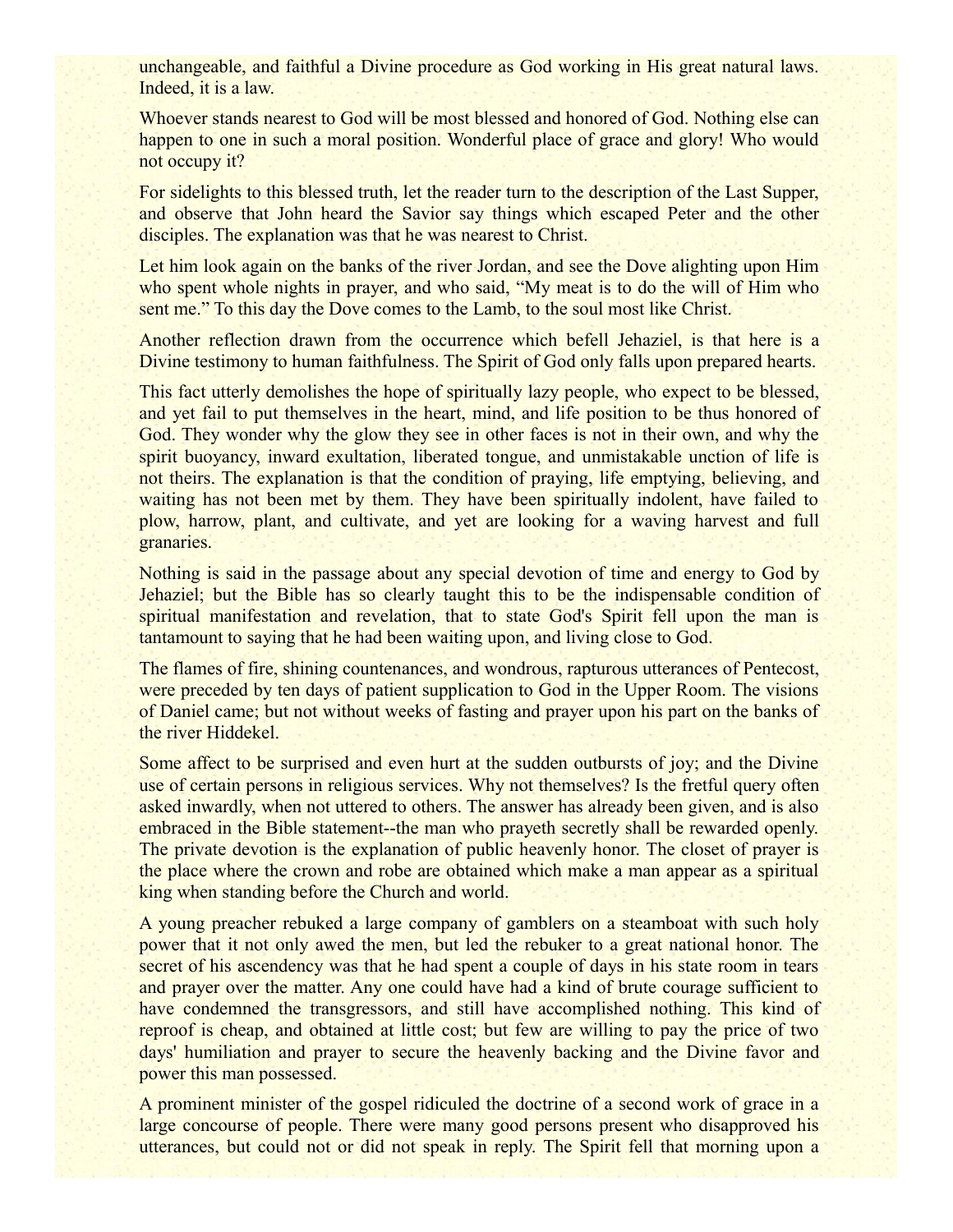unchangeable, and faithful a Divine procedure as God working in His great natural laws. Indeed, it is a law.

Whoever stands nearest to God will be most blessed and honored of God. Nothing else can happen to one in such a moral position. Wonderful place of grace and glory! Who would not occupy it?

For sidelights to this blessed truth, let the reader turn to the description of the Last Supper, and observe that John heard the Savior say things which escaped Peter and the other disciples. The explanation was that he was nearest to Christ.

Let him look again on the banks of the river Jordan, and see the Dove alighting upon Him who spent whole nights in prayer, and who said, "My meat is to do the will of Him who sent me." To this day the Dove comes to the Lamb, to the soul most like Christ.

Another reflection drawn from the occurrence which befell Jehaziel, is that here is a Divine testimony to human faithfulness. The Spirit of God only falls upon prepared hearts.

This fact utterly demolishes the hope of spiritually lazy people, who expect to be blessed, and yet fail to put themselves in the heart, mind, and life position to be thus honored of God. They wonder why the glow they see in other faces is not in their own, and why the spirit buoyancy, inward exultation, liberated tongue, and unmistakable unction of life is not theirs. The explanation is that the condition of praying, life emptying, believing, and waiting has not been met by them. They have been spiritually indolent, have failed to plow, harrow, plant, and cultivate, and yet are looking for a waving harvest and full granaries.

Nothing is said in the passage about any special devotion of time and energy to God by Jehaziel; but the Bible has so clearly taught this to be the indispensable condition of spiritual manifestation and revelation, that to state God's Spirit fell upon the man is tantamount to saying that he had been waiting upon, and living close to God.

The flames of fire, shining countenances, and wondrous, rapturous utterances of Pentecost, were preceded by ten days of patient supplication to God in the Upper Room. The visions of Daniel came; but not without weeks of fasting and prayer upon his part on the banks of the river Hiddekel.

Some affect to be surprised and even hurt at the sudden outbursts of joy; and the Divine use of certain persons in religious services. Why not themselves? Is the fretful query often asked inwardly, when not uttered to others. The answer has already been given, and is also embraced in the Bible statement--the man who prayeth secretly shall be rewarded openly. The private devotion is the explanation of public heavenly honor. The closet of prayer is the place where the crown and robe are obtained which make a man appear as a spiritual king when standing before the Church and world.

A young preacher rebuked a large company of gamblers on a steamboat with such holy power that it not only awed the men, but led the rebuker to a great national honor. The secret of his ascendency was that he had spent a couple of days in his state room in tears and prayer over the matter. Any one could have had a kind of brute courage sufficient to have condemned the transgressors, and still have accomplished nothing. This kind of reproof is cheap, and obtained at little cost; but few are willing to pay the price of two days' humiliation and prayer to secure the heavenly backing and the Divine favor and power this man possessed.

A prominent minister of the gospel ridiculed the doctrine of a second work of grace in a large concourse of people. There were many good persons present who disapproved his utterances, but could not or did not speak in reply. The Spirit fell that morning upon a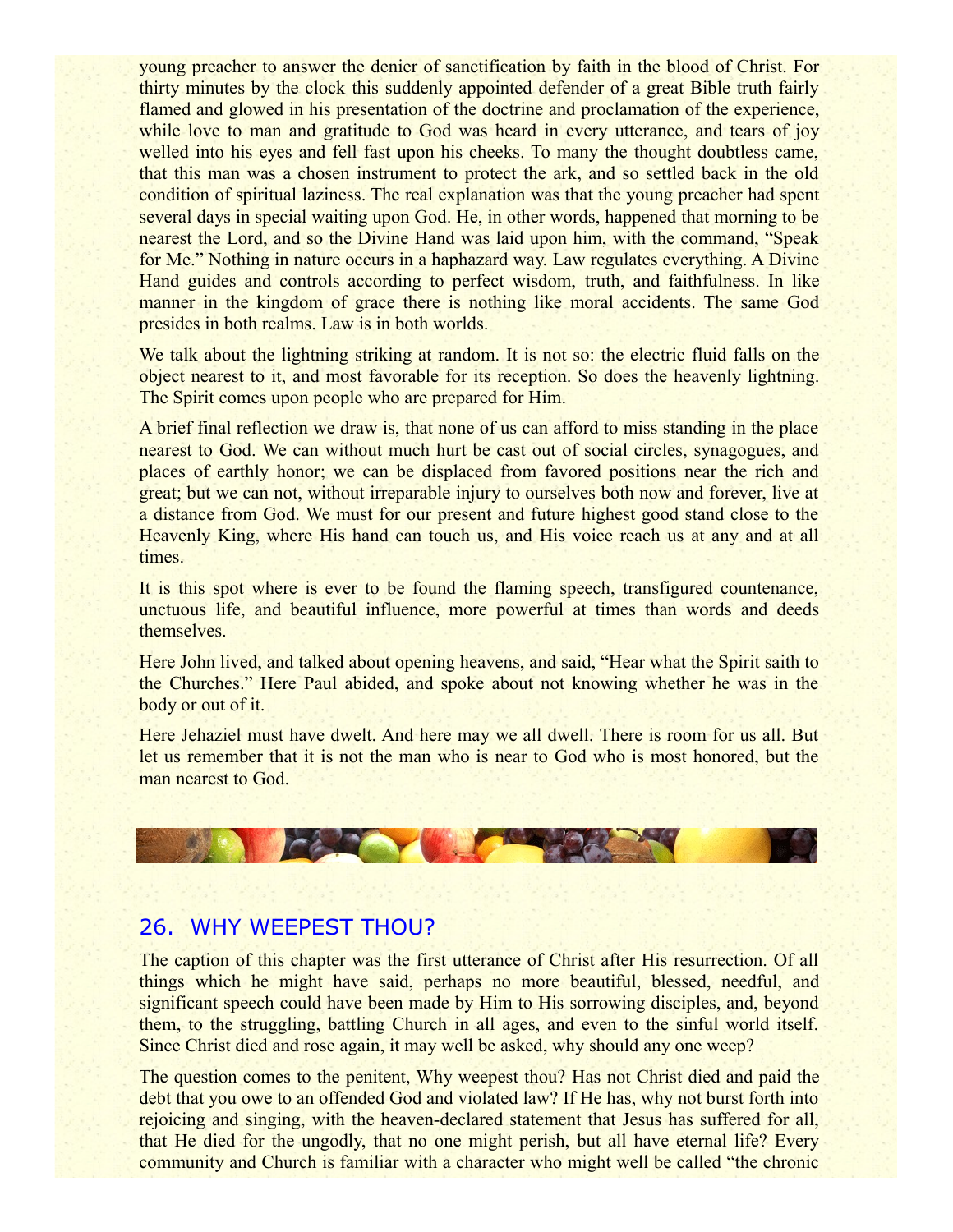young preacher to answer the denier of sanctification by faith in the blood of Christ. For thirty minutes by the clock this suddenly appointed defender of a great Bible truth fairly flamed and glowed in his presentation of the doctrine and proclamation of the experience, while love to man and gratitude to God was heard in every utterance, and tears of joy welled into his eyes and fell fast upon his cheeks. To many the thought doubtless came, that this man was a chosen instrument to protect the ark, and so settled back in the old condition of spiritual laziness. The real explanation was that the young preacher had spent several days in special waiting upon God. He, in other words, happened that morning to be nearest the Lord, and so the Divine Hand was laid upon him, with the command, "Speak for Me." Nothing in nature occurs in a haphazard way. Law regulates everything. A Divine Hand guides and controls according to perfect wisdom, truth, and faithfulness. In like manner in the kingdom of grace there is nothing like moral accidents. The same God presides in both realms. Law is in both worlds.

We talk about the lightning striking at random. It is not so: the electric fluid falls on the object nearest to it, and most favorable for its reception. So does the heavenly lightning. The Spirit comes upon people who are prepared for Him.

A brief final reflection we draw is, that none of us can afford to miss standing in the place nearest to God. We can without much hurt be cast out of social circles, synagogues, and places of earthly honor; we can be displaced from favored positions near the rich and great; but we can not, without irreparable injury to ourselves both now and forever, live at a distance from God. We must for our present and future highest good stand close to the Heavenly King, where His hand can touch us, and His voice reach us at any and at all times.

It is this spot where is ever to be found the flaming speech, transfigured countenance, unctuous life, and beautiful influence, more powerful at times than words and deeds themselves.

Here John lived, and talked about opening heavens, and said, "Hear what the Spirit saith to the Churches." Here Paul abided, and spoke about not knowing whether he was in the body or out of it.

Here Jehaziel must have dwelt. And here may we all dwell. There is room for us all. But let us remember that it is not the man who is near to God who is most honored, but the man nearest to God.

## 26. WHY WEEPEST THOU?

The caption of this chapter was the first utterance of Christ after His resurrection. Of all things which he might have said, perhaps no more beautiful, blessed, needful, and significant speech could have been made by Him to His sorrowing disciples, and, beyond them, to the struggling, battling Church in all ages, and even to the sinful world itself. Since Christ died and rose again, it may well be asked, why should any one weep?

The question comes to the penitent, Why weepest thou? Has not Christ died and paid the debt that you owe to an offended God and violated law? If He has, why not burst forth into rejoicing and singing, with the heaven-declared statement that Jesus has suffered for all, that He died for the ungodly, that no one might perish, but all have eternal life? Every community and Church is familiar with a character who might well be called "the chronic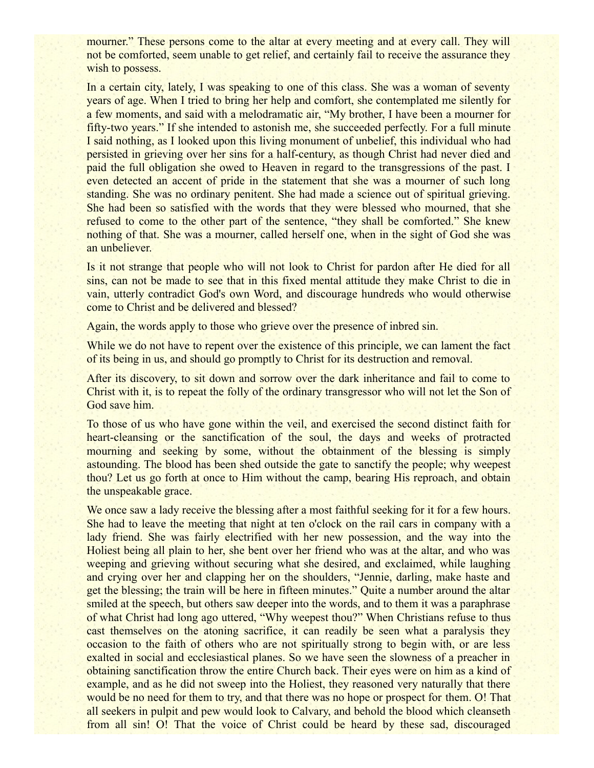mourner." These persons come to the altar at every meeting and at every call. They will not be comforted, seem unable to get relief, and certainly fail to receive the assurance they wish to possess.

In a certain city, lately, I was speaking to one of this class. She was a woman of seventy years of age. When I tried to bring her help and comfort, she contemplated me silently for a few moments, and said with a melodramatic air, "My brother, I have been a mourner for fifty-two years." If she intended to astonish me, she succeeded perfectly. For a full minute I said nothing, as I looked upon this living monument of unbelief, this individual who had persisted in grieving over her sins for a half-century, as though Christ had never died and paid the full obligation she owed to Heaven in regard to the transgressions of the past. I even detected an accent of pride in the statement that she was a mourner of such long standing. She was no ordinary penitent. She had made a science out of spiritual grieving. She had been so satisfied with the words that they were blessed who mourned, that she refused to come to the other part of the sentence, "they shall be comforted." She knew nothing of that. She was a mourner, called herself one, when in the sight of God she was an unbeliever.

Is it not strange that people who will not look to Christ for pardon after He died for all sins, can not be made to see that in this fixed mental attitude they make Christ to die in vain, utterly contradict God's own Word, and discourage hundreds who would otherwise come to Christ and be delivered and blessed?

Again, the words apply to those who grieve over the presence of inbred sin.

While we do not have to repent over the existence of this principle, we can lament the fact of its being in us, and should go promptly to Christ for its destruction and removal.

After its discovery, to sit down and sorrow over the dark inheritance and fail to come to Christ with it, is to repeat the folly of the ordinary transgressor who will not let the Son of God save him.

To those of us who have gone within the veil, and exercised the second distinct faith for heart-cleansing or the sanctification of the soul, the days and weeks of protracted mourning and seeking by some, without the obtainment of the blessing is simply astounding. The blood has been shed outside the gate to sanctify the people; why weepest thou? Let us go forth at once to Him without the camp, bearing His reproach, and obtain the unspeakable grace.

We once saw a lady receive the blessing after a most faithful seeking for it for a few hours. She had to leave the meeting that night at ten o'clock on the rail cars in company with a lady friend. She was fairly electrified with her new possession, and the way into the Holiest being all plain to her, she bent over her friend who was at the altar, and who was weeping and grieving without securing what she desired, and exclaimed, while laughing and crying over her and clapping her on the shoulders, "Jennie, darling, make haste and get the blessing; the train will be here in fifteen minutes." Quite a number around the altar smiled at the speech, but others saw deeper into the words, and to them it was a paraphrase of what Christ had long ago uttered, "Why weepest thou?" When Christians refuse to thus cast themselves on the atoning sacrifice, it can readily be seen what a paralysis they occasion to the faith of others who are not spiritually strong to begin with, or are less exalted in social and ecclesiastical planes. So we have seen the slowness of a preacher in obtaining sanctification throw the entire Church back. Their eyes were on him as a kind of example, and as he did not sweep into the Holiest, they reasoned very naturally that there would be no need for them to try, and that there was no hope or prospect for them. O! That all seekers in pulpit and pew would look to Calvary, and behold the blood which cleanseth from all sin! O! That the voice of Christ could be heard by these sad, discouraged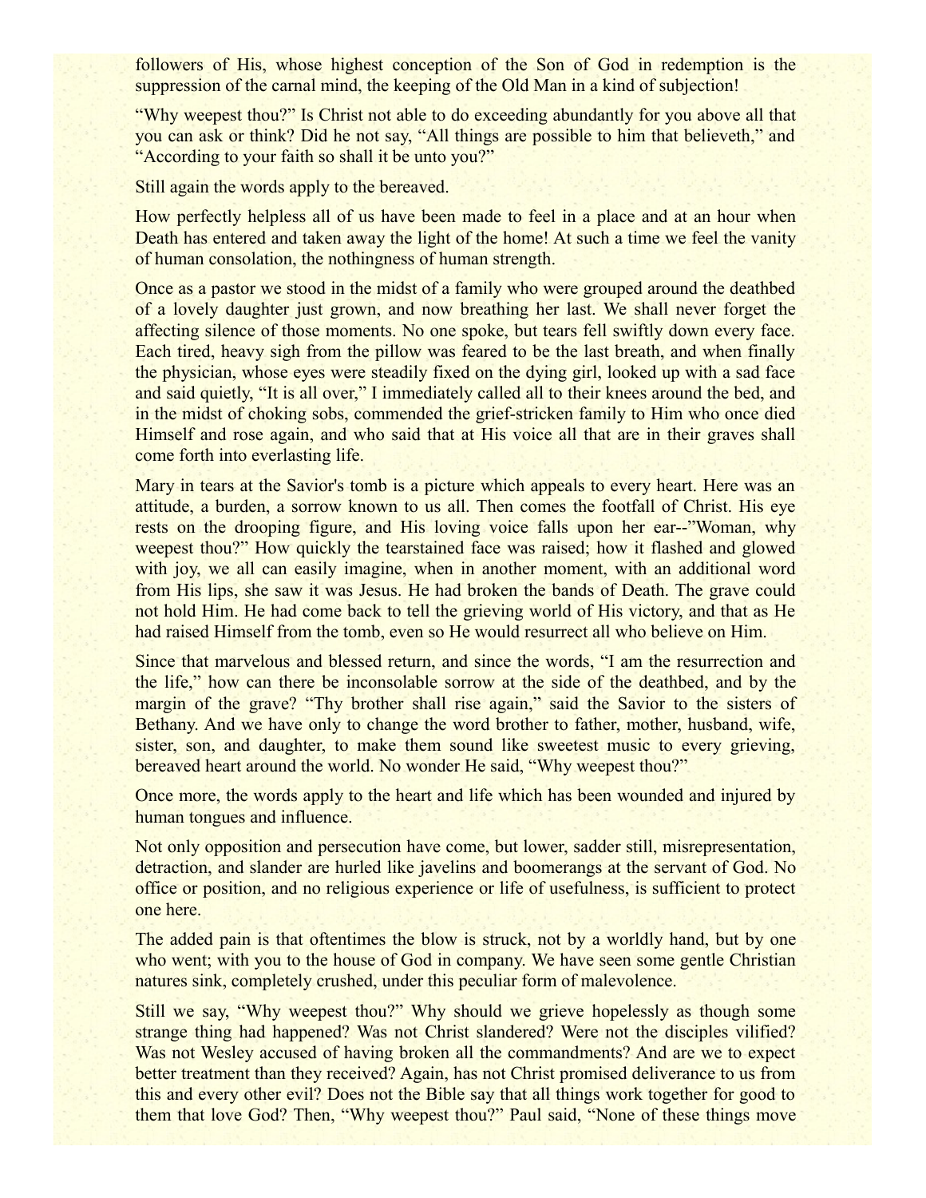followers of His, whose highest conception of the Son of God in redemption is the suppression of the carnal mind, the keeping of the Old Man in a kind of subjection!

"Why weepest thou?" Is Christ not able to do exceeding abundantly for you above all that you can ask or think? Did he not say, "All things are possible to him that believeth," and "According to your faith so shall it be unto you?"

Still again the words apply to the bereaved.

How perfectly helpless all of us have been made to feel in a place and at an hour when Death has entered and taken away the light of the home! At such a time we feel the vanity of human consolation, the nothingness of human strength.

Once as a pastor we stood in the midst of a family who were grouped around the deathbed of a lovely daughter just grown, and now breathing her last. We shall never forget the affecting silence of those moments. No one spoke, but tears fell swiftly down every face. Each tired, heavy sigh from the pillow was feared to be the last breath, and when finally the physician, whose eyes were steadily fixed on the dying girl, looked up with a sad face and said quietly, "It is all over," I immediately called all to their knees around the bed, and in the midst of choking sobs, commended the grief-stricken family to Him who once died Himself and rose again, and who said that at His voice all that are in their graves shall come forth into everlasting life.

Mary in tears at the Savior's tomb is a picture which appeals to every heart. Here was an attitude, a burden, a sorrow known to us all. Then comes the footfall of Christ. His eye rests on the drooping figure, and His loving voice falls upon her ear--"Woman, why weepest thou?" How quickly the tearstained face was raised; how it flashed and glowed with joy, we all can easily imagine, when in another moment, with an additional word from His lips, she saw it was Jesus. He had broken the bands of Death. The grave could not hold Him. He had come back to tell the grieving world of His victory, and that as He had raised Himself from the tomb, even so He would resurrect all who believe on Him.

Since that marvelous and blessed return, and since the words, "I am the resurrection and the life," how can there be inconsolable sorrow at the side of the deathbed, and by the margin of the grave? "Thy brother shall rise again," said the Savior to the sisters of Bethany. And we have only to change the word brother to father, mother, husband, wife, sister, son, and daughter, to make them sound like sweetest music to every grieving, bereaved heart around the world. No wonder He said, "Why weepest thou?"

Once more, the words apply to the heart and life which has been wounded and injured by human tongues and influence.

Not only opposition and persecution have come, but lower, sadder still, misrepresentation, detraction, and slander are hurled like javelins and boomerangs at the servant of God. No office or position, and no religious experience or life of usefulness, is sufficient to protect one here.

The added pain is that oftentimes the blow is struck, not by a worldly hand, but by one who went; with you to the house of God in company. We have seen some gentle Christian natures sink, completely crushed, under this peculiar form of malevolence.

Still we say, "Why weepest thou?" Why should we grieve hopelessly as though some strange thing had happened? Was not Christ slandered? Were not the disciples vilified? Was not Wesley accused of having broken all the commandments? And are we to expect better treatment than they received? Again, has not Christ promised deliverance to us from this and every other evil? Does not the Bible say that all things work together for good to them that love God? Then, "Why weepest thou?" Paul said, "None of these things move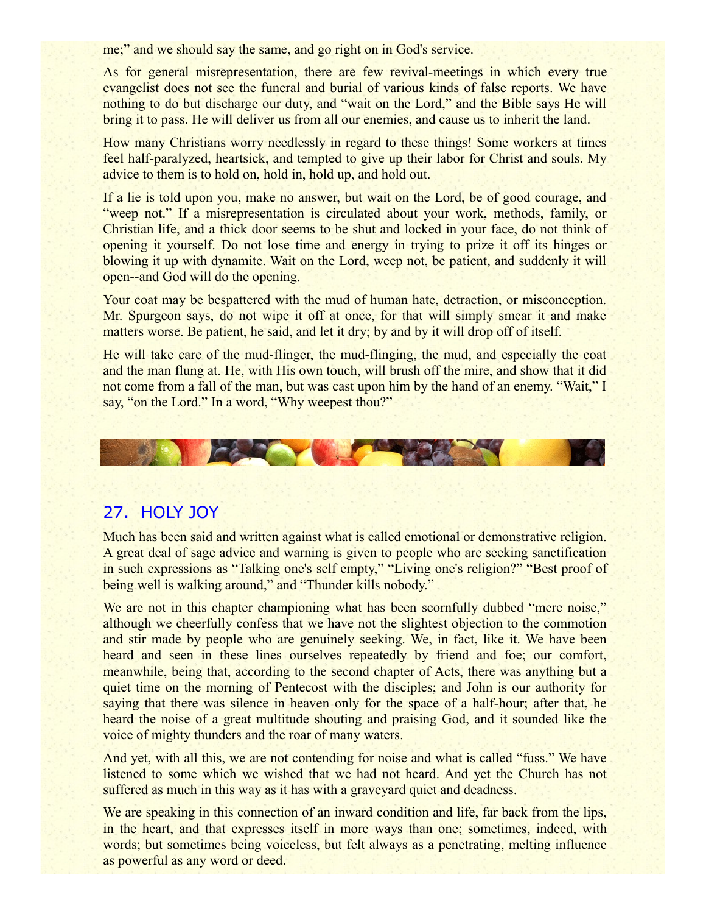me;" and we should say the same, and go right on in God's service.

As for general misrepresentation, there are few revival-meetings in which every true evangelist does not see the funeral and burial of various kinds of false reports. We have nothing to do but discharge our duty, and "wait on the Lord," and the Bible says He will bring it to pass. He will deliver us from all our enemies, and cause us to inherit the land.

How many Christians worry needlessly in regard to these things! Some workers at times feel half-paralyzed, heartsick, and tempted to give up their labor for Christ and souls. My advice to them is to hold on, hold in, hold up, and hold out.

If a lie is told upon you, make no answer, but wait on the Lord, be of good courage, and "weep not." If a misrepresentation is circulated about your work, methods, family, or Christian life, and a thick door seems to be shut and locked in your face, do not think of opening it yourself. Do not lose time and energy in trying to prize it off its hinges or blowing it up with dynamite. Wait on the Lord, weep not, be patient, and suddenly it will open--and God will do the opening.

Your coat may be bespattered with the mud of human hate, detraction, or misconception. Mr. Spurgeon says, do not wipe it off at once, for that will simply smear it and make matters worse. Be patient, he said, and let it dry; by and by it will drop off of itself.

He will take care of the mud-flinger, the mud-flinging, the mud, and especially the coat and the man flung at. He, with His own touch, will brush off the mire, and show that it did not come from a fall of the man, but was cast upon him by the hand of an enemy. "Wait," I say, "on the Lord." In a word, "Why weepest thou?"

## 27. HOLY JOY

Much has been said and written against what is called emotional or demonstrative religion. A great deal of sage advice and warning is given to people who are seeking sanctification in such expressions as "Talking one's self empty," "Living one's religion?" "Best proof of being well is walking around," and "Thunder kills nobody."

We are not in this chapter championing what has been scornfully dubbed "mere noise," although we cheerfully confess that we have not the slightest objection to the commotion and stir made by people who are genuinely seeking. We, in fact, like it. We have been heard and seen in these lines ourselves repeatedly by friend and foe; our comfort, meanwhile, being that, according to the second chapter of Acts, there was anything but a quiet time on the morning of Pentecost with the disciples; and John is our authority for saying that there was silence in heaven only for the space of a half-hour; after that, he heard the noise of a great multitude shouting and praising God, and it sounded like the voice of mighty thunders and the roar of many waters.

And yet, with all this, we are not contending for noise and what is called "fuss." We have listened to some which we wished that we had not heard. And yet the Church has not suffered as much in this way as it has with a graveyard quiet and deadness.

We are speaking in this connection of an inward condition and life, far back from the lips, in the heart, and that expresses itself in more ways than one; sometimes, indeed, with words; but sometimes being voiceless, but felt always as a penetrating, melting influence as powerful as any word or deed.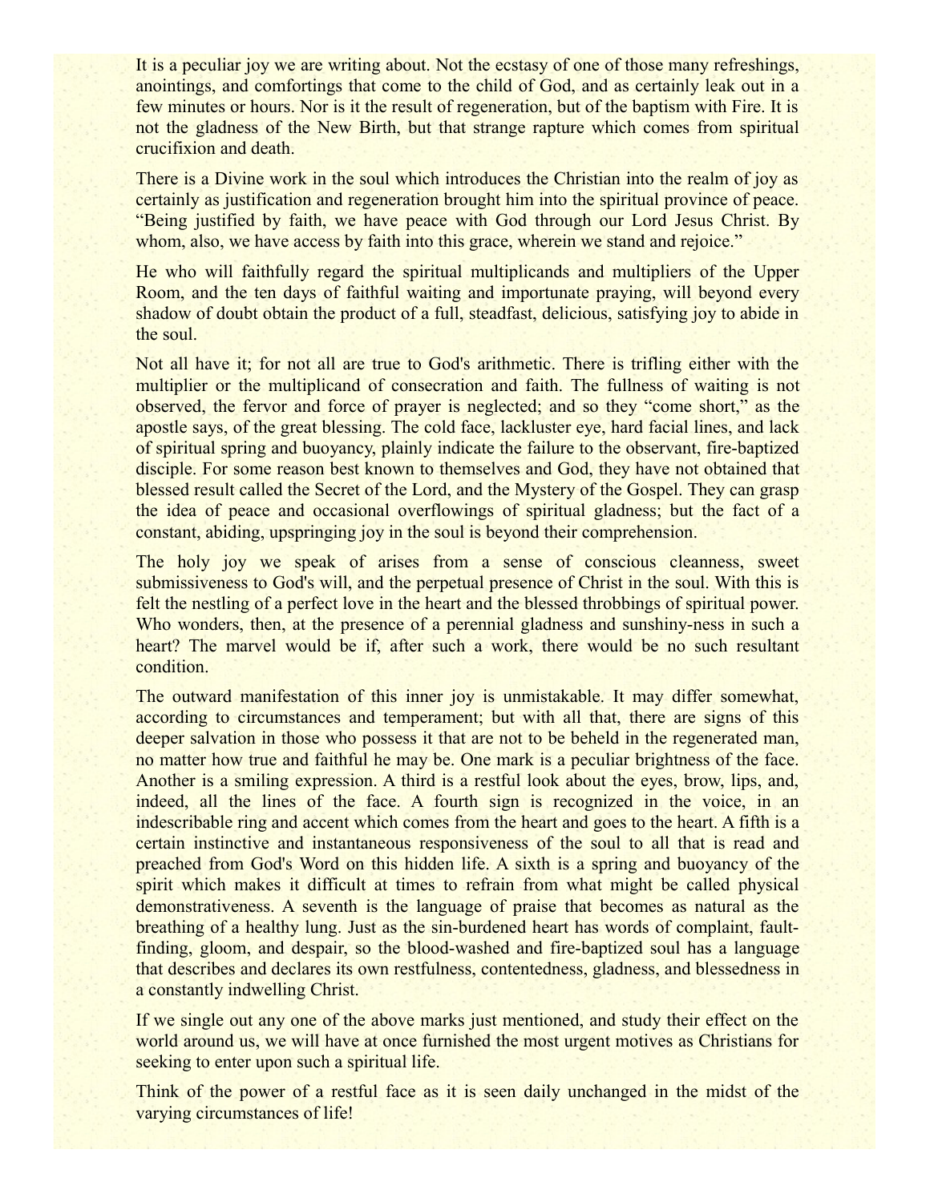It is a peculiar joy we are writing about. Not the ecstasy of one of those many refreshings, anointings, and comfortings that come to the child of God, and as certainly leak out in a few minutes or hours. Nor is it the result of regeneration, but of the baptism with Fire. It is not the gladness of the New Birth, but that strange rapture which comes from spiritual crucifixion and death.

There is a Divine work in the soul which introduces the Christian into the realm of joy as certainly as justification and regeneration brought him into the spiritual province of peace. “Being justified by faith, we have peace with God through our Lord Jesus Christ. By whom, also, we have access by faith into this grace, wherein we stand and rejoice.”

He who will faithfully regard the spiritual multiplicands and multipliers of the Upper Room, and the ten days of faithful waiting and importunate praying, will beyond every shadow of doubt obtain the product of a full, steadfast, delicious, satisfying joy to abide in the soul.

Not all have it; for not all are true to God's arithmetic. There is trifling either with the multiplier or the multiplicand of consecration and faith. The fullness of waiting is not observed, the fervor and force of prayer is neglected; and so they “come short,” as the apostle says, of the great blessing. The cold face, lackluster eye, hard facial lines, and lack of spiritual spring and buoyancy, plainly indicate the failure to the observant, fire-baptized disciple. For some reason best known to themselves and God, they have not obtained that blessed result called the Secret of the Lord, and the Mystery of the Gospel. They can grasp the idea of peace and occasional overflowings of spiritual gladness; but the fact of a constant, abiding, upspringing joy in the soul is beyond their comprehension.

The holy joy we speak of arises from a sense of conscious cleanness, sweet submissiveness to God's will, and the perpetual presence of Christ in the soul. With this is felt the nestling of a perfect love in the heart and the blessed throbbings of spiritual power. Who wonders, then, at the presence of a perennial gladness and sunshiny-ness in such a heart? The marvel would be if, after such a work, there would be no such resultant condition.

The outward manifestation of this inner joy is unmistakable. It may differ somewhat, according to circumstances and temperament; but with all that, there are signs of this deeper salvation in those who possess it that are not to be beheld in the regenerated man, no matter how true and faithful he may be. One mark is a peculiar brightness of the face. Another is a smiling expression. A third is a restful look about the eyes, brow, lips, and, indeed, all the lines of the face. A fourth sign is recognized in the voice, in an indescribable ring and accent which comes from the heart and goes to the heart. A fifth is a certain instinctive and instantaneous responsiveness of the soul to all that is read and preached from God's Word on this hidden life. A sixth is a spring and buoyancy of the spirit which makes it difficult at times to refrain from what might be called physical demonstrativeness. A seventh is the language of praise that becomes as natural as the breathing of a healthy lung. Just as the sin-burdened heart has words of complaint, fault-finding, gloom, and despair, so the blood-washed and fire-baptized soul has a language that describes and declares its own restfulness, contentedness, gladness, and blessedness in a constantly indwelling Christ.

If we single out any one of the above marks just mentioned, and study their effect on the world around us, we will have at once furnished the most urgent motives as Christians for seeking to enter upon such a spiritual life.

Think of the power of a restful face as it is seen daily unchanged in the midst of the varying circumstances of life!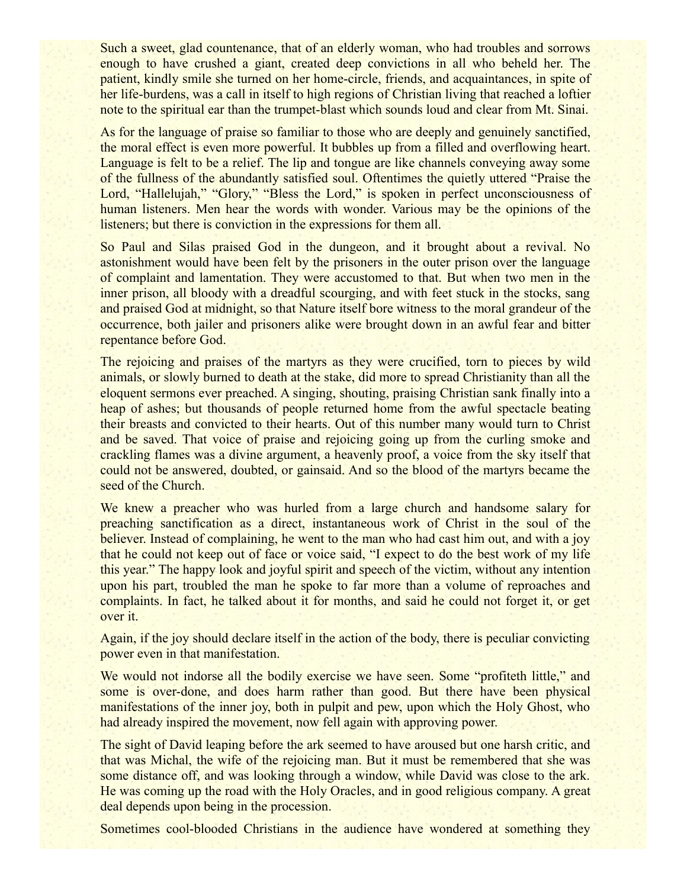Such a sweet, glad countenance, that of an elderly woman, who had troubles and sorrows enough to have crushed a giant, created deep convictions in all who beheld her. The patient, kindly smile she turned on her home-circle, friends, and acquaintances, in spite of her life-burdens, was a call in itself to high regions of Christian living that reached a loftier note to the spiritual ear than the trumpet-blast which sounds loud and clear from Mt. Sinai.

As for the language of praise so familiar to those who are deeply and genuinely sanctified, the moral effect is even more powerful. It bubbles up from a filled and overflowing heart. Language is felt to be a relief. The lip and tongue are like channels conveying away some of the fullness of the abundantly satisfied soul. Oftentimes the quietly uttered "Praise the Lord, "Hallelujah," "Glory," "Bless the Lord," is spoken in perfect unconsciousness of human listeners. Men hear the words with wonder. Various may be the opinions of the listeners; but there is conviction in the expressions for them all.

So Paul and Silas praised God in the dungeon, and it brought about a revival. No astonishment would have been felt by the prisoners in the outer prison over the language of complaint and lamentation. They were accustomed to that. But when two men in the inner prison, all bloody with a dreadful scourging, and with feet stuck in the stocks, sang and praised God at midnight, so that Nature itself bore witness to the moral grandeur of the occurrence, both jailer and prisoners alike were brought down in an awful fear and bitter repentance before God.

The rejoicing and praises of the martyrs as they were crucified, torn to pieces by wild animals, or slowly burned to death at the stake, did more to spread Christianity than all the eloquent sermons ever preached. A singing, shouting, praising Christian sank finally into a heap of ashes; but thousands of people returned home from the awful spectacle beating their breasts and convicted to their hearts. Out of this number many would turn to Christ and be saved. That voice of praise and rejoicing going up from the curling smoke and crackling flames was a divine argument, a heavenly proof, a voice from the sky itself that could not be answered, doubted, or gainsaid. And so the blood of the martyrs became the seed of the Church.

We knew a preacher who was hurled from a large church and handsome salary for preaching sanctification as a direct, instantaneous work of Christ in the soul of the believer. Instead of complaining, he went to the man who had cast him out, and with a joy that he could not keep out of face or voice said, "I expect to do the best work of my life this year." The happy look and joyful spirit and speech of the victim, without any intention upon his part, troubled the man he spoke to far more than a volume of reproaches and complaints. In fact, he talked about it for months, and said he could not forget it, or get over it.

Again, if the joy should declare itself in the action of the body, there is peculiar convicting power even in that manifestation.

We would not indorse all the bodily exercise we have seen. Some "profiteth little," and some is over-done, and does harm rather than good. But there have been physical manifestations of the inner joy, both in pulpit and pew, upon which the Holy Ghost, who had already inspired the movement, now fell again with approving power.

The sight of David leaping before the ark seemed to have aroused but one harsh critic, and that was Michal, the wife of the rejoicing man. But it must be remembered that she was some distance off, and was looking through a window, while David was close to the ark. He was coming up the road with the Holy Oracles, and in good religious company. A great deal depends upon being in the procession.

Sometimes cool-blooded Christians in the audience have wondered at something they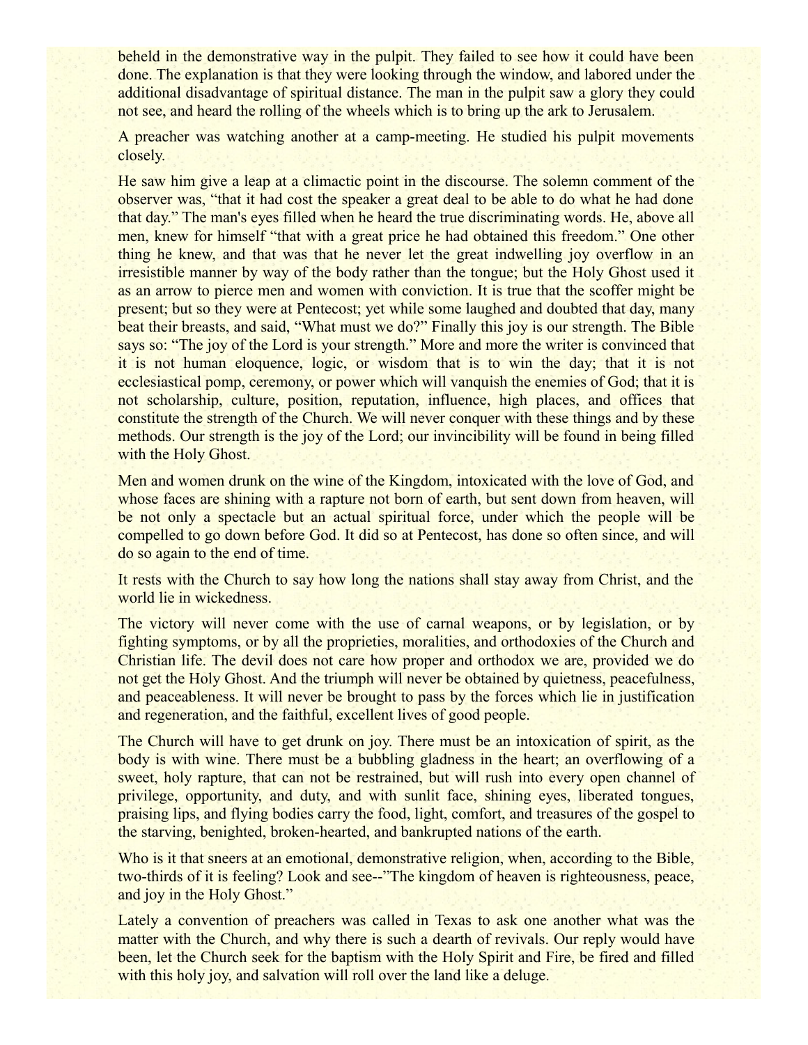beheld in the demonstrative way in the pulpit. They failed to see how it could have been done. The explanation is that they were looking through the window, and labored under the additional disadvantage of spiritual distance. The man in the pulpit saw a glory they could not see, and heard the rolling of the wheels which is to bring up the ark to Jerusalem.

A preacher was watching another at a camp-meeting. He studied his pulpit movements closely.

He saw him give a leap at a climactic point in the discourse. The solemn comment of the observer was, “that it had cost the speaker a great deal to be able to do what he had done that day.” The man's eyes filled when he heard the true discriminating words. He, above all men, knew for himself “that with a great price he had obtained this freedom.” One other thing he knew, and that was that he never let the great indwelling joy overflow in an irresistible manner by way of the body rather than the tongue; but the Holy Ghost used it as an arrow to pierce men and women with conviction. It is true that the scoffer might be present; but so they were at Pentecost; yet while some laughed and doubted that day, many beat their breasts, and said, “What must we do?” Finally this joy is our strength. The Bible says so: “The joy of the Lord is your strength.” More and more the writer is convinced that it is not human eloquence, logic, or wisdom that is to win the day; that it is not ecclesiastical pomp, ceremony, or power which will vanquish the enemies of God; that it is not scholarship, culture, position, reputation, influence, high places, and offices that constitute the strength of the Church. We will never conquer with these things and by these methods. Our strength is the joy of the Lord; our invincibility will be found in being filled with the Holy Ghost.

Men and women drunk on the wine of the Kingdom, intoxicated with the love of God, and whose faces are shining with a rapture not born of earth, but sent down from heaven, will be not only a spectacle but an actual spiritual force, under which the people will be compelled to go down before God. It did so at Pentecost, has done so often since, and will do so again to the end of time.

It rests with the Church to say how long the nations shall stay away from Christ, and the world lie in wickedness.

The victory will never come with the use of carnal weapons, or by legislation, or by fighting symptoms, or by all the proprieties, moralities, and orthodoxies of the Church and Christian life. The devil does not care how proper and orthodox we are, provided we do not get the Holy Ghost. And the triumph will never be obtained by quietness, peacefulness, and peaceableness. It will never be brought to pass by the forces which lie in justification and regeneration, and the faithful, excellent lives of good people.

The Church will have to get drunk on joy. There must be an intoxication of spirit, as the body is with wine. There must be a bubbling gladness in the heart; an overflowing of a sweet, holy rapture, that can not be restrained, but will rush into every open channel of privilege, opportunity, and duty, and with sunlit face, shining eyes, liberated tongues, praising lips, and flying bodies carry the food, light, comfort, and treasures of the gospel to the starving, benighted, broken-hearted, and bankrupted nations of the earth.

Who is it that sneers at an emotional, demonstrative religion, when, according to the Bible, two-thirds of it is feeling? Look and see--”The kingdom of heaven is righteousness, peace, and joy in the Holy Ghost.”

Lately a convention of preachers was called in Texas to ask one another what was the matter with the Church, and why there is such a dearth of revivals. Our reply would have been, let the Church seek for the baptism with the Holy Spirit and Fire, be fired and filled with this holy joy, and salvation will roll over the land like a deluge.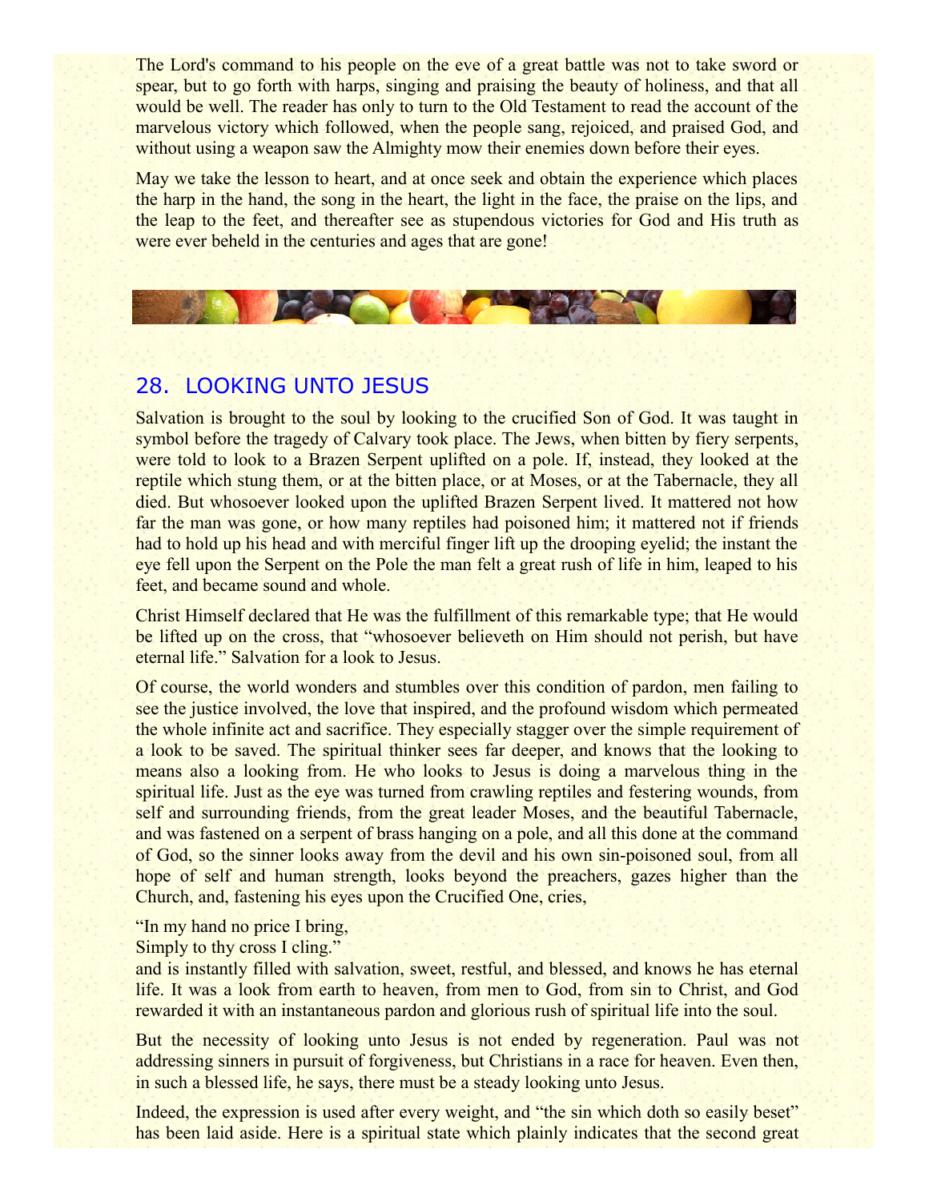The Lord's command to his people on the eve of a great battle was not to take sword or spear, but to go forth with harps, singing and praising the beauty of holiness, and that all would be well. The reader has only to turn to the Old Testament to read the account of the marvelous victory which followed, when the people sang, rejoiced, and praised God, and without using a weapon saw the Almighty mow their enemies down before their eyes.

May we take the lesson to heart, and at once seek and obtain the experience which places the harp in the hand, the song in the heart, the light in the face, the praise on the lips, and the leap to the feet, and thereafter see as stupendous victories for God and His truth as were ever beheld in the centuries and ages that are gone!

## 28. LOOKING UNTO JESUS

Salvation is brought to the soul by looking to the crucified Son of God. It was taught in symbol before the tragedy of Calvary took place. The Jews, when bitten by fiery serpents, were told to look to a Brazen Serpent uplifted on a pole. If, instead, they looked at the reptile which stung them, or at the bitten place, or at Moses, or at the Tabernacle, they all died. But whosoever looked upon the uplifted Brazen Serpent lived. It mattered not how far the man was gone, or how many reptiles had poisoned him; it mattered not if friends had to hold up his head and with merciful finger lift up the drooping eyelid; the instant the eye fell upon the Serpent on the Pole the man felt a great rush of life in him, leaped to his feet, and became sound and whole.

Christ Himself declared that He was the fulfillment of this remarkable type; that He would be lifted up on the cross, that "whosoever believeth on Him should not perish, but have eternal life." Salvation for a look to Jesus.

Of course, the world wonders and stumbles over this condition of pardon, men failing to see the justice involved, the love that inspired, and the profound wisdom which permeated the whole infinite act and sacrifice. They especially stagger over the simple requirement of a look to be saved. The spiritual thinker sees far deeper, and knows that the looking to means also a looking from. He who looks to Jesus is doing a marvelous thing in the spiritual life. Just as the eye was turned from crawling reptiles and festering wounds, from self and surrounding friends, from the great leader Moses, and the beautiful Tabernacle, and was fastened on a serpent of brass hanging on a pole, and all this done at the command of God, so the sinner looks away from the devil and his own sin-poisoned soul, from all hope of self and human strength, looks beyond the preachers, gazes higher than the Church, and, fastening his eyes upon the Crucified One, cries,

"In my hand no price I bring,
Simply to thy cross I cling."
and is instantly filled with salvation, sweet, restful, and blessed, and knows he has eternal life. It was a look from earth to heaven, from men to God, from sin to Christ, and God rewarded it with an instantaneous pardon and glorious rush of spiritual life into the soul.

But the necessity of looking unto Jesus is not ended by regeneration. Paul was not addressing sinners in pursuit of forgiveness, but Christians in a race for heaven. Even then, in such a blessed life, he says, there must be a steady looking unto Jesus.

Indeed, the expression is used after every weight, and "the sin which doth so easily beset" has been laid aside. Here is a spiritual state which plainly indicates that the second great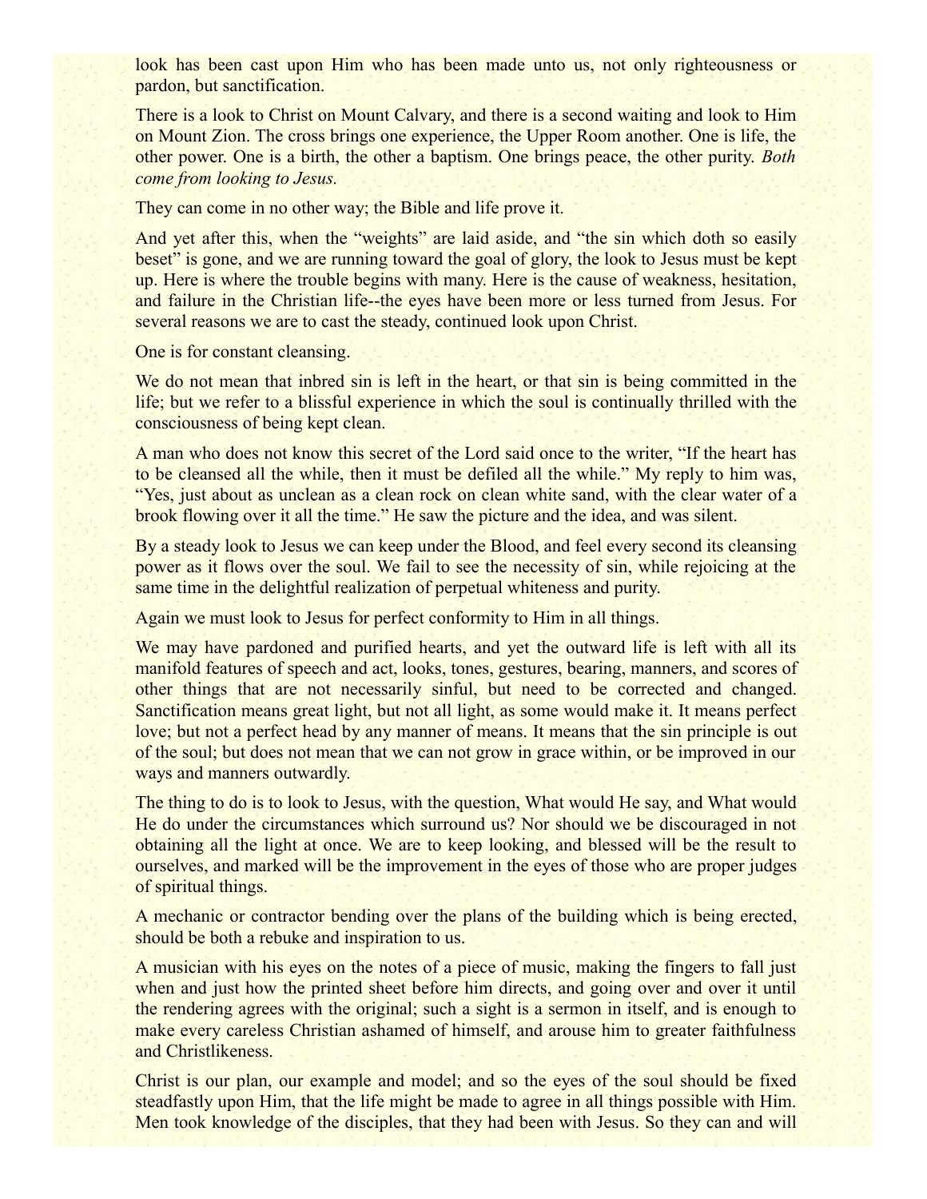look has been cast upon Him who has been made unto us, not only righteousness or pardon, but sanctification.

There is a look to Christ on Mount Calvary, and there is a second waiting and look to Him on Mount Zion. The cross brings one experience, the Upper Room another. One is life, the other power. One is a birth, the other a baptism. One brings peace, the other purity. *Both come from looking to Jesus.*

They can come in no other way; the Bible and life prove it.

And yet after this, when the "weights" are laid aside, and "the sin which doth so easily beset" is gone, and we are running toward the goal of glory, the look to Jesus must be kept up. Here is where the trouble begins with many. Here is the cause of weakness, hesitation, and failure in the Christian life--the eyes have been more or less turned from Jesus. For several reasons we are to cast the steady, continued look upon Christ.

One is for constant cleansing.

We do not mean that inbred sin is left in the heart, or that sin is being committed in the life; but we refer to a blissful experience in which the soul is continually thrilled with the consciousness of being kept clean.

A man who does not know this secret of the Lord said once to the writer, "If the heart has to be cleansed all the while, then it must be defiled all the while." My reply to him was, "Yes, just about as unclean as a clean rock on clean white sand, with the clear water of a brook flowing over it all the time." He saw the picture and the idea, and was silent.

By a steady look to Jesus we can keep under the Blood, and feel every second its cleansing power as it flows over the soul. We fail to see the necessity of sin, while rejoicing at the same time in the delightful realization of perpetual whiteness and purity.

Again we must look to Jesus for perfect conformity to Him in all things.

We may have pardoned and purified hearts, and yet the outward life is left with all its manifold features of speech and act, looks, tones, gestures, bearing, manners, and scores of other things that are not necessarily sinful, but need to be corrected and changed. Sanctification means great light, but not all light, as some would make it. It means perfect love; but not a perfect head by any manner of means. It means that the sin principle is out of the soul; but does not mean that we can not grow in grace within, or be improved in our ways and manners outwardly.

The thing to do is to look to Jesus, with the question, What would He say, and What would He do under the circumstances which surround us? Nor should we be discouraged in not obtaining all the light at once. We are to keep looking, and blessed will be the result to ourselves, and marked will be the improvement in the eyes of those who are proper judges of spiritual things.

A mechanic or contractor bending over the plans of the building which is being erected, should be both a rebuke and inspiration to us.

A musician with his eyes on the notes of a piece of music, making the fingers to fall just when and just how the printed sheet before him directs, and going over and over it until the rendering agrees with the original; such a sight is a sermon in itself, and is enough to make every careless Christian ashamed of himself, and arouse him to greater faithfulness and Christlikeness.

Christ is our plan, our example and model; and so the eyes of the soul should be fixed steadfastly upon Him, that the life might be made to agree in all things possible with Him. Men took knowledge of the disciples, that they had been with Jesus. So they can and will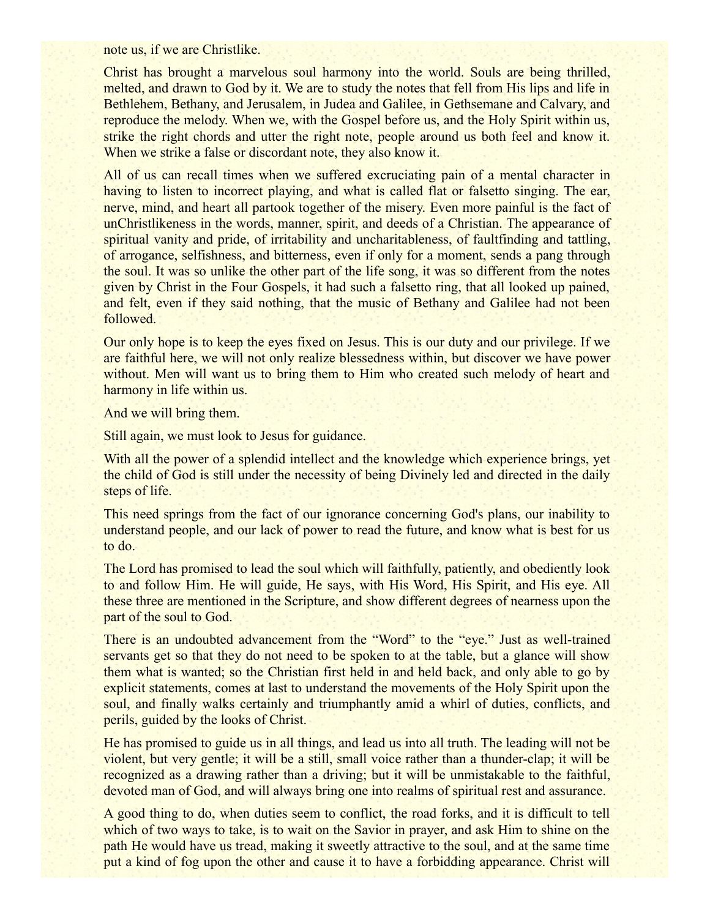note us, if we are Christlike.

Christ has brought a marvelous soul harmony into the world. Souls are being thrilled, melted, and drawn to God by it. We are to study the notes that fell from His lips and life in Bethlehem, Bethany, and Jerusalem, in Judea and Galilee, in Gethsemane and Calvary, and reproduce the melody. When we, with the Gospel before us, and the Holy Spirit within us, strike the right chords and utter the right note, people around us both feel and know it. When we strike a false or discordant note, they also know it.

All of us can recall times when we suffered excruciating pain of a mental character in having to listen to incorrect playing, and what is called flat or falsetto singing. The ear, nerve, mind, and heart all partook together of the misery. Even more painful is the fact of unChristlikeness in the words, manner, spirit, and deeds of a Christian. The appearance of spiritual vanity and pride, of irritability and uncharitableness, of faultfinding and tattling, of arrogance, selfishness, and bitterness, even if only for a moment, sends a pang through the soul. It was so unlike the other part of the life song, it was so different from the notes given by Christ in the Four Gospels, it had such a falsetto ring, that all looked up pained, and felt, even if they said nothing, that the music of Bethany and Galilee had not been followed.

Our only hope is to keep the eyes fixed on Jesus. This is our duty and our privilege. If we are faithful here, we will not only realize blessedness within, but discover we have power without. Men will want us to bring them to Him who created such melody of heart and harmony in life within us.

And we will bring them.

Still again, we must look to Jesus for guidance.

With all the power of a splendid intellect and the knowledge which experience brings, yet the child of God is still under the necessity of being Divinely led and directed in the daily steps of life.

This need springs from the fact of our ignorance concerning God's plans, our inability to understand people, and our lack of power to read the future, and know what is best for us to do.

The Lord has promised to lead the soul which will faithfully, patiently, and obediently look to and follow Him. He will guide, He says, with His Word, His Spirit, and His eye. All these three are mentioned in the Scripture, and show different degrees of nearness upon the part of the soul to God.

There is an undoubted advancement from the "Word" to the "eye." Just as well-trained servants get so that they do not need to be spoken to at the table, but a glance will show them what is wanted; so the Christian first held in and held back, and only able to go by explicit statements, comes at last to understand the movements of the Holy Spirit upon the soul, and finally walks certainly and triumphantly amid a whirl of duties, conflicts, and perils, guided by the looks of Christ.

He has promised to guide us in all things, and lead us into all truth. The leading will not be violent, but very gentle; it will be a still, small voice rather than a thunder-clap; it will be recognized as a drawing rather than a driving; but it will be unmistakable to the faithful, devoted man of God, and will always bring one into realms of spiritual rest and assurance.

A good thing to do, when duties seem to conflict, the road forks, and it is difficult to tell which of two ways to take, is to wait on the Savior in prayer, and ask Him to shine on the path He would have us tread, making it sweetly attractive to the soul, and at the same time put a kind of fog upon the other and cause it to have a forbidding appearance. Christ will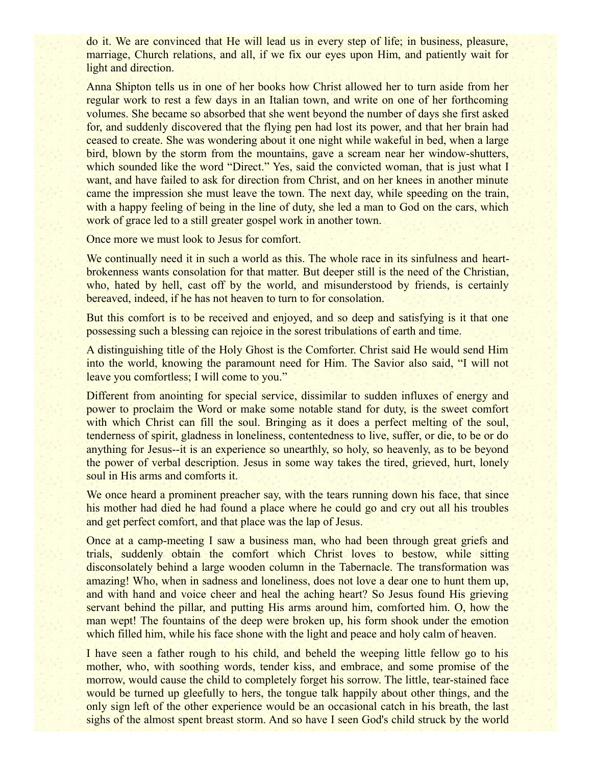do it. We are convinced that He will lead us in every step of life; in business, pleasure, marriage, Church relations, and all, if we fix our eyes upon Him, and patiently wait for light and direction.

Anna Shipton tells us in one of her books how Christ allowed her to turn aside from her regular work to rest a few days in an Italian town, and write on one of her forthcoming volumes. She became so absorbed that she went beyond the number of days she first asked for, and suddenly discovered that the flying pen had lost its power, and that her brain had ceased to create. She was wondering about it one night while wakeful in bed, when a large bird, blown by the storm from the mountains, gave a scream near her window-shutters, which sounded like the word "Direct." Yes, said the convicted woman, that is just what I want, and have failed to ask for direction from Christ, and on her knees in another minute came the impression she must leave the town. The next day, while speeding on the train, with a happy feeling of being in the line of duty, she led a man to God on the cars, which work of grace led to a still greater gospel work in another town.

Once more we must look to Jesus for comfort.

We continually need it in such a world as this. The whole race in its sinfulness and heart-brokenness wants consolation for that matter. But deeper still is the need of the Christian, who, hated by hell, cast off by the world, and misunderstood by friends, is certainly bereaved, indeed, if he has not heaven to turn to for consolation.

But this comfort is to be received and enjoyed, and so deep and satisfying is it that one possessing such a blessing can rejoice in the sorest tribulations of earth and time.

A distinguishing title of the Holy Ghost is the Comforter. Christ said He would send Him into the world, knowing the paramount need for Him. The Savior also said, "I will not leave you comfortless; I will come to you."

Different from anointing for special service, dissimilar to sudden influxes of energy and power to proclaim the Word or make some notable stand for duty, is the sweet comfort with which Christ can fill the soul. Bringing as it does a perfect melting of the soul, tenderness of spirit, gladness in loneliness, contentedness to live, suffer, or die, to be or do anything for Jesus--it is an experience so unearthly, so holy, so heavenly, as to be beyond the power of verbal description. Jesus in some way takes the tired, grieved, hurt, lonely soul in His arms and comforts it.

We once heard a prominent preacher say, with the tears running down his face, that since his mother had died he had found a place where he could go and cry out all his troubles and get perfect comfort, and that place was the lap of Jesus.

Once at a camp-meeting I saw a business man, who had been through great griefs and trials, suddenly obtain the comfort which Christ loves to bestow, while sitting disconsolately behind a large wooden column in the Tabernacle. The transformation was amazing! Who, when in sadness and loneliness, does not love a dear one to hunt them up, and with hand and voice cheer and heal the aching heart? So Jesus found His grieving servant behind the pillar, and putting His arms around him, comforted him. O, how the man wept! The fountains of the deep were broken up, his form shook under the emotion which filled him, while his face shone with the light and peace and holy calm of heaven.

I have seen a father rough to his child, and beheld the weeping little fellow go to his mother, who, with soothing words, tender kiss, and embrace, and some promise of the morrow, would cause the child to completely forget his sorrow. The little, tear-stained face would be turned up gleefully to hers, the tongue talk happily about other things, and the only sign left of the other experience would be an occasional catch in his breath, the last sighs of the almost spent breast storm. And so have I seen God's child struck by the world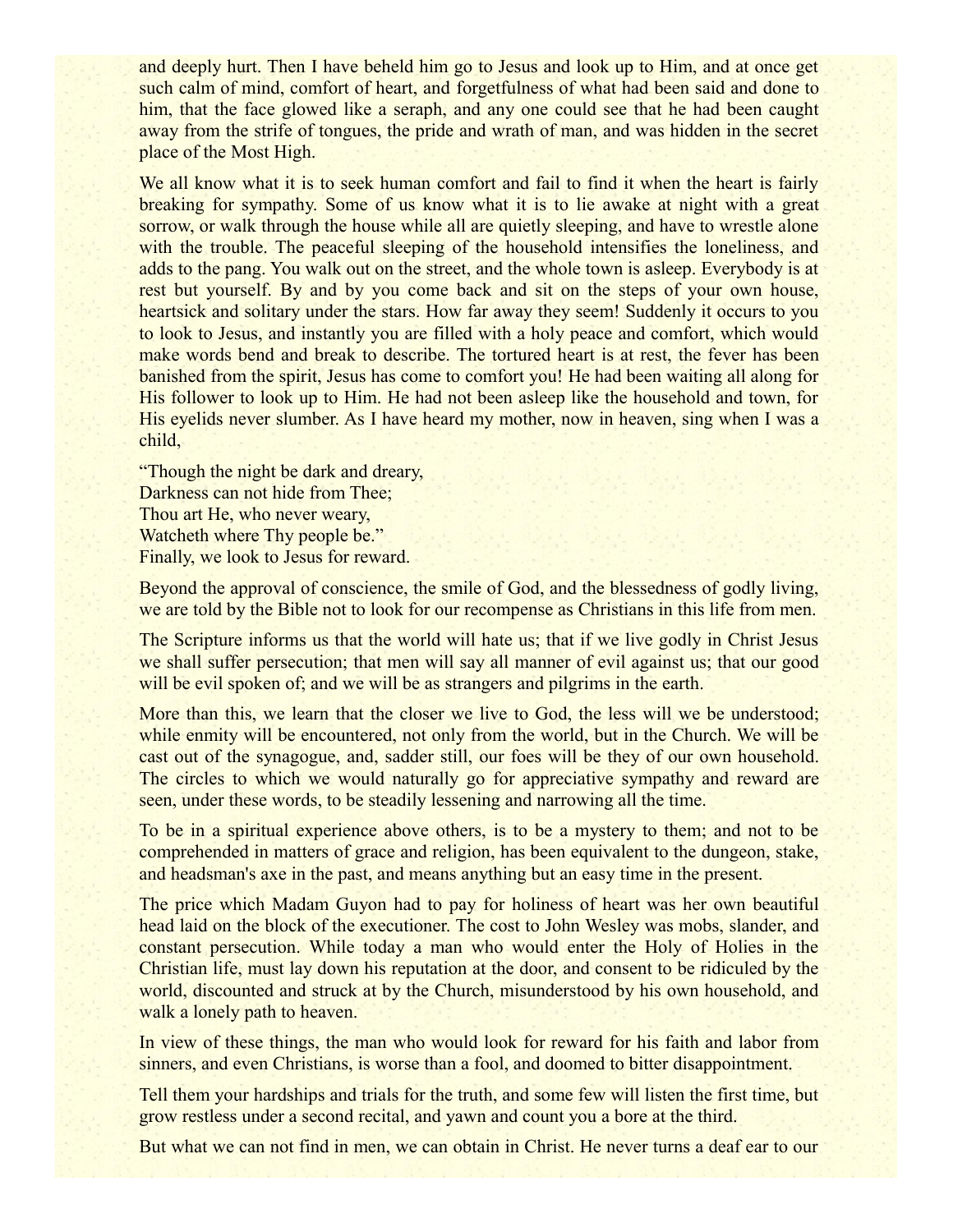and deeply hurt. Then I have beheld him go to Jesus and look up to Him, and at once get such calm of mind, comfort of heart, and forgetfulness of what had been said and done to him, that the face glowed like a seraph, and any one could see that he had been caught away from the strife of tongues, the pride and wrath of man, and was hidden in the secret place of the Most High.

We all know what it is to seek human comfort and fail to find it when the heart is fairly breaking for sympathy. Some of us know what it is to lie awake at night with a great sorrow, or walk through the house while all are quietly sleeping, and have to wrestle alone with the trouble. The peaceful sleeping of the household intensifies the loneliness, and adds to the pang. You walk out on the street, and the whole town is asleep. Everybody is at rest but yourself. By and by you come back and sit on the steps of your own house, heartsick and solitary under the stars. How far away they seem! Suddenly it occurs to you to look to Jesus, and instantly you are filled with a holy peace and comfort, which would make words bend and break to describe. The tortured heart is at rest, the fever has been banished from the spirit, Jesus has come to comfort you! He had been waiting all along for His follower to look up to Him. He had not been asleep like the household and town, for His eyelids never slumber. As I have heard my mother, now in heaven, sing when I was a child,

"Though the night be dark and dreary,  
Darkness can not hide from Thee;  
Thou art He, who never weary,  
Watcheth where Thy people be."  
Finally, we look to Jesus for reward.

Beyond the approval of conscience, the smile of God, and the blessedness of godly living, we are told by the Bible not to look for our recompense as Christians in this life from men.

The Scripture informs us that the world will hate us; that if we live godly in Christ Jesus we shall suffer persecution; that men will say all manner of evil against us; that our good will be evil spoken of; and we will be as strangers and pilgrims in the earth.

More than this, we learn that the closer we live to God, the less will we be understood; while enmity will be encountered, not only from the world, but in the Church. We will be cast out of the synagogue, and, sadder still, our foes will be they of our own household. The circles to which we would naturally go for appreciative sympathy and reward are seen, under these words, to be steadily lessening and narrowing all the time.

To be in a spiritual experience above others, is to be a mystery to them; and not to be comprehended in matters of grace and religion, has been equivalent to the dungeon, stake, and headsman's axe in the past, and means anything but an easy time in the present.

The price which Madam Guyon had to pay for holiness of heart was her own beautiful head laid on the block of the executioner. The cost to John Wesley was mobs, slander, and constant persecution. While today a man who would enter the Holy of Holies in the Christian life, must lay down his reputation at the door, and consent to be ridiculed by the world, discounted and struck at by the Church, misunderstood by his own household, and walk a lonely path to heaven.

In view of these things, the man who would look for reward for his faith and labor from sinners, and even Christians, is worse than a fool, and doomed to bitter disappointment.

Tell them your hardships and trials for the truth, and some few will listen the first time, but grow restless under a second recital, and yawn and count you a bore at the third.

But what we can not find in men, we can obtain in Christ. He never turns a deaf ear to our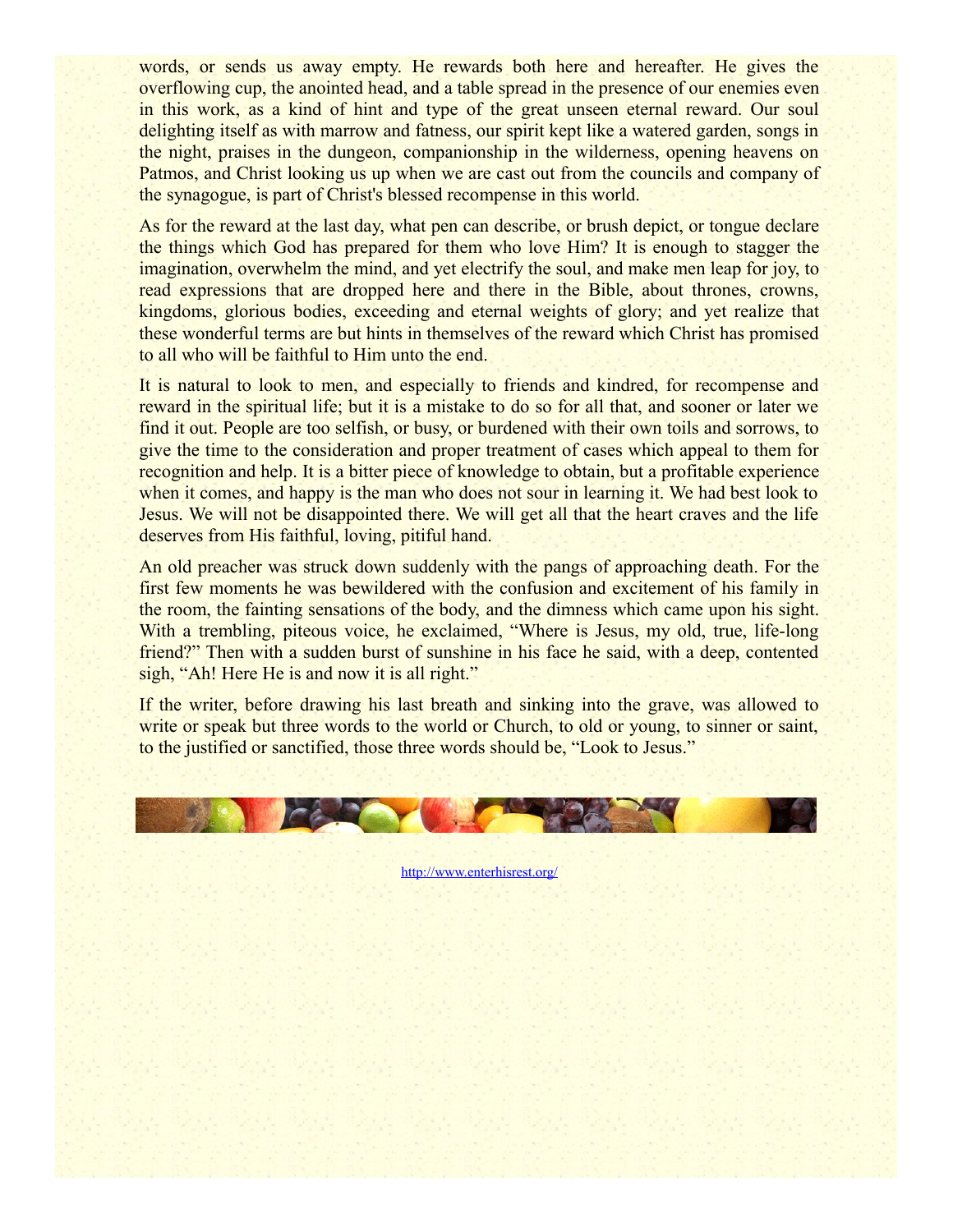words, or sends us away empty. He rewards both here and hereafter. He gives the overflowing cup, the anointed head, and a table spread in the presence of our enemies even in this work, as a kind of hint and type of the great unseen eternal reward. Our soul delighting itself as with marrow and fatness, our spirit kept like a watered garden, songs in the night, praises in the dungeon, companionship in the wilderness, opening heavens on Patmos, and Christ looking us up when we are cast out from the councils and company of the synagogue, is part of Christ's blessed recompense in this world.

As for the reward at the last day, what pen can describe, or brush depict, or tongue declare the things which God has prepared for them who love Him? It is enough to stagger the imagination, overwhelm the mind, and yet electrify the soul, and make men leap for joy, to read expressions that are dropped here and there in the Bible, about thrones, crowns, kingdoms, glorious bodies, exceeding and eternal weights of glory; and yet realize that these wonderful terms are but hints in themselves of the reward which Christ has promised to all who will be faithful to Him unto the end.

It is natural to look to men, and especially to friends and kindred, for recompense and reward in the spiritual life; but it is a mistake to do so for all that, and sooner or later we find it out. People are too selfish, or busy, or burdened with their own toils and sorrows, to give the time to the consideration and proper treatment of cases which appeal to them for recognition and help. It is a bitter piece of knowledge to obtain, but a profitable experience when it comes, and happy is the man who does not sour in learning it. We had best look to Jesus. We will not be disappointed there. We will get all that the heart craves and the life deserves from His faithful, loving, pitiful hand.

An old preacher was struck down suddenly with the pangs of approaching death. For the first few moments he was bewildered with the confusion and excitement of his family in the room, the fainting sensations of the body, and the dimness which came upon his sight. With a trembling, piteous voice, he exclaimed, “Where is Jesus, my old, true, life-long friend?” Then with a sudden burst of sunshine in his face he said, with a deep, contented sigh, “Ah! Here He is and now it is all right.”

If the writer, before drawing his last breath and sinking into the grave, was allowed to write or speak but three words to the world or Church, to old or young, to sinner or saint, to the justified or sanctified, those three words should be, “Look to Jesus.”

http://www.enterhisrest.org/